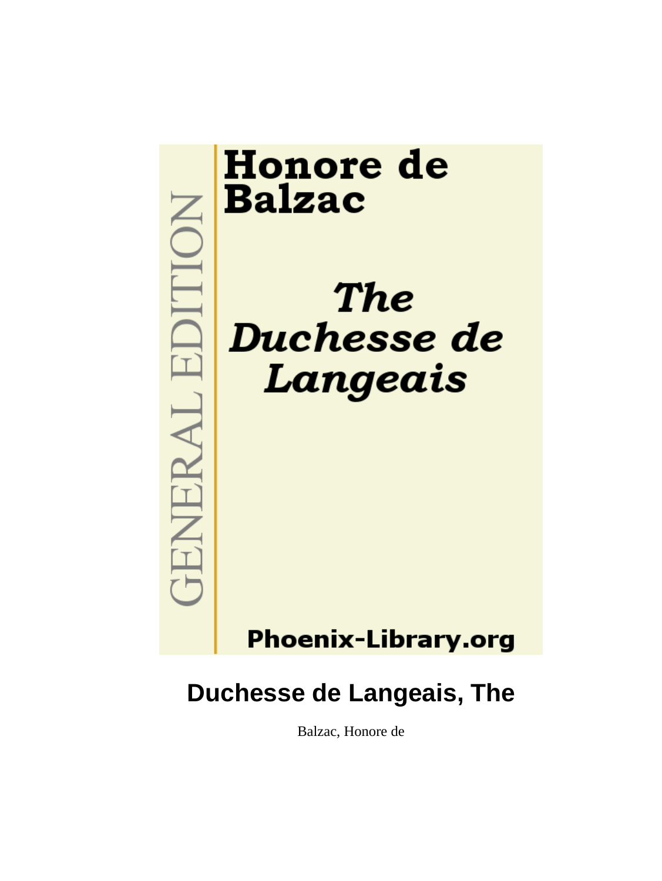Honore de Balzac

*The Duchesse de Langeais*

GENERAL EDITION

Phoenix-Library.org

# Duchesse de Langeais, The

Balzac, Honore de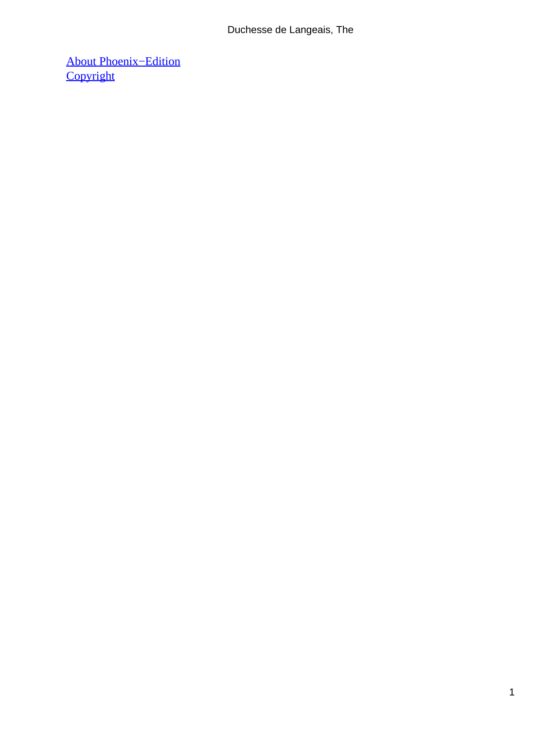[About Phoenix−Edition](#)
[Copyright](#)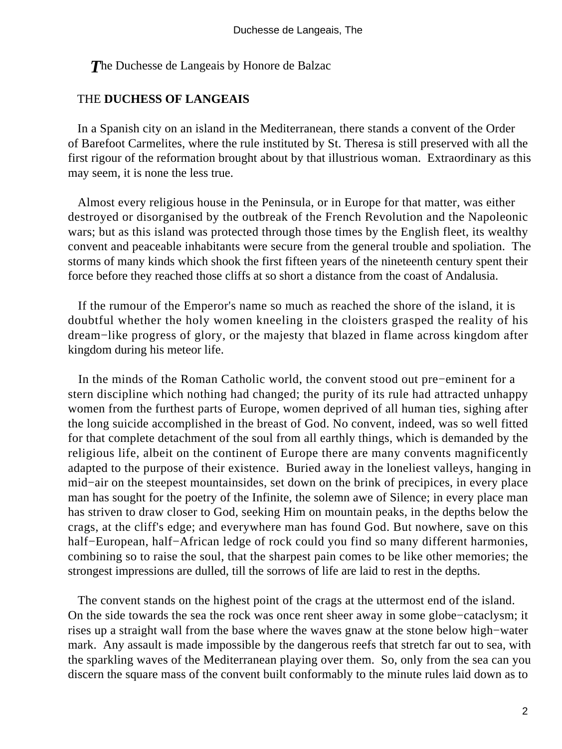The Duchesse de Langeais by Honore de Balzac

THE **DUCHESS OF LANGEAIS**

In a Spanish city on an island in the Mediterranean, there stands a convent of the Order of Barefoot Carmelites, where the rule instituted by St. Theresa is still preserved with all the first rigour of the reformation brought about by that illustrious woman. Extraordinary as this may seem, it is none the less true.

Almost every religious house in the Peninsula, or in Europe for that matter, was either destroyed or disorganised by the outbreak of the French Revolution and the Napoleonic wars; but as this island was protected through those times by the English fleet, its wealthy convent and peaceable inhabitants were secure from the general trouble and spoliation. The storms of many kinds which shook the first fifteen years of the nineteenth century spent their force before they reached those cliffs at so short a distance from the coast of Andalusia.

If the rumour of the Emperor's name so much as reached the shore of the island, it is doubtful whether the holy women kneeling in the cloisters grasped the reality of his dream−like progress of glory, or the majesty that blazed in flame across kingdom after kingdom during his meteor life.

In the minds of the Roman Catholic world, the convent stood out pre−eminent for a stern discipline which nothing had changed; the purity of its rule had attracted unhappy women from the furthest parts of Europe, women deprived of all human ties, sighing after the long suicide accomplished in the breast of God. No convent, indeed, was so well fitted for that complete detachment of the soul from all earthly things, which is demanded by the religious life, albeit on the continent of Europe there are many convents magnificently adapted to the purpose of their existence. Buried away in the loneliest valleys, hanging in mid−air on the steepest mountainsides, set down on the brink of precipices, in every place man has sought for the poetry of the Infinite, the solemn awe of Silence; in every place man has striven to draw closer to God, seeking Him on mountain peaks, in the depths below the crags, at the cliff's edge; and everywhere man has found God. But nowhere, save on this half−European, half−African ledge of rock could you find so many different harmonies, combining so to raise the soul, that the sharpest pain comes to be like other memories; the strongest impressions are dulled, till the sorrows of life are laid to rest in the depths.

The convent stands on the highest point of the crags at the uttermost end of the island. On the side towards the sea the rock was once rent sheer away in some globe−cataclysm; it rises up a straight wall from the base where the waves gnaw at the stone below high−water mark. Any assault is made impossible by the dangerous reefs that stretch far out to sea, with the sparkling waves of the Mediterranean playing over them. So, only from the sea can you discern the square mass of the convent built conformably to the minute rules laid down as to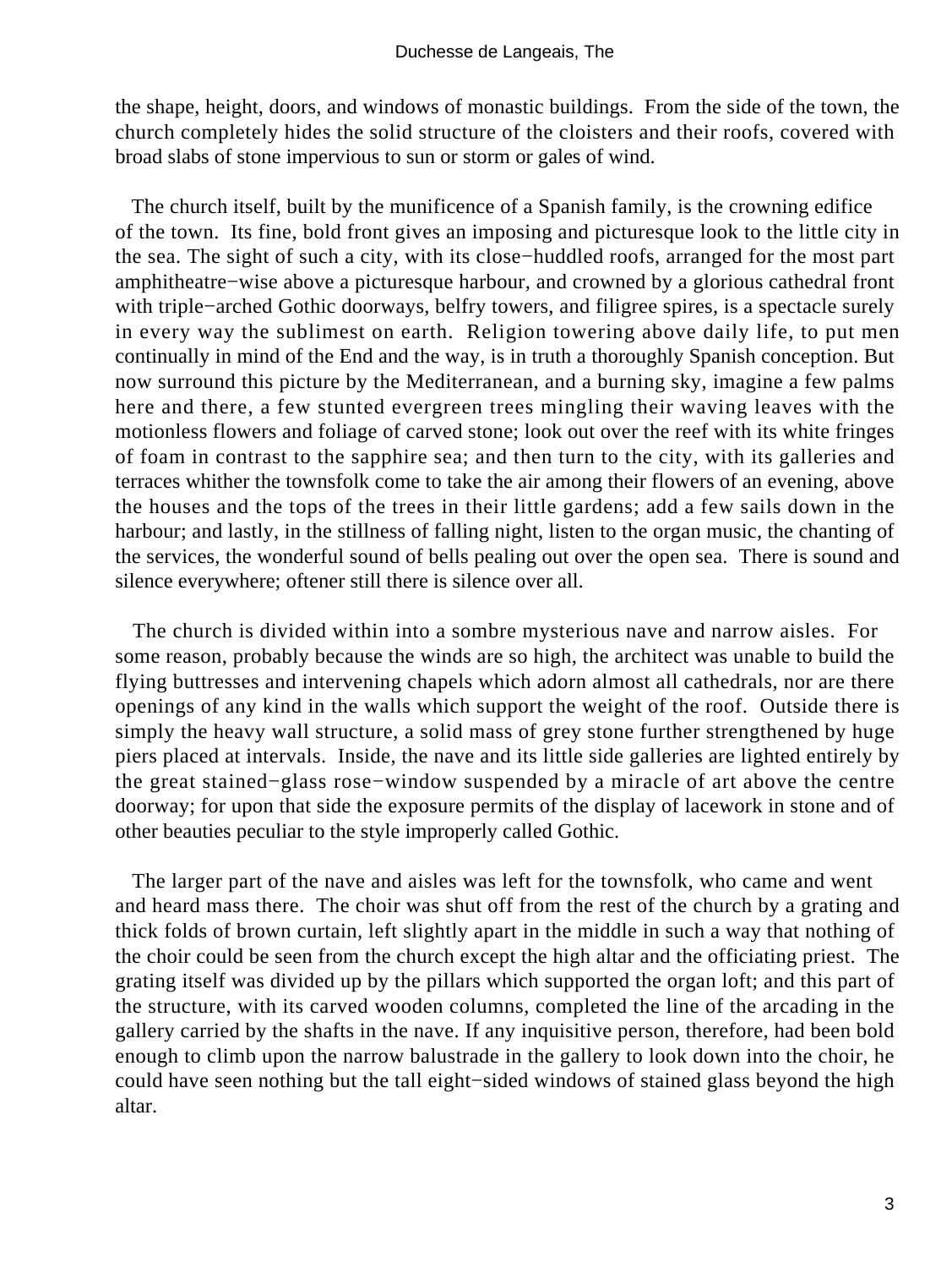the shape, height, doors, and windows of monastic buildings. From the side of the town, the church completely hides the solid structure of the cloisters and their roofs, covered with broad slabs of stone impervious to sun or storm or gales of wind.

The church itself, built by the munificence of a Spanish family, is the crowning edifice of the town. Its fine, bold front gives an imposing and picturesque look to the little city in the sea. The sight of such a city, with its close−huddled roofs, arranged for the most part amphitheatre−wise above a picturesque harbour, and crowned by a glorious cathedral front with triple−arched Gothic doorways, belfry towers, and filigree spires, is a spectacle surely in every way the sublimest on earth. Religion towering above daily life, to put men continually in mind of the End and the way, is in truth a thoroughly Spanish conception. But now surround this picture by the Mediterranean, and a burning sky, imagine a few palms here and there, a few stunted evergreen trees mingling their waving leaves with the motionless flowers and foliage of carved stone; look out over the reef with its white fringes of foam in contrast to the sapphire sea; and then turn to the city, with its galleries and terraces whither the townsfolk come to take the air among their flowers of an evening, above the houses and the tops of the trees in their little gardens; add a few sails down in the harbour; and lastly, in the stillness of falling night, listen to the organ music, the chanting of the services, the wonderful sound of bells pealing out over the open sea. There is sound and silence everywhere; oftener still there is silence over all.

The church is divided within into a sombre mysterious nave and narrow aisles. For some reason, probably because the winds are so high, the architect was unable to build the flying buttresses and intervening chapels which adorn almost all cathedrals, nor are there openings of any kind in the walls which support the weight of the roof. Outside there is simply the heavy wall structure, a solid mass of grey stone further strengthened by huge piers placed at intervals. Inside, the nave and its little side galleries are lighted entirely by the great stained−glass rose−window suspended by a miracle of art above the centre doorway; for upon that side the exposure permits of the display of lacework in stone and of other beauties peculiar to the style improperly called Gothic.

The larger part of the nave and aisles was left for the townsfolk, who came and went and heard mass there. The choir was shut off from the rest of the church by a grating and thick folds of brown curtain, left slightly apart in the middle in such a way that nothing of the choir could be seen from the church except the high altar and the officiating priest. The grating itself was divided up by the pillars which supported the organ loft; and this part of the structure, with its carved wooden columns, completed the line of the arcading in the gallery carried by the shafts in the nave. If any inquisitive person, therefore, had been bold enough to climb upon the narrow balustrade in the gallery to look down into the choir, he could have seen nothing but the tall eight−sided windows of stained glass beyond the high altar.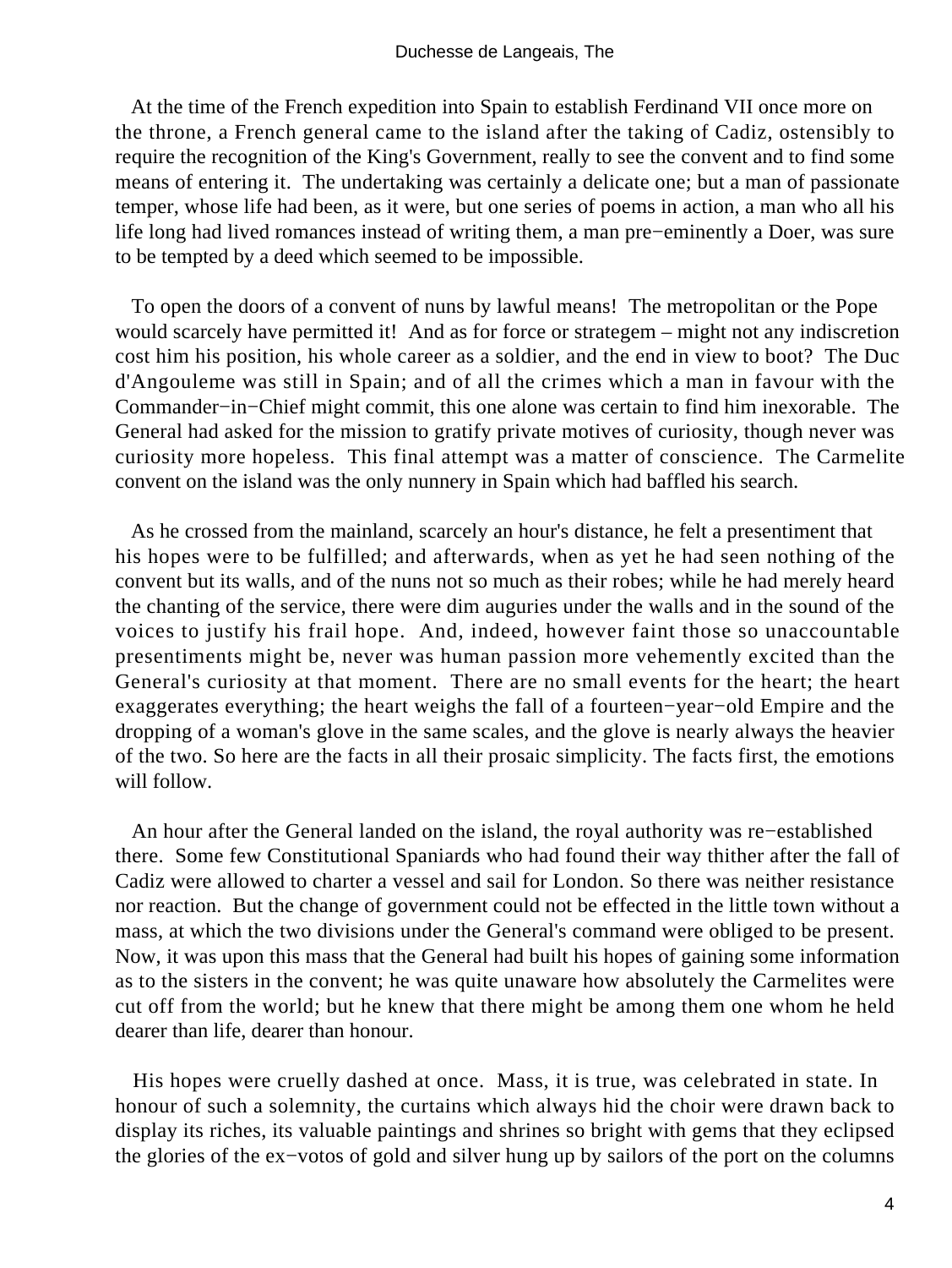At the time of the French expedition into Spain to establish Ferdinand VII once more on the throne, a French general came to the island after the taking of Cadiz, ostensibly to require the recognition of the King's Government, really to see the convent and to find some means of entering it. The undertaking was certainly a delicate one; but a man of passionate temper, whose life had been, as it were, but one series of poems in action, a man who all his life long had lived romances instead of writing them, a man pre−eminently a Doer, was sure to be tempted by a deed which seemed to be impossible.

To open the doors of a convent of nuns by lawful means! The metropolitan or the Pope would scarcely have permitted it! And as for force or strategem – might not any indiscretion cost him his position, his whole career as a soldier, and the end in view to boot? The Duc d'Angouleme was still in Spain; and of all the crimes which a man in favour with the Commander−in−Chief might commit, this one alone was certain to find him inexorable. The General had asked for the mission to gratify private motives of curiosity, though never was curiosity more hopeless. This final attempt was a matter of conscience. The Carmelite convent on the island was the only nunnery in Spain which had baffled his search.

As he crossed from the mainland, scarcely an hour's distance, he felt a presentiment that his hopes were to be fulfilled; and afterwards, when as yet he had seen nothing of the convent but its walls, and of the nuns not so much as their robes; while he had merely heard the chanting of the service, there were dim auguries under the walls and in the sound of the voices to justify his frail hope. And, indeed, however faint those so unaccountable presentiments might be, never was human passion more vehemently excited than the General's curiosity at that moment. There are no small events for the heart; the heart exaggerates everything; the heart weighs the fall of a fourteen−year−old Empire and the dropping of a woman's glove in the same scales, and the glove is nearly always the heavier of the two. So here are the facts in all their prosaic simplicity. The facts first, the emotions will follow.

An hour after the General landed on the island, the royal authority was re−established there. Some few Constitutional Spaniards who had found their way thither after the fall of Cadiz were allowed to charter a vessel and sail for London. So there was neither resistance nor reaction. But the change of government could not be effected in the little town without a mass, at which the two divisions under the General's command were obliged to be present. Now, it was upon this mass that the General had built his hopes of gaining some information as to the sisters in the convent; he was quite unaware how absolutely the Carmelites were cut off from the world; but he knew that there might be among them one whom he held dearer than life, dearer than honour.

His hopes were cruelly dashed at once. Mass, it is true, was celebrated in state. In honour of such a solemnity, the curtains which always hid the choir were drawn back to display its riches, its valuable paintings and shrines so bright with gems that they eclipsed the glories of the ex−votos of gold and silver hung up by sailors of the port on the columns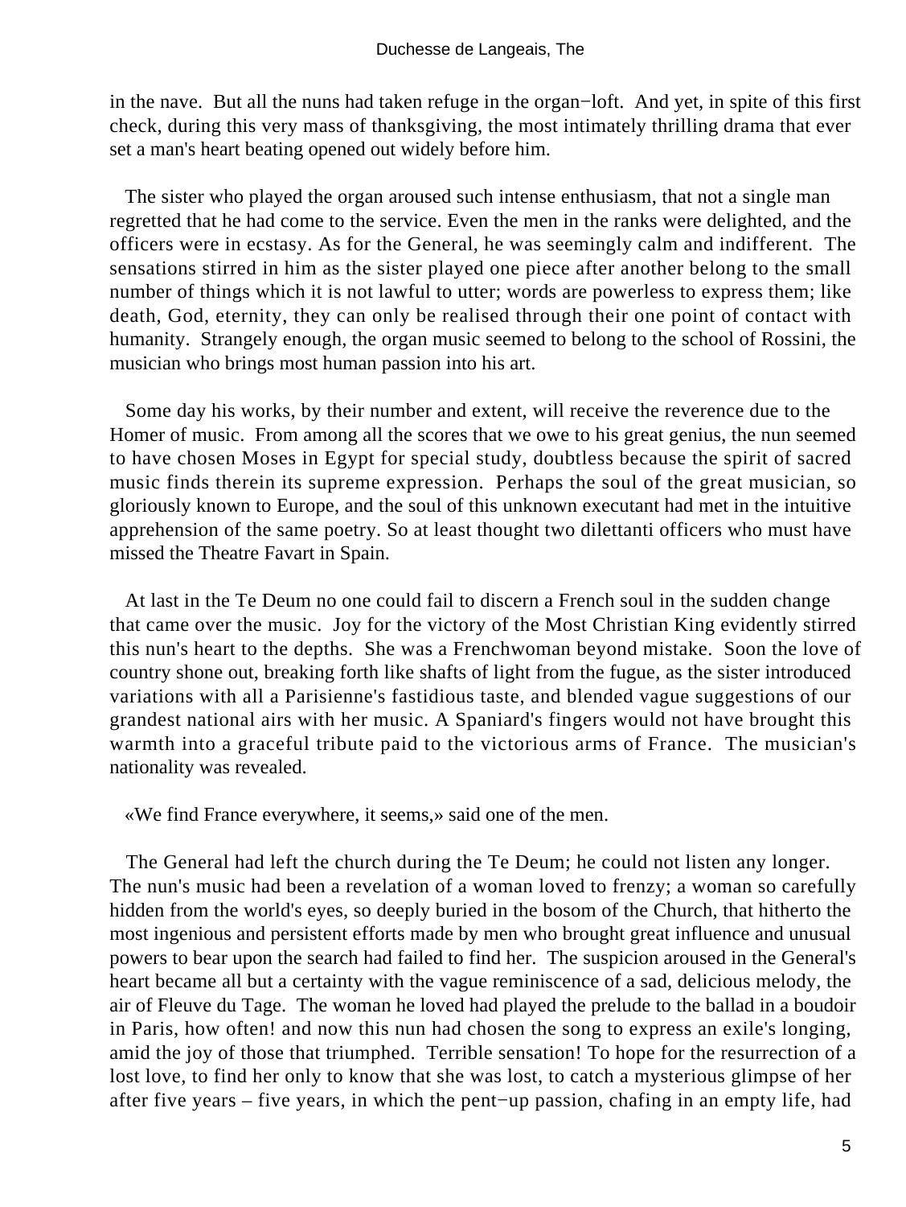in the nave.  But all the nuns had taken refuge in the organ−loft.  And yet, in spite of this first check, during this very mass of thanksgiving, the most intimately thrilling drama that ever set a man's heart beating opened out widely before him.

The sister who played the organ aroused such intense enthusiasm, that not a single man regretted that he had come to the service. Even the men in the ranks were delighted, and the officers were in ecstasy. As for the General, he was seemingly calm and indifferent.  The sensations stirred in him as the sister played one piece after another belong to the small number of things which it is not lawful to utter; words are powerless to express them; like death, God, eternity, they can only be realised through their one point of contact with humanity.  Strangely enough, the organ music seemed to belong to the school of Rossini, the musician who brings most human passion into his art.

Some day his works, by their number and extent, will receive the reverence due to the Homer of music.  From among all the scores that we owe to his great genius, the nun seemed to have chosen Moses in Egypt for special study, doubtless because the spirit of sacred music finds therein its supreme expression.  Perhaps the soul of the great musician, so gloriously known to Europe, and the soul of this unknown executant had met in the intuitive apprehension of the same poetry. So at least thought two dilettanti officers who must have missed the Theatre Favart in Spain.

At last in the Te Deum no one could fail to discern a French soul in the sudden change that came over the music.  Joy for the victory of the Most Christian King evidently stirred this nun's heart to the depths.  She was a Frenchwoman beyond mistake.  Soon the love of country shone out, breaking forth like shafts of light from the fugue, as the sister introduced variations with all a Parisienne's fastidious taste, and blended vague suggestions of our grandest national airs with her music. A Spaniard's fingers would not have brought this warmth into a graceful tribute paid to the victorious arms of France.  The musician's nationality was revealed.

«We find France everywhere, it seems,» said one of the men.

The General had left the church during the Te Deum; he could not listen any longer. The nun's music had been a revelation of a woman loved to frenzy; a woman so carefully hidden from the world's eyes, so deeply buried in the bosom of the Church, that hitherto the most ingenious and persistent efforts made by men who brought great influence and unusual powers to bear upon the search had failed to find her.  The suspicion aroused in the General's heart became all but a certainty with the vague reminiscence of a sad, delicious melody, the air of Fleuve du Tage.  The woman he loved had played the prelude to the ballad in a boudoir in Paris, how often! and now this nun had chosen the song to express an exile's longing, amid the joy of those that triumphed.  Terrible sensation! To hope for the resurrection of a lost love, to find her only to know that she was lost, to catch a mysterious glimpse of her after five years – five years, in which the pent−up passion, chafing in an empty life, had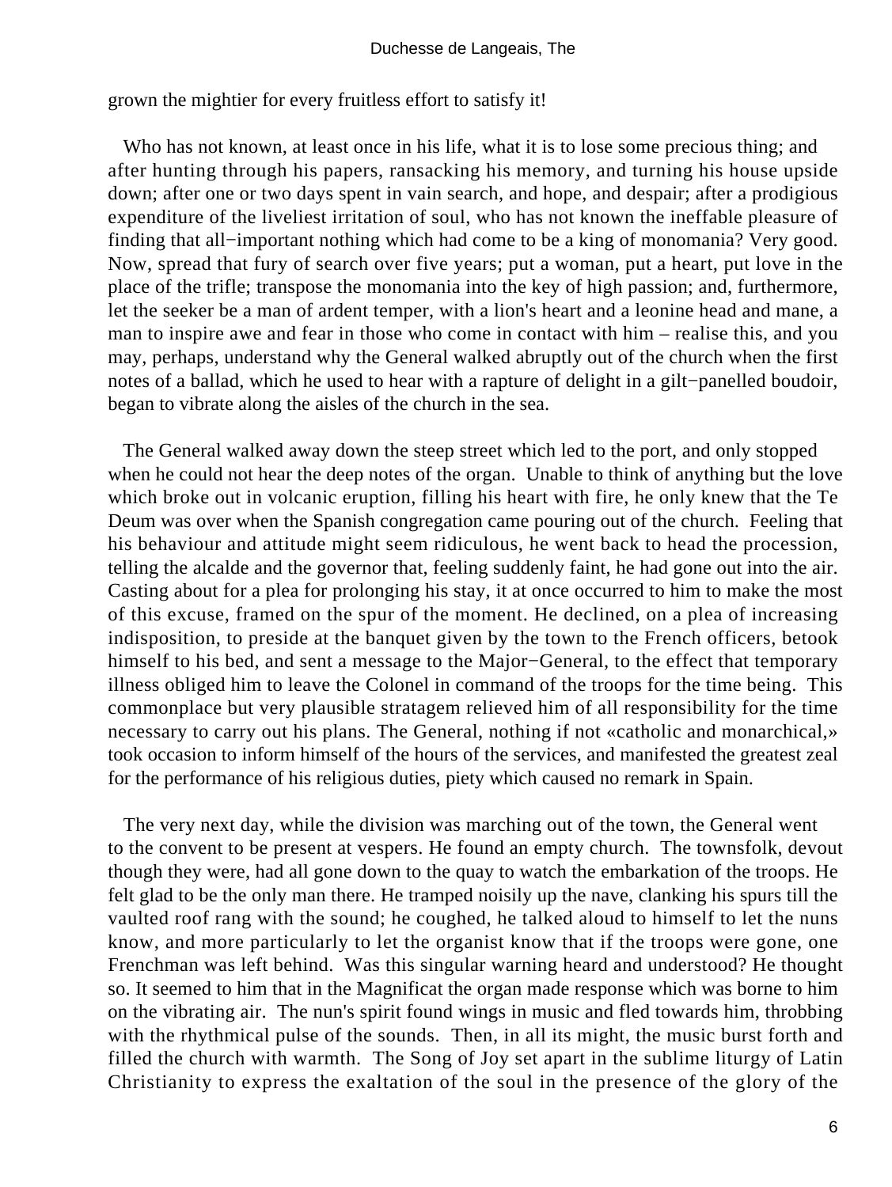grown the mightier for every fruitless effort to satisfy it!

Who has not known, at least once in his life, what it is to lose some precious thing; and after hunting through his papers, ransacking his memory, and turning his house upside down; after one or two days spent in vain search, and hope, and despair; after a prodigious expenditure of the liveliest irritation of soul, who has not known the ineffable pleasure of finding that all−important nothing which had come to be a king of monomania? Very good. Now, spread that fury of search over five years; put a woman, put a heart, put love in the place of the trifle; transpose the monomania into the key of high passion; and, furthermore, let the seeker be a man of ardent temper, with a lion's heart and a leonine head and mane, a man to inspire awe and fear in those who come in contact with him – realise this, and you may, perhaps, understand why the General walked abruptly out of the church when the first notes of a ballad, which he used to hear with a rapture of delight in a gilt−panelled boudoir, began to vibrate along the aisles of the church in the sea.

The General walked away down the steep street which led to the port, and only stopped when he could not hear the deep notes of the organ. Unable to think of anything but the love which broke out in volcanic eruption, filling his heart with fire, he only knew that the Te Deum was over when the Spanish congregation came pouring out of the church. Feeling that his behaviour and attitude might seem ridiculous, he went back to head the procession, telling the alcalde and the governor that, feeling suddenly faint, he had gone out into the air. Casting about for a plea for prolonging his stay, it at once occurred to him to make the most of this excuse, framed on the spur of the moment. He declined, on a plea of increasing indisposition, to preside at the banquet given by the town to the French officers, betook himself to his bed, and sent a message to the Major−General, to the effect that temporary illness obliged him to leave the Colonel in command of the troops for the time being. This commonplace but very plausible stratagem relieved him of all responsibility for the time necessary to carry out his plans. The General, nothing if not «catholic and monarchical,» took occasion to inform himself of the hours of the services, and manifested the greatest zeal for the performance of his religious duties, piety which caused no remark in Spain.

The very next day, while the division was marching out of the town, the General went to the convent to be present at vespers. He found an empty church. The townsfolk, devout though they were, had all gone down to the quay to watch the embarkation of the troops. He felt glad to be the only man there. He tramped noisily up the nave, clanking his spurs till the vaulted roof rang with the sound; he coughed, he talked aloud to himself to let the nuns know, and more particularly to let the organist know that if the troops were gone, one Frenchman was left behind. Was this singular warning heard and understood? He thought so. It seemed to him that in the Magnificat the organ made response which was borne to him on the vibrating air. The nun's spirit found wings in music and fled towards him, throbbing with the rhythmical pulse of the sounds. Then, in all its might, the music burst forth and filled the church with warmth. The Song of Joy set apart in the sublime liturgy of Latin Christianity to express the exaltation of the soul in the presence of the glory of the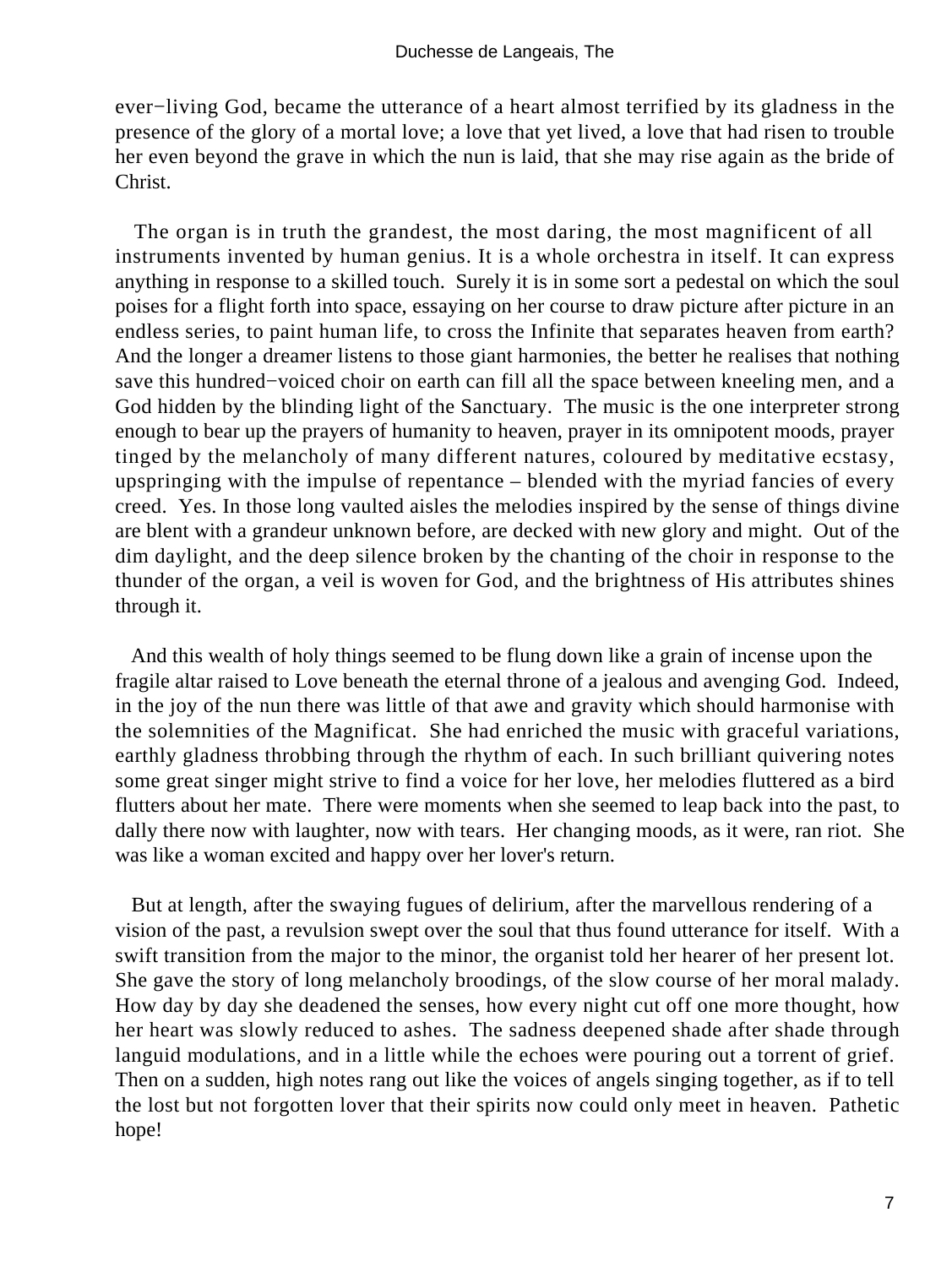ever−living God, became the utterance of a heart almost terrified by its gladness in the presence of the glory of a mortal love; a love that yet lived, a love that had risen to trouble her even beyond the grave in which the nun is laid, that she may rise again as the bride of Christ.

The organ is in truth the grandest, the most daring, the most magnificent of all instruments invented by human genius. It is a whole orchestra in itself. It can express anything in response to a skilled touch. Surely it is in some sort a pedestal on which the soul poises for a flight forth into space, essaying on her course to draw picture after picture in an endless series, to paint human life, to cross the Infinite that separates heaven from earth? And the longer a dreamer listens to those giant harmonies, the better he realises that nothing save this hundred−voiced choir on earth can fill all the space between kneeling men, and a God hidden by the blinding light of the Sanctuary. The music is the one interpreter strong enough to bear up the prayers of humanity to heaven, prayer in its omnipotent moods, prayer tinged by the melancholy of many different natures, coloured by meditative ecstasy, upspringing with the impulse of repentance – blended with the myriad fancies of every creed. Yes. In those long vaulted aisles the melodies inspired by the sense of things divine are blent with a grandeur unknown before, are decked with new glory and might. Out of the dim daylight, and the deep silence broken by the chanting of the choir in response to the thunder of the organ, a veil is woven for God, and the brightness of His attributes shines through it.

And this wealth of holy things seemed to be flung down like a grain of incense upon the fragile altar raised to Love beneath the eternal throne of a jealous and avenging God. Indeed, in the joy of the nun there was little of that awe and gravity which should harmonise with the solemnities of the Magnificat. She had enriched the music with graceful variations, earthly gladness throbbing through the rhythm of each. In such brilliant quivering notes some great singer might strive to find a voice for her love, her melodies fluttered as a bird flutters about her mate. There were moments when she seemed to leap back into the past, to dally there now with laughter, now with tears. Her changing moods, as it were, ran riot. She was like a woman excited and happy over her lover's return.

But at length, after the swaying fugues of delirium, after the marvellous rendering of a vision of the past, a revulsion swept over the soul that thus found utterance for itself. With a swift transition from the major to the minor, the organist told her hearer of her present lot. She gave the story of long melancholy broodings, of the slow course of her moral malady. How day by day she deadened the senses, how every night cut off one more thought, how her heart was slowly reduced to ashes. The sadness deepened shade after shade through languid modulations, and in a little while the echoes were pouring out a torrent of grief. Then on a sudden, high notes rang out like the voices of angels singing together, as if to tell the lost but not forgotten lover that their spirits now could only meet in heaven. Pathetic hope!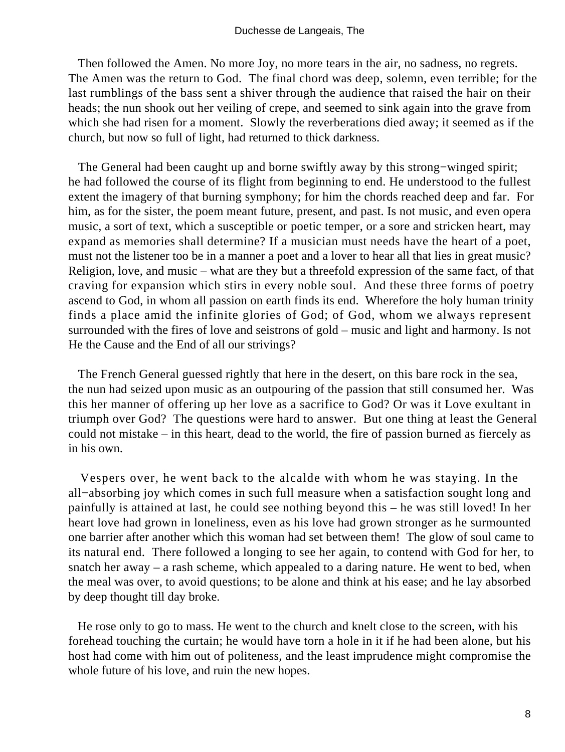Then followed the Amen. No more Joy, no more tears in the air, no sadness, no regrets. The Amen was the return to God. The final chord was deep, solemn, even terrible; for the last rumblings of the bass sent a shiver through the audience that raised the hair on their heads; the nun shook out her veiling of crepe, and seemed to sink again into the grave from which she had risen for a moment. Slowly the reverberations died away; it seemed as if the church, but now so full of light, had returned to thick darkness.

The General had been caught up and borne swiftly away by this strong−winged spirit; he had followed the course of its flight from beginning to end. He understood to the fullest extent the imagery of that burning symphony; for him the chords reached deep and far. For him, as for the sister, the poem meant future, present, and past. Is not music, and even opera music, a sort of text, which a susceptible or poetic temper, or a sore and stricken heart, may expand as memories shall determine? If a musician must needs have the heart of a poet, must not the listener too be in a manner a poet and a lover to hear all that lies in great music? Religion, love, and music – what are they but a threefold expression of the same fact, of that craving for expansion which stirs in every noble soul. And these three forms of poetry ascend to God, in whom all passion on earth finds its end. Wherefore the holy human trinity finds a place amid the infinite glories of God; of God, whom we always represent surrounded with the fires of love and seistrons of gold – music and light and harmony. Is not He the Cause and the End of all our strivings?

The French General guessed rightly that here in the desert, on this bare rock in the sea, the nun had seized upon music as an outpouring of the passion that still consumed her. Was this her manner of offering up her love as a sacrifice to God? Or was it Love exultant in triumph over God? The questions were hard to answer. But one thing at least the General could not mistake – in this heart, dead to the world, the fire of passion burned as fiercely as in his own.

Vespers over, he went back to the alcalde with whom he was staying. In the all−absorbing joy which comes in such full measure when a satisfaction sought long and painfully is attained at last, he could see nothing beyond this – he was still loved! In her heart love had grown in loneliness, even as his love had grown stronger as he surmounted one barrier after another which this woman had set between them! The glow of soul came to its natural end. There followed a longing to see her again, to contend with God for her, to snatch her away – a rash scheme, which appealed to a daring nature. He went to bed, when the meal was over, to avoid questions; to be alone and think at his ease; and he lay absorbed by deep thought till day broke.

He rose only to go to mass. He went to the church and knelt close to the screen, with his forehead touching the curtain; he would have torn a hole in it if he had been alone, but his host had come with him out of politeness, and the least imprudence might compromise the whole future of his love, and ruin the new hopes.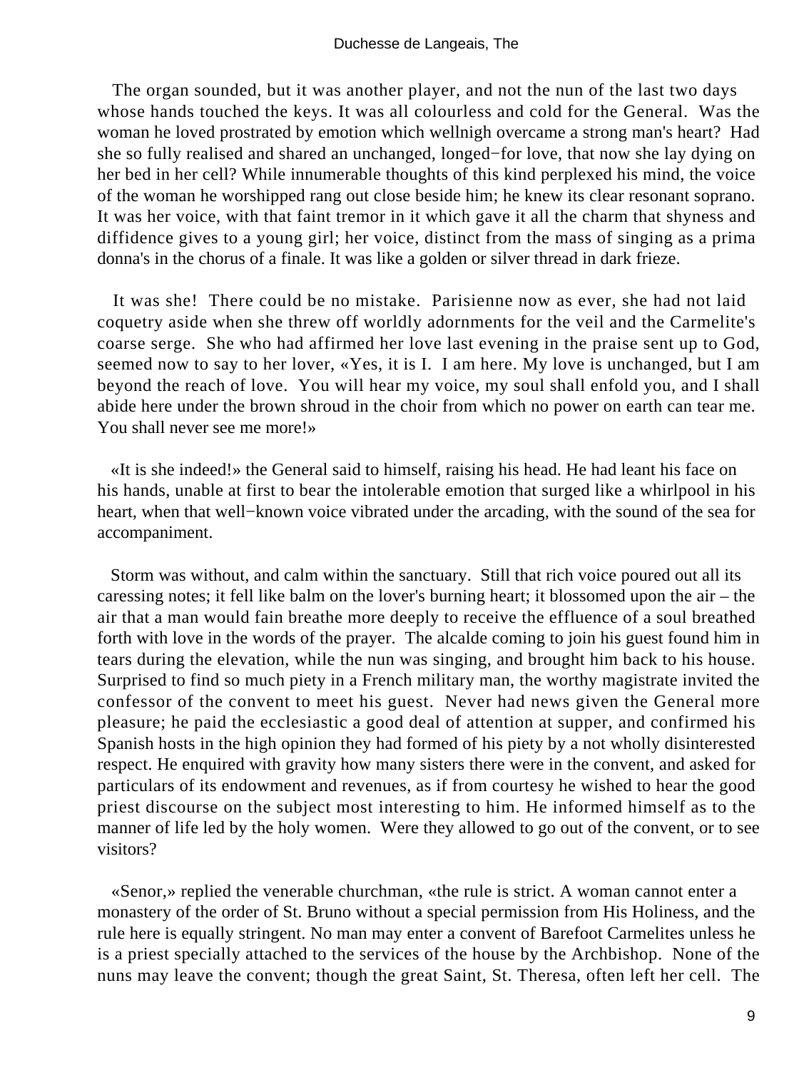The organ sounded, but it was another player, and not the nun of the last two days whose hands touched the keys. It was all colourless and cold for the General. Was the woman he loved prostrated by emotion which wellnigh overcame a strong man's heart? Had she so fully realised and shared an unchanged, longed−for love, that now she lay dying on her bed in her cell? While innumerable thoughts of this kind perplexed his mind, the voice of the woman he worshipped rang out close beside him; he knew its clear resonant soprano. It was her voice, with that faint tremor in it which gave it all the charm that shyness and diffidence gives to a young girl; her voice, distinct from the mass of singing as a prima donna's in the chorus of a finale. It was like a golden or silver thread in dark frieze.

It was she! There could be no mistake. Parisienne now as ever, she had not laid coquetry aside when she threw off worldly adornments for the veil and the Carmelite's coarse serge. She who had affirmed her love last evening in the praise sent up to God, seemed now to say to her lover, «Yes, it is I. I am here. My love is unchanged, but I am beyond the reach of love. You will hear my voice, my soul shall enfold you, and I shall abide here under the brown shroud in the choir from which no power on earth can tear me. You shall never see me more!»

«It is she indeed!» the General said to himself, raising his head. He had leant his face on his hands, unable at first to bear the intolerable emotion that surged like a whirlpool in his heart, when that well−known voice vibrated under the arcading, with the sound of the sea for accompaniment.

Storm was without, and calm within the sanctuary. Still that rich voice poured out all its caressing notes; it fell like balm on the lover's burning heart; it blossomed upon the air – the air that a man would fain breathe more deeply to receive the effluence of a soul breathed forth with love in the words of the prayer. The alcalde coming to join his guest found him in tears during the elevation, while the nun was singing, and brought him back to his house. Surprised to find so much piety in a French military man, the worthy magistrate invited the confessor of the convent to meet his guest. Never had news given the General more pleasure; he paid the ecclesiastic a good deal of attention at supper, and confirmed his Spanish hosts in the high opinion they had formed of his piety by a not wholly disinterested respect. He enquired with gravity how many sisters there were in the convent, and asked for particulars of its endowment and revenues, as if from courtesy he wished to hear the good priest discourse on the subject most interesting to him. He informed himself as to the manner of life led by the holy women. Were they allowed to go out of the convent, or to see visitors?

«Senor,» replied the venerable churchman, «the rule is strict. A woman cannot enter a monastery of the order of St. Bruno without a special permission from His Holiness, and the rule here is equally stringent. No man may enter a convent of Barefoot Carmelites unless he is a priest specially attached to the services of the house by the Archbishop. None of the nuns may leave the convent; though the great Saint, St. Theresa, often left her cell. The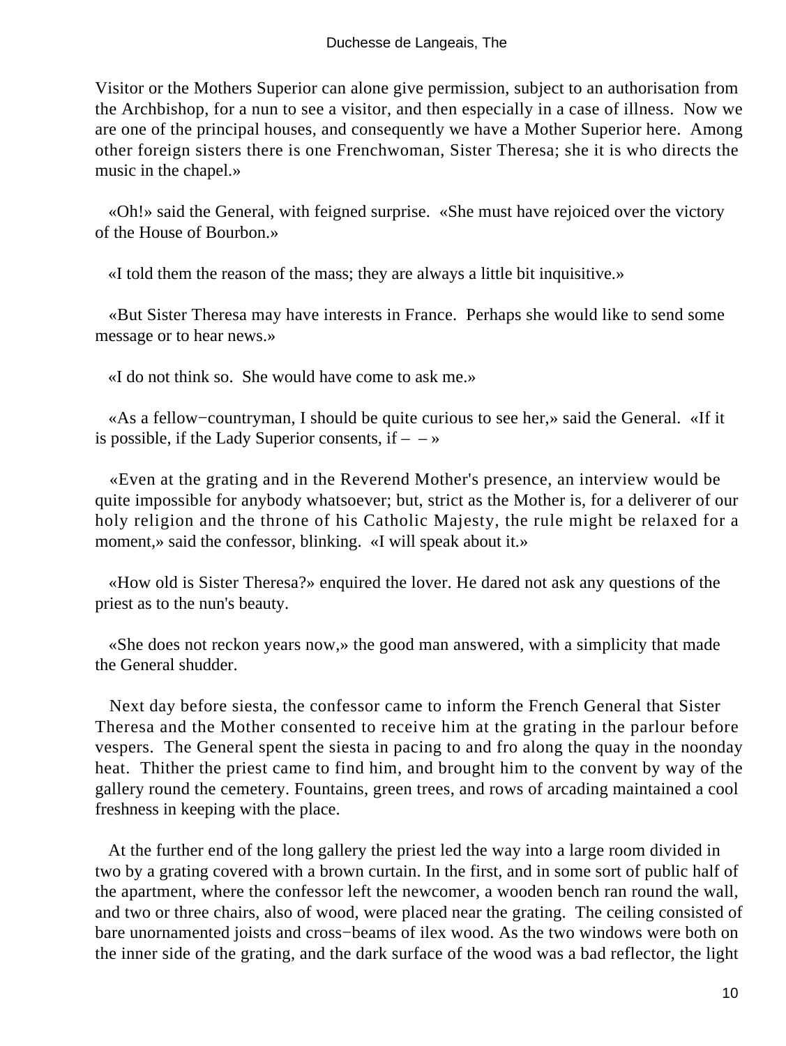Visitor or the Mothers Superior can alone give permission, subject to an authorisation from the Archbishop, for a nun to see a visitor, and then especially in a case of illness. Now we are one of the principal houses, and consequently we have a Mother Superior here. Among other foreign sisters there is one Frenchwoman, Sister Theresa; she it is who directs the music in the chapel.»

«Oh!» said the General, with feigned surprise. «She must have rejoiced over the victory of the House of Bourbon.»

«I told them the reason of the mass; they are always a little bit inquisitive.»

«But Sister Theresa may have interests in France. Perhaps she would like to send some message or to hear news.»

«I do not think so. She would have come to ask me.»

«As a fellow−countryman, I should be quite curious to see her,» said the General. «If it is possible, if the Lady Superior consents, if – – »

«Even at the grating and in the Reverend Mother's presence, an interview would be quite impossible for anybody whatsoever; but, strict as the Mother is, for a deliverer of our holy religion and the throne of his Catholic Majesty, the rule might be relaxed for a moment,» said the confessor, blinking. «I will speak about it.»

«How old is Sister Theresa?» enquired the lover. He dared not ask any questions of the priest as to the nun's beauty.

«She does not reckon years now,» the good man answered, with a simplicity that made the General shudder.

Next day before siesta, the confessor came to inform the French General that Sister Theresa and the Mother consented to receive him at the grating in the parlour before vespers. The General spent the siesta in pacing to and fro along the quay in the noonday heat. Thither the priest came to find him, and brought him to the convent by way of the gallery round the cemetery. Fountains, green trees, and rows of arcading maintained a cool freshness in keeping with the place.

At the further end of the long gallery the priest led the way into a large room divided in two by a grating covered with a brown curtain. In the first, and in some sort of public half of the apartment, where the confessor left the newcomer, a wooden bench ran round the wall, and two or three chairs, also of wood, were placed near the grating. The ceiling consisted of bare unornamented joists and cross−beams of ilex wood. As the two windows were both on the inner side of the grating, and the dark surface of the wood was a bad reflector, the light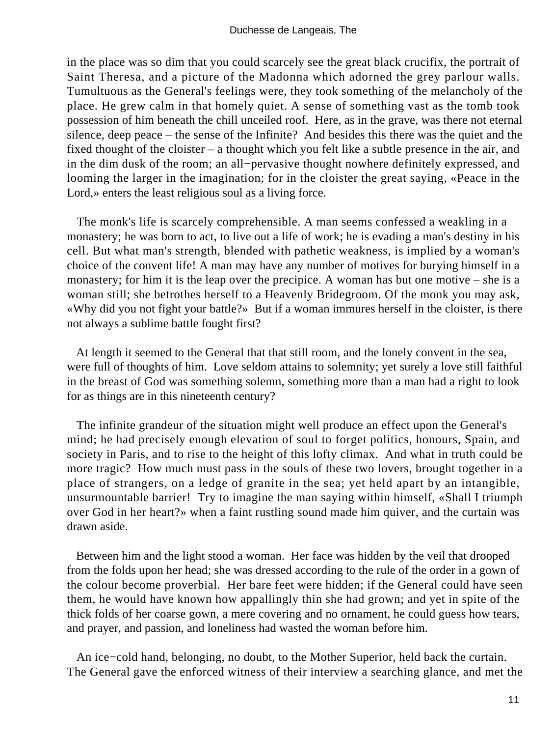in the place was so dim that you could scarcely see the great black crucifix, the portrait of Saint Theresa, and a picture of the Madonna which adorned the grey parlour walls. Tumultuous as the General's feelings were, they took something of the melancholy of the place. He grew calm in that homely quiet. A sense of something vast as the tomb took possession of him beneath the chill unceiled roof. Here, as in the grave, was there not eternal silence, deep peace – the sense of the Infinite? And besides this there was the quiet and the fixed thought of the cloister – a thought which you felt like a subtle presence in the air, and in the dim dusk of the room; an all−pervasive thought nowhere definitely expressed, and looming the larger in the imagination; for in the cloister the great saying, «Peace in the Lord,» enters the least religious soul as a living force.

The monk's life is scarcely comprehensible. A man seems confessed a weakling in a monastery; he was born to act, to live out a life of work; he is evading a man's destiny in his cell. But what man's strength, blended with pathetic weakness, is implied by a woman's choice of the convent life! A man may have any number of motives for burying himself in a monastery; for him it is the leap over the precipice. A woman has but one motive – she is a woman still; she betrothes herself to a Heavenly Bridegroom. Of the monk you may ask, «Why did you not fight your battle?» But if a woman immures herself in the cloister, is there not always a sublime battle fought first?

At length it seemed to the General that that still room, and the lonely convent in the sea, were full of thoughts of him. Love seldom attains to solemnity; yet surely a love still faithful in the breast of God was something solemn, something more than a man had a right to look for as things are in this nineteenth century?

The infinite grandeur of the situation might well produce an effect upon the General's mind; he had precisely enough elevation of soul to forget politics, honours, Spain, and society in Paris, and to rise to the height of this lofty climax. And what in truth could be more tragic? How much must pass in the souls of these two lovers, brought together in a place of strangers, on a ledge of granite in the sea; yet held apart by an intangible, unsurmountable barrier! Try to imagine the man saying within himself, «Shall I triumph over God in her heart?» when a faint rustling sound made him quiver, and the curtain was drawn aside.

Between him and the light stood a woman. Her face was hidden by the veil that drooped from the folds upon her head; she was dressed according to the rule of the order in a gown of the colour become proverbial. Her bare feet were hidden; if the General could have seen them, he would have known how appallingly thin she had grown; and yet in spite of the thick folds of her coarse gown, a mere covering and no ornament, he could guess how tears, and prayer, and passion, and loneliness had wasted the woman before him.

An ice−cold hand, belonging, no doubt, to the Mother Superior, held back the curtain. The General gave the enforced witness of their interview a searching glance, and met the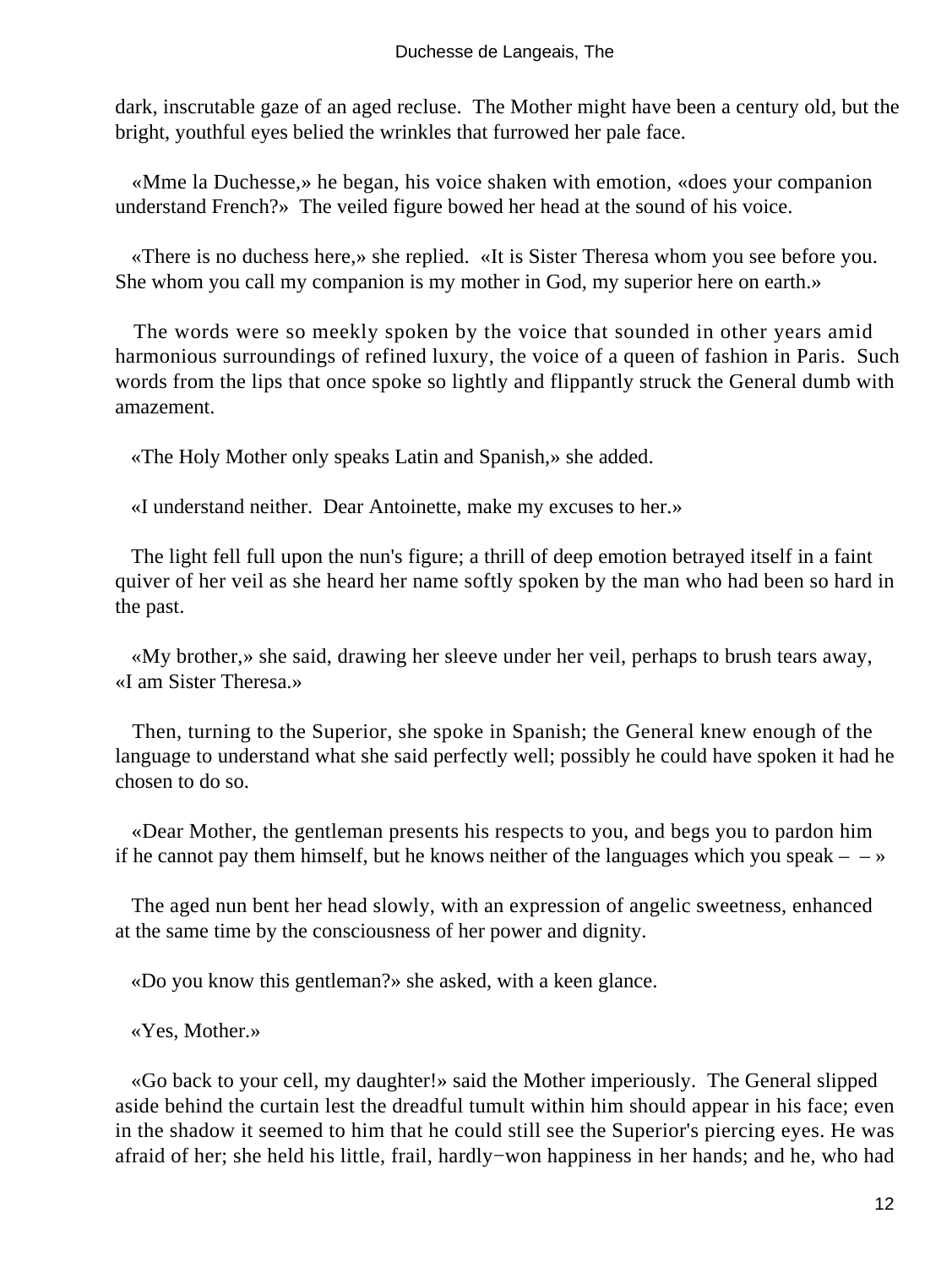dark, inscrutable gaze of an aged recluse. The Mother might have been a century old, but the bright, youthful eyes belied the wrinkles that furrowed her pale face.

«Mme la Duchesse,» he began, his voice shaken with emotion, «does your companion understand French?» The veiled figure bowed her head at the sound of his voice.

«There is no duchess here,» she replied. «It is Sister Theresa whom you see before you. She whom you call my companion is my mother in God, my superior here on earth.»

The words were so meekly spoken by the voice that sounded in other years amid harmonious surroundings of refined luxury, the voice of a queen of fashion in Paris. Such words from the lips that once spoke so lightly and flippantly struck the General dumb with amazement.

«The Holy Mother only speaks Latin and Spanish,» she added.

«I understand neither. Dear Antoinette, make my excuses to her.»

The light fell full upon the nun's figure; a thrill of deep emotion betrayed itself in a faint quiver of her veil as she heard her name softly spoken by the man who had been so hard in the past.

«My brother,» she said, drawing her sleeve under her veil, perhaps to brush tears away, «I am Sister Theresa.»

Then, turning to the Superior, she spoke in Spanish; the General knew enough of the language to understand what she said perfectly well; possibly he could have spoken it had he chosen to do so.

«Dear Mother, the gentleman presents his respects to you, and begs you to pardon him if he cannot pay them himself, but he knows neither of the languages which you speak – – »

The aged nun bent her head slowly, with an expression of angelic sweetness, enhanced at the same time by the consciousness of her power and dignity.

«Do you know this gentleman?» she asked, with a keen glance.

«Yes, Mother.»

«Go back to your cell, my daughter!» said the Mother imperiously. The General slipped aside behind the curtain lest the dreadful tumult within him should appear in his face; even in the shadow it seemed to him that he could still see the Superior's piercing eyes. He was afraid of her; she held his little, frail, hardly−won happiness in her hands; and he, who had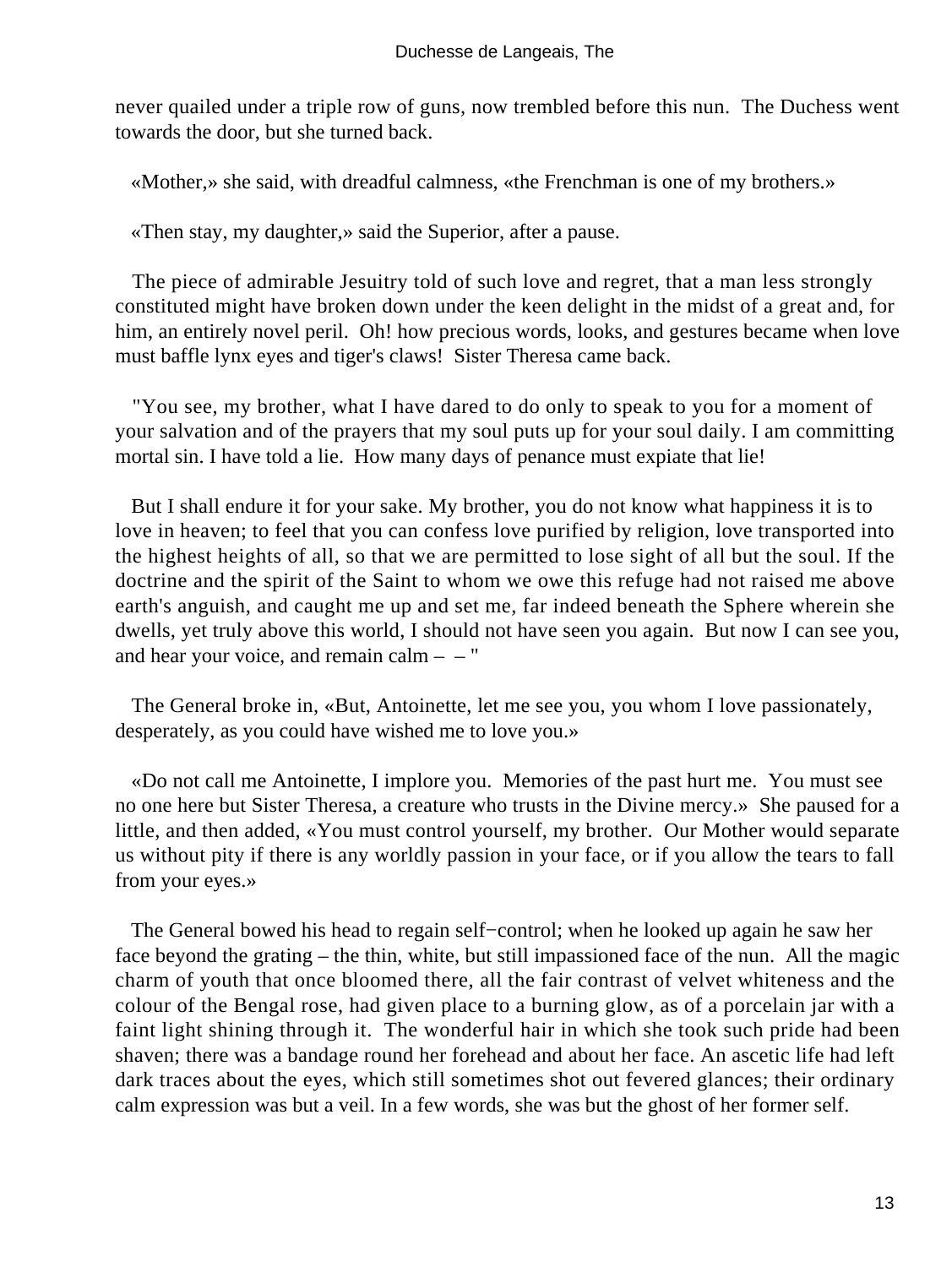never quailed under a triple row of guns, now trembled before this nun. The Duchess went towards the door, but she turned back.

«Mother,» she said, with dreadful calmness, «the Frenchman is one of my brothers.»

«Then stay, my daughter,» said the Superior, after a pause.

The piece of admirable Jesuitry told of such love and regret, that a man less strongly constituted might have broken down under the keen delight in the midst of a great and, for him, an entirely novel peril. Oh! how precious words, looks, and gestures became when love must baffle lynx eyes and tiger's claws! Sister Theresa came back.

"You see, my brother, what I have dared to do only to speak to you for a moment of your salvation and of the prayers that my soul puts up for your soul daily. I am committing mortal sin. I have told a lie. How many days of penance must expiate that lie!

But I shall endure it for your sake. My brother, you do not know what happiness it is to love in heaven; to feel that you can confess love purified by religion, love transported into the highest heights of all, so that we are permitted to lose sight of all but the soul. If the doctrine and the spirit of the Saint to whom we owe this refuge had not raised me above earth's anguish, and caught me up and set me, far indeed beneath the Sphere wherein she dwells, yet truly above this world, I should not have seen you again. But now I can see you, and hear your voice, and remain calm – – "

The General broke in, «But, Antoinette, let me see you, you whom I love passionately, desperately, as you could have wished me to love you.»

«Do not call me Antoinette, I implore you. Memories of the past hurt me. You must see no one here but Sister Theresa, a creature who trusts in the Divine mercy.» She paused for a little, and then added, «You must control yourself, my brother. Our Mother would separate us without pity if there is any worldly passion in your face, or if you allow the tears to fall from your eyes.»

The General bowed his head to regain self−control; when he looked up again he saw her face beyond the grating – the thin, white, but still impassioned face of the nun. All the magic charm of youth that once bloomed there, all the fair contrast of velvet whiteness and the colour of the Bengal rose, had given place to a burning glow, as of a porcelain jar with a faint light shining through it. The wonderful hair in which she took such pride had been shaven; there was a bandage round her forehead and about her face. An ascetic life had left dark traces about the eyes, which still sometimes shot out fevered glances; their ordinary calm expression was but a veil. In a few words, she was but the ghost of her former self.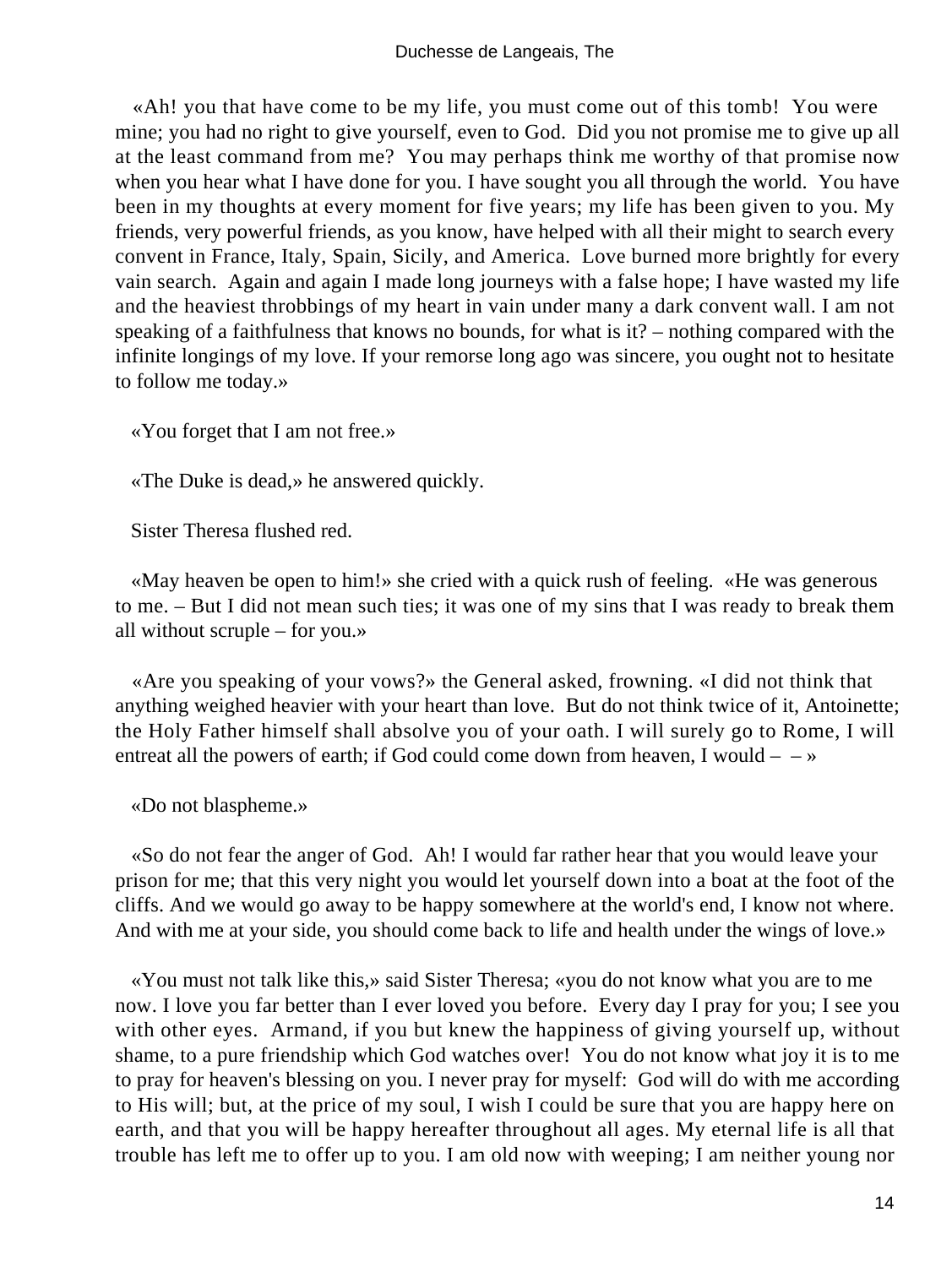«Ah! you that have come to be my life, you must come out of this tomb! You were mine; you had no right to give yourself, even to God. Did you not promise me to give up all at the least command from me? You may perhaps think me worthy of that promise now when you hear what I have done for you. I have sought you all through the world. You have been in my thoughts at every moment for five years; my life has been given to you. My friends, very powerful friends, as you know, have helped with all their might to search every convent in France, Italy, Spain, Sicily, and America. Love burned more brightly for every vain search. Again and again I made long journeys with a false hope; I have wasted my life and the heaviest throbbings of my heart in vain under many a dark convent wall. I am not speaking of a faithfulness that knows no bounds, for what is it? – nothing compared with the infinite longings of my love. If your remorse long ago was sincere, you ought not to hesitate to follow me today.»

«You forget that I am not free.»

«The Duke is dead,» he answered quickly.

Sister Theresa flushed red.

«May heaven be open to him!» she cried with a quick rush of feeling. «He was generous to me. – But I did not mean such ties; it was one of my sins that I was ready to break them all without scruple – for you.»

«Are you speaking of your vows?» the General asked, frowning. «I did not think that anything weighed heavier with your heart than love. But do not think twice of it, Antoinette; the Holy Father himself shall absolve you of your oath. I will surely go to Rome, I will entreat all the powers of earth; if God could come down from heaven, I would – – »

«Do not blaspheme.»

«So do not fear the anger of God. Ah! I would far rather hear that you would leave your prison for me; that this very night you would let yourself down into a boat at the foot of the cliffs. And we would go away to be happy somewhere at the world's end, I know not where. And with me at your side, you should come back to life and health under the wings of love.»

«You must not talk like this,» said Sister Theresa; «you do not know what you are to me now. I love you far better than I ever loved you before. Every day I pray for you; I see you with other eyes. Armand, if you but knew the happiness of giving yourself up, without shame, to a pure friendship which God watches over! You do not know what joy it is to me to pray for heaven's blessing on you. I never pray for myself: God will do with me according to His will; but, at the price of my soul, I wish I could be sure that you are happy here on earth, and that you will be happy hereafter throughout all ages. My eternal life is all that trouble has left me to offer up to you. I am old now with weeping; I am neither young nor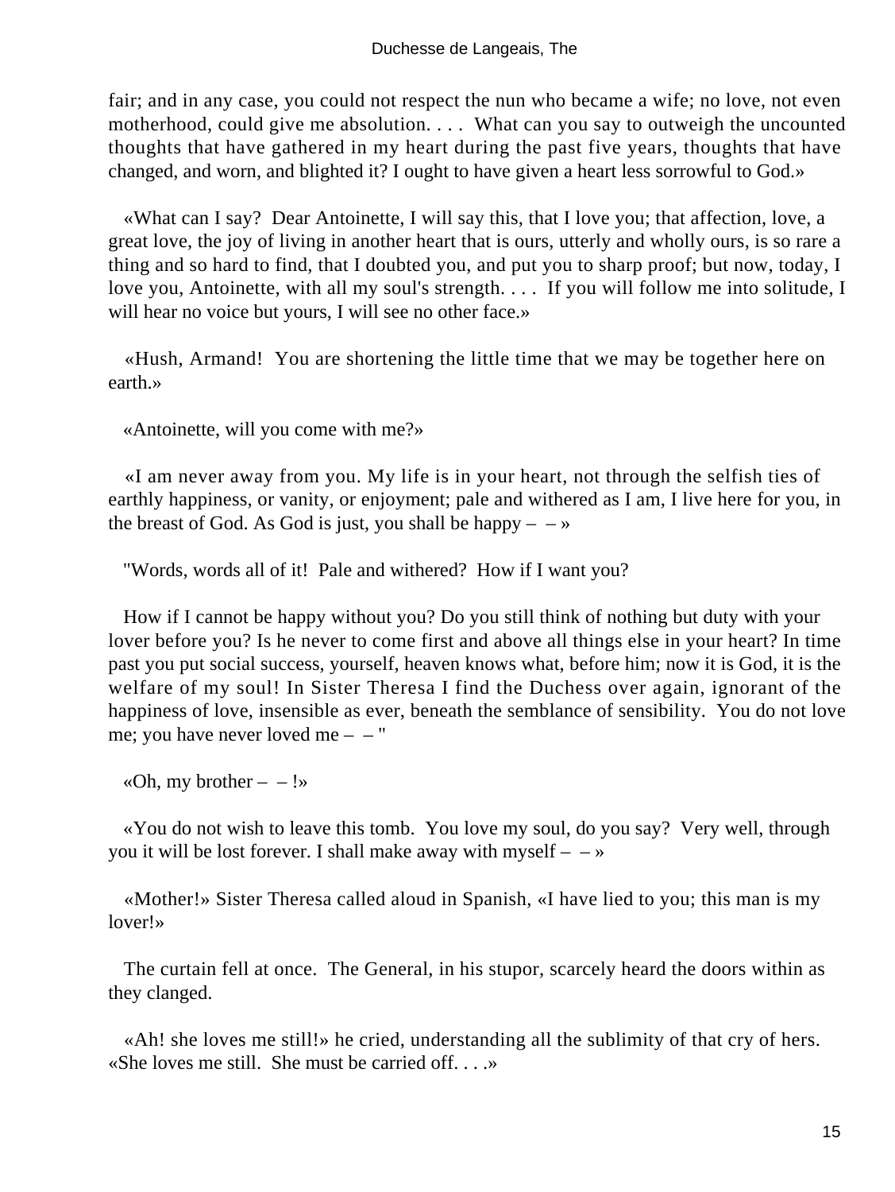fair; and in any case, you could not respect the nun who became a wife; no love, not even motherhood, could give me absolution. . . . What can you say to outweigh the uncounted thoughts that have gathered in my heart during the past five years, thoughts that have changed, and worn, and blighted it? I ought to have given a heart less sorrowful to God.»

«What can I say? Dear Antoinette, I will say this, that I love you; that affection, love, a great love, the joy of living in another heart that is ours, utterly and wholly ours, is so rare a thing and so hard to find, that I doubted you, and put you to sharp proof; but now, today, I love you, Antoinette, with all my soul's strength. . . . If you will follow me into solitude, I will hear no voice but yours, I will see no other face.»

«Hush, Armand! You are shortening the little time that we may be together here on earth.»

«Antoinette, will you come with me?»

«I am never away from you. My life is in your heart, not through the selfish ties of earthly happiness, or vanity, or enjoyment; pale and withered as I am, I live here for you, in the breast of God. As God is just, you shall be happy – – »

"Words, words all of it! Pale and withered? How if I want you?

How if I cannot be happy without you? Do you still think of nothing but duty with your lover before you? Is he never to come first and above all things else in your heart? In time past you put social success, yourself, heaven knows what, before him; now it is God, it is the welfare of my soul! In Sister Theresa I find the Duchess over again, ignorant of the happiness of love, insensible as ever, beneath the semblance of sensibility. You do not love me; you have never loved me – – "

«Oh, my brother – – !»

«You do not wish to leave this tomb. You love my soul, do you say? Very well, through you it will be lost forever. I shall make away with myself – – »

«Mother!» Sister Theresa called aloud in Spanish, «I have lied to you; this man is my lover!»

The curtain fell at once. The General, in his stupor, scarcely heard the doors within as they clanged.

«Ah! she loves me still!» he cried, understanding all the sublimity of that cry of hers. «She loves me still. She must be carried off. . . .»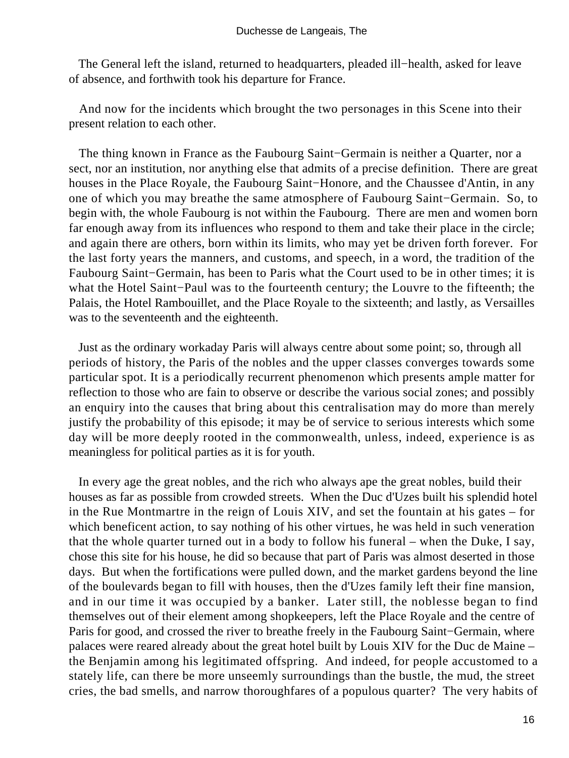The General left the island, returned to headquarters, pleaded ill−health, asked for leave of absence, and forthwith took his departure for France.

And now for the incidents which brought the two personages in this Scene into their present relation to each other.

The thing known in France as the Faubourg Saint−Germain is neither a Quarter, nor a sect, nor an institution, nor anything else that admits of a precise definition. There are great houses in the Place Royale, the Faubourg Saint−Honore, and the Chaussee d'Antin, in any one of which you may breathe the same atmosphere of Faubourg Saint−Germain. So, to begin with, the whole Faubourg is not within the Faubourg. There are men and women born far enough away from its influences who respond to them and take their place in the circle; and again there are others, born within its limits, who may yet be driven forth forever. For the last forty years the manners, and customs, and speech, in a word, the tradition of the Faubourg Saint−Germain, has been to Paris what the Court used to be in other times; it is what the Hotel Saint−Paul was to the fourteenth century; the Louvre to the fifteenth; the Palais, the Hotel Rambouillet, and the Place Royale to the sixteenth; and lastly, as Versailles was to the seventeenth and the eighteenth.

Just as the ordinary workaday Paris will always centre about some point; so, through all periods of history, the Paris of the nobles and the upper classes converges towards some particular spot. It is a periodically recurrent phenomenon which presents ample matter for reflection to those who are fain to observe or describe the various social zones; and possibly an enquiry into the causes that bring about this centralisation may do more than merely justify the probability of this episode; it may be of service to serious interests which some day will be more deeply rooted in the commonwealth, unless, indeed, experience is as meaningless for political parties as it is for youth.

In every age the great nobles, and the rich who always ape the great nobles, build their houses as far as possible from crowded streets. When the Duc d'Uzes built his splendid hotel in the Rue Montmartre in the reign of Louis XIV, and set the fountain at his gates – for which beneficent action, to say nothing of his other virtues, he was held in such veneration that the whole quarter turned out in a body to follow his funeral – when the Duke, I say, chose this site for his house, he did so because that part of Paris was almost deserted in those days. But when the fortifications were pulled down, and the market gardens beyond the line of the boulevards began to fill with houses, then the d'Uzes family left their fine mansion, and in our time it was occupied by a banker. Later still, the noblesse began to find themselves out of their element among shopkeepers, left the Place Royale and the centre of Paris for good, and crossed the river to breathe freely in the Faubourg Saint−Germain, where palaces were reared already about the great hotel built by Louis XIV for the Duc de Maine – the Benjamin among his legitimated offspring. And indeed, for people accustomed to a stately life, can there be more unseemly surroundings than the bustle, the mud, the street cries, the bad smells, and narrow thoroughfares of a populous quarter? The very habits of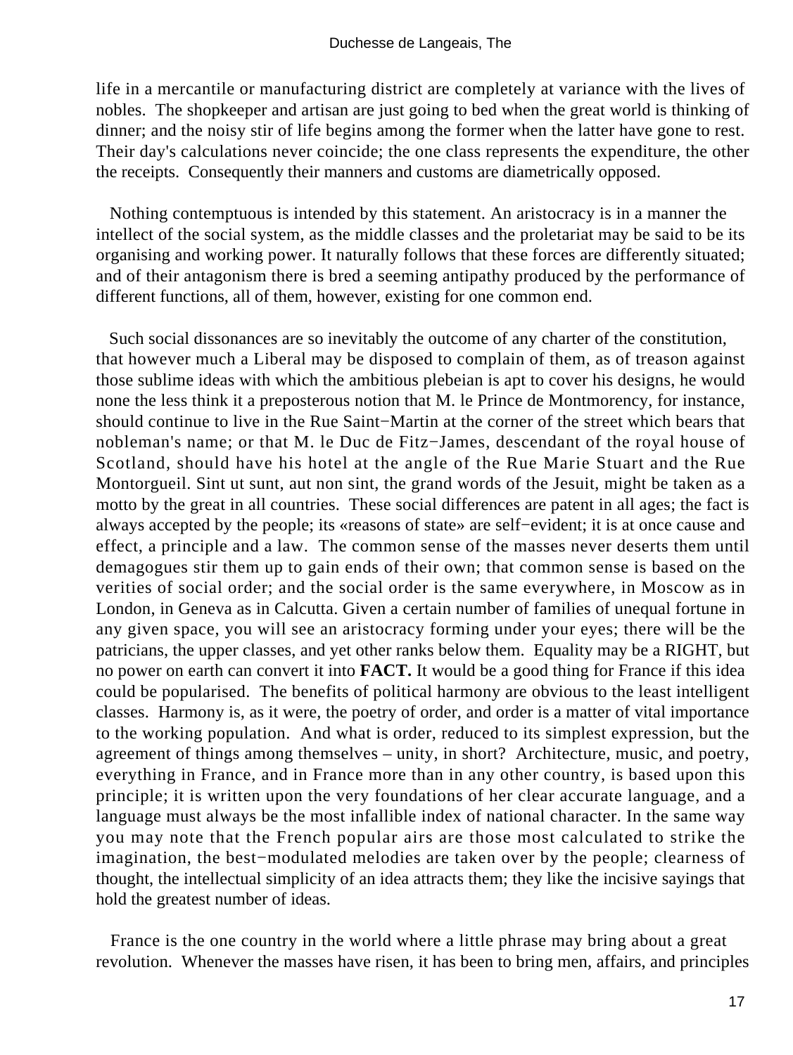life in a mercantile or manufacturing district are completely at variance with the lives of nobles. The shopkeeper and artisan are just going to bed when the great world is thinking of dinner; and the noisy stir of life begins among the former when the latter have gone to rest. Their day's calculations never coincide; the one class represents the expenditure, the other the receipts. Consequently their manners and customs are diametrically opposed.

Nothing contemptuous is intended by this statement. An aristocracy is in a manner the intellect of the social system, as the middle classes and the proletariat may be said to be its organising and working power. It naturally follows that these forces are differently situated; and of their antagonism there is bred a seeming antipathy produced by the performance of different functions, all of them, however, existing for one common end.

Such social dissonances are so inevitably the outcome of any charter of the constitution, that however much a Liberal may be disposed to complain of them, as of treason against those sublime ideas with which the ambitious plebeian is apt to cover his designs, he would none the less think it a preposterous notion that M. le Prince de Montmorency, for instance, should continue to live in the Rue Saint−Martin at the corner of the street which bears that nobleman's name; or that M. le Duc de Fitz−James, descendant of the royal house of Scotland, should have his hotel at the angle of the Rue Marie Stuart and the Rue Montorgueil. Sint ut sunt, aut non sint, the grand words of the Jesuit, might be taken as a motto by the great in all countries. These social differences are patent in all ages; the fact is always accepted by the people; its «reasons of state» are self−evident; it is at once cause and effect, a principle and a law. The common sense of the masses never deserts them until demagogues stir them up to gain ends of their own; that common sense is based on the verities of social order; and the social order is the same everywhere, in Moscow as in London, in Geneva as in Calcutta. Given a certain number of families of unequal fortune in any given space, you will see an aristocracy forming under your eyes; there will be the patricians, the upper classes, and yet other ranks below them. Equality may be a RIGHT, but no power on earth can convert it into **FACT.** It would be a good thing for France if this idea could be popularised. The benefits of political harmony are obvious to the least intelligent classes. Harmony is, as it were, the poetry of order, and order is a matter of vital importance to the working population. And what is order, reduced to its simplest expression, but the agreement of things among themselves – unity, in short? Architecture, music, and poetry, everything in France, and in France more than in any other country, is based upon this principle; it is written upon the very foundations of her clear accurate language, and a language must always be the most infallible index of national character. In the same way you may note that the French popular airs are those most calculated to strike the imagination, the best−modulated melodies are taken over by the people; clearness of thought, the intellectual simplicity of an idea attracts them; they like the incisive sayings that hold the greatest number of ideas.

France is the one country in the world where a little phrase may bring about a great revolution. Whenever the masses have risen, it has been to bring men, affairs, and principles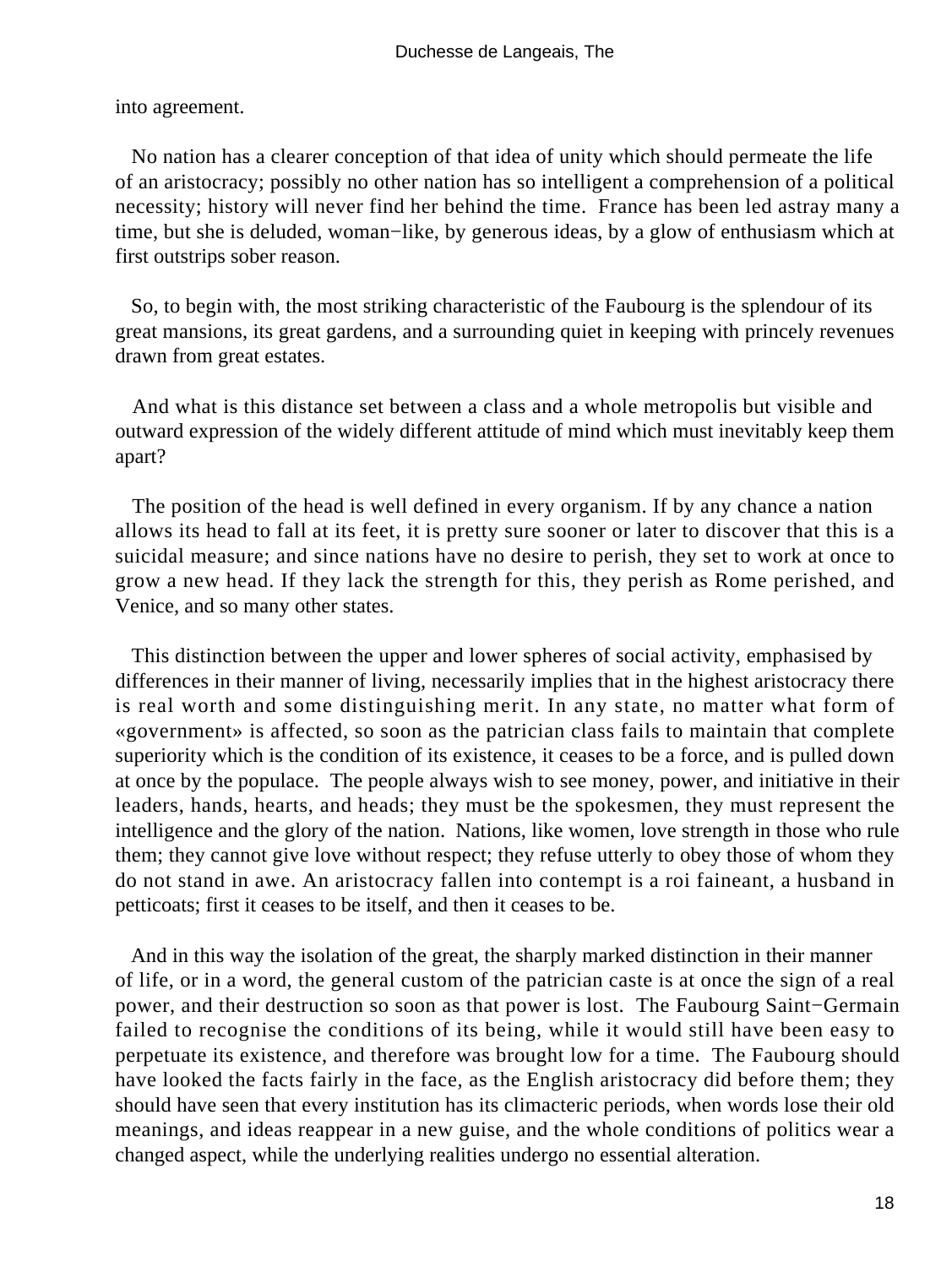into agreement.

No nation has a clearer conception of that idea of unity which should permeate the life of an aristocracy; possibly no other nation has so intelligent a comprehension of a political necessity; history will never find her behind the time. France has been led astray many a time, but she is deluded, woman−like, by generous ideas, by a glow of enthusiasm which at first outstrips sober reason.

So, to begin with, the most striking characteristic of the Faubourg is the splendour of its great mansions, its great gardens, and a surrounding quiet in keeping with princely revenues drawn from great estates.

And what is this distance set between a class and a whole metropolis but visible and outward expression of the widely different attitude of mind which must inevitably keep them apart?

The position of the head is well defined in every organism. If by any chance a nation allows its head to fall at its feet, it is pretty sure sooner or later to discover that this is a suicidal measure; and since nations have no desire to perish, they set to work at once to grow a new head. If they lack the strength for this, they perish as Rome perished, and Venice, and so many other states.

This distinction between the upper and lower spheres of social activity, emphasised by differences in their manner of living, necessarily implies that in the highest aristocracy there is real worth and some distinguishing merit. In any state, no matter what form of «government» is affected, so soon as the patrician class fails to maintain that complete superiority which is the condition of its existence, it ceases to be a force, and is pulled down at once by the populace. The people always wish to see money, power, and initiative in their leaders, hands, hearts, and heads; they must be the spokesmen, they must represent the intelligence and the glory of the nation. Nations, like women, love strength in those who rule them; they cannot give love without respect; they refuse utterly to obey those of whom they do not stand in awe. An aristocracy fallen into contempt is a roi faineant, a husband in petticoats; first it ceases to be itself, and then it ceases to be.

And in this way the isolation of the great, the sharply marked distinction in their manner of life, or in a word, the general custom of the patrician caste is at once the sign of a real power, and their destruction so soon as that power is lost. The Faubourg Saint−Germain failed to recognise the conditions of its being, while it would still have been easy to perpetuate its existence, and therefore was brought low for a time. The Faubourg should have looked the facts fairly in the face, as the English aristocracy did before them; they should have seen that every institution has its climacteric periods, when words lose their old meanings, and ideas reappear in a new guise, and the whole conditions of politics wear a changed aspect, while the underlying realities undergo no essential alteration.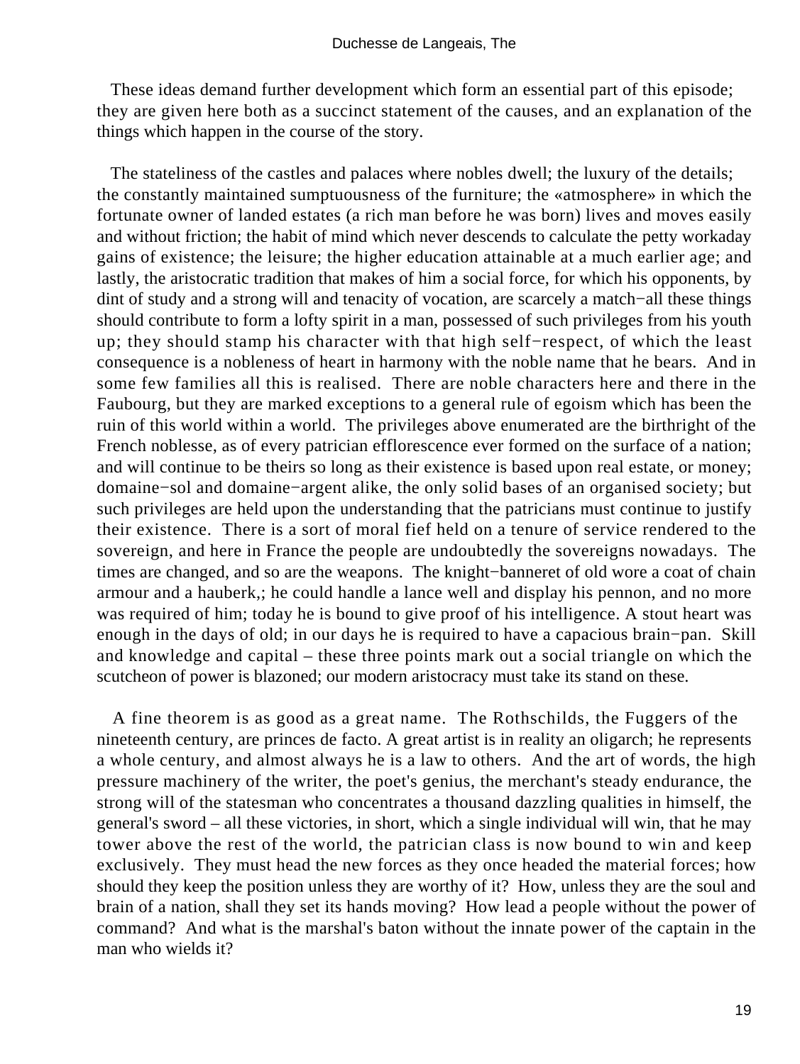These ideas demand further development which form an essential part of this episode; they are given here both as a succinct statement of the causes, and an explanation of the things which happen in the course of the story.

The stateliness of the castles and palaces where nobles dwell; the luxury of the details; the constantly maintained sumptuousness of the furniture; the «atmosphere» in which the fortunate owner of landed estates (a rich man before he was born) lives and moves easily and without friction; the habit of mind which never descends to calculate the petty workaday gains of existence; the leisure; the higher education attainable at a much earlier age; and lastly, the aristocratic tradition that makes of him a social force, for which his opponents, by dint of study and a strong will and tenacity of vocation, are scarcely a match−all these things should contribute to form a lofty spirit in a man, possessed of such privileges from his youth up; they should stamp his character with that high self−respect, of which the least consequence is a nobleness of heart in harmony with the noble name that he bears. And in some few families all this is realised. There are noble characters here and there in the Faubourg, but they are marked exceptions to a general rule of egoism which has been the ruin of this world within a world. The privileges above enumerated are the birthright of the French noblesse, as of every patrician efflorescence ever formed on the surface of a nation; and will continue to be theirs so long as their existence is based upon real estate, or money; domaine−sol and domaine−argent alike, the only solid bases of an organised society; but such privileges are held upon the understanding that the patricians must continue to justify their existence. There is a sort of moral fief held on a tenure of service rendered to the sovereign, and here in France the people are undoubtedly the sovereigns nowadays. The times are changed, and so are the weapons. The knight−banneret of old wore a coat of chain armour and a hauberk,; he could handle a lance well and display his pennon, and no more was required of him; today he is bound to give proof of his intelligence. A stout heart was enough in the days of old; in our days he is required to have a capacious brain−pan. Skill and knowledge and capital – these three points mark out a social triangle on which the scutcheon of power is blazoned; our modern aristocracy must take its stand on these.

A fine theorem is as good as a great name. The Rothschilds, the Fuggers of the nineteenth century, are princes de facto. A great artist is in reality an oligarch; he represents a whole century, and almost always he is a law to others. And the art of words, the high pressure machinery of the writer, the poet's genius, the merchant's steady endurance, the strong will of the statesman who concentrates a thousand dazzling qualities in himself, the general's sword – all these victories, in short, which a single individual will win, that he may tower above the rest of the world, the patrician class is now bound to win and keep exclusively. They must head the new forces as they once headed the material forces; how should they keep the position unless they are worthy of it? How, unless they are the soul and brain of a nation, shall they set its hands moving? How lead a people without the power of command? And what is the marshal's baton without the innate power of the captain in the man who wields it?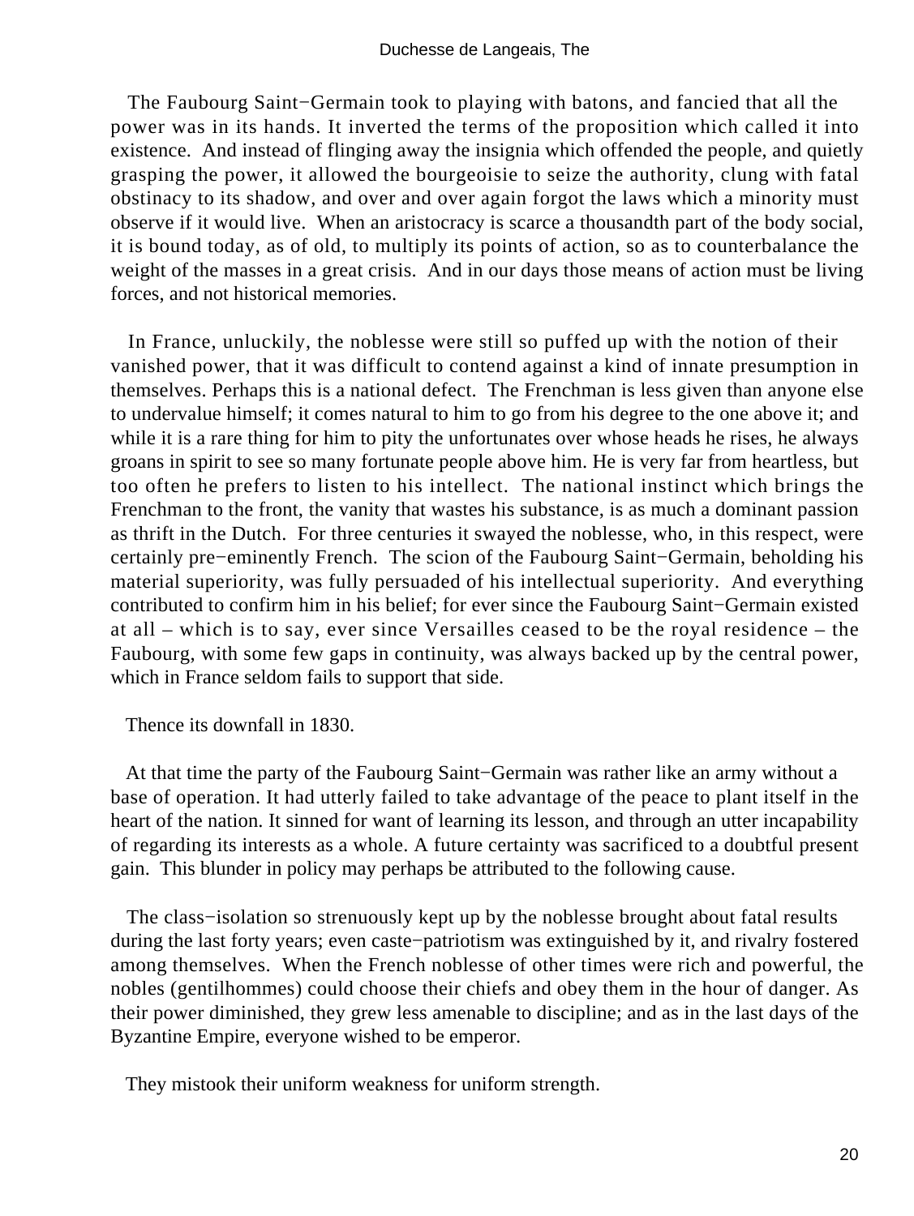The Faubourg Saint−Germain took to playing with batons, and fancied that all the power was in its hands. It inverted the terms of the proposition which called it into existence. And instead of flinging away the insignia which offended the people, and quietly grasping the power, it allowed the bourgeoisie to seize the authority, clung with fatal obstinacy to its shadow, and over and over again forgot the laws which a minority must observe if it would live. When an aristocracy is scarce a thousandth part of the body social, it is bound today, as of old, to multiply its points of action, so as to counterbalance the weight of the masses in a great crisis. And in our days those means of action must be living forces, and not historical memories.

In France, unluckily, the noblesse were still so puffed up with the notion of their vanished power, that it was difficult to contend against a kind of innate presumption in themselves. Perhaps this is a national defect. The Frenchman is less given than anyone else to undervalue himself; it comes natural to him to go from his degree to the one above it; and while it is a rare thing for him to pity the unfortunates over whose heads he rises, he always groans in spirit to see so many fortunate people above him. He is very far from heartless, but too often he prefers to listen to his intellect. The national instinct which brings the Frenchman to the front, the vanity that wastes his substance, is as much a dominant passion as thrift in the Dutch. For three centuries it swayed the noblesse, who, in this respect, were certainly pre−eminently French. The scion of the Faubourg Saint−Germain, beholding his material superiority, was fully persuaded of his intellectual superiority. And everything contributed to confirm him in his belief; for ever since the Faubourg Saint−Germain existed at all – which is to say, ever since Versailles ceased to be the royal residence – the Faubourg, with some few gaps in continuity, was always backed up by the central power, which in France seldom fails to support that side.

Thence its downfall in 1830.

At that time the party of the Faubourg Saint−Germain was rather like an army without a base of operation. It had utterly failed to take advantage of the peace to plant itself in the heart of the nation. It sinned for want of learning its lesson, and through an utter incapability of regarding its interests as a whole. A future certainty was sacrificed to a doubtful present gain. This blunder in policy may perhaps be attributed to the following cause.

The class−isolation so strenuously kept up by the noblesse brought about fatal results during the last forty years; even caste−patriotism was extinguished by it, and rivalry fostered among themselves. When the French noblesse of other times were rich and powerful, the nobles (gentilhommes) could choose their chiefs and obey them in the hour of danger. As their power diminished, they grew less amenable to discipline; and as in the last days of the Byzantine Empire, everyone wished to be emperor.

They mistook their uniform weakness for uniform strength.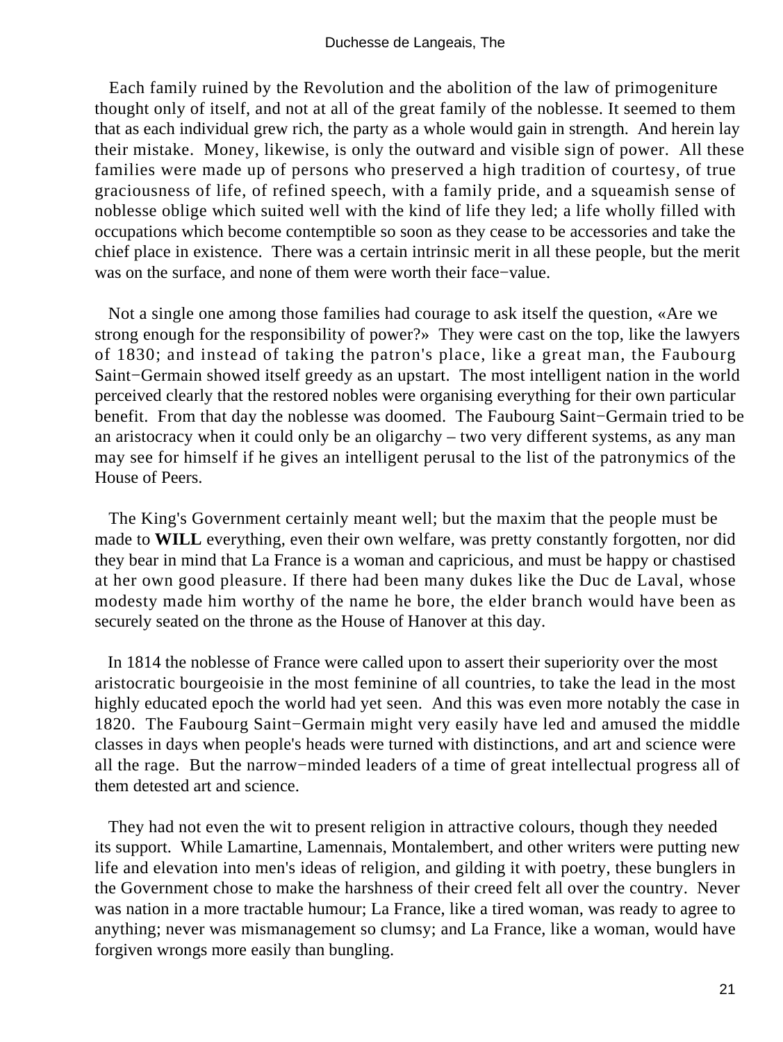Each family ruined by the Revolution and the abolition of the law of primogeniture thought only of itself, and not at all of the great family of the noblesse. It seemed to them that as each individual grew rich, the party as a whole would gain in strength. And herein lay their mistake. Money, likewise, is only the outward and visible sign of power. All these families were made up of persons who preserved a high tradition of courtesy, of true graciousness of life, of refined speech, with a family pride, and a squeamish sense of noblesse oblige which suited well with the kind of life they led; a life wholly filled with occupations which become contemptible so soon as they cease to be accessories and take the chief place in existence. There was a certain intrinsic merit in all these people, but the merit was on the surface, and none of them were worth their face−value.

Not a single one among those families had courage to ask itself the question, «Are we strong enough for the responsibility of power?» They were cast on the top, like the lawyers of 1830; and instead of taking the patron's place, like a great man, the Faubourg Saint−Germain showed itself greedy as an upstart. The most intelligent nation in the world perceived clearly that the restored nobles were organising everything for their own particular benefit. From that day the noblesse was doomed. The Faubourg Saint−Germain tried to be an aristocracy when it could only be an oligarchy – two very different systems, as any man may see for himself if he gives an intelligent perusal to the list of the patronymics of the House of Peers.

The King's Government certainly meant well; but the maxim that the people must be made to **WILL** everything, even their own welfare, was pretty constantly forgotten, nor did they bear in mind that La France is a woman and capricious, and must be happy or chastised at her own good pleasure. If there had been many dukes like the Duc de Laval, whose modesty made him worthy of the name he bore, the elder branch would have been as securely seated on the throne as the House of Hanover at this day.

In 1814 the noblesse of France were called upon to assert their superiority over the most aristocratic bourgeoisie in the most feminine of all countries, to take the lead in the most highly educated epoch the world had yet seen. And this was even more notably the case in 1820. The Faubourg Saint−Germain might very easily have led and amused the middle classes in days when people's heads were turned with distinctions, and art and science were all the rage. But the narrow−minded leaders of a time of great intellectual progress all of them detested art and science.

They had not even the wit to present religion in attractive colours, though they needed its support. While Lamartine, Lamennais, Montalembert, and other writers were putting new life and elevation into men's ideas of religion, and gilding it with poetry, these bunglers in the Government chose to make the harshness of their creed felt all over the country. Never was nation in a more tractable humour; La France, like a tired woman, was ready to agree to anything; never was mismanagement so clumsy; and La France, like a woman, would have forgiven wrongs more easily than bungling.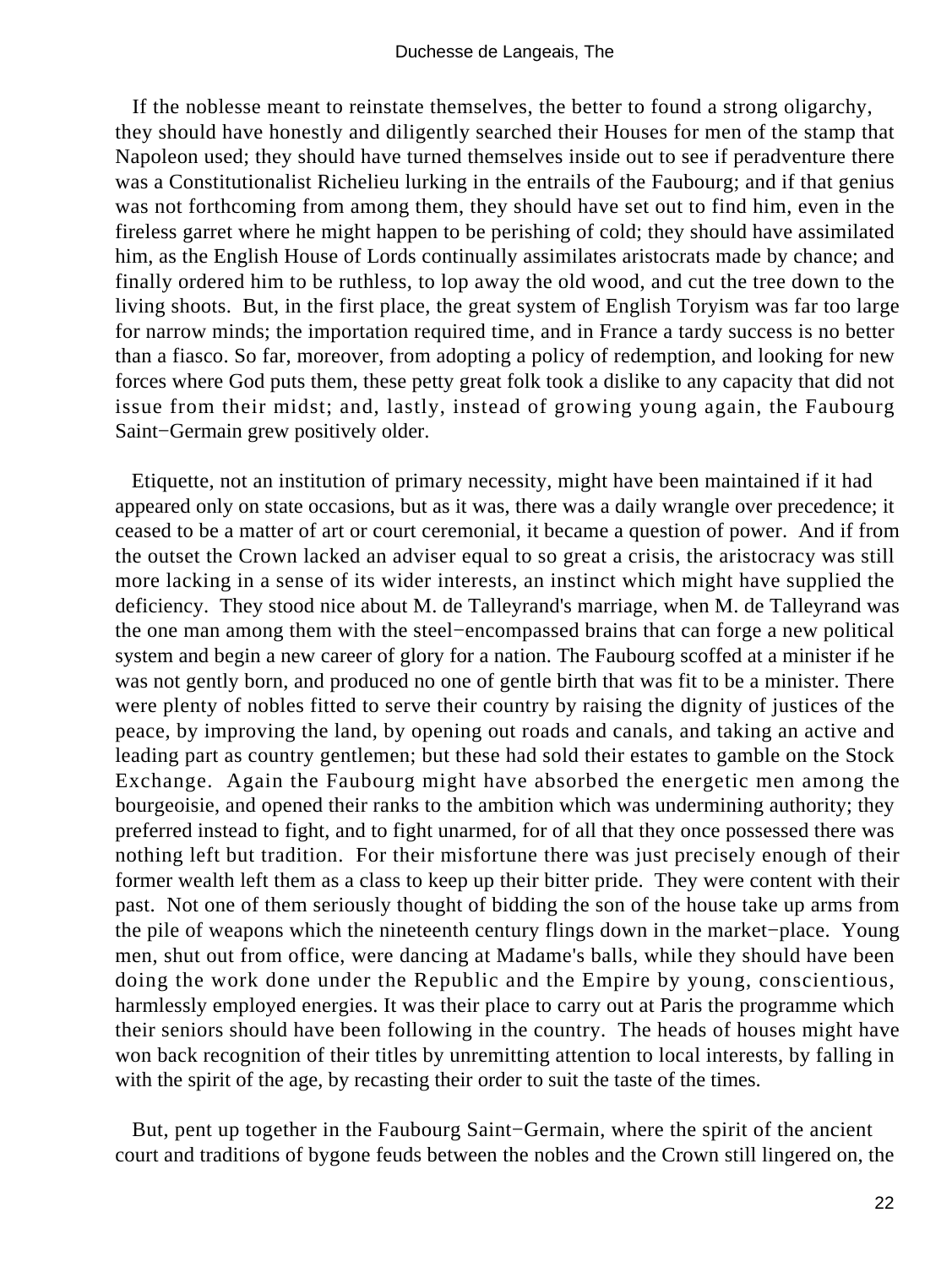If the noblesse meant to reinstate themselves, the better to found a strong oligarchy, they should have honestly and diligently searched their Houses for men of the stamp that Napoleon used; they should have turned themselves inside out to see if peradventure there was a Constitutionalist Richelieu lurking in the entrails of the Faubourg; and if that genius was not forthcoming from among them, they should have set out to find him, even in the fireless garret where he might happen to be perishing of cold; they should have assimilated him, as the English House of Lords continually assimilates aristocrats made by chance; and finally ordered him to be ruthless, to lop away the old wood, and cut the tree down to the living shoots. But, in the first place, the great system of English Toryism was far too large for narrow minds; the importation required time, and in France a tardy success is no better than a fiasco. So far, moreover, from adopting a policy of redemption, and looking for new forces where God puts them, these petty great folk took a dislike to any capacity that did not issue from their midst; and, lastly, instead of growing young again, the Faubourg Saint−Germain grew positively older.

Etiquette, not an institution of primary necessity, might have been maintained if it had appeared only on state occasions, but as it was, there was a daily wrangle over precedence; it ceased to be a matter of art or court ceremonial, it became a question of power. And if from the outset the Crown lacked an adviser equal to so great a crisis, the aristocracy was still more lacking in a sense of its wider interests, an instinct which might have supplied the deficiency. They stood nice about M. de Talleyrand's marriage, when M. de Talleyrand was the one man among them with the steel−encompassed brains that can forge a new political system and begin a new career of glory for a nation. The Faubourg scoffed at a minister if he was not gently born, and produced no one of gentle birth that was fit to be a minister. There were plenty of nobles fitted to serve their country by raising the dignity of justices of the peace, by improving the land, by opening out roads and canals, and taking an active and leading part as country gentlemen; but these had sold their estates to gamble on the Stock Exchange. Again the Faubourg might have absorbed the energetic men among the bourgeoisie, and opened their ranks to the ambition which was undermining authority; they preferred instead to fight, and to fight unarmed, for of all that they once possessed there was nothing left but tradition. For their misfortune there was just precisely enough of their former wealth left them as a class to keep up their bitter pride. They were content with their past. Not one of them seriously thought of bidding the son of the house take up arms from the pile of weapons which the nineteenth century flings down in the market−place. Young men, shut out from office, were dancing at Madame's balls, while they should have been doing the work done under the Republic and the Empire by young, conscientious, harmlessly employed energies. It was their place to carry out at Paris the programme which their seniors should have been following in the country. The heads of houses might have won back recognition of their titles by unremitting attention to local interests, by falling in with the spirit of the age, by recasting their order to suit the taste of the times.

But, pent up together in the Faubourg Saint−Germain, where the spirit of the ancient court and traditions of bygone feuds between the nobles and the Crown still lingered on, the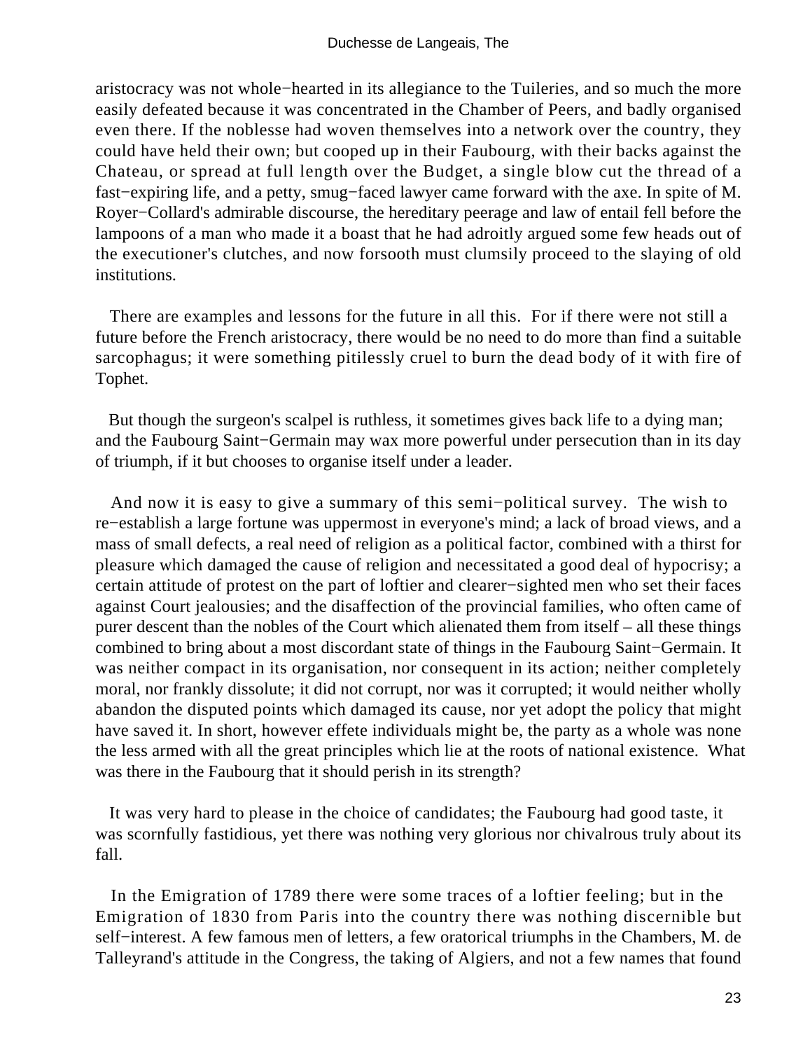aristocracy was not whole−hearted in its allegiance to the Tuileries, and so much the more easily defeated because it was concentrated in the Chamber of Peers, and badly organised even there. If the noblesse had woven themselves into a network over the country, they could have held their own; but cooped up in their Faubourg, with their backs against the Chateau, or spread at full length over the Budget, a single blow cut the thread of a fast−expiring life, and a petty, smug−faced lawyer came forward with the axe. In spite of M. Royer−Collard's admirable discourse, the hereditary peerage and law of entail fell before the lampoons of a man who made it a boast that he had adroitly argued some few heads out of the executioner's clutches, and now forsooth must clumsily proceed to the slaying of old institutions.

There are examples and lessons for the future in all this. For if there were not still a future before the French aristocracy, there would be no need to do more than find a suitable sarcophagus; it were something pitilessly cruel to burn the dead body of it with fire of Tophet.

But though the surgeon's scalpel is ruthless, it sometimes gives back life to a dying man; and the Faubourg Saint−Germain may wax more powerful under persecution than in its day of triumph, if it but chooses to organise itself under a leader.

And now it is easy to give a summary of this semi−political survey. The wish to re−establish a large fortune was uppermost in everyone's mind; a lack of broad views, and a mass of small defects, a real need of religion as a political factor, combined with a thirst for pleasure which damaged the cause of religion and necessitated a good deal of hypocrisy; a certain attitude of protest on the part of loftier and clearer−sighted men who set their faces against Court jealousies; and the disaffection of the provincial families, who often came of purer descent than the nobles of the Court which alienated them from itself – all these things combined to bring about a most discordant state of things in the Faubourg Saint−Germain. It was neither compact in its organisation, nor consequent in its action; neither completely moral, nor frankly dissolute; it did not corrupt, nor was it corrupted; it would neither wholly abandon the disputed points which damaged its cause, nor yet adopt the policy that might have saved it. In short, however effete individuals might be, the party as a whole was none the less armed with all the great principles which lie at the roots of national existence. What was there in the Faubourg that it should perish in its strength?

It was very hard to please in the choice of candidates; the Faubourg had good taste, it was scornfully fastidious, yet there was nothing very glorious nor chivalrous truly about its fall.

In the Emigration of 1789 there were some traces of a loftier feeling; but in the Emigration of 1830 from Paris into the country there was nothing discernible but self−interest. A few famous men of letters, a few oratorical triumphs in the Chambers, M. de Talleyrand's attitude in the Congress, the taking of Algiers, and not a few names that found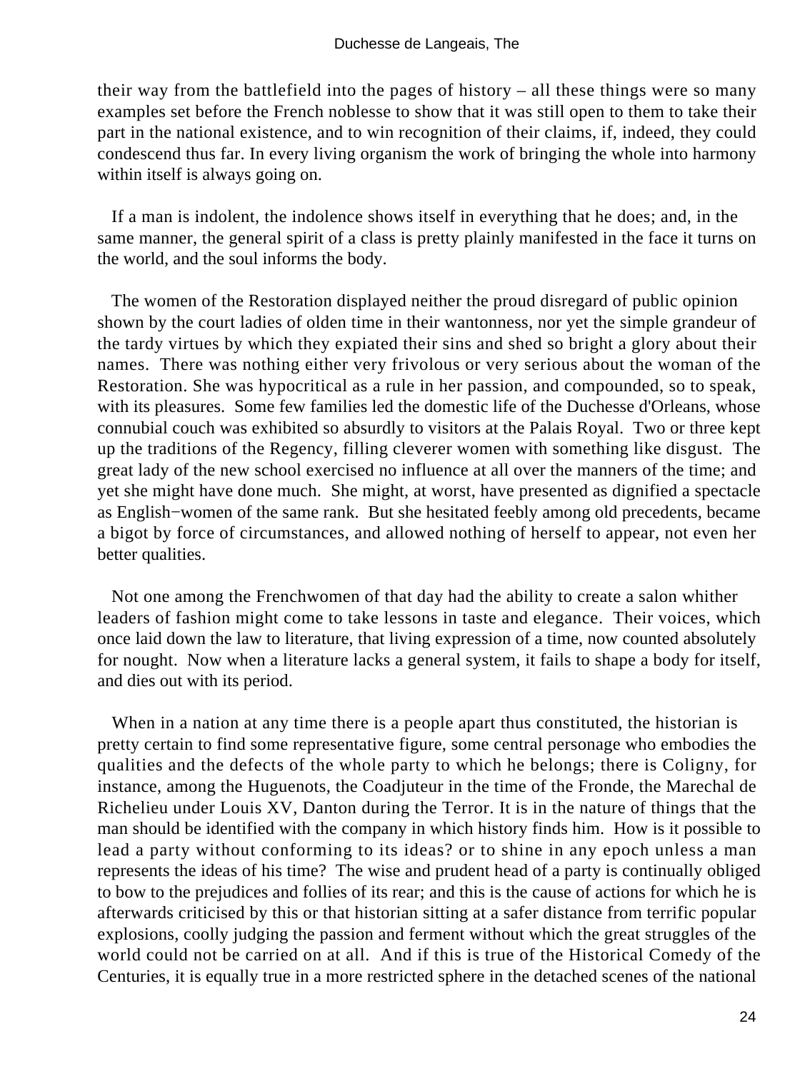their way from the battlefield into the pages of history – all these things were so many examples set before the French noblesse to show that it was still open to them to take their part in the national existence, and to win recognition of their claims, if, indeed, they could condescend thus far. In every living organism the work of bringing the whole into harmony within itself is always going on.

If a man is indolent, the indolence shows itself in everything that he does; and, in the same manner, the general spirit of a class is pretty plainly manifested in the face it turns on the world, and the soul informs the body.

The women of the Restoration displayed neither the proud disregard of public opinion shown by the court ladies of olden time in their wantonness, nor yet the simple grandeur of the tardy virtues by which they expiated their sins and shed so bright a glory about their names. There was nothing either very frivolous or very serious about the woman of the Restoration. She was hypocritical as a rule in her passion, and compounded, so to speak, with its pleasures. Some few families led the domestic life of the Duchesse d'Orleans, whose connubial couch was exhibited so absurdly to visitors at the Palais Royal. Two or three kept up the traditions of the Regency, filling cleverer women with something like disgust. The great lady of the new school exercised no influence at all over the manners of the time; and yet she might have done much. She might, at worst, have presented as dignified a spectacle as English−women of the same rank. But she hesitated feebly among old precedents, became a bigot by force of circumstances, and allowed nothing of herself to appear, not even her better qualities.

Not one among the Frenchwomen of that day had the ability to create a salon whither leaders of fashion might come to take lessons in taste and elegance. Their voices, which once laid down the law to literature, that living expression of a time, now counted absolutely for nought. Now when a literature lacks a general system, it fails to shape a body for itself, and dies out with its period.

When in a nation at any time there is a people apart thus constituted, the historian is pretty certain to find some representative figure, some central personage who embodies the qualities and the defects of the whole party to which he belongs; there is Coligny, for instance, among the Huguenots, the Coadjuteur in the time of the Fronde, the Marechal de Richelieu under Louis XV, Danton during the Terror. It is in the nature of things that the man should be identified with the company in which history finds him. How is it possible to lead a party without conforming to its ideas? or to shine in any epoch unless a man represents the ideas of his time? The wise and prudent head of a party is continually obliged to bow to the prejudices and follies of its rear; and this is the cause of actions for which he is afterwards criticised by this or that historian sitting at a safer distance from terrific popular explosions, coolly judging the passion and ferment without which the great struggles of the world could not be carried on at all. And if this is true of the Historical Comedy of the Centuries, it is equally true in a more restricted sphere in the detached scenes of the national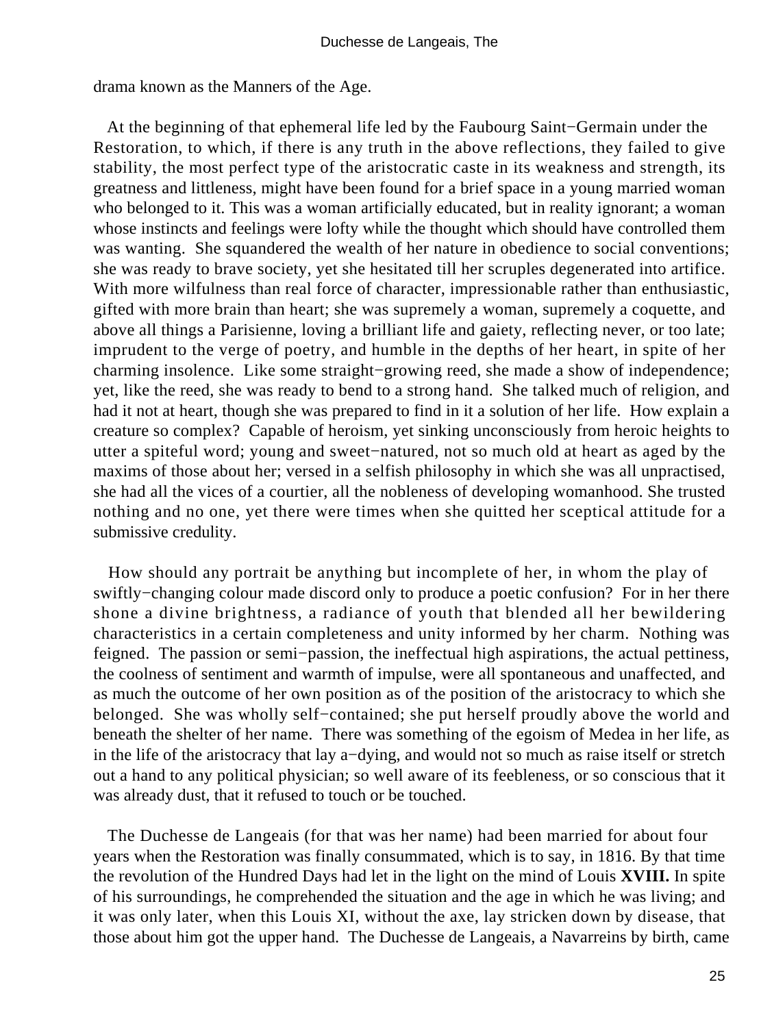drama known as the Manners of the Age.

At the beginning of that ephemeral life led by the Faubourg Saint−Germain under the Restoration, to which, if there is any truth in the above reflections, they failed to give stability, the most perfect type of the aristocratic caste in its weakness and strength, its greatness and littleness, might have been found for a brief space in a young married woman who belonged to it. This was a woman artificially educated, but in reality ignorant; a woman whose instincts and feelings were lofty while the thought which should have controlled them was wanting. She squandered the wealth of her nature in obedience to social conventions; she was ready to brave society, yet she hesitated till her scruples degenerated into artifice. With more wilfulness than real force of character, impressionable rather than enthusiastic, gifted with more brain than heart; she was supremely a woman, supremely a coquette, and above all things a Parisienne, loving a brilliant life and gaiety, reflecting never, or too late; imprudent to the verge of poetry, and humble in the depths of her heart, in spite of her charming insolence. Like some straight−growing reed, she made a show of independence; yet, like the reed, she was ready to bend to a strong hand. She talked much of religion, and had it not at heart, though she was prepared to find in it a solution of her life. How explain a creature so complex? Capable of heroism, yet sinking unconsciously from heroic heights to utter a spiteful word; young and sweet−natured, not so much old at heart as aged by the maxims of those about her; versed in a selfish philosophy in which she was all unpractised, she had all the vices of a courtier, all the nobleness of developing womanhood. She trusted nothing and no one, yet there were times when she quitted her sceptical attitude for a submissive credulity.

How should any portrait be anything but incomplete of her, in whom the play of swiftly−changing colour made discord only to produce a poetic confusion? For in her there shone a divine brightness, a radiance of youth that blended all her bewildering characteristics in a certain completeness and unity informed by her charm. Nothing was feigned. The passion or semi−passion, the ineffectual high aspirations, the actual pettiness, the coolness of sentiment and warmth of impulse, were all spontaneous and unaffected, and as much the outcome of her own position as of the position of the aristocracy to which she belonged. She was wholly self−contained; she put herself proudly above the world and beneath the shelter of her name. There was something of the egoism of Medea in her life, as in the life of the aristocracy that lay a−dying, and would not so much as raise itself or stretch out a hand to any political physician; so well aware of its feebleness, or so conscious that it was already dust, that it refused to touch or be touched.

The Duchesse de Langeais (for that was her name) had been married for about four years when the Restoration was finally consummated, which is to say, in 1816. By that time the revolution of the Hundred Days had let in the light on the mind of Louis **XVIII.** In spite of his surroundings, he comprehended the situation and the age in which he was living; and it was only later, when this Louis XI, without the axe, lay stricken down by disease, that those about him got the upper hand. The Duchesse de Langeais, a Navarreins by birth, came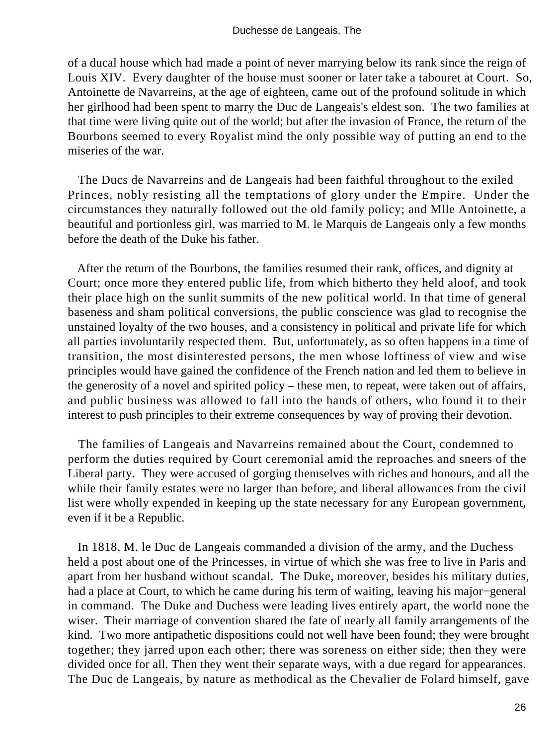of a ducal house which had made a point of never marrying below its rank since the reign of Louis XIV. Every daughter of the house must sooner or later take a tabouret at Court. So, Antoinette de Navarreins, at the age of eighteen, came out of the profound solitude in which her girlhood had been spent to marry the Duc de Langeais's eldest son. The two families at that time were living quite out of the world; but after the invasion of France, the return of the Bourbons seemed to every Royalist mind the only possible way of putting an end to the miseries of the war.

The Ducs de Navarreins and de Langeais had been faithful throughout to the exiled Princes, nobly resisting all the temptations of glory under the Empire. Under the circumstances they naturally followed out the old family policy; and Mlle Antoinette, a beautiful and portionless girl, was married to M. le Marquis de Langeais only a few months before the death of the Duke his father.

After the return of the Bourbons, the families resumed their rank, offices, and dignity at Court; once more they entered public life, from which hitherto they held aloof, and took their place high on the sunlit summits of the new political world. In that time of general baseness and sham political conversions, the public conscience was glad to recognise the unstained loyalty of the two houses, and a consistency in political and private life for which all parties involuntarily respected them. But, unfortunately, as so often happens in a time of transition, the most disinterested persons, the men whose loftiness of view and wise principles would have gained the confidence of the French nation and led them to believe in the generosity of a novel and spirited policy – these men, to repeat, were taken out of affairs, and public business was allowed to fall into the hands of others, who found it to their interest to push principles to their extreme consequences by way of proving their devotion.

The families of Langeais and Navarreins remained about the Court, condemned to perform the duties required by Court ceremonial amid the reproaches and sneers of the Liberal party. They were accused of gorging themselves with riches and honours, and all the while their family estates were no larger than before, and liberal allowances from the civil list were wholly expended in keeping up the state necessary for any European government, even if it be a Republic.

In 1818, M. le Duc de Langeais commanded a division of the army, and the Duchess held a post about one of the Princesses, in virtue of which she was free to live in Paris and apart from her husband without scandal. The Duke, moreover, besides his military duties, had a place at Court, to which he came during his term of waiting, leaving his major−general in command. The Duke and Duchess were leading lives entirely apart, the world none the wiser. Their marriage of convention shared the fate of nearly all family arrangements of the kind. Two more antipathetic dispositions could not well have been found; they were brought together; they jarred upon each other; there was soreness on either side; then they were divided once for all. Then they went their separate ways, with a due regard for appearances. The Duc de Langeais, by nature as methodical as the Chevalier de Folard himself, gave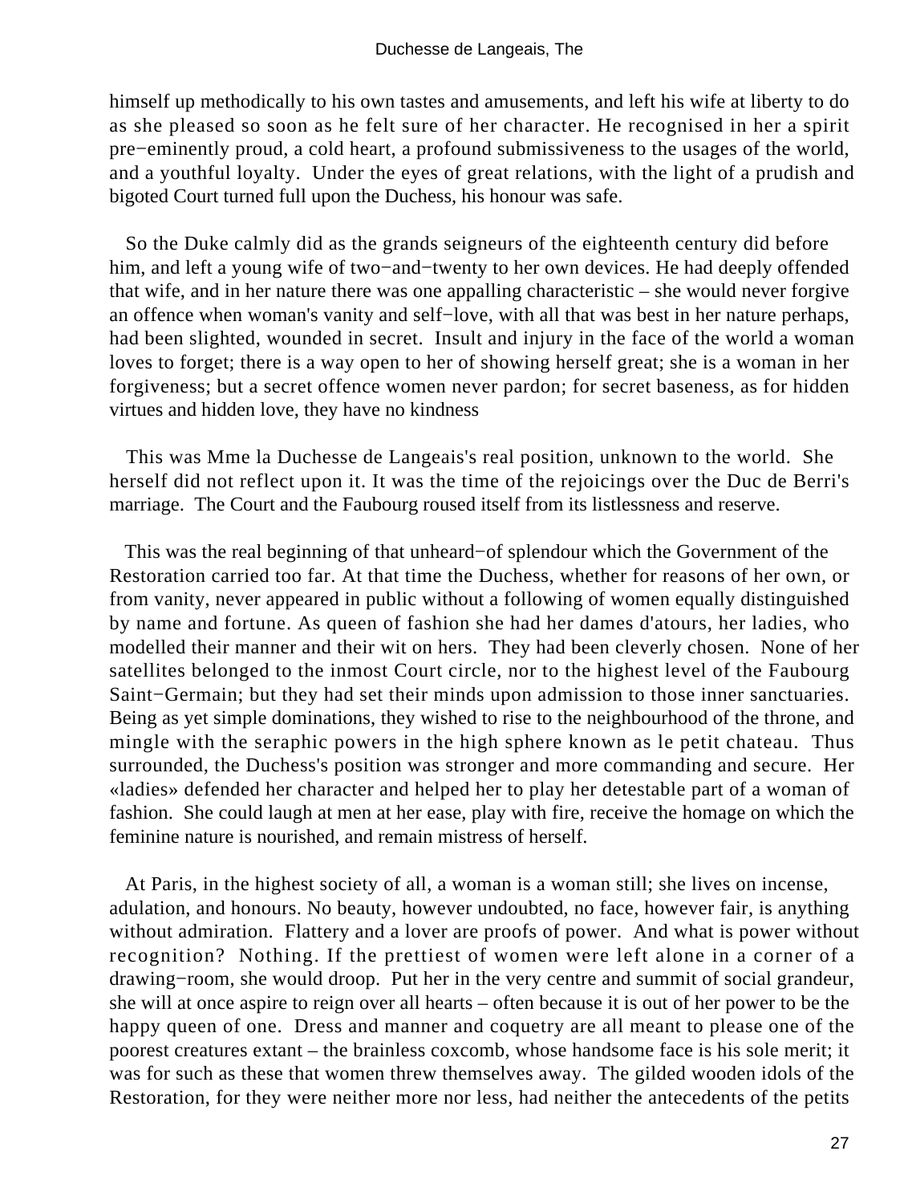himself up methodically to his own tastes and amusements, and left his wife at liberty to do as she pleased so soon as he felt sure of her character. He recognised in her a spirit pre−eminently proud, a cold heart, a profound submissiveness to the usages of the world, and a youthful loyalty. Under the eyes of great relations, with the light of a prudish and bigoted Court turned full upon the Duchess, his honour was safe.

So the Duke calmly did as the grands seigneurs of the eighteenth century did before him, and left a young wife of two−and−twenty to her own devices. He had deeply offended that wife, and in her nature there was one appalling characteristic – she would never forgive an offence when woman's vanity and self−love, with all that was best in her nature perhaps, had been slighted, wounded in secret. Insult and injury in the face of the world a woman loves to forget; there is a way open to her of showing herself great; she is a woman in her forgiveness; but a secret offence women never pardon; for secret baseness, as for hidden virtues and hidden love, they have no kindness

This was Mme la Duchesse de Langeais's real position, unknown to the world. She herself did not reflect upon it. It was the time of the rejoicings over the Duc de Berri's marriage. The Court and the Faubourg roused itself from its listlessness and reserve.

This was the real beginning of that unheard−of splendour which the Government of the Restoration carried too far. At that time the Duchess, whether for reasons of her own, or from vanity, never appeared in public without a following of women equally distinguished by name and fortune. As queen of fashion she had her dames d'atours, her ladies, who modelled their manner and their wit on hers. They had been cleverly chosen. None of her satellites belonged to the inmost Court circle, nor to the highest level of the Faubourg Saint−Germain; but they had set their minds upon admission to those inner sanctuaries. Being as yet simple dominations, they wished to rise to the neighbourhood of the throne, and mingle with the seraphic powers in the high sphere known as le petit chateau. Thus surrounded, the Duchess's position was stronger and more commanding and secure. Her «ladies» defended her character and helped her to play her detestable part of a woman of fashion. She could laugh at men at her ease, play with fire, receive the homage on which the feminine nature is nourished, and remain mistress of herself.

At Paris, in the highest society of all, a woman is a woman still; she lives on incense, adulation, and honours. No beauty, however undoubted, no face, however fair, is anything without admiration. Flattery and a lover are proofs of power. And what is power without recognition? Nothing. If the prettiest of women were left alone in a corner of a drawing−room, she would droop. Put her in the very centre and summit of social grandeur, she will at once aspire to reign over all hearts – often because it is out of her power to be the happy queen of one. Dress and manner and coquetry are all meant to please one of the poorest creatures extant – the brainless coxcomb, whose handsome face is his sole merit; it was for such as these that women threw themselves away. The gilded wooden idols of the Restoration, for they were neither more nor less, had neither the antecedents of the petits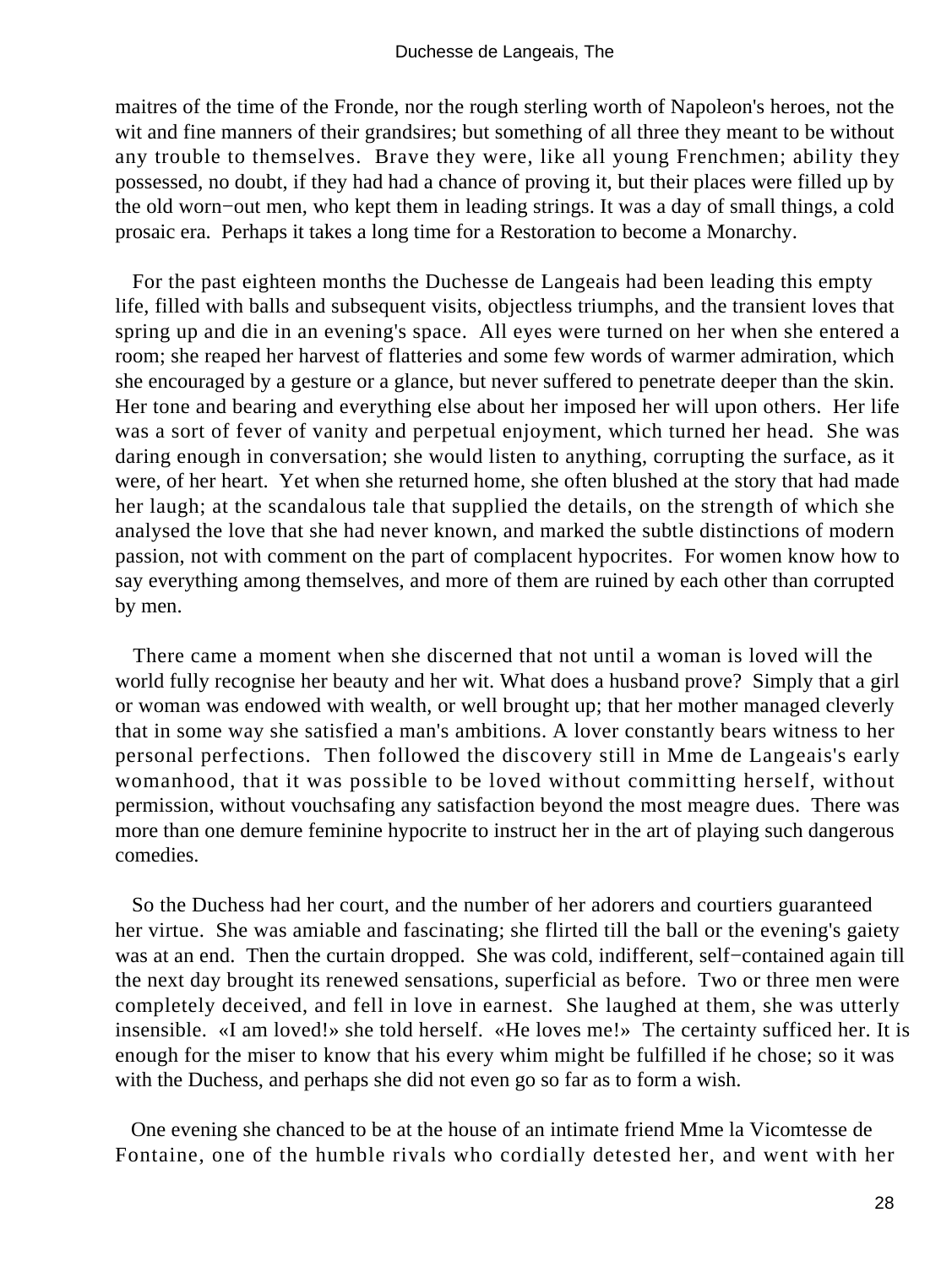maitres of the time of the Fronde, nor the rough sterling worth of Napoleon's heroes, not the wit and fine manners of their grandsires; but something of all three they meant to be without any trouble to themselves. Brave they were, like all young Frenchmen; ability they possessed, no doubt, if they had had a chance of proving it, but their places were filled up by the old worn−out men, who kept them in leading strings. It was a day of small things, a cold prosaic era. Perhaps it takes a long time for a Restoration to become a Monarchy.

For the past eighteen months the Duchesse de Langeais had been leading this empty life, filled with balls and subsequent visits, objectless triumphs, and the transient loves that spring up and die in an evening's space. All eyes were turned on her when she entered a room; she reaped her harvest of flatteries and some few words of warmer admiration, which she encouraged by a gesture or a glance, but never suffered to penetrate deeper than the skin. Her tone and bearing and everything else about her imposed her will upon others. Her life was a sort of fever of vanity and perpetual enjoyment, which turned her head. She was daring enough in conversation; she would listen to anything, corrupting the surface, as it were, of her heart. Yet when she returned home, she often blushed at the story that had made her laugh; at the scandalous tale that supplied the details, on the strength of which she analysed the love that she had never known, and marked the subtle distinctions of modern passion, not with comment on the part of complacent hypocrites. For women know how to say everything among themselves, and more of them are ruined by each other than corrupted by men.

There came a moment when she discerned that not until a woman is loved will the world fully recognise her beauty and her wit. What does a husband prove? Simply that a girl or woman was endowed with wealth, or well brought up; that her mother managed cleverly that in some way she satisfied a man's ambitions. A lover constantly bears witness to her personal perfections. Then followed the discovery still in Mme de Langeais's early womanhood, that it was possible to be loved without committing herself, without permission, without vouchsafing any satisfaction beyond the most meagre dues. There was more than one demure feminine hypocrite to instruct her in the art of playing such dangerous comedies.

So the Duchess had her court, and the number of her adorers and courtiers guaranteed her virtue. She was amiable and fascinating; she flirted till the ball or the evening's gaiety was at an end. Then the curtain dropped. She was cold, indifferent, self−contained again till the next day brought its renewed sensations, superficial as before. Two or three men were completely deceived, and fell in love in earnest. She laughed at them, she was utterly insensible. «I am loved!» she told herself. «He loves me!» The certainty sufficed her. It is enough for the miser to know that his every whim might be fulfilled if he chose; so it was with the Duchess, and perhaps she did not even go so far as to form a wish.

One evening she chanced to be at the house of an intimate friend Mme la Vicomtesse de Fontaine, one of the humble rivals who cordially detested her, and went with her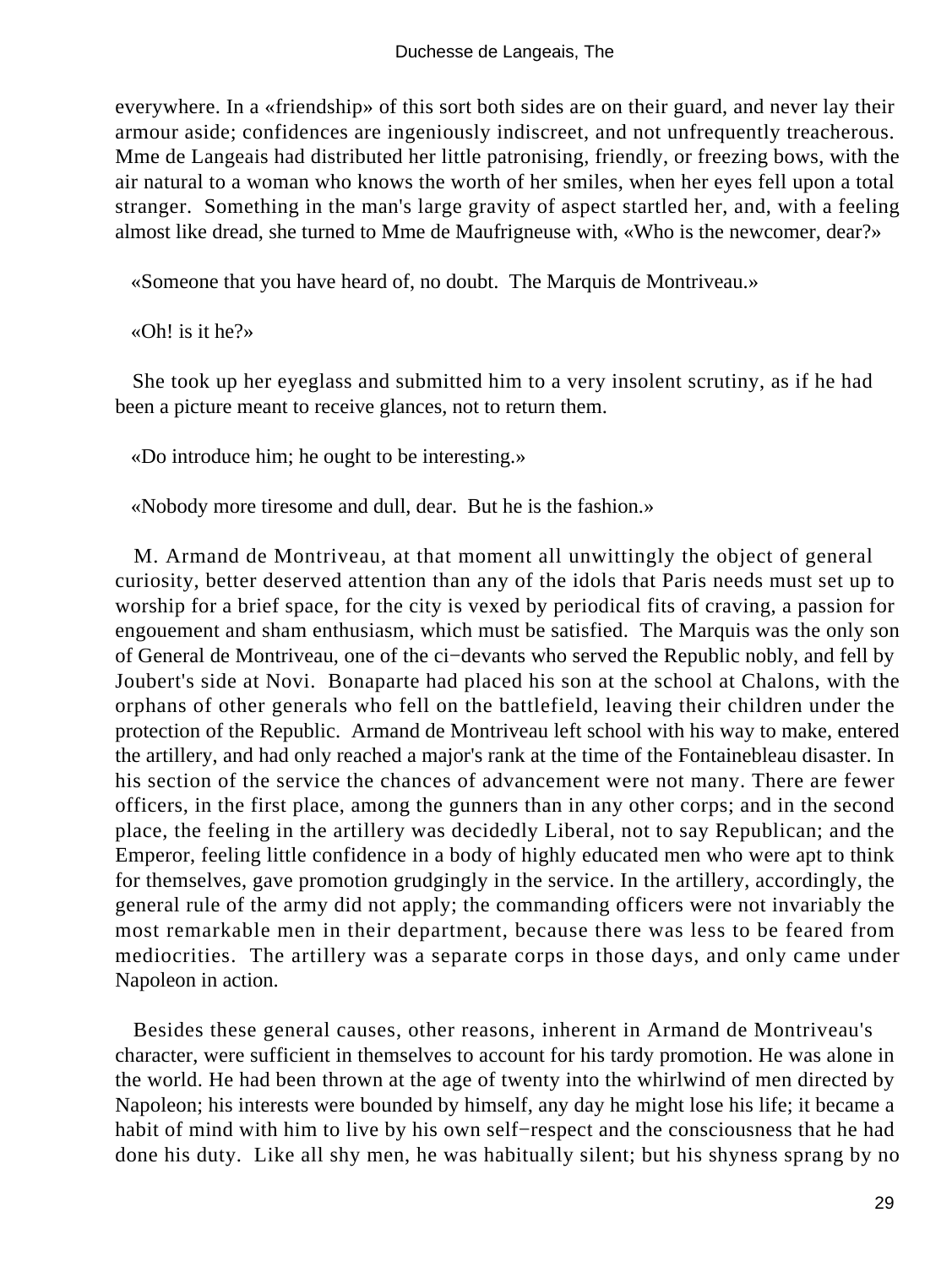everywhere. In a «friendship» of this sort both sides are on their guard, and never lay their armour aside; confidences are ingeniously indiscreet, and not unfrequently treacherous. Mme de Langeais had distributed her little patronising, friendly, or freezing bows, with the air natural to a woman who knows the worth of her smiles, when her eyes fell upon a total stranger. Something in the man's large gravity of aspect startled her, and, with a feeling almost like dread, she turned to Mme de Maufrigneuse with, «Who is the newcomer, dear?»

«Someone that you have heard of, no doubt. The Marquis de Montriveau.»

«Oh! is it he?»

She took up her eyeglass and submitted him to a very insolent scrutiny, as if he had been a picture meant to receive glances, not to return them.

«Do introduce him; he ought to be interesting.»

«Nobody more tiresome and dull, dear. But he is the fashion.»

M. Armand de Montriveau, at that moment all unwittingly the object of general curiosity, better deserved attention than any of the idols that Paris needs must set up to worship for a brief space, for the city is vexed by periodical fits of craving, a passion for engouement and sham enthusiasm, which must be satisfied. The Marquis was the only son of General de Montriveau, one of the ci−devants who served the Republic nobly, and fell by Joubert's side at Novi. Bonaparte had placed his son at the school at Chalons, with the orphans of other generals who fell on the battlefield, leaving their children under the protection of the Republic. Armand de Montriveau left school with his way to make, entered the artillery, and had only reached a major's rank at the time of the Fontainebleau disaster. In his section of the service the chances of advancement were not many. There are fewer officers, in the first place, among the gunners than in any other corps; and in the second place, the feeling in the artillery was decidedly Liberal, not to say Republican; and the Emperor, feeling little confidence in a body of highly educated men who were apt to think for themselves, gave promotion grudgingly in the service. In the artillery, accordingly, the general rule of the army did not apply; the commanding officers were not invariably the most remarkable men in their department, because there was less to be feared from mediocrities. The artillery was a separate corps in those days, and only came under Napoleon in action.

Besides these general causes, other reasons, inherent in Armand de Montriveau's character, were sufficient in themselves to account for his tardy promotion. He was alone in the world. He had been thrown at the age of twenty into the whirlwind of men directed by Napoleon; his interests were bounded by himself, any day he might lose his life; it became a habit of mind with him to live by his own self−respect and the consciousness that he had done his duty. Like all shy men, he was habitually silent; but his shyness sprang by no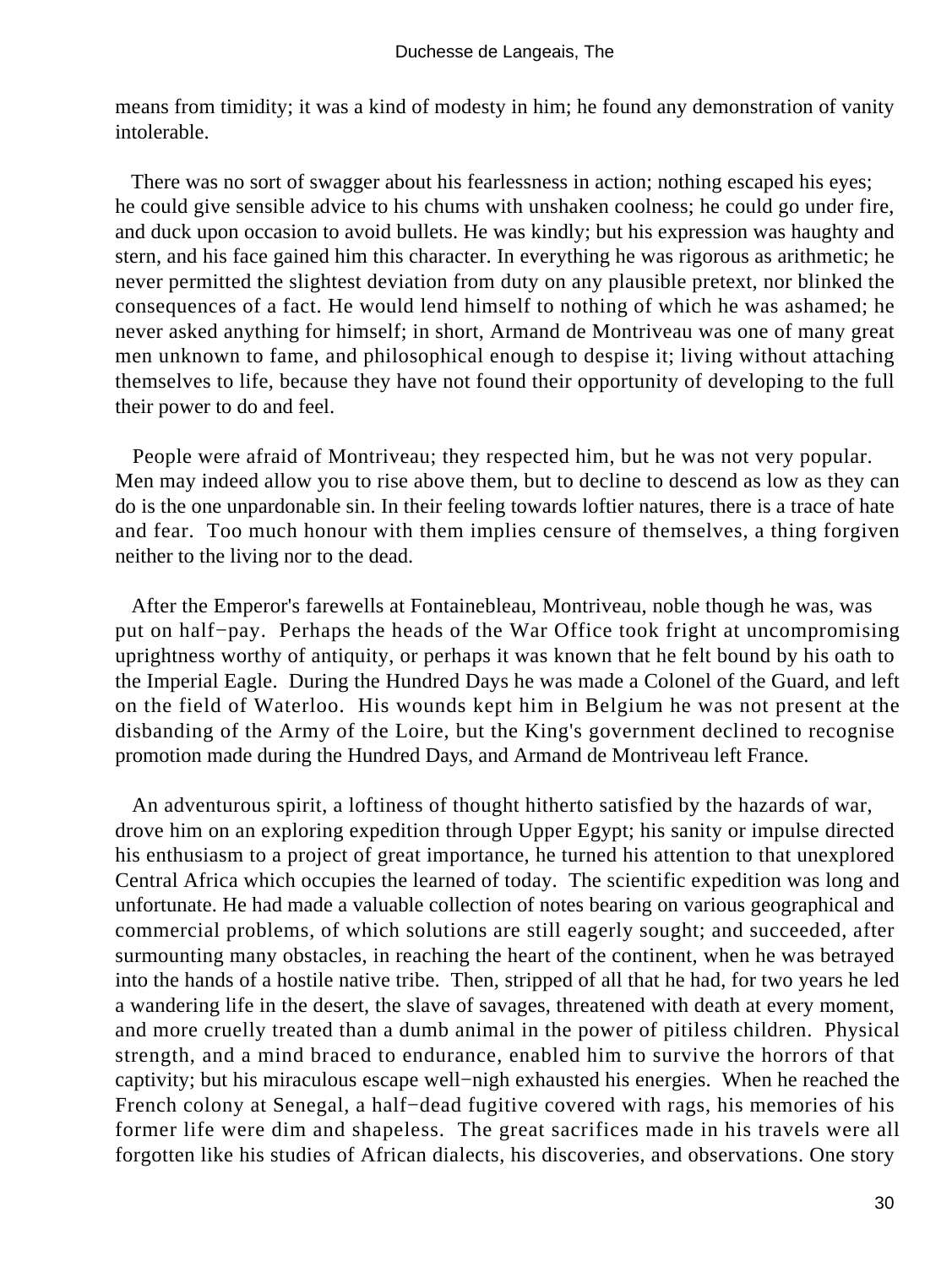means from timidity; it was a kind of modesty in him; he found any demonstration of vanity intolerable.

There was no sort of swagger about his fearlessness in action; nothing escaped his eyes; he could give sensible advice to his chums with unshaken coolness; he could go under fire, and duck upon occasion to avoid bullets. He was kindly; but his expression was haughty and stern, and his face gained him this character. In everything he was rigorous as arithmetic; he never permitted the slightest deviation from duty on any plausible pretext, nor blinked the consequences of a fact. He would lend himself to nothing of which he was ashamed; he never asked anything for himself; in short, Armand de Montriveau was one of many great men unknown to fame, and philosophical enough to despise it; living without attaching themselves to life, because they have not found their opportunity of developing to the full their power to do and feel.

People were afraid of Montriveau; they respected him, but he was not very popular. Men may indeed allow you to rise above them, but to decline to descend as low as they can do is the one unpardonable sin. In their feeling towards loftier natures, there is a trace of hate and fear. Too much honour with them implies censure of themselves, a thing forgiven neither to the living nor to the dead.

After the Emperor's farewells at Fontainebleau, Montriveau, noble though he was, was put on half−pay. Perhaps the heads of the War Office took fright at uncompromising uprightness worthy of antiquity, or perhaps it was known that he felt bound by his oath to the Imperial Eagle. During the Hundred Days he was made a Colonel of the Guard, and left on the field of Waterloo. His wounds kept him in Belgium he was not present at the disbanding of the Army of the Loire, but the King's government declined to recognise promotion made during the Hundred Days, and Armand de Montriveau left France.

An adventurous spirit, a loftiness of thought hitherto satisfied by the hazards of war, drove him on an exploring expedition through Upper Egypt; his sanity or impulse directed his enthusiasm to a project of great importance, he turned his attention to that unexplored Central Africa which occupies the learned of today. The scientific expedition was long and unfortunate. He had made a valuable collection of notes bearing on various geographical and commercial problems, of which solutions are still eagerly sought; and succeeded, after surmounting many obstacles, in reaching the heart of the continent, when he was betrayed into the hands of a hostile native tribe. Then, stripped of all that he had, for two years he led a wandering life in the desert, the slave of savages, threatened with death at every moment, and more cruelly treated than a dumb animal in the power of pitiless children. Physical strength, and a mind braced to endurance, enabled him to survive the horrors of that captivity; but his miraculous escape well−nigh exhausted his energies. When he reached the French colony at Senegal, a half−dead fugitive covered with rags, his memories of his former life were dim and shapeless. The great sacrifices made in his travels were all forgotten like his studies of African dialects, his discoveries, and observations. One story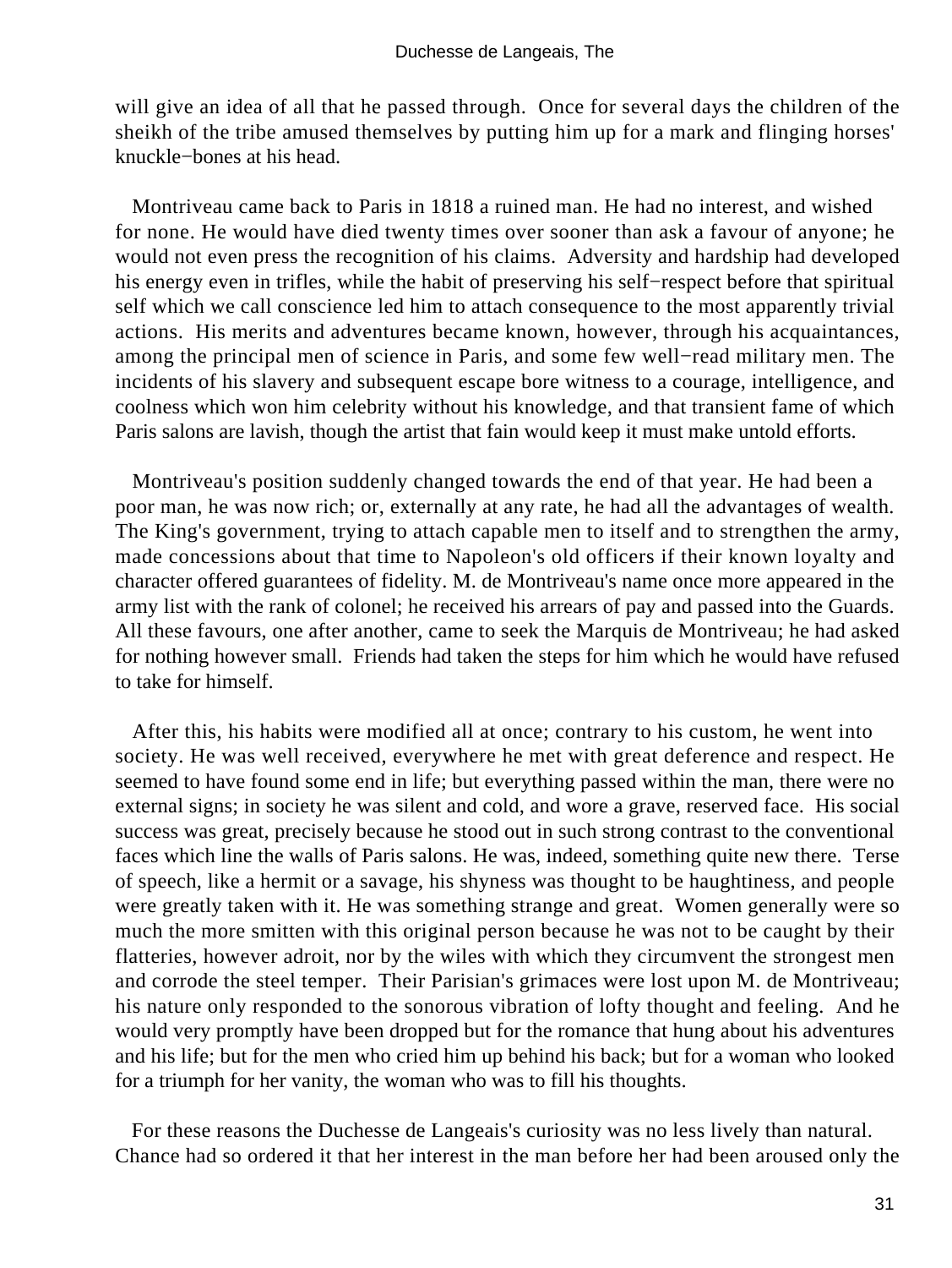will give an idea of all that he passed through. Once for several days the children of the sheikh of the tribe amused themselves by putting him up for a mark and flinging horses' knuckle−bones at his head.

Montriveau came back to Paris in 1818 a ruined man. He had no interest, and wished for none. He would have died twenty times over sooner than ask a favour of anyone; he would not even press the recognition of his claims. Adversity and hardship had developed his energy even in trifles, while the habit of preserving his self−respect before that spiritual self which we call conscience led him to attach consequence to the most apparently trivial actions. His merits and adventures became known, however, through his acquaintances, among the principal men of science in Paris, and some few well−read military men. The incidents of his slavery and subsequent escape bore witness to a courage, intelligence, and coolness which won him celebrity without his knowledge, and that transient fame of which Paris salons are lavish, though the artist that fain would keep it must make untold efforts.

Montriveau's position suddenly changed towards the end of that year. He had been a poor man, he was now rich; or, externally at any rate, he had all the advantages of wealth. The King's government, trying to attach capable men to itself and to strengthen the army, made concessions about that time to Napoleon's old officers if their known loyalty and character offered guarantees of fidelity. M. de Montriveau's name once more appeared in the army list with the rank of colonel; he received his arrears of pay and passed into the Guards. All these favours, one after another, came to seek the Marquis de Montriveau; he had asked for nothing however small. Friends had taken the steps for him which he would have refused to take for himself.

After this, his habits were modified all at once; contrary to his custom, he went into society. He was well received, everywhere he met with great deference and respect. He seemed to have found some end in life; but everything passed within the man, there were no external signs; in society he was silent and cold, and wore a grave, reserved face. His social success was great, precisely because he stood out in such strong contrast to the conventional faces which line the walls of Paris salons. He was, indeed, something quite new there. Terse of speech, like a hermit or a savage, his shyness was thought to be haughtiness, and people were greatly taken with it. He was something strange and great. Women generally were so much the more smitten with this original person because he was not to be caught by their flatteries, however adroit, nor by the wiles with which they circumvent the strongest men and corrode the steel temper. Their Parisian's grimaces were lost upon M. de Montriveau; his nature only responded to the sonorous vibration of lofty thought and feeling. And he would very promptly have been dropped but for the romance that hung about his adventures and his life; but for the men who cried him up behind his back; but for a woman who looked for a triumph for her vanity, the woman who was to fill his thoughts.

For these reasons the Duchesse de Langeais's curiosity was no less lively than natural. Chance had so ordered it that her interest in the man before her had been aroused only the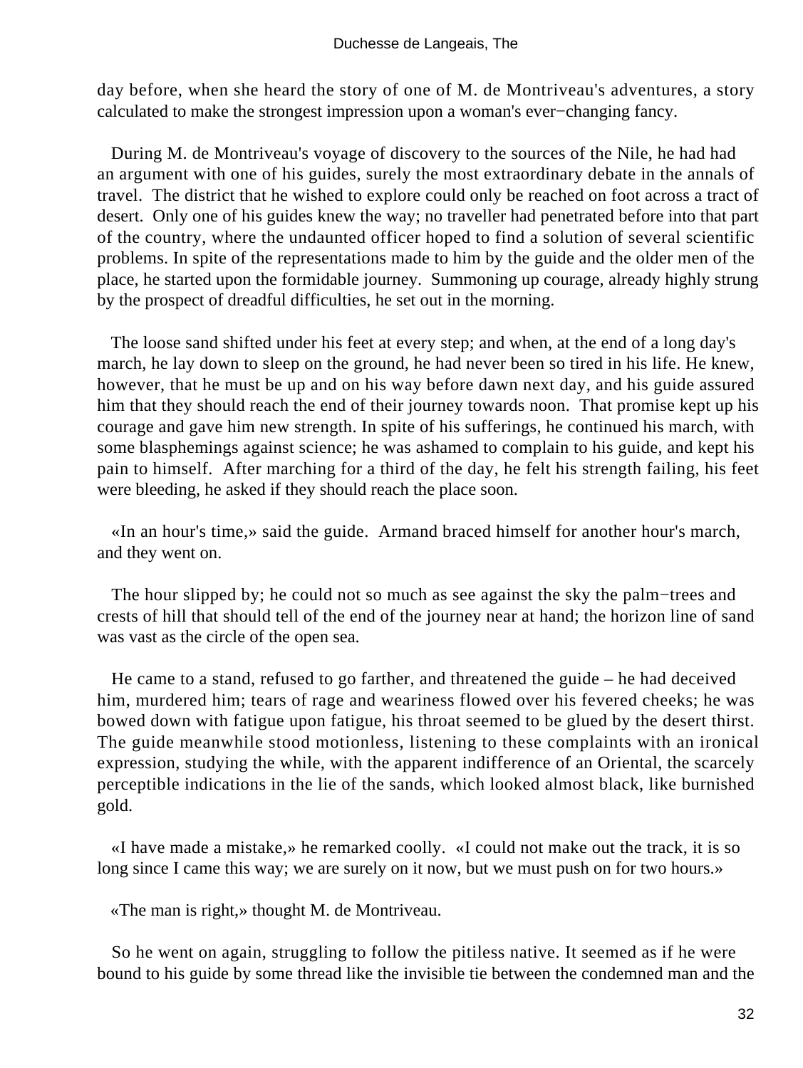day before, when she heard the story of one of M. de Montriveau's adventures, a story calculated to make the strongest impression upon a woman's ever−changing fancy.

During M. de Montriveau's voyage of discovery to the sources of the Nile, he had had an argument with one of his guides, surely the most extraordinary debate in the annals of travel. The district that he wished to explore could only be reached on foot across a tract of desert. Only one of his guides knew the way; no traveller had penetrated before into that part of the country, where the undaunted officer hoped to find a solution of several scientific problems. In spite of the representations made to him by the guide and the older men of the place, he started upon the formidable journey. Summoning up courage, already highly strung by the prospect of dreadful difficulties, he set out in the morning.

The loose sand shifted under his feet at every step; and when, at the end of a long day's march, he lay down to sleep on the ground, he had never been so tired in his life. He knew, however, that he must be up and on his way before dawn next day, and his guide assured him that they should reach the end of their journey towards noon. That promise kept up his courage and gave him new strength. In spite of his sufferings, he continued his march, with some blasphemings against science; he was ashamed to complain to his guide, and kept his pain to himself. After marching for a third of the day, he felt his strength failing, his feet were bleeding, he asked if they should reach the place soon.

«In an hour's time,» said the guide. Armand braced himself for another hour's march, and they went on.

The hour slipped by; he could not so much as see against the sky the palm−trees and crests of hill that should tell of the end of the journey near at hand; the horizon line of sand was vast as the circle of the open sea.

He came to a stand, refused to go farther, and threatened the guide – he had deceived him, murdered him; tears of rage and weariness flowed over his fevered cheeks; he was bowed down with fatigue upon fatigue, his throat seemed to be glued by the desert thirst. The guide meanwhile stood motionless, listening to these complaints with an ironical expression, studying the while, with the apparent indifference of an Oriental, the scarcely perceptible indications in the lie of the sands, which looked almost black, like burnished gold.

«I have made a mistake,» he remarked coolly. «I could not make out the track, it is so long since I came this way; we are surely on it now, but we must push on for two hours.»

«The man is right,» thought M. de Montriveau.

So he went on again, struggling to follow the pitiless native. It seemed as if he were bound to his guide by some thread like the invisible tie between the condemned man and the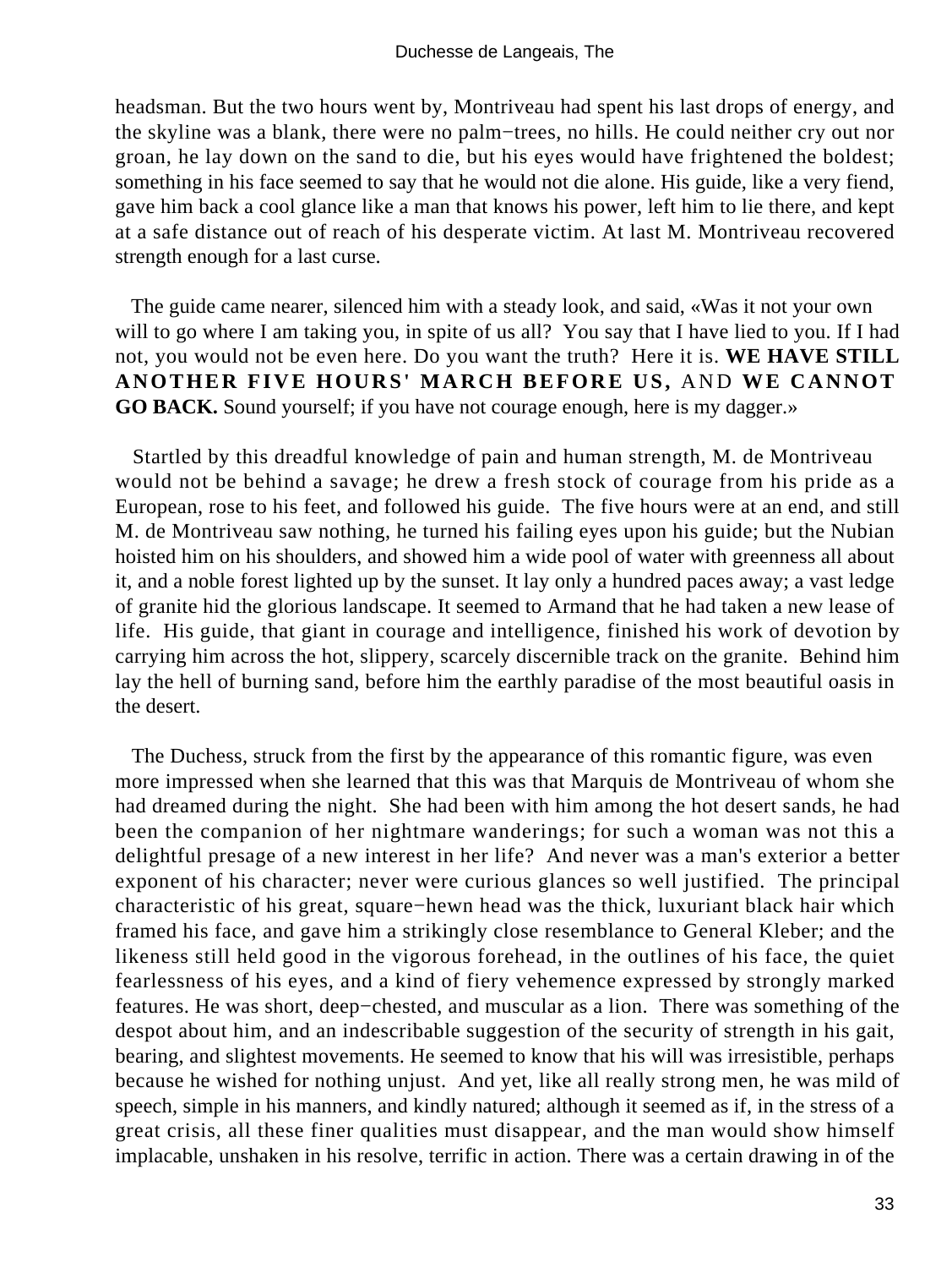headsman. But the two hours went by, Montriveau had spent his last drops of energy, and the skyline was a blank, there were no palm−trees, no hills. He could neither cry out nor groan, he lay down on the sand to die, but his eyes would have frightened the boldest; something in his face seemed to say that he would not die alone. His guide, like a very fiend, gave him back a cool glance like a man that knows his power, left him to lie there, and kept at a safe distance out of reach of his desperate victim. At last M. Montriveau recovered strength enough for a last curse.

The guide came nearer, silenced him with a steady look, and said, «Was it not your own will to go where I am taking you, in spite of us all? You say that I have lied to you. If I had not, you would not be even here. Do you want the truth? Here it is. **WE HAVE STILL ANOTHER FIVE HOURS' MARCH BEFORE US,** AND **WE CANNOT GO BACK.** Sound yourself; if you have not courage enough, here is my dagger.»

Startled by this dreadful knowledge of pain and human strength, M. de Montriveau would not be behind a savage; he drew a fresh stock of courage from his pride as a European, rose to his feet, and followed his guide. The five hours were at an end, and still M. de Montriveau saw nothing, he turned his failing eyes upon his guide; but the Nubian hoisted him on his shoulders, and showed him a wide pool of water with greenness all about it, and a noble forest lighted up by the sunset. It lay only a hundred paces away; a vast ledge of granite hid the glorious landscape. It seemed to Armand that he had taken a new lease of life. His guide, that giant in courage and intelligence, finished his work of devotion by carrying him across the hot, slippery, scarcely discernible track on the granite. Behind him lay the hell of burning sand, before him the earthly paradise of the most beautiful oasis in the desert.

The Duchess, struck from the first by the appearance of this romantic figure, was even more impressed when she learned that this was that Marquis de Montriveau of whom she had dreamed during the night. She had been with him among the hot desert sands, he had been the companion of her nightmare wanderings; for such a woman was not this a delightful presage of a new interest in her life? And never was a man's exterior a better exponent of his character; never were curious glances so well justified. The principal characteristic of his great, square−hewn head was the thick, luxuriant black hair which framed his face, and gave him a strikingly close resemblance to General Kleber; and the likeness still held good in the vigorous forehead, in the outlines of his face, the quiet fearlessness of his eyes, and a kind of fiery vehemence expressed by strongly marked features. He was short, deep−chested, and muscular as a lion. There was something of the despot about him, and an indescribable suggestion of the security of strength in his gait, bearing, and slightest movements. He seemed to know that his will was irresistible, perhaps because he wished for nothing unjust. And yet, like all really strong men, he was mild of speech, simple in his manners, and kindly natured; although it seemed as if, in the stress of a great crisis, all these finer qualities must disappear, and the man would show himself implacable, unshaken in his resolve, terrific in action. There was a certain drawing in of the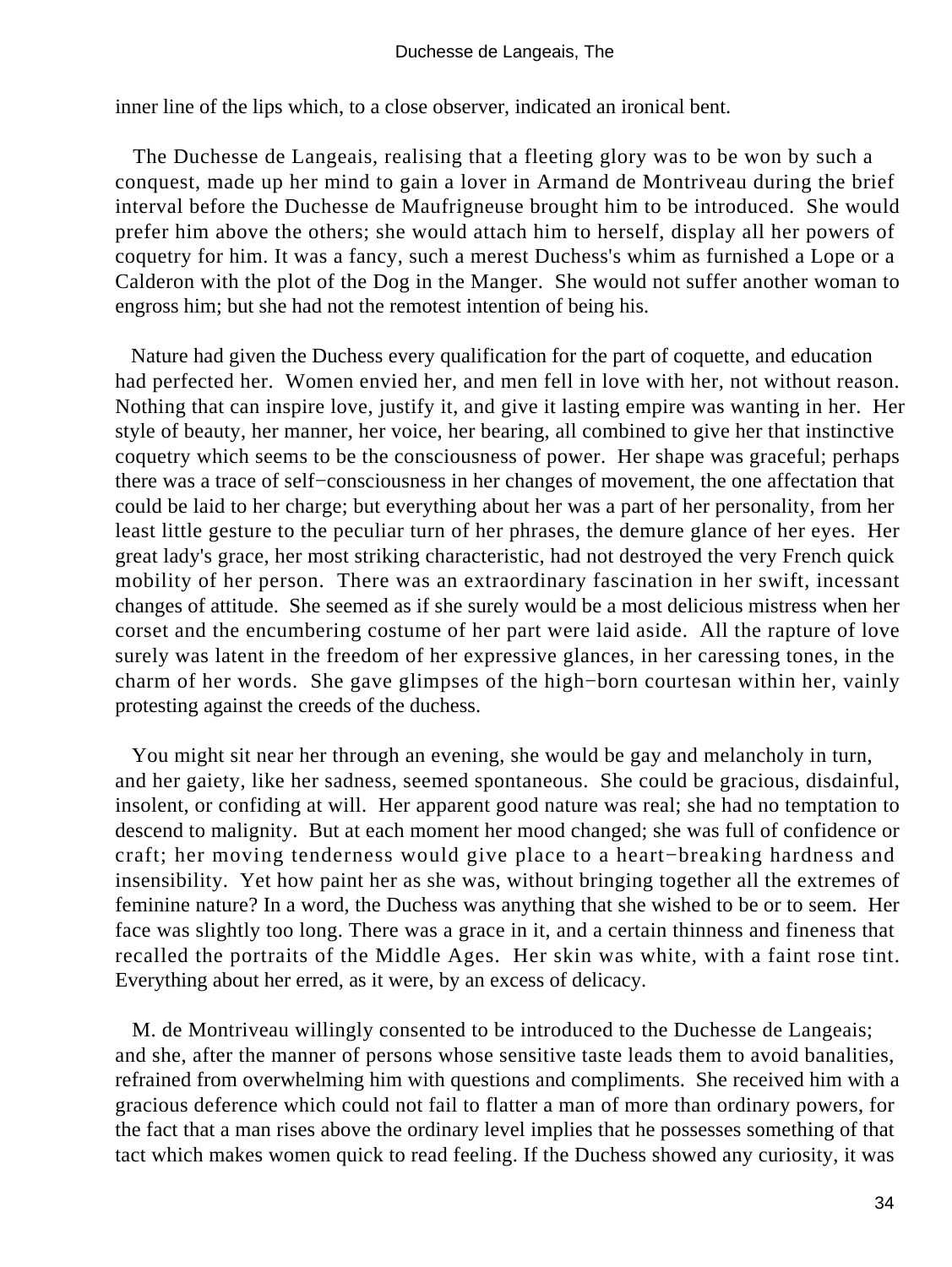inner line of the lips which, to a close observer, indicated an ironical bent.

The Duchesse de Langeais, realising that a fleeting glory was to be won by such a conquest, made up her mind to gain a lover in Armand de Montriveau during the brief interval before the Duchesse de Maufrigneuse brought him to be introduced. She would prefer him above the others; she would attach him to herself, display all her powers of coquetry for him. It was a fancy, such a merest Duchess's whim as furnished a Lope or a Calderon with the plot of the Dog in the Manger. She would not suffer another woman to engross him; but she had not the remotest intention of being his.

Nature had given the Duchess every qualification for the part of coquette, and education had perfected her. Women envied her, and men fell in love with her, not without reason. Nothing that can inspire love, justify it, and give it lasting empire was wanting in her. Her style of beauty, her manner, her voice, her bearing, all combined to give her that instinctive coquetry which seems to be the consciousness of power. Her shape was graceful; perhaps there was a trace of self−consciousness in her changes of movement, the one affectation that could be laid to her charge; but everything about her was a part of her personality, from her least little gesture to the peculiar turn of her phrases, the demure glance of her eyes. Her great lady's grace, her most striking characteristic, had not destroyed the very French quick mobility of her person. There was an extraordinary fascination in her swift, incessant changes of attitude. She seemed as if she surely would be a most delicious mistress when her corset and the encumbering costume of her part were laid aside. All the rapture of love surely was latent in the freedom of her expressive glances, in her caressing tones, in the charm of her words. She gave glimpses of the high−born courtesan within her, vainly protesting against the creeds of the duchess.

You might sit near her through an evening, she would be gay and melancholy in turn, and her gaiety, like her sadness, seemed spontaneous. She could be gracious, disdainful, insolent, or confiding at will. Her apparent good nature was real; she had no temptation to descend to malignity. But at each moment her mood changed; she was full of confidence or craft; her moving tenderness would give place to a heart−breaking hardness and insensibility. Yet how paint her as she was, without bringing together all the extremes of feminine nature? In a word, the Duchess was anything that she wished to be or to seem. Her face was slightly too long. There was a grace in it, and a certain thinness and fineness that recalled the portraits of the Middle Ages. Her skin was white, with a faint rose tint. Everything about her erred, as it were, by an excess of delicacy.

M. de Montriveau willingly consented to be introduced to the Duchesse de Langeais; and she, after the manner of persons whose sensitive taste leads them to avoid banalities, refrained from overwhelming him with questions and compliments. She received him with a gracious deference which could not fail to flatter a man of more than ordinary powers, for the fact that a man rises above the ordinary level implies that he possesses something of that tact which makes women quick to read feeling. If the Duchess showed any curiosity, it was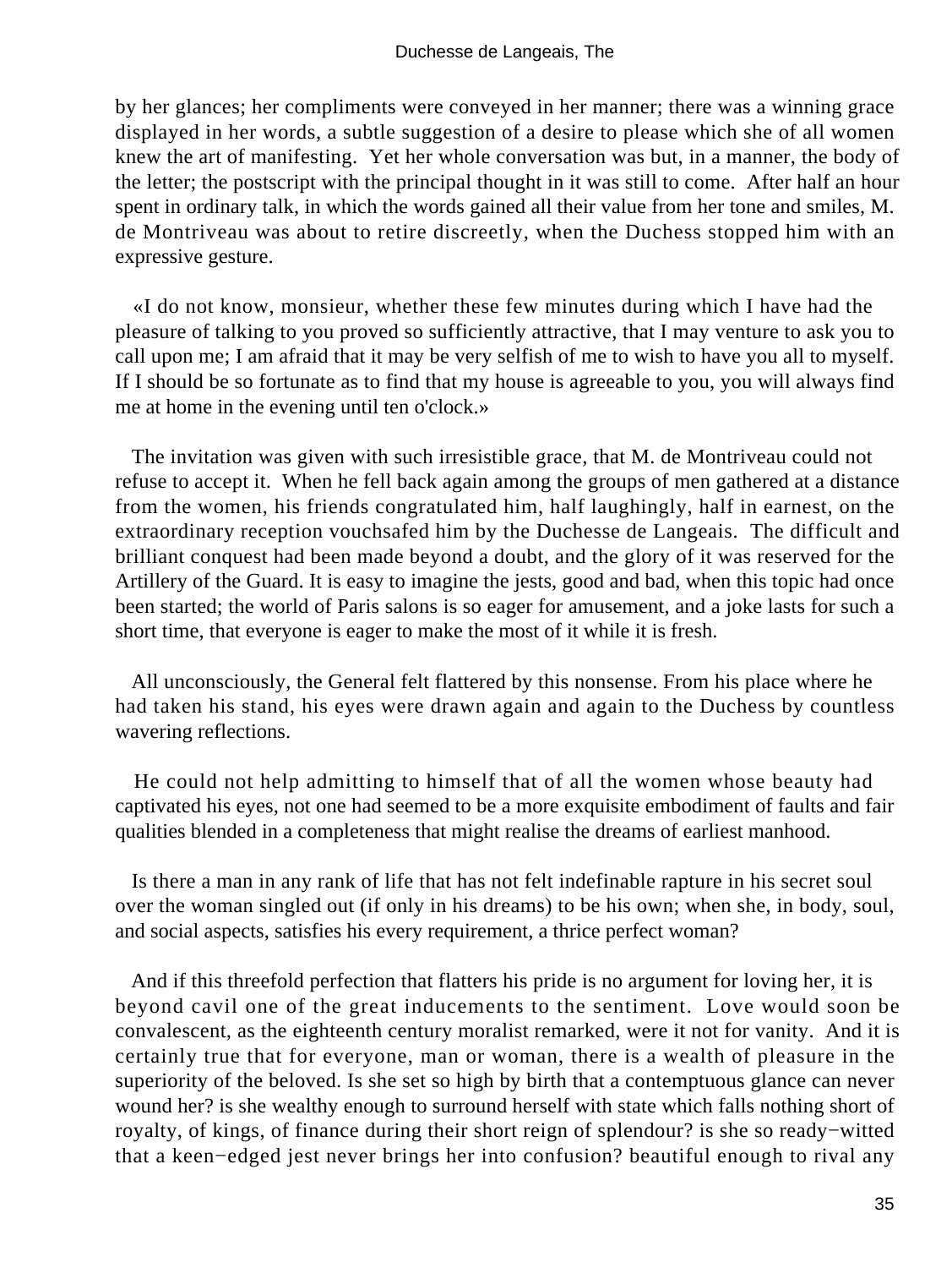by her glances; her compliments were conveyed in her manner; there was a winning grace displayed in her words, a subtle suggestion of a desire to please which she of all women knew the art of manifesting. Yet her whole conversation was but, in a manner, the body of the letter; the postscript with the principal thought in it was still to come. After half an hour spent in ordinary talk, in which the words gained all their value from her tone and smiles, M. de Montriveau was about to retire discreetly, when the Duchess stopped him with an expressive gesture.

«I do not know, monsieur, whether these few minutes during which I have had the pleasure of talking to you proved so sufficiently attractive, that I may venture to ask you to call upon me; I am afraid that it may be very selfish of me to wish to have you all to myself. If I should be so fortunate as to find that my house is agreeable to you, you will always find me at home in the evening until ten o'clock.»

The invitation was given with such irresistible grace, that M. de Montriveau could not refuse to accept it. When he fell back again among the groups of men gathered at a distance from the women, his friends congratulated him, half laughingly, half in earnest, on the extraordinary reception vouchsafed him by the Duchesse de Langeais. The difficult and brilliant conquest had been made beyond a doubt, and the glory of it was reserved for the Artillery of the Guard. It is easy to imagine the jests, good and bad, when this topic had once been started; the world of Paris salons is so eager for amusement, and a joke lasts for such a short time, that everyone is eager to make the most of it while it is fresh.

All unconsciously, the General felt flattered by this nonsense. From his place where he had taken his stand, his eyes were drawn again and again to the Duchess by countless wavering reflections.

He could not help admitting to himself that of all the women whose beauty had captivated his eyes, not one had seemed to be a more exquisite embodiment of faults and fair qualities blended in a completeness that might realise the dreams of earliest manhood.

Is there a man in any rank of life that has not felt indefinable rapture in his secret soul over the woman singled out (if only in his dreams) to be his own; when she, in body, soul, and social aspects, satisfies his every requirement, a thrice perfect woman?

And if this threefold perfection that flatters his pride is no argument for loving her, it is beyond cavil one of the great inducements to the sentiment. Love would soon be convalescent, as the eighteenth century moralist remarked, were it not for vanity. And it is certainly true that for everyone, man or woman, there is a wealth of pleasure in the superiority of the beloved. Is she set so high by birth that a contemptuous glance can never wound her? is she wealthy enough to surround herself with state which falls nothing short of royalty, of kings, of finance during their short reign of splendour? is she so ready−witted that a keen−edged jest never brings her into confusion? beautiful enough to rival any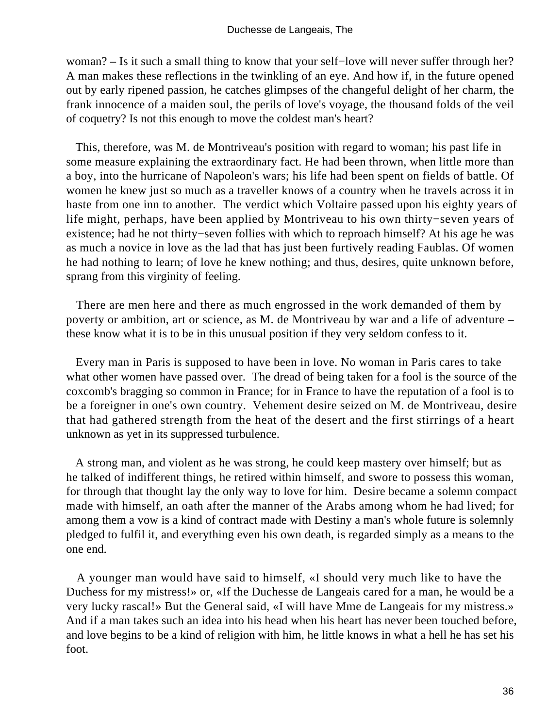woman? – Is it such a small thing to know that your self−love will never suffer through her? A man makes these reflections in the twinkling of an eye. And how if, in the future opened out by early ripened passion, he catches glimpses of the changeful delight of her charm, the frank innocence of a maiden soul, the perils of love's voyage, the thousand folds of the veil of coquetry? Is not this enough to move the coldest man's heart?

This, therefore, was M. de Montriveau's position with regard to woman; his past life in some measure explaining the extraordinary fact. He had been thrown, when little more than a boy, into the hurricane of Napoleon's wars; his life had been spent on fields of battle. Of women he knew just so much as a traveller knows of a country when he travels across it in haste from one inn to another. The verdict which Voltaire passed upon his eighty years of life might, perhaps, have been applied by Montriveau to his own thirty−seven years of existence; had he not thirty−seven follies with which to reproach himself? At his age he was as much a novice in love as the lad that has just been furtively reading Faublas. Of women he had nothing to learn; of love he knew nothing; and thus, desires, quite unknown before, sprang from this virginity of feeling.

There are men here and there as much engrossed in the work demanded of them by poverty or ambition, art or science, as M. de Montriveau by war and a life of adventure – these know what it is to be in this unusual position if they very seldom confess to it.

Every man in Paris is supposed to have been in love. No woman in Paris cares to take what other women have passed over. The dread of being taken for a fool is the source of the coxcomb's bragging so common in France; for in France to have the reputation of a fool is to be a foreigner in one's own country. Vehement desire seized on M. de Montriveau, desire that had gathered strength from the heat of the desert and the first stirrings of a heart unknown as yet in its suppressed turbulence.

A strong man, and violent as he was strong, he could keep mastery over himself; but as he talked of indifferent things, he retired within himself, and swore to possess this woman, for through that thought lay the only way to love for him. Desire became a solemn compact made with himself, an oath after the manner of the Arabs among whom he had lived; for among them a vow is a kind of contract made with Destiny a man's whole future is solemnly pledged to fulfil it, and everything even his own death, is regarded simply as a means to the one end.

A younger man would have said to himself, «I should very much like to have the Duchess for my mistress!» or, «If the Duchesse de Langeais cared for a man, he would be a very lucky rascal!» But the General said, «I will have Mme de Langeais for my mistress.» And if a man takes such an idea into his head when his heart has never been touched before, and love begins to be a kind of religion with him, he little knows in what a hell he has set his foot.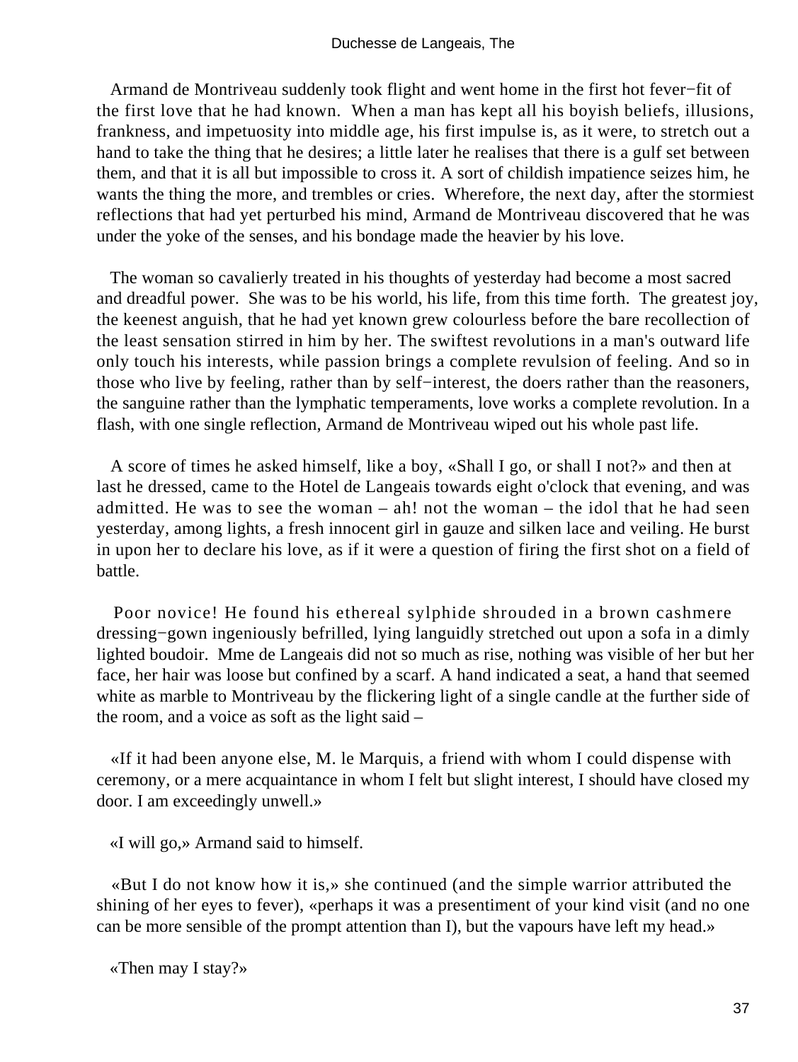Armand de Montriveau suddenly took flight and went home in the first hot fever−fit of the first love that he had known. When a man has kept all his boyish beliefs, illusions, frankness, and impetuosity into middle age, his first impulse is, as it were, to stretch out a hand to take the thing that he desires; a little later he realises that there is a gulf set between them, and that it is all but impossible to cross it. A sort of childish impatience seizes him, he wants the thing the more, and trembles or cries. Wherefore, the next day, after the stormiest reflections that had yet perturbed his mind, Armand de Montriveau discovered that he was under the yoke of the senses, and his bondage made the heavier by his love.

The woman so cavalierly treated in his thoughts of yesterday had become a most sacred and dreadful power. She was to be his world, his life, from this time forth. The greatest joy, the keenest anguish, that he had yet known grew colourless before the bare recollection of the least sensation stirred in him by her. The swiftest revolutions in a man's outward life only touch his interests, while passion brings a complete revulsion of feeling. And so in those who live by feeling, rather than by self−interest, the doers rather than the reasoners, the sanguine rather than the lymphatic temperaments, love works a complete revolution. In a flash, with one single reflection, Armand de Montriveau wiped out his whole past life.

A score of times he asked himself, like a boy, «Shall I go, or shall I not?» and then at last he dressed, came to the Hotel de Langeais towards eight o'clock that evening, and was admitted. He was to see the woman – ah! not the woman – the idol that he had seen yesterday, among lights, a fresh innocent girl in gauze and silken lace and veiling. He burst in upon her to declare his love, as if it were a question of firing the first shot on a field of battle.

Poor novice! He found his ethereal sylphide shrouded in a brown cashmere dressing−gown ingeniously befrilled, lying languidly stretched out upon a sofa in a dimly lighted boudoir. Mme de Langeais did not so much as rise, nothing was visible of her but her face, her hair was loose but confined by a scarf. A hand indicated a seat, a hand that seemed white as marble to Montriveau by the flickering light of a single candle at the further side of the room, and a voice as soft as the light said –

«If it had been anyone else, M. le Marquis, a friend with whom I could dispense with ceremony, or a mere acquaintance in whom I felt but slight interest, I should have closed my door. I am exceedingly unwell.»

«I will go,» Armand said to himself.

«But I do not know how it is,» she continued (and the simple warrior attributed the shining of her eyes to fever), «perhaps it was a presentiment of your kind visit (and no one can be more sensible of the prompt attention than I), but the vapours have left my head.»

«Then may I stay?»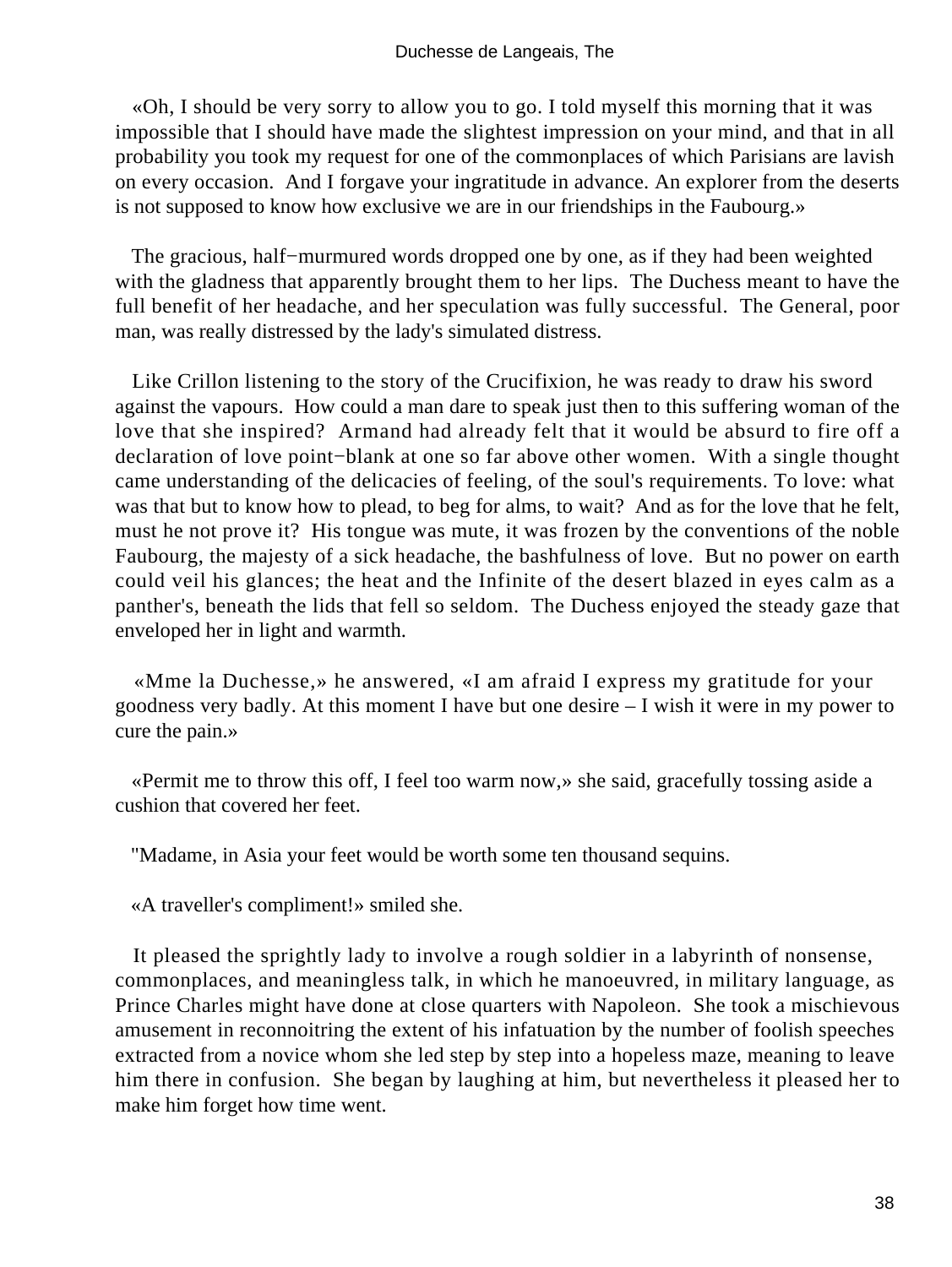«Oh, I should be very sorry to allow you to go. I told myself this morning that it was impossible that I should have made the slightest impression on your mind, and that in all probability you took my request for one of the commonplaces of which Parisians are lavish on every occasion. And I forgave your ingratitude in advance. An explorer from the deserts is not supposed to know how exclusive we are in our friendships in the Faubourg.»

The gracious, half−murmured words dropped one by one, as if they had been weighted with the gladness that apparently brought them to her lips. The Duchess meant to have the full benefit of her headache, and her speculation was fully successful. The General, poor man, was really distressed by the lady's simulated distress.

Like Crillon listening to the story of the Crucifixion, he was ready to draw his sword against the vapours. How could a man dare to speak just then to this suffering woman of the love that she inspired? Armand had already felt that it would be absurd to fire off a declaration of love point−blank at one so far above other women. With a single thought came understanding of the delicacies of feeling, of the soul's requirements. To love: what was that but to know how to plead, to beg for alms, to wait? And as for the love that he felt, must he not prove it? His tongue was mute, it was frozen by the conventions of the noble Faubourg, the majesty of a sick headache, the bashfulness of love. But no power on earth could veil his glances; the heat and the Infinite of the desert blazed in eyes calm as a panther's, beneath the lids that fell so seldom. The Duchess enjoyed the steady gaze that enveloped her in light and warmth.

«Mme la Duchesse,» he answered, «I am afraid I express my gratitude for your goodness very badly. At this moment I have but one desire – I wish it were in my power to cure the pain.»

«Permit me to throw this off, I feel too warm now,» she said, gracefully tossing aside a cushion that covered her feet.

"Madame, in Asia your feet would be worth some ten thousand sequins.

«A traveller's compliment!» smiled she.

It pleased the sprightly lady to involve a rough soldier in a labyrinth of nonsense, commonplaces, and meaningless talk, in which he manoeuvred, in military language, as Prince Charles might have done at close quarters with Napoleon. She took a mischievous amusement in reconnoitring the extent of his infatuation by the number of foolish speeches extracted from a novice whom she led step by step into a hopeless maze, meaning to leave him there in confusion. She began by laughing at him, but nevertheless it pleased her to make him forget how time went.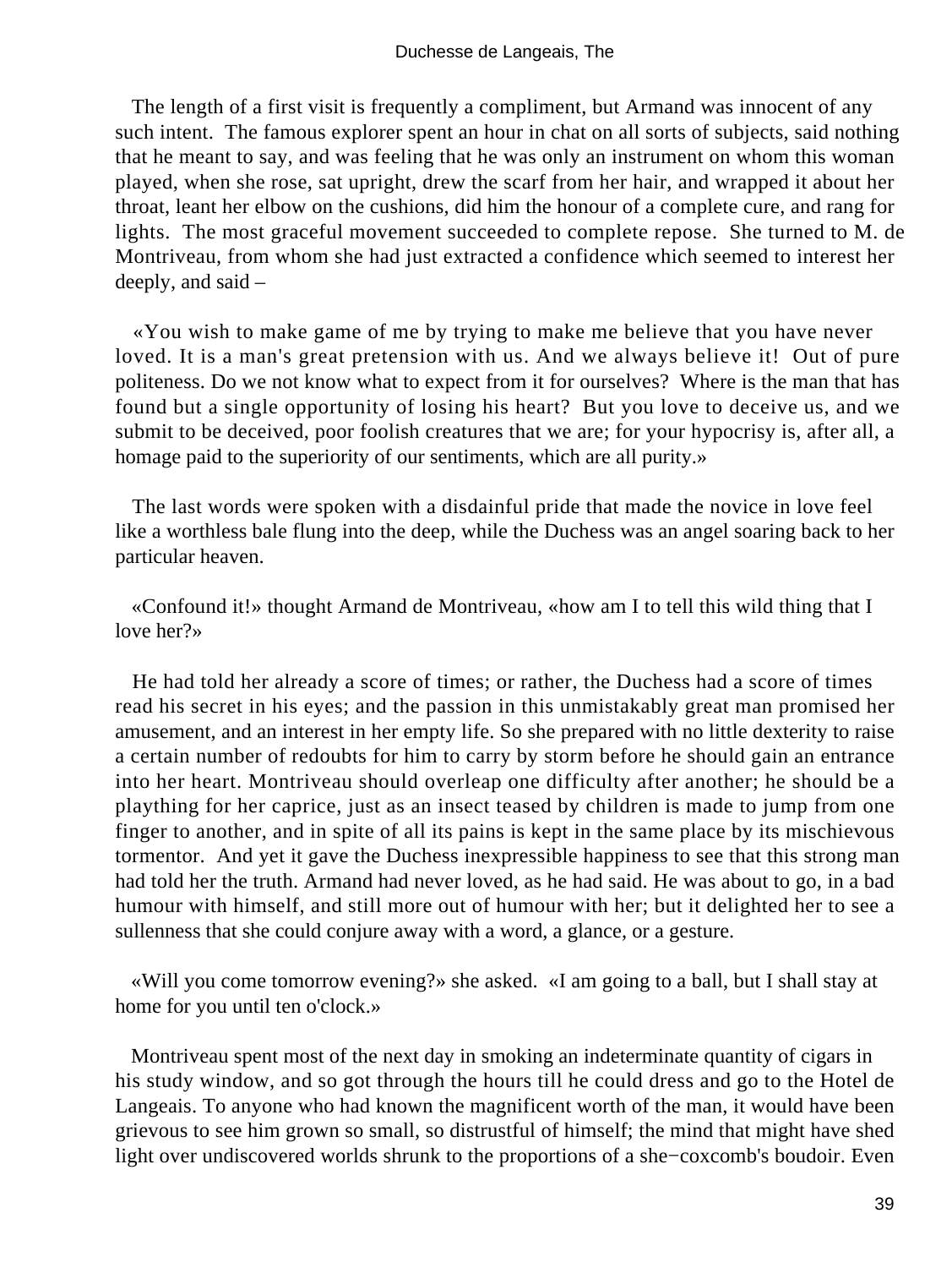The length of a first visit is frequently a compliment, but Armand was innocent of any such intent. The famous explorer spent an hour in chat on all sorts of subjects, said nothing that he meant to say, and was feeling that he was only an instrument on whom this woman played, when she rose, sat upright, drew the scarf from her hair, and wrapped it about her throat, leant her elbow on the cushions, did him the honour of a complete cure, and rang for lights. The most graceful movement succeeded to complete repose. She turned to M. de Montriveau, from whom she had just extracted a confidence which seemed to interest her deeply, and said –

«You wish to make game of me by trying to make me believe that you have never loved. It is a man's great pretension with us. And we always believe it! Out of pure politeness. Do we not know what to expect from it for ourselves? Where is the man that has found but a single opportunity of losing his heart? But you love to deceive us, and we submit to be deceived, poor foolish creatures that we are; for your hypocrisy is, after all, a homage paid to the superiority of our sentiments, which are all purity.»

The last words were spoken with a disdainful pride that made the novice in love feel like a worthless bale flung into the deep, while the Duchess was an angel soaring back to her particular heaven.

«Confound it!» thought Armand de Montriveau, «how am I to tell this wild thing that I love her?»

He had told her already a score of times; or rather, the Duchess had a score of times read his secret in his eyes; and the passion in this unmistakably great man promised her amusement, and an interest in her empty life. So she prepared with no little dexterity to raise a certain number of redoubts for him to carry by storm before he should gain an entrance into her heart. Montriveau should overleap one difficulty after another; he should be a plaything for her caprice, just as an insect teased by children is made to jump from one finger to another, and in spite of all its pains is kept in the same place by its mischievous tormentor. And yet it gave the Duchess inexpressible happiness to see that this strong man had told her the truth. Armand had never loved, as he had said. He was about to go, in a bad humour with himself, and still more out of humour with her; but it delighted her to see a sullenness that she could conjure away with a word, a glance, or a gesture.

«Will you come tomorrow evening?» she asked. «I am going to a ball, but I shall stay at home for you until ten o'clock.»

Montriveau spent most of the next day in smoking an indeterminate quantity of cigars in his study window, and so got through the hours till he could dress and go to the Hotel de Langeais. To anyone who had known the magnificent worth of the man, it would have been grievous to see him grown so small, so distrustful of himself; the mind that might have shed light over undiscovered worlds shrunk to the proportions of a she−coxcomb's boudoir. Even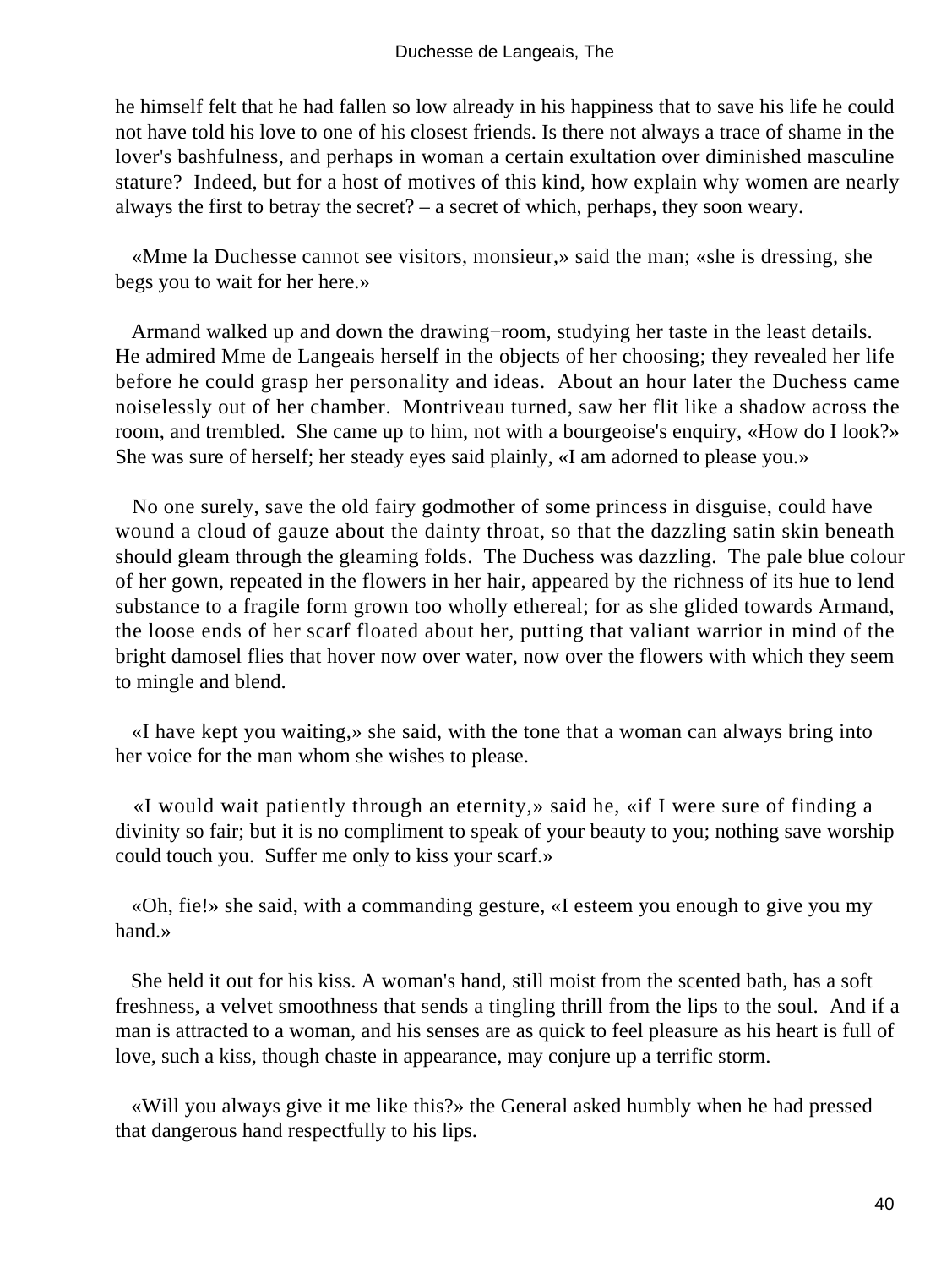he himself felt that he had fallen so low already in his happiness that to save his life he could not have told his love to one of his closest friends. Is there not always a trace of shame in the lover's bashfulness, and perhaps in woman a certain exultation over diminished masculine stature? Indeed, but for a host of motives of this kind, how explain why women are nearly always the first to betray the secret? – a secret of which, perhaps, they soon weary.

«Mme la Duchesse cannot see visitors, monsieur,» said the man; «she is dressing, she begs you to wait for her here.»

Armand walked up and down the drawing−room, studying her taste in the least details. He admired Mme de Langeais herself in the objects of her choosing; they revealed her life before he could grasp her personality and ideas. About an hour later the Duchess came noiselessly out of her chamber. Montriveau turned, saw her flit like a shadow across the room, and trembled. She came up to him, not with a bourgeoise's enquiry, «How do I look?» She was sure of herself; her steady eyes said plainly, «I am adorned to please you.»

No one surely, save the old fairy godmother of some princess in disguise, could have wound a cloud of gauze about the dainty throat, so that the dazzling satin skin beneath should gleam through the gleaming folds. The Duchess was dazzling. The pale blue colour of her gown, repeated in the flowers in her hair, appeared by the richness of its hue to lend substance to a fragile form grown too wholly ethereal; for as she glided towards Armand, the loose ends of her scarf floated about her, putting that valiant warrior in mind of the bright damosel flies that hover now over water, now over the flowers with which they seem to mingle and blend.

«I have kept you waiting,» she said, with the tone that a woman can always bring into her voice for the man whom she wishes to please.

«I would wait patiently through an eternity,» said he, «if I were sure of finding a divinity so fair; but it is no compliment to speak of your beauty to you; nothing save worship could touch you. Suffer me only to kiss your scarf.»

«Oh, fie!» she said, with a commanding gesture, «I esteem you enough to give you my hand.»

She held it out for his kiss. A woman's hand, still moist from the scented bath, has a soft freshness, a velvet smoothness that sends a tingling thrill from the lips to the soul. And if a man is attracted to a woman, and his senses are as quick to feel pleasure as his heart is full of love, such a kiss, though chaste in appearance, may conjure up a terrific storm.

«Will you always give it me like this?» the General asked humbly when he had pressed that dangerous hand respectfully to his lips.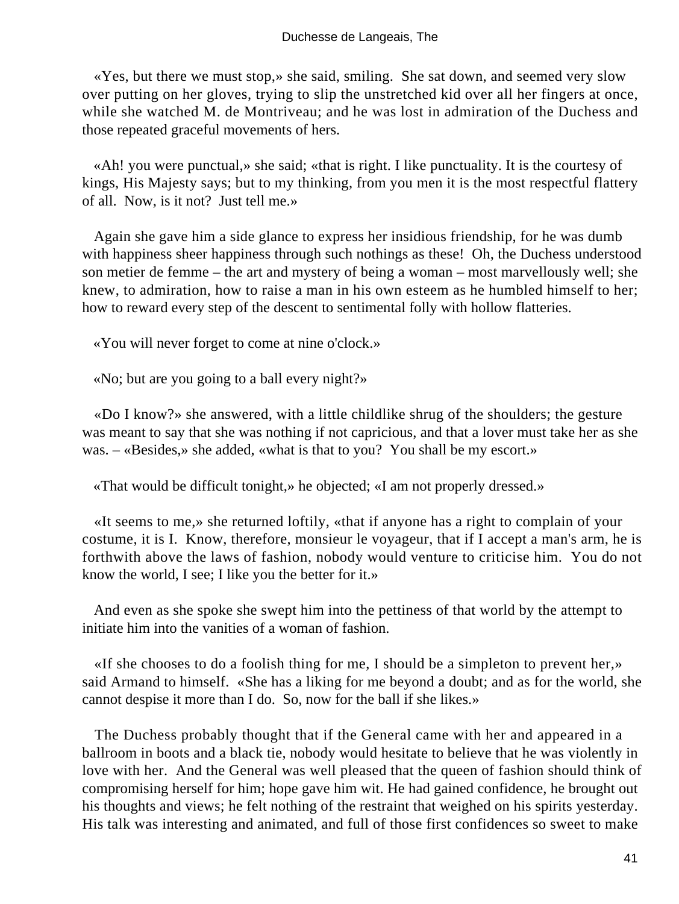«Yes, but there we must stop,» she said, smiling. She sat down, and seemed very slow over putting on her gloves, trying to slip the unstretched kid over all her fingers at once, while she watched M. de Montriveau; and he was lost in admiration of the Duchess and those repeated graceful movements of hers.

«Ah! you were punctual,» she said; «that is right. I like punctuality. It is the courtesy of kings, His Majesty says; but to my thinking, from you men it is the most respectful flattery of all. Now, is it not? Just tell me.»

Again she gave him a side glance to express her insidious friendship, for he was dumb with happiness sheer happiness through such nothings as these! Oh, the Duchess understood son metier de femme – the art and mystery of being a woman – most marvellously well; she knew, to admiration, how to raise a man in his own esteem as he humbled himself to her; how to reward every step of the descent to sentimental folly with hollow flatteries.

«You will never forget to come at nine o'clock.»

«No; but are you going to a ball every night?»

«Do I know?» she answered, with a little childlike shrug of the shoulders; the gesture was meant to say that she was nothing if not capricious, and that a lover must take her as she was. – «Besides,» she added, «what is that to you? You shall be my escort.»

«That would be difficult tonight,» he objected; «I am not properly dressed.»

«It seems to me,» she returned loftily, «that if anyone has a right to complain of your costume, it is I. Know, therefore, monsieur le voyageur, that if I accept a man's arm, he is forthwith above the laws of fashion, nobody would venture to criticise him. You do not know the world, I see; I like you the better for it.»

And even as she spoke she swept him into the pettiness of that world by the attempt to initiate him into the vanities of a woman of fashion.

«If she chooses to do a foolish thing for me, I should be a simpleton to prevent her,» said Armand to himself. «She has a liking for me beyond a doubt; and as for the world, she cannot despise it more than I do. So, now for the ball if she likes.»

The Duchess probably thought that if the General came with her and appeared in a ballroom in boots and a black tie, nobody would hesitate to believe that he was violently in love with her. And the General was well pleased that the queen of fashion should think of compromising herself for him; hope gave him wit. He had gained confidence, he brought out his thoughts and views; he felt nothing of the restraint that weighed on his spirits yesterday. His talk was interesting and animated, and full of those first confidences so sweet to make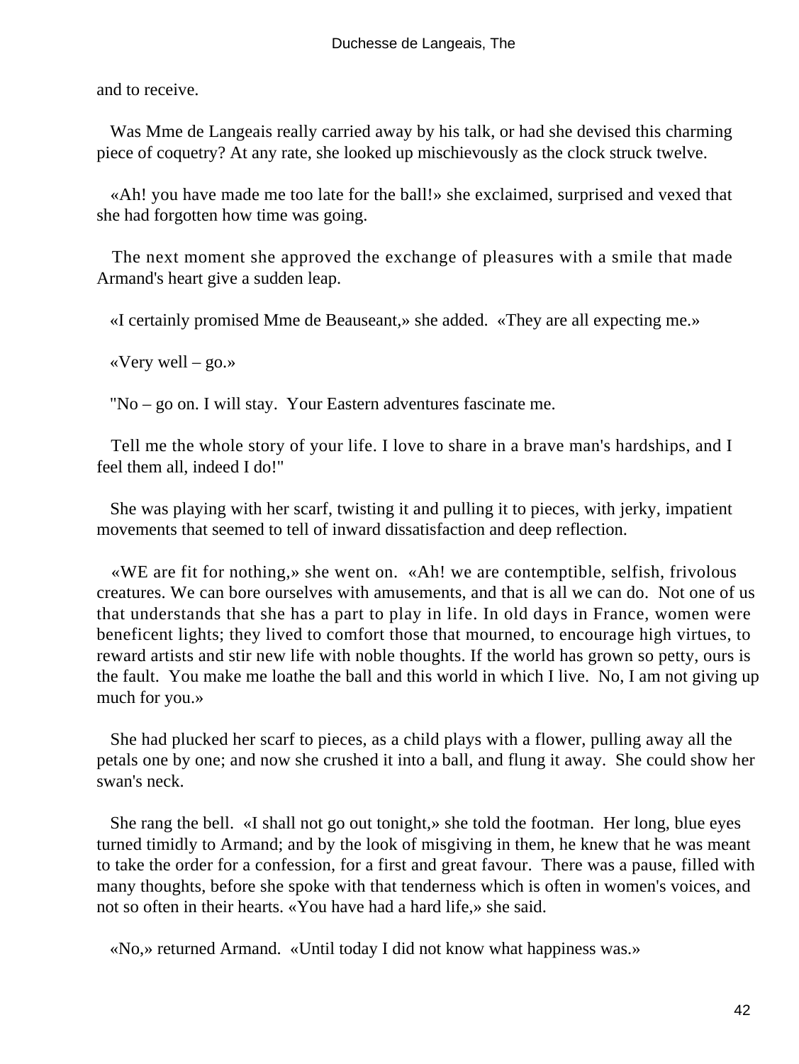and to receive.

Was Mme de Langeais really carried away by his talk, or had she devised this charming piece of coquetry? At any rate, she looked up mischievously as the clock struck twelve.

«Ah! you have made me too late for the ball!» she exclaimed, surprised and vexed that she had forgotten how time was going.

The next moment she approved the exchange of pleasures with a smile that made Armand's heart give a sudden leap.

«I certainly promised Mme de Beauseant,» she added. «They are all expecting me.»

«Very well – go.»

"No – go on. I will stay. Your Eastern adventures fascinate me.

Tell me the whole story of your life. I love to share in a brave man's hardships, and I feel them all, indeed I do!"

She was playing with her scarf, twisting it and pulling it to pieces, with jerky, impatient movements that seemed to tell of inward dissatisfaction and deep reflection.

«WE are fit for nothing,» she went on. «Ah! we are contemptible, selfish, frivolous creatures. We can bore ourselves with amusements, and that is all we can do. Not one of us that understands that she has a part to play in life. In old days in France, women were beneficent lights; they lived to comfort those that mourned, to encourage high virtues, to reward artists and stir new life with noble thoughts. If the world has grown so petty, ours is the fault. You make me loathe the ball and this world in which I live. No, I am not giving up much for you.»

She had plucked her scarf to pieces, as a child plays with a flower, pulling away all the petals one by one; and now she crushed it into a ball, and flung it away. She could show her swan's neck.

She rang the bell. «I shall not go out tonight,» she told the footman. Her long, blue eyes turned timidly to Armand; and by the look of misgiving in them, he knew that he was meant to take the order for a confession, for a first and great favour. There was a pause, filled with many thoughts, before she spoke with that tenderness which is often in women's voices, and not so often in their hearts. «You have had a hard life,» she said.

«No,» returned Armand. «Until today I did not know what happiness was.»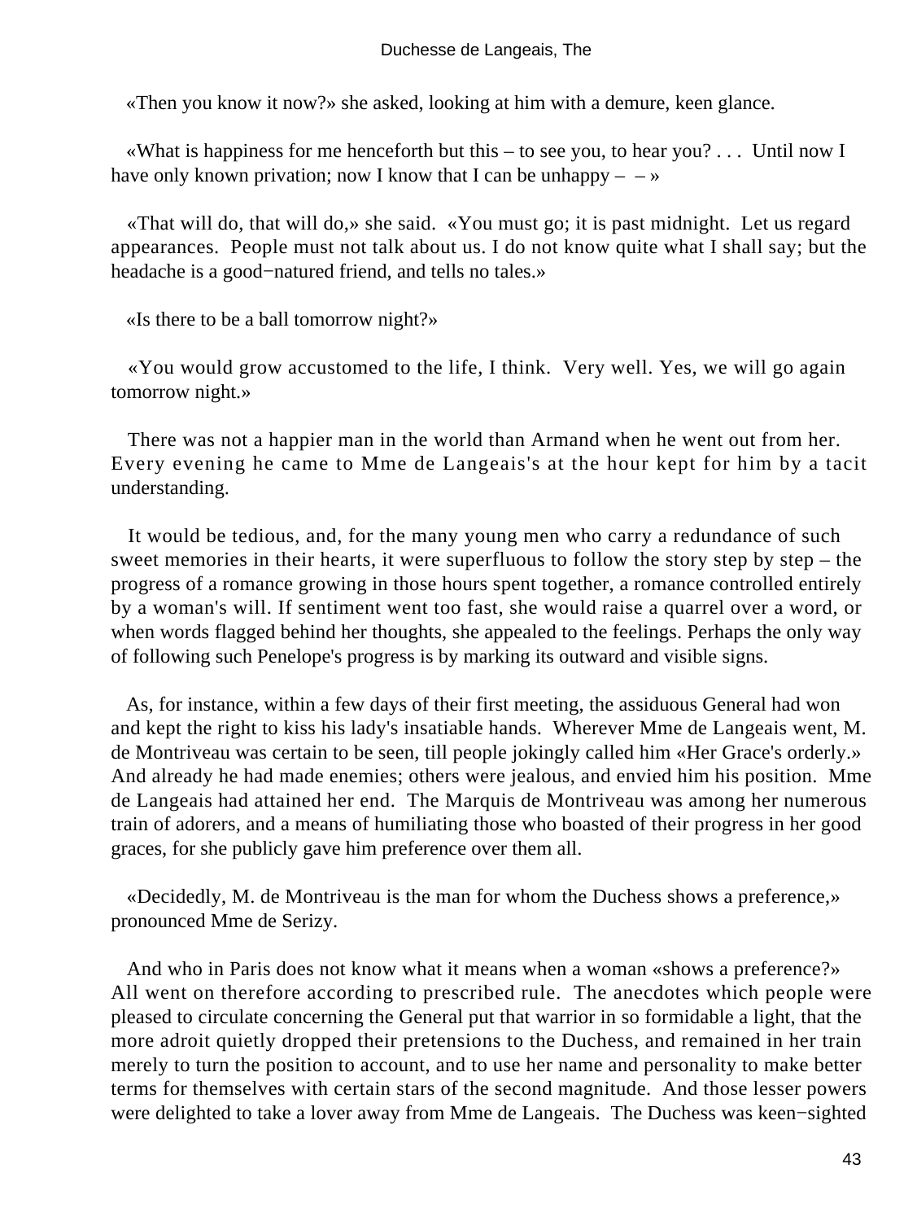«Then you know it now?» she asked, looking at him with a demure, keen glance.

«What is happiness for me henceforth but this – to see you, to hear you? . . . Until now I have only known privation; now I know that I can be unhappy – – »

«That will do, that will do,» she said. «You must go; it is past midnight. Let us regard appearances. People must not talk about us. I do not know quite what I shall say; but the headache is a good−natured friend, and tells no tales.»

«Is there to be a ball tomorrow night?»

«You would grow accustomed to the life, I think. Very well. Yes, we will go again tomorrow night.»

There was not a happier man in the world than Armand when he went out from her. Every evening he came to Mme de Langeais's at the hour kept for him by a tacit understanding.

It would be tedious, and, for the many young men who carry a redundance of such sweet memories in their hearts, it were superfluous to follow the story step by step – the progress of a romance growing in those hours spent together, a romance controlled entirely by a woman's will. If sentiment went too fast, she would raise a quarrel over a word, or when words flagged behind her thoughts, she appealed to the feelings. Perhaps the only way of following such Penelope's progress is by marking its outward and visible signs.

As, for instance, within a few days of their first meeting, the assiduous General had won and kept the right to kiss his lady's insatiable hands. Wherever Mme de Langeais went, M. de Montriveau was certain to be seen, till people jokingly called him «Her Grace's orderly.» And already he had made enemies; others were jealous, and envied him his position. Mme de Langeais had attained her end. The Marquis de Montriveau was among her numerous train of adorers, and a means of humiliating those who boasted of their progress in her good graces, for she publicly gave him preference over them all.

«Decidedly, M. de Montriveau is the man for whom the Duchess shows a preference,» pronounced Mme de Serizy.

And who in Paris does not know what it means when a woman «shows a preference?» All went on therefore according to prescribed rule. The anecdotes which people were pleased to circulate concerning the General put that warrior in so formidable a light, that the more adroit quietly dropped their pretensions to the Duchess, and remained in her train merely to turn the position to account, and to use her name and personality to make better terms for themselves with certain stars of the second magnitude. And those lesser powers were delighted to take a lover away from Mme de Langeais. The Duchess was keen−sighted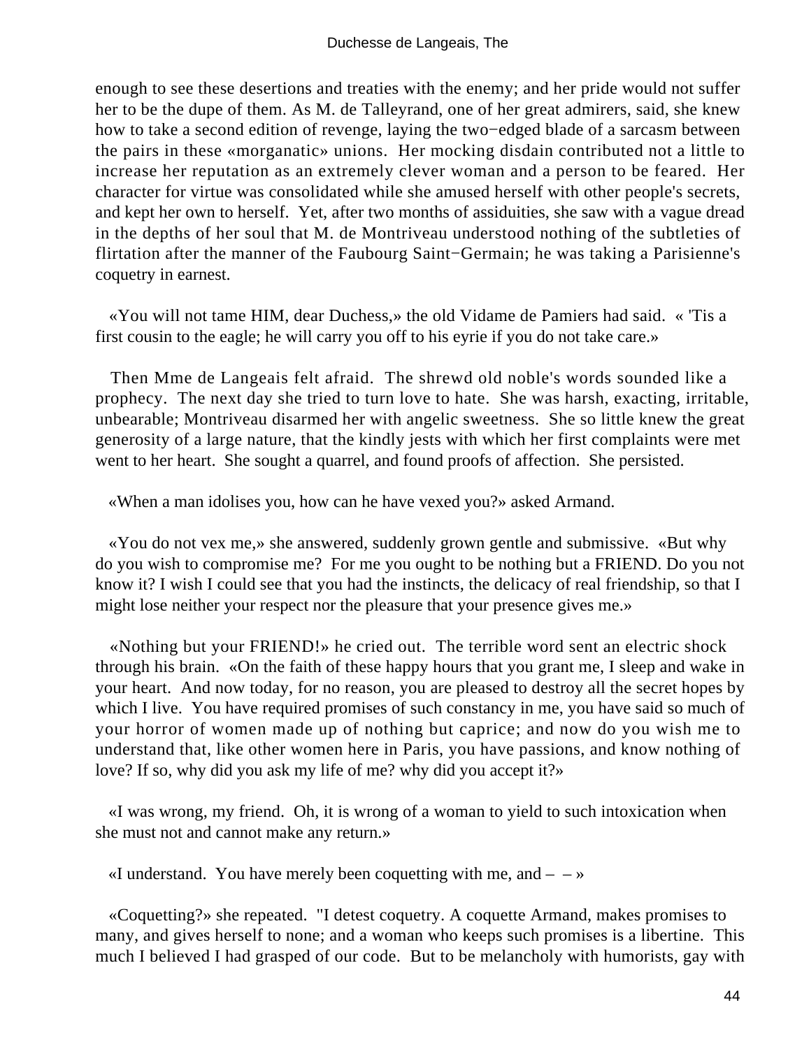enough to see these desertions and treaties with the enemy; and her pride would not suffer her to be the dupe of them. As M. de Talleyrand, one of her great admirers, said, she knew how to take a second edition of revenge, laying the two−edged blade of a sarcasm between the pairs in these «morganatic» unions. Her mocking disdain contributed not a little to increase her reputation as an extremely clever woman and a person to be feared. Her character for virtue was consolidated while she amused herself with other people's secrets, and kept her own to herself. Yet, after two months of assiduities, she saw with a vague dread in the depths of her soul that M. de Montriveau understood nothing of the subtleties of flirtation after the manner of the Faubourg Saint−Germain; he was taking a Parisienne's coquetry in earnest.

«You will not tame HIM, dear Duchess,» the old Vidame de Pamiers had said. « 'Tis a first cousin to the eagle; he will carry you off to his eyrie if you do not take care.»

Then Mme de Langeais felt afraid. The shrewd old noble's words sounded like a prophecy. The next day she tried to turn love to hate. She was harsh, exacting, irritable, unbearable; Montriveau disarmed her with angelic sweetness. She so little knew the great generosity of a large nature, that the kindly jests with which her first complaints were met went to her heart. She sought a quarrel, and found proofs of affection. She persisted.

«When a man idolises you, how can he have vexed you?» asked Armand.

«You do not vex me,» she answered, suddenly grown gentle and submissive. «But why do you wish to compromise me? For me you ought to be nothing but a FRIEND. Do you not know it? I wish I could see that you had the instincts, the delicacy of real friendship, so that I might lose neither your respect nor the pleasure that your presence gives me.»

«Nothing but your FRIEND!» he cried out. The terrible word sent an electric shock through his brain. «On the faith of these happy hours that you grant me, I sleep and wake in your heart. And now today, for no reason, you are pleased to destroy all the secret hopes by which I live. You have required promises of such constancy in me, you have said so much of your horror of women made up of nothing but caprice; and now do you wish me to understand that, like other women here in Paris, you have passions, and know nothing of love? If so, why did you ask my life of me? why did you accept it?»

«I was wrong, my friend. Oh, it is wrong of a woman to yield to such intoxication when she must not and cannot make any return.»

«I understand. You have merely been coquetting with me, and – – »

«Coquetting?» she repeated. "I detest coquetry. A coquette Armand, makes promises to many, and gives herself to none; and a woman who keeps such promises is a libertine. This much I believed I had grasped of our code. But to be melancholy with humorists, gay with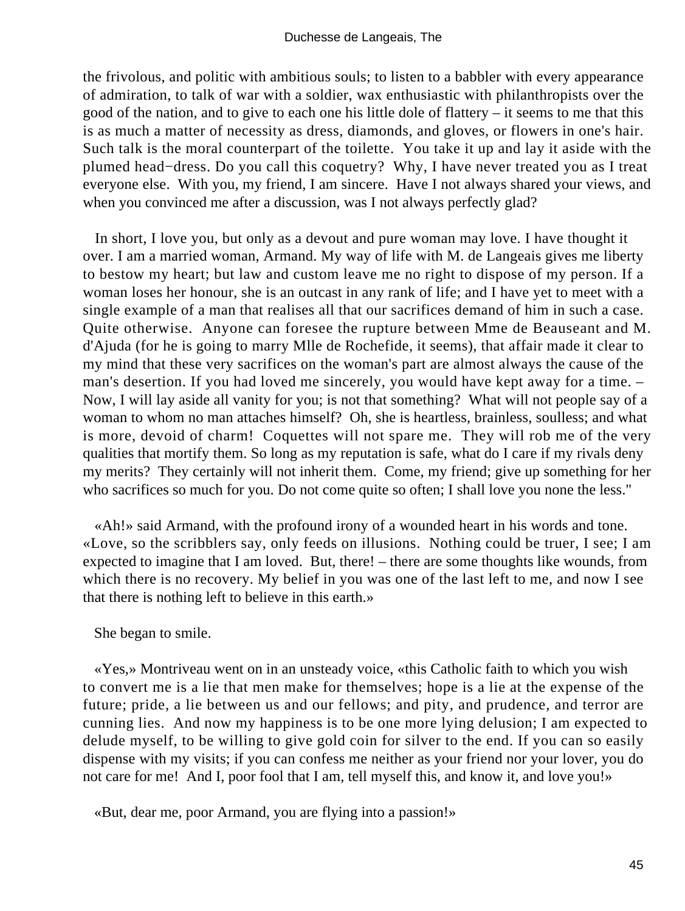the frivolous, and politic with ambitious souls; to listen to a babbler with every appearance of admiration, to talk of war with a soldier, wax enthusiastic with philanthropists over the good of the nation, and to give to each one his little dole of flattery – it seems to me that this is as much a matter of necessity as dress, diamonds, and gloves, or flowers in one's hair. Such talk is the moral counterpart of the toilette. You take it up and lay it aside with the plumed head−dress. Do you call this coquetry? Why, I have never treated you as I treat everyone else. With you, my friend, I am sincere. Have I not always shared your views, and when you convinced me after a discussion, was I not always perfectly glad?

In short, I love you, but only as a devout and pure woman may love. I have thought it over. I am a married woman, Armand. My way of life with M. de Langeais gives me liberty to bestow my heart; but law and custom leave me no right to dispose of my person. If a woman loses her honour, she is an outcast in any rank of life; and I have yet to meet with a single example of a man that realises all that our sacrifices demand of him in such a case. Quite otherwise. Anyone can foresee the rupture between Mme de Beauseant and M. d'Ajuda (for he is going to marry Mlle de Rochefide, it seems), that affair made it clear to my mind that these very sacrifices on the woman's part are almost always the cause of the man's desertion. If you had loved me sincerely, you would have kept away for a time. – Now, I will lay aside all vanity for you; is not that something? What will not people say of a woman to whom no man attaches himself? Oh, she is heartless, brainless, soulless; and what is more, devoid of charm! Coquettes will not spare me. They will rob me of the very qualities that mortify them. So long as my reputation is safe, what do I care if my rivals deny my merits? They certainly will not inherit them. Come, my friend; give up something for her who sacrifices so much for you. Do not come quite so often; I shall love you none the less."

«Ah!» said Armand, with the profound irony of a wounded heart in his words and tone. «Love, so the scribblers say, only feeds on illusions. Nothing could be truer, I see; I am expected to imagine that I am loved. But, there! – there are some thoughts like wounds, from which there is no recovery. My belief in you was one of the last left to me, and now I see that there is nothing left to believe in this earth.»

She began to smile.

«Yes,» Montriveau went on in an unsteady voice, «this Catholic faith to which you wish to convert me is a lie that men make for themselves; hope is a lie at the expense of the future; pride, a lie between us and our fellows; and pity, and prudence, and terror are cunning lies. And now my happiness is to be one more lying delusion; I am expected to delude myself, to be willing to give gold coin for silver to the end. If you can so easily dispense with my visits; if you can confess me neither as your friend nor your lover, you do not care for me! And I, poor fool that I am, tell myself this, and know it, and love you!»

«But, dear me, poor Armand, you are flying into a passion!»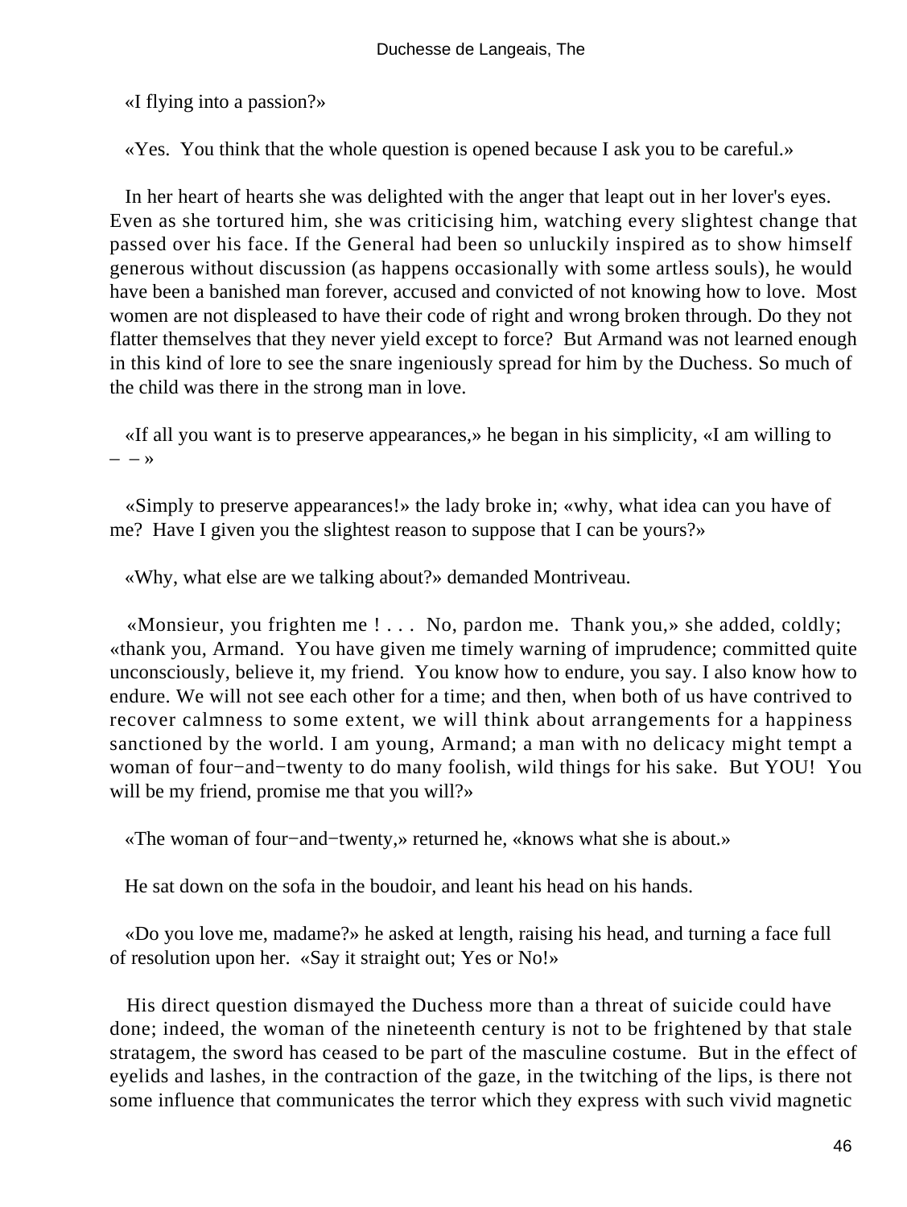«I flying into a passion?»

«Yes. You think that the whole question is opened because I ask you to be careful.»

In her heart of hearts she was delighted with the anger that leapt out in her lover's eyes. Even as she tortured him, she was criticising him, watching every slightest change that passed over his face. If the General had been so unluckily inspired as to show himself generous without discussion (as happens occasionally with some artless souls), he would have been a banished man forever, accused and convicted of not knowing how to love. Most women are not displeased to have their code of right and wrong broken through. Do they not flatter themselves that they never yield except to force? But Armand was not learned enough in this kind of lore to see the snare ingeniously spread for him by the Duchess. So much of the child was there in the strong man in love.

«If all you want is to preserve appearances,» he began in his simplicity, «I am willing to – – »

«Simply to preserve appearances!» the lady broke in; «why, what idea can you have of me? Have I given you the slightest reason to suppose that I can be yours?»

«Why, what else are we talking about?» demanded Montriveau.

«Monsieur, you frighten me ! . . . No, pardon me. Thank you,» she added, coldly; «thank you, Armand. You have given me timely warning of imprudence; committed quite unconsciously, believe it, my friend. You know how to endure, you say. I also know how to endure. We will not see each other for a time; and then, when both of us have contrived to recover calmness to some extent, we will think about arrangements for a happiness sanctioned by the world. I am young, Armand; a man with no delicacy might tempt a woman of four−and−twenty to do many foolish, wild things for his sake. But YOU! You will be my friend, promise me that you will?»

«The woman of four−and−twenty,» returned he, «knows what she is about.»

He sat down on the sofa in the boudoir, and leant his head on his hands.

«Do you love me, madame?» he asked at length, raising his head, and turning a face full of resolution upon her. «Say it straight out; Yes or No!»

His direct question dismayed the Duchess more than a threat of suicide could have done; indeed, the woman of the nineteenth century is not to be frightened by that stale stratagem, the sword has ceased to be part of the masculine costume. But in the effect of eyelids and lashes, in the contraction of the gaze, in the twitching of the lips, is there not some influence that communicates the terror which they express with such vivid magnetic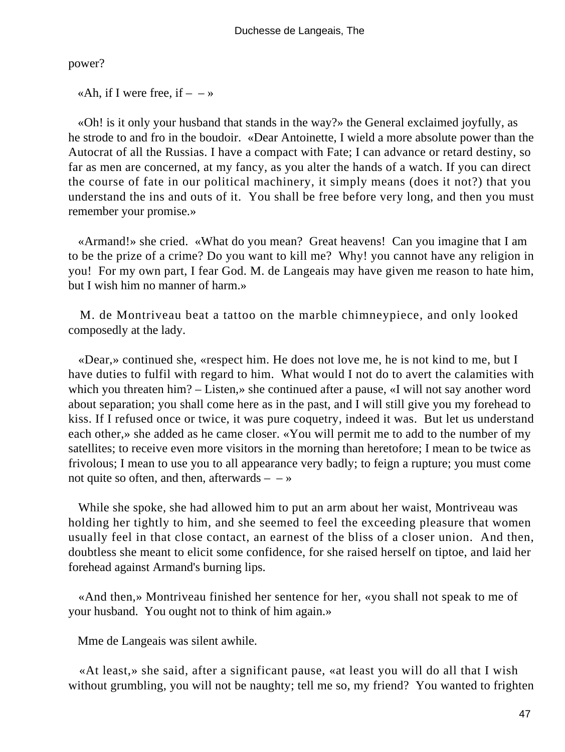power?

«Ah, if I were free, if – – »

«Oh! is it only your husband that stands in the way?» the General exclaimed joyfully, as he strode to and fro in the boudoir. «Dear Antoinette, I wield a more absolute power than the Autocrat of all the Russias. I have a compact with Fate; I can advance or retard destiny, so far as men are concerned, at my fancy, as you alter the hands of a watch. If you can direct the course of fate in our political machinery, it simply means (does it not?) that you understand the ins and outs of it. You shall be free before very long, and then you must remember your promise.»

«Armand!» she cried. «What do you mean? Great heavens! Can you imagine that I am to be the prize of a crime? Do you want to kill me? Why! you cannot have any religion in you! For my own part, I fear God. M. de Langeais may have given me reason to hate him, but I wish him no manner of harm.»

M. de Montriveau beat a tattoo on the marble chimneypiece, and only looked composedly at the lady.

«Dear,» continued she, «respect him. He does not love me, he is not kind to me, but I have duties to fulfil with regard to him. What would I not do to avert the calamities with which you threaten him? – Listen,» she continued after a pause, «I will not say another word about separation; you shall come here as in the past, and I will still give you my forehead to kiss. If I refused once or twice, it was pure coquetry, indeed it was. But let us understand each other,» she added as he came closer. «You will permit me to add to the number of my satellites; to receive even more visitors in the morning than heretofore; I mean to be twice as frivolous; I mean to use you to all appearance very badly; to feign a rupture; you must come not quite so often, and then, afterwards – – »

While she spoke, she had allowed him to put an arm about her waist, Montriveau was holding her tightly to him, and she seemed to feel the exceeding pleasure that women usually feel in that close contact, an earnest of the bliss of a closer union. And then, doubtless she meant to elicit some confidence, for she raised herself on tiptoe, and laid her forehead against Armand's burning lips.

«And then,» Montriveau finished her sentence for her, «you shall not speak to me of your husband. You ought not to think of him again.»

Mme de Langeais was silent awhile.

«At least,» she said, after a significant pause, «at least you will do all that I wish without grumbling, you will not be naughty; tell me so, my friend? You wanted to frighten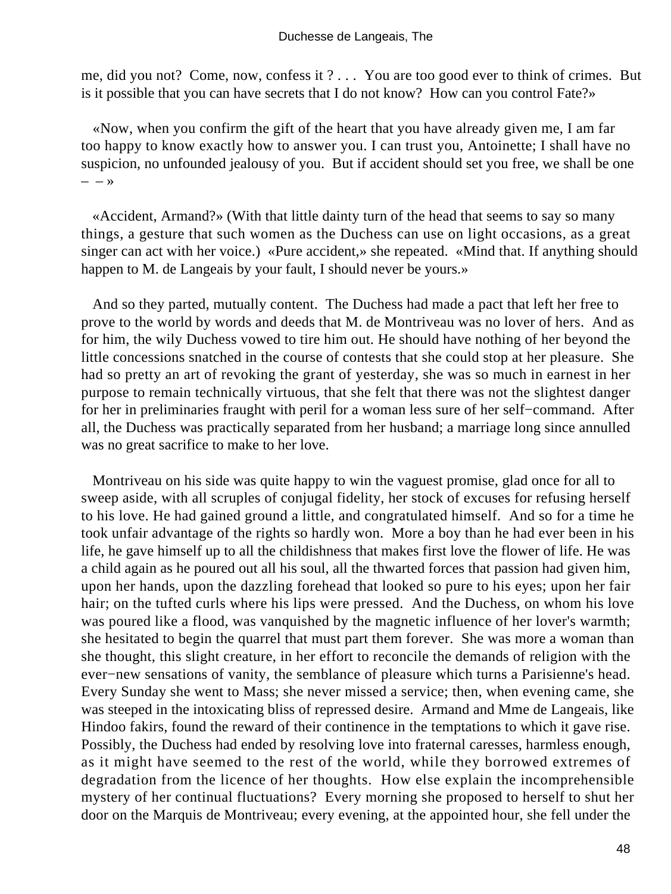me, did you not? Come, now, confess it ? . . . You are too good ever to think of crimes. But is it possible that you can have secrets that I do not know? How can you control Fate?»

«Now, when you confirm the gift of the heart that you have already given me, I am far too happy to know exactly how to answer you. I can trust you, Antoinette; I shall have no suspicion, no unfounded jealousy of you. But if accident should set you free, we shall be one – – »

«Accident, Armand?» (With that little dainty turn of the head that seems to say so many things, a gesture that such women as the Duchess can use on light occasions, as a great singer can act with her voice.) «Pure accident,» she repeated. «Mind that. If anything should happen to M. de Langeais by your fault, I should never be yours.»

And so they parted, mutually content. The Duchess had made a pact that left her free to prove to the world by words and deeds that M. de Montriveau was no lover of hers. And as for him, the wily Duchess vowed to tire him out. He should have nothing of her beyond the little concessions snatched in the course of contests that she could stop at her pleasure. She had so pretty an art of revoking the grant of yesterday, she was so much in earnest in her purpose to remain technically virtuous, that she felt that there was not the slightest danger for her in preliminaries fraught with peril for a woman less sure of her self−command. After all, the Duchess was practically separated from her husband; a marriage long since annulled was no great sacrifice to make to her love.

Montriveau on his side was quite happy to win the vaguest promise, glad once for all to sweep aside, with all scruples of conjugal fidelity, her stock of excuses for refusing herself to his love. He had gained ground a little, and congratulated himself. And so for a time he took unfair advantage of the rights so hardly won. More a boy than he had ever been in his life, he gave himself up to all the childishness that makes first love the flower of life. He was a child again as he poured out all his soul, all the thwarted forces that passion had given him, upon her hands, upon the dazzling forehead that looked so pure to his eyes; upon her fair hair; on the tufted curls where his lips were pressed. And the Duchess, on whom his love was poured like a flood, was vanquished by the magnetic influence of her lover's warmth; she hesitated to begin the quarrel that must part them forever. She was more a woman than she thought, this slight creature, in her effort to reconcile the demands of religion with the ever−new sensations of vanity, the semblance of pleasure which turns a Parisienne's head. Every Sunday she went to Mass; she never missed a service; then, when evening came, she was steeped in the intoxicating bliss of repressed desire. Armand and Mme de Langeais, like Hindoo fakirs, found the reward of their continence in the temptations to which it gave rise. Possibly, the Duchess had ended by resolving love into fraternal caresses, harmless enough, as it might have seemed to the rest of the world, while they borrowed extremes of degradation from the licence of her thoughts. How else explain the incomprehensible mystery of her continual fluctuations? Every morning she proposed to herself to shut her door on the Marquis de Montriveau; every evening, at the appointed hour, she fell under the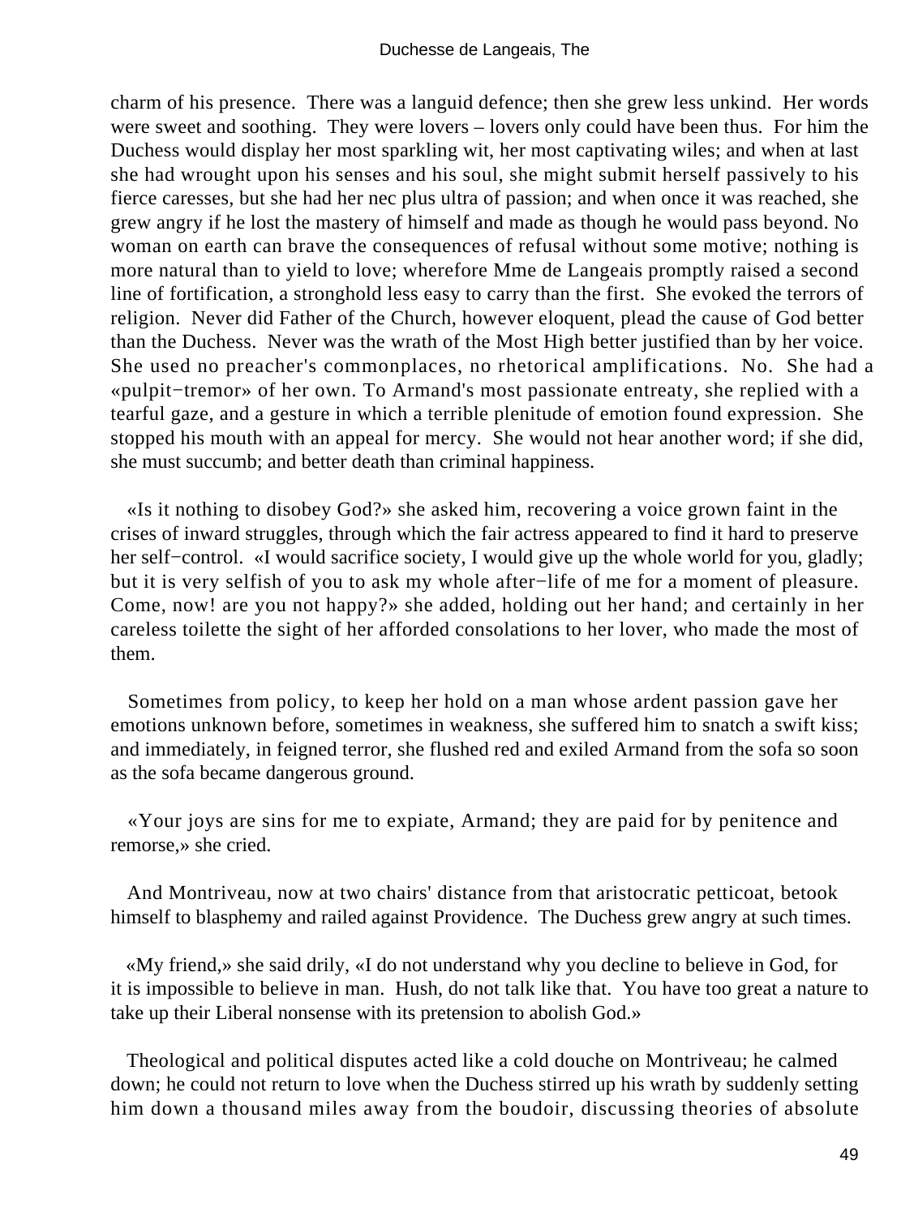charm of his presence. There was a languid defence; then she grew less unkind. Her words were sweet and soothing. They were lovers – lovers only could have been thus. For him the Duchess would display her most sparkling wit, her most captivating wiles; and when at last she had wrought upon his senses and his soul, she might submit herself passively to his fierce caresses, but she had her nec plus ultra of passion; and when once it was reached, she grew angry if he lost the mastery of himself and made as though he would pass beyond. No woman on earth can brave the consequences of refusal without some motive; nothing is more natural than to yield to love; wherefore Mme de Langeais promptly raised a second line of fortification, a stronghold less easy to carry than the first. She evoked the terrors of religion. Never did Father of the Church, however eloquent, plead the cause of God better than the Duchess. Never was the wrath of the Most High better justified than by her voice. She used no preacher's commonplaces, no rhetorical amplifications. No. She had a «pulpit−tremor» of her own. To Armand's most passionate entreaty, she replied with a tearful gaze, and a gesture in which a terrible plenitude of emotion found expression. She stopped his mouth with an appeal for mercy. She would not hear another word; if she did, she must succumb; and better death than criminal happiness.

«Is it nothing to disobey God?» she asked him, recovering a voice grown faint in the crises of inward struggles, through which the fair actress appeared to find it hard to preserve her self−control. «I would sacrifice society, I would give up the whole world for you, gladly; but it is very selfish of you to ask my whole after−life of me for a moment of pleasure. Come, now! are you not happy?» she added, holding out her hand; and certainly in her careless toilette the sight of her afforded consolations to her lover, who made the most of them.

Sometimes from policy, to keep her hold on a man whose ardent passion gave her emotions unknown before, sometimes in weakness, she suffered him to snatch a swift kiss; and immediately, in feigned terror, she flushed red and exiled Armand from the sofa so soon as the sofa became dangerous ground.

«Your joys are sins for me to expiate, Armand; they are paid for by penitence and remorse,» she cried.

And Montriveau, now at two chairs' distance from that aristocratic petticoat, betook himself to blasphemy and railed against Providence. The Duchess grew angry at such times.

«My friend,» she said drily, «I do not understand why you decline to believe in God, for it is impossible to believe in man. Hush, do not talk like that. You have too great a nature to take up their Liberal nonsense with its pretension to abolish God.»

Theological and political disputes acted like a cold douche on Montriveau; he calmed down; he could not return to love when the Duchess stirred up his wrath by suddenly setting him down a thousand miles away from the boudoir, discussing theories of absolute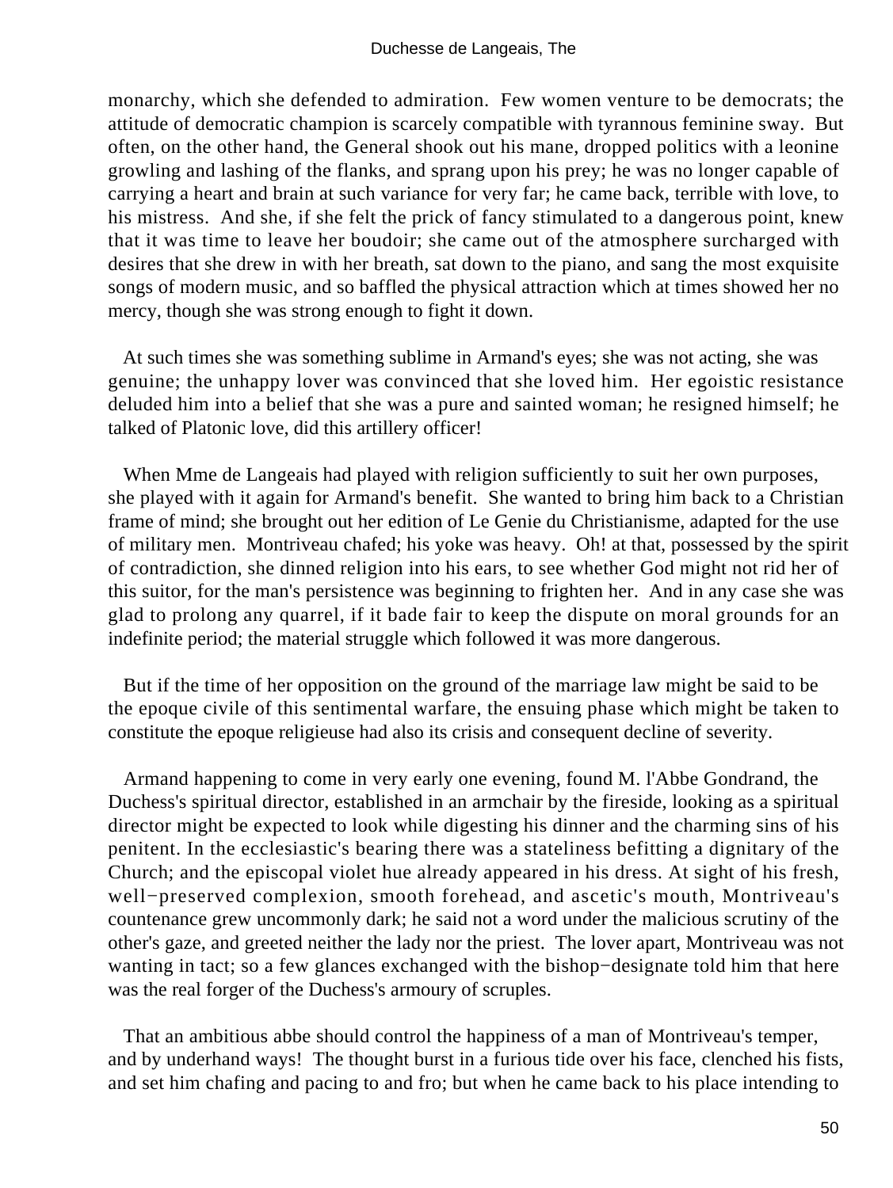monarchy, which she defended to admiration. Few women venture to be democrats; the attitude of democratic champion is scarcely compatible with tyrannous feminine sway. But often, on the other hand, the General shook out his mane, dropped politics with a leonine growling and lashing of the flanks, and sprang upon his prey; he was no longer capable of carrying a heart and brain at such variance for very far; he came back, terrible with love, to his mistress. And she, if she felt the prick of fancy stimulated to a dangerous point, knew that it was time to leave her boudoir; she came out of the atmosphere surcharged with desires that she drew in with her breath, sat down to the piano, and sang the most exquisite songs of modern music, and so baffled the physical attraction which at times showed her no mercy, though she was strong enough to fight it down.

At such times she was something sublime in Armand's eyes; she was not acting, she was genuine; the unhappy lover was convinced that she loved him. Her egoistic resistance deluded him into a belief that she was a pure and sainted woman; he resigned himself; he talked of Platonic love, did this artillery officer!

When Mme de Langeais had played with religion sufficiently to suit her own purposes, she played with it again for Armand's benefit. She wanted to bring him back to a Christian frame of mind; she brought out her edition of Le Genie du Christianisme, adapted for the use of military men. Montriveau chafed; his yoke was heavy. Oh! at that, possessed by the spirit of contradiction, she dinned religion into his ears, to see whether God might not rid her of this suitor, for the man's persistence was beginning to frighten her. And in any case she was glad to prolong any quarrel, if it bade fair to keep the dispute on moral grounds for an indefinite period; the material struggle which followed it was more dangerous.

But if the time of her opposition on the ground of the marriage law might be said to be the epoque civile of this sentimental warfare, the ensuing phase which might be taken to constitute the epoque religieuse had also its crisis and consequent decline of severity.

Armand happening to come in very early one evening, found M. l'Abbe Gondrand, the Duchess's spiritual director, established in an armchair by the fireside, looking as a spiritual director might be expected to look while digesting his dinner and the charming sins of his penitent. In the ecclesiastic's bearing there was a stateliness befitting a dignitary of the Church; and the episcopal violet hue already appeared in his dress. At sight of his fresh, well-preserved complexion, smooth forehead, and ascetic's mouth, Montriveau's countenance grew uncommonly dark; he said not a word under the malicious scrutiny of the other's gaze, and greeted neither the lady nor the priest. The lover apart, Montriveau was not wanting in tact; so a few glances exchanged with the bishop-designate told him that here was the real forger of the Duchess's armoury of scruples.

That an ambitious abbe should control the happiness of a man of Montriveau's temper, and by underhand ways! The thought burst in a furious tide over his face, clenched his fists, and set him chafing and pacing to and fro; but when he came back to his place intending to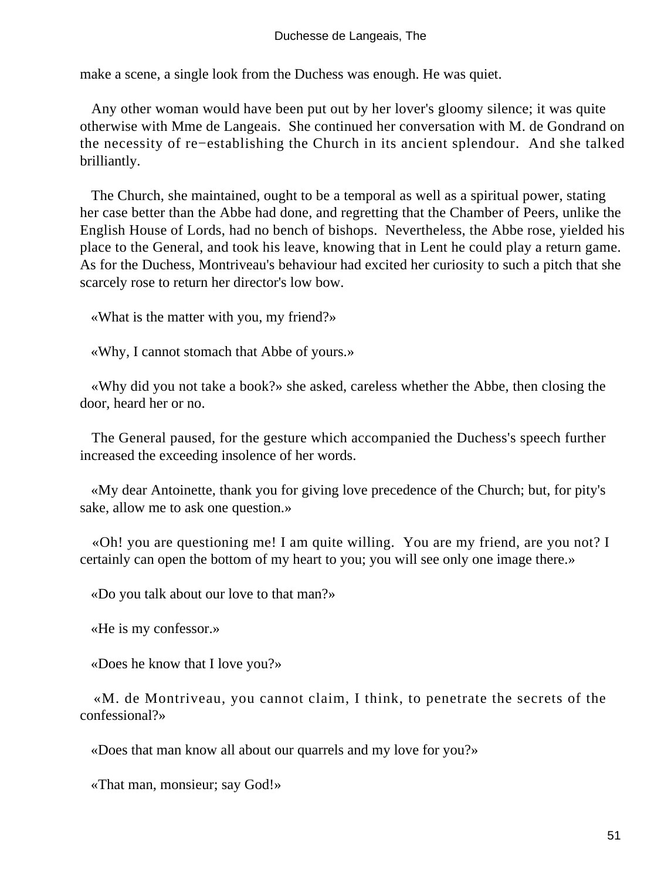make a scene, a single look from the Duchess was enough. He was quiet.

Any other woman would have been put out by her lover's gloomy silence; it was quite otherwise with Mme de Langeais. She continued her conversation with M. de Gondrand on the necessity of re−establishing the Church in its ancient splendour. And she talked brilliantly.

The Church, she maintained, ought to be a temporal as well as a spiritual power, stating her case better than the Abbe had done, and regretting that the Chamber of Peers, unlike the English House of Lords, had no bench of bishops. Nevertheless, the Abbe rose, yielded his place to the General, and took his leave, knowing that in Lent he could play a return game. As for the Duchess, Montriveau's behaviour had excited her curiosity to such a pitch that she scarcely rose to return her director's low bow.

«What is the matter with you, my friend?»

«Why, I cannot stomach that Abbe of yours.»

«Why did you not take a book?» she asked, careless whether the Abbe, then closing the door, heard her or no.

The General paused, for the gesture which accompanied the Duchess's speech further increased the exceeding insolence of her words.

«My dear Antoinette, thank you for giving love precedence of the Church; but, for pity's sake, allow me to ask one question.»

«Oh! you are questioning me! I am quite willing. You are my friend, are you not? I certainly can open the bottom of my heart to you; you will see only one image there.»

«Do you talk about our love to that man?»

«He is my confessor.»

«Does he know that I love you?»

«M. de Montriveau, you cannot claim, I think, to penetrate the secrets of the confessional?»

«Does that man know all about our quarrels and my love for you?»

«That man, monsieur; say God!»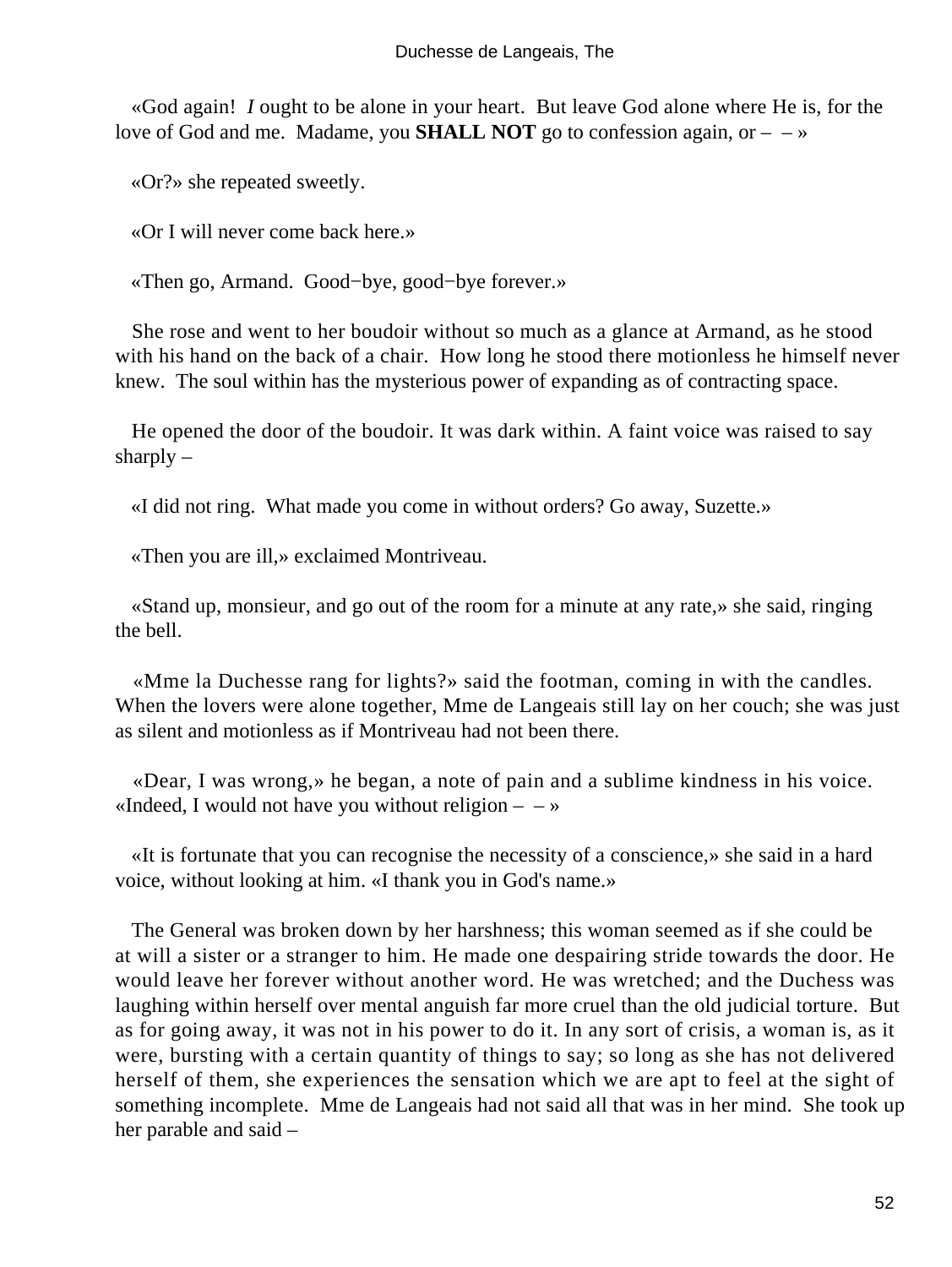«God again! *I* ought to be alone in your heart. But leave God alone where He is, for the love of God and me. Madame, you **SHALL NOT** go to confession again, or – – »

«Or?» she repeated sweetly.

«Or I will never come back here.»

«Then go, Armand. Good−bye, good−bye forever.»

She rose and went to her boudoir without so much as a glance at Armand, as he stood with his hand on the back of a chair. How long he stood there motionless he himself never knew. The soul within has the mysterious power of expanding as of contracting space.

He opened the door of the boudoir. It was dark within. A faint voice was raised to say sharply –

«I did not ring. What made you come in without orders? Go away, Suzette.»

«Then you are ill,» exclaimed Montriveau.

«Stand up, monsieur, and go out of the room for a minute at any rate,» she said, ringing the bell.

«Mme la Duchesse rang for lights?» said the footman, coming in with the candles. When the lovers were alone together, Mme de Langeais still lay on her couch; she was just as silent and motionless as if Montriveau had not been there.

«Dear, I was wrong,» he began, a note of pain and a sublime kindness in his voice. «Indeed, I would not have you without religion – – »

«It is fortunate that you can recognise the necessity of a conscience,» she said in a hard voice, without looking at him. «I thank you in God's name.»

The General was broken down by her harshness; this woman seemed as if she could be at will a sister or a stranger to him. He made one despairing stride towards the door. He would leave her forever without another word. He was wretched; and the Duchess was laughing within herself over mental anguish far more cruel than the old judicial torture. But as for going away, it was not in his power to do it. In any sort of crisis, a woman is, as it were, bursting with a certain quantity of things to say; so long as she has not delivered herself of them, she experiences the sensation which we are apt to feel at the sight of something incomplete. Mme de Langeais had not said all that was in her mind. She took up her parable and said –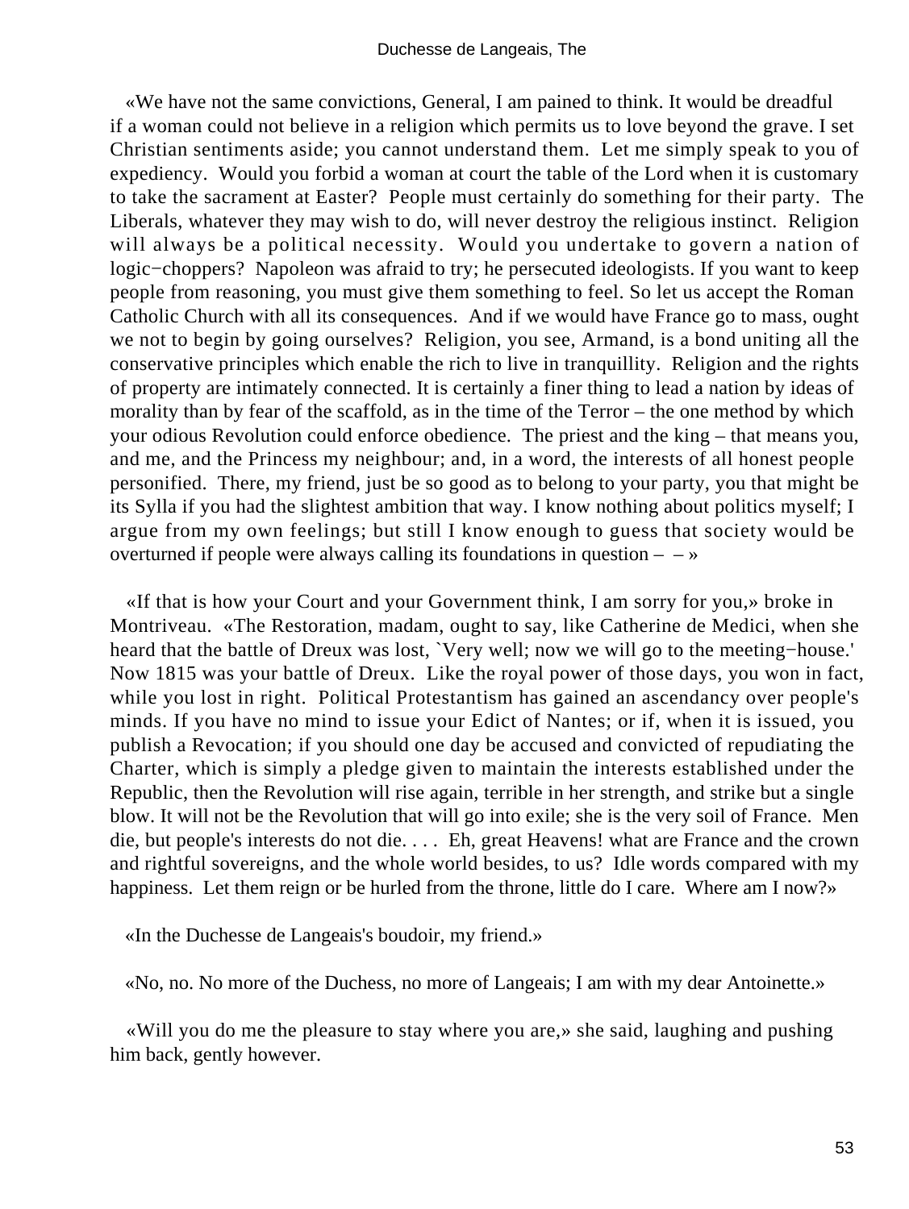«We have not the same convictions, General, I am pained to think. It would be dreadful if a woman could not believe in a religion which permits us to love beyond the grave. I set Christian sentiments aside; you cannot understand them. Let me simply speak to you of expediency. Would you forbid a woman at court the table of the Lord when it is customary to take the sacrament at Easter? People must certainly do something for their party. The Liberals, whatever they may wish to do, will never destroy the religious instinct. Religion will always be a political necessity. Would you undertake to govern a nation of logic−choppers? Napoleon was afraid to try; he persecuted ideologists. If you want to keep people from reasoning, you must give them something to feel. So let us accept the Roman Catholic Church with all its consequences. And if we would have France go to mass, ought we not to begin by going ourselves? Religion, you see, Armand, is a bond uniting all the conservative principles which enable the rich to live in tranquillity. Religion and the rights of property are intimately connected. It is certainly a finer thing to lead a nation by ideas of morality than by fear of the scaffold, as in the time of the Terror – the one method by which your odious Revolution could enforce obedience. The priest and the king – that means you, and me, and the Princess my neighbour; and, in a word, the interests of all honest people personified. There, my friend, just be so good as to belong to your party, you that might be its Sylla if you had the slightest ambition that way. I know nothing about politics myself; I argue from my own feelings; but still I know enough to guess that society would be overturned if people were always calling its foundations in question – – »

«If that is how your Court and your Government think, I am sorry for you,» broke in Montriveau. «The Restoration, madam, ought to say, like Catherine de Medici, when she heard that the battle of Dreux was lost, `Very well; now we will go to the meeting−house.' Now 1815 was your battle of Dreux. Like the royal power of those days, you won in fact, while you lost in right. Political Protestantism has gained an ascendancy over people's minds. If you have no mind to issue your Edict of Nantes; or if, when it is issued, you publish a Revocation; if you should one day be accused and convicted of repudiating the Charter, which is simply a pledge given to maintain the interests established under the Republic, then the Revolution will rise again, terrible in her strength, and strike but a single blow. It will not be the Revolution that will go into exile; she is the very soil of France. Men die, but people's interests do not die. . . . Eh, great Heavens! what are France and the crown and rightful sovereigns, and the whole world besides, to us? Idle words compared with my happiness. Let them reign or be hurled from the throne, little do I care. Where am I now?»

«In the Duchesse de Langeais's boudoir, my friend.»

«No, no. No more of the Duchess, no more of Langeais; I am with my dear Antoinette.»

«Will you do me the pleasure to stay where you are,» she said, laughing and pushing him back, gently however.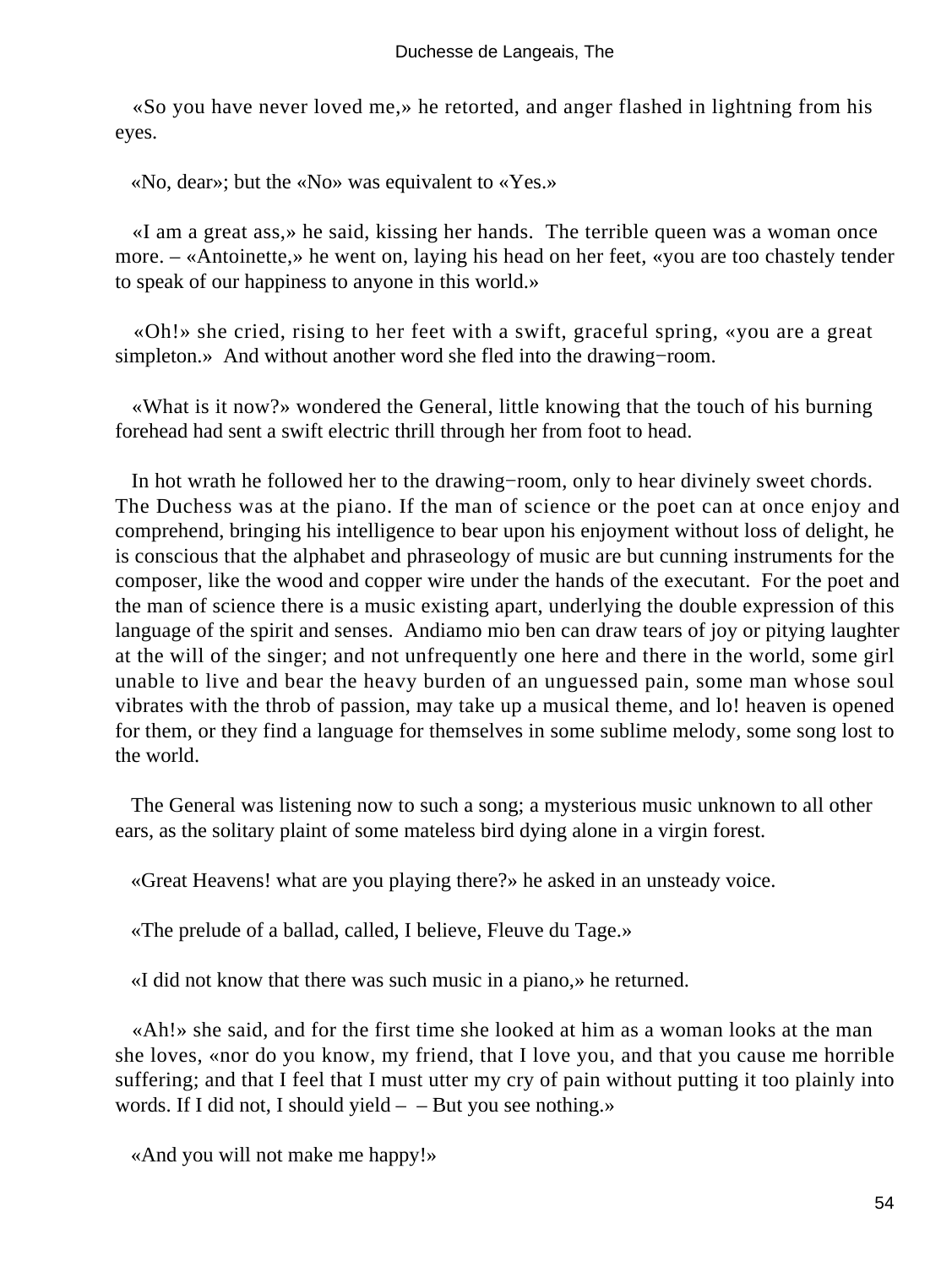«So you have never loved me,» he retorted, and anger flashed in lightning from his eyes.

«No, dear»; but the «No» was equivalent to «Yes.»

«I am a great ass,» he said, kissing her hands. The terrible queen was a woman once more. – «Antoinette,» he went on, laying his head on her feet, «you are too chastely tender to speak of our happiness to anyone in this world.»

«Oh!» she cried, rising to her feet with a swift, graceful spring, «you are a great simpleton.» And without another word she fled into the drawing−room.

«What is it now?» wondered the General, little knowing that the touch of his burning forehead had sent a swift electric thrill through her from foot to head.

In hot wrath he followed her to the drawing−room, only to hear divinely sweet chords. The Duchess was at the piano. If the man of science or the poet can at once enjoy and comprehend, bringing his intelligence to bear upon his enjoyment without loss of delight, he is conscious that the alphabet and phraseology of music are but cunning instruments for the composer, like the wood and copper wire under the hands of the executant. For the poet and the man of science there is a music existing apart, underlying the double expression of this language of the spirit and senses. Andiamo mio ben can draw tears of joy or pitying laughter at the will of the singer; and not unfrequently one here and there in the world, some girl unable to live and bear the heavy burden of an unguessed pain, some man whose soul vibrates with the throb of passion, may take up a musical theme, and lo! heaven is opened for them, or they find a language for themselves in some sublime melody, some song lost to the world.

The General was listening now to such a song; a mysterious music unknown to all other ears, as the solitary plaint of some mateless bird dying alone in a virgin forest.

«Great Heavens! what are you playing there?» he asked in an unsteady voice.

«The prelude of a ballad, called, I believe, Fleuve du Tage.»

«I did not know that there was such music in a piano,» he returned.

«Ah!» she said, and for the first time she looked at him as a woman looks at the man she loves, «nor do you know, my friend, that I love you, and that you cause me horrible suffering; and that I feel that I must utter my cry of pain without putting it too plainly into words. If I did not, I should yield – – But you see nothing.»

«And you will not make me happy!»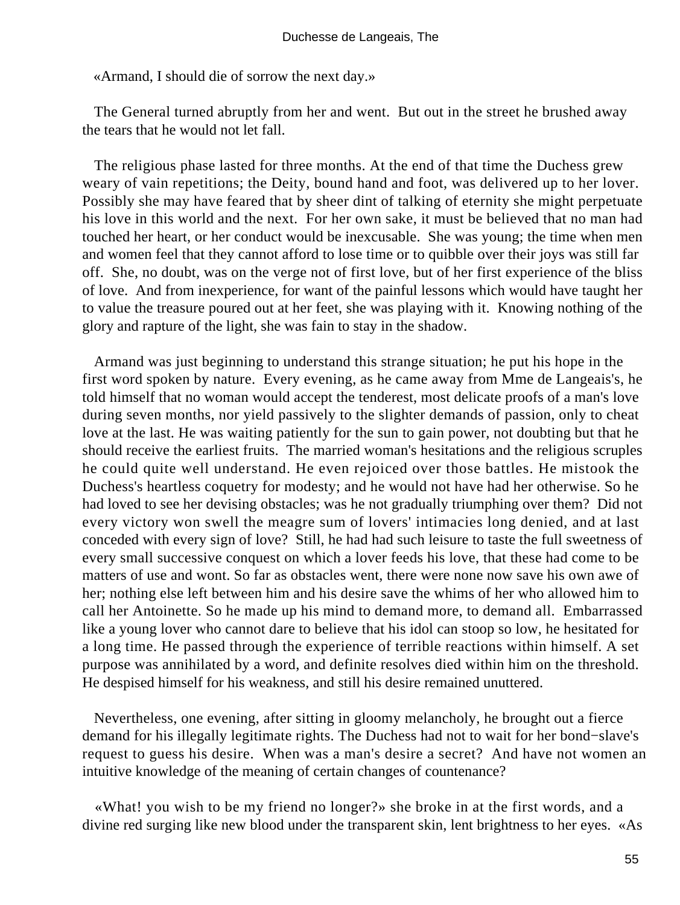«Armand, I should die of sorrow the next day.»

The General turned abruptly from her and went. But out in the street he brushed away the tears that he would not let fall.

The religious phase lasted for three months. At the end of that time the Duchess grew weary of vain repetitions; the Deity, bound hand and foot, was delivered up to her lover. Possibly she may have feared that by sheer dint of talking of eternity she might perpetuate his love in this world and the next. For her own sake, it must be believed that no man had touched her heart, or her conduct would be inexcusable. She was young; the time when men and women feel that they cannot afford to lose time or to quibble over their joys was still far off. She, no doubt, was on the verge not of first love, but of her first experience of the bliss of love. And from inexperience, for want of the painful lessons which would have taught her to value the treasure poured out at her feet, she was playing with it. Knowing nothing of the glory and rapture of the light, she was fain to stay in the shadow.

Armand was just beginning to understand this strange situation; he put his hope in the first word spoken by nature. Every evening, as he came away from Mme de Langeais's, he told himself that no woman would accept the tenderest, most delicate proofs of a man's love during seven months, nor yield passively to the slighter demands of passion, only to cheat love at the last. He was waiting patiently for the sun to gain power, not doubting but that he should receive the earliest fruits. The married woman's hesitations and the religious scruples he could quite well understand. He even rejoiced over those battles. He mistook the Duchess's heartless coquetry for modesty; and he would not have had her otherwise. So he had loved to see her devising obstacles; was he not gradually triumphing over them? Did not every victory won swell the meagre sum of lovers' intimacies long denied, and at last conceded with every sign of love? Still, he had had such leisure to taste the full sweetness of every small successive conquest on which a lover feeds his love, that these had come to be matters of use and wont. So far as obstacles went, there were none now save his own awe of her; nothing else left between him and his desire save the whims of her who allowed him to call her Antoinette. So he made up his mind to demand more, to demand all. Embarrassed like a young lover who cannot dare to believe that his idol can stoop so low, he hesitated for a long time. He passed through the experience of terrible reactions within himself. A set purpose was annihilated by a word, and definite resolves died within him on the threshold. He despised himself for his weakness, and still his desire remained unuttered.

Nevertheless, one evening, after sitting in gloomy melancholy, he brought out a fierce demand for his illegally legitimate rights. The Duchess had not to wait for her bond−slave's request to guess his desire. When was a man's desire a secret? And have not women an intuitive knowledge of the meaning of certain changes of countenance?

«What! you wish to be my friend no longer?» she broke in at the first words, and a divine red surging like new blood under the transparent skin, lent brightness to her eyes. «As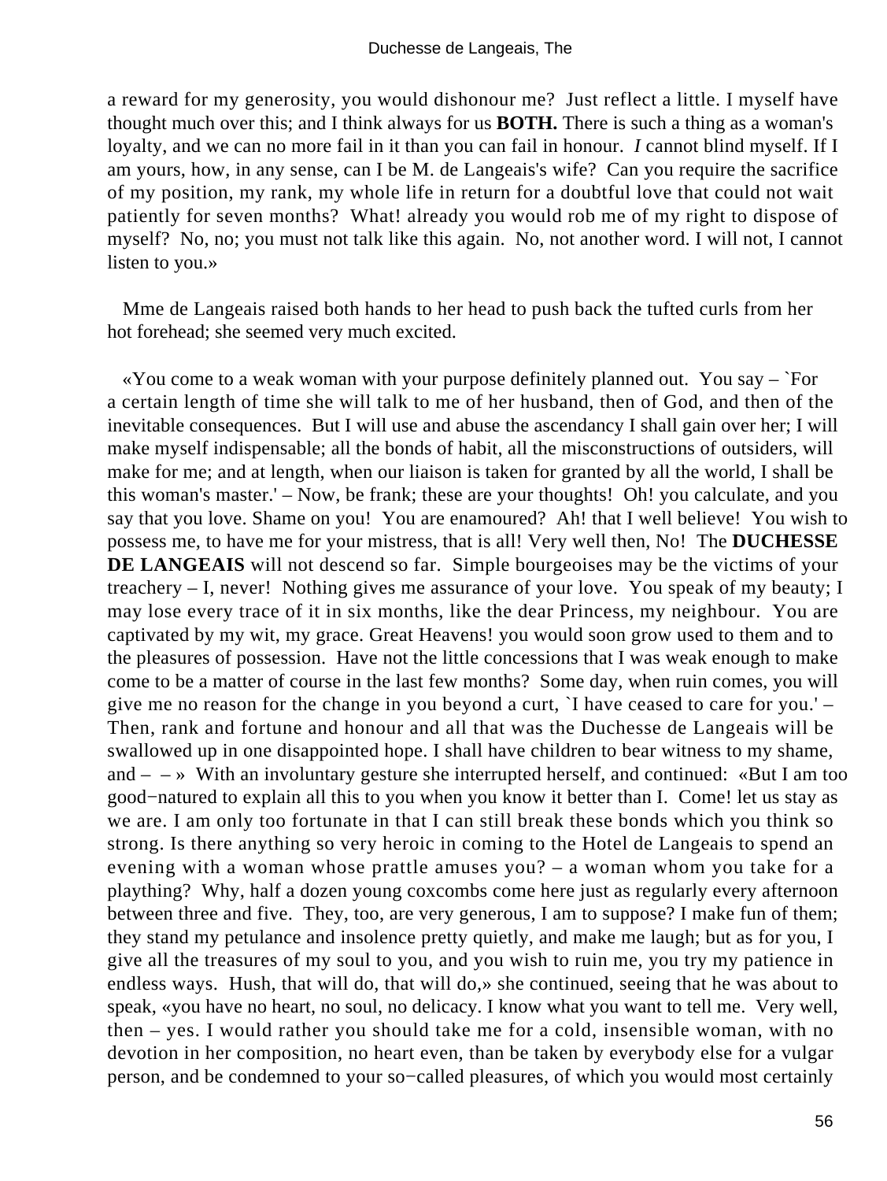a reward for my generosity, you would dishonour me? Just reflect a little. I myself have thought much over this; and I think always for us **BOTH.** There is such a thing as a woman's loyalty, and we can no more fail in it than you can fail in honour. *I* cannot blind myself. If I am yours, how, in any sense, can I be M. de Langeais's wife? Can you require the sacrifice of my position, my rank, my whole life in return for a doubtful love that could not wait patiently for seven months? What! already you would rob me of my right to dispose of myself? No, no; you must not talk like this again. No, not another word. I will not, I cannot listen to you.»

Mme de Langeais raised both hands to her head to push back the tufted curls from her hot forehead; she seemed very much excited.

«You come to a weak woman with your purpose definitely planned out. You say – `For a certain length of time she will talk to me of her husband, then of God, and then of the inevitable consequences. But I will use and abuse the ascendancy I shall gain over her; I will make myself indispensable; all the bonds of habit, all the misconstructions of outsiders, will make for me; and at length, when our liaison is taken for granted by all the world, I shall be this woman's master.' – Now, be frank; these are your thoughts! Oh! you calculate, and you say that you love. Shame on you! You are enamoured? Ah! that I well believe! You wish to possess me, to have me for your mistress, that is all! Very well then, No! The **DUCHESSE DE LANGEAIS** will not descend so far. Simple bourgeoises may be the victims of your treachery – I, never! Nothing gives me assurance of your love. You speak of my beauty; I may lose every trace of it in six months, like the dear Princess, my neighbour. You are captivated by my wit, my grace. Great Heavens! you would soon grow used to them and to the pleasures of possession. Have not the little concessions that I was weak enough to make come to be a matter of course in the last few months? Some day, when ruin comes, you will give me no reason for the change in you beyond a curt, `I have ceased to care for you.' – Then, rank and fortune and honour and all that was the Duchesse de Langeais will be swallowed up in one disappointed hope. I shall have children to bear witness to my shame, and – – » With an involuntary gesture she interrupted herself, and continued: «But I am too good−natured to explain all this to you when you know it better than I. Come! let us stay as we are. I am only too fortunate in that I can still break these bonds which you think so strong. Is there anything so very heroic in coming to the Hotel de Langeais to spend an evening with a woman whose prattle amuses you? – a woman whom you take for a plaything? Why, half a dozen young coxcombs come here just as regularly every afternoon between three and five. They, too, are very generous, I am to suppose? I make fun of them; they stand my petulance and insolence pretty quietly, and make me laugh; but as for you, I give all the treasures of my soul to you, and you wish to ruin me, you try my patience in endless ways. Hush, that will do, that will do,» she continued, seeing that he was about to speak, «you have no heart, no soul, no delicacy. I know what you want to tell me. Very well, then – yes. I would rather you should take me for a cold, insensible woman, with no devotion in her composition, no heart even, than be taken by everybody else for a vulgar person, and be condemned to your so−called pleasures, of which you would most certainly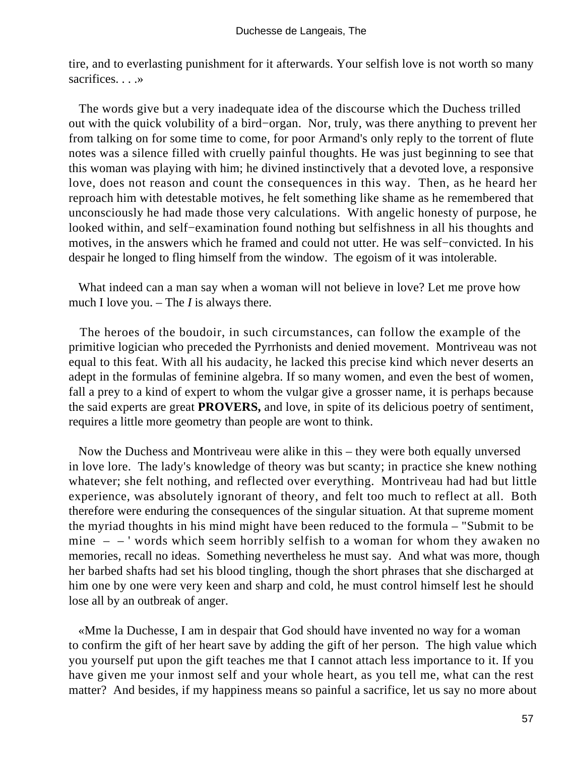tire, and to everlasting punishment for it afterwards. Your selfish love is not worth so many sacrifices. . . .»

The words give but a very inadequate idea of the discourse which the Duchess trilled out with the quick volubility of a bird−organ. Nor, truly, was there anything to prevent her from talking on for some time to come, for poor Armand's only reply to the torrent of flute notes was a silence filled with cruelly painful thoughts. He was just beginning to see that this woman was playing with him; he divined instinctively that a devoted love, a responsive love, does not reason and count the consequences in this way. Then, as he heard her reproach him with detestable motives, he felt something like shame as he remembered that unconsciously he had made those very calculations. With angelic honesty of purpose, he looked within, and self−examination found nothing but selfishness in all his thoughts and motives, in the answers which he framed and could not utter. He was self−convicted. In his despair he longed to fling himself from the window. The egoism of it was intolerable.

What indeed can a man say when a woman will not believe in love? Let me prove how much I love you. – The *I* is always there.

The heroes of the boudoir, in such circumstances, can follow the example of the primitive logician who preceded the Pyrrhonists and denied movement. Montriveau was not equal to this feat. With all his audacity, he lacked this precise kind which never deserts an adept in the formulas of feminine algebra. If so many women, and even the best of women, fall a prey to a kind of expert to whom the vulgar give a grosser name, it is perhaps because the said experts are great **PROVERS,** and love, in spite of its delicious poetry of sentiment, requires a little more geometry than people are wont to think.

Now the Duchess and Montriveau were alike in this – they were both equally unversed in love lore. The lady's knowledge of theory was but scanty; in practice she knew nothing whatever; she felt nothing, and reflected over everything. Montriveau had had but little experience, was absolutely ignorant of theory, and felt too much to reflect at all. Both therefore were enduring the consequences of the singular situation. At that supreme moment the myriad thoughts in his mind might have been reduced to the formula – "Submit to be mine – – ' words which seem horribly selfish to a woman for whom they awaken no memories, recall no ideas. Something nevertheless he must say. And what was more, though her barbed shafts had set his blood tingling, though the short phrases that she discharged at him one by one were very keen and sharp and cold, he must control himself lest he should lose all by an outbreak of anger.

«Mme la Duchesse, I am in despair that God should have invented no way for a woman to confirm the gift of her heart save by adding the gift of her person. The high value which you yourself put upon the gift teaches me that I cannot attach less importance to it. If you have given me your inmost self and your whole heart, as you tell me, what can the rest matter? And besides, if my happiness means so painful a sacrifice, let us say no more about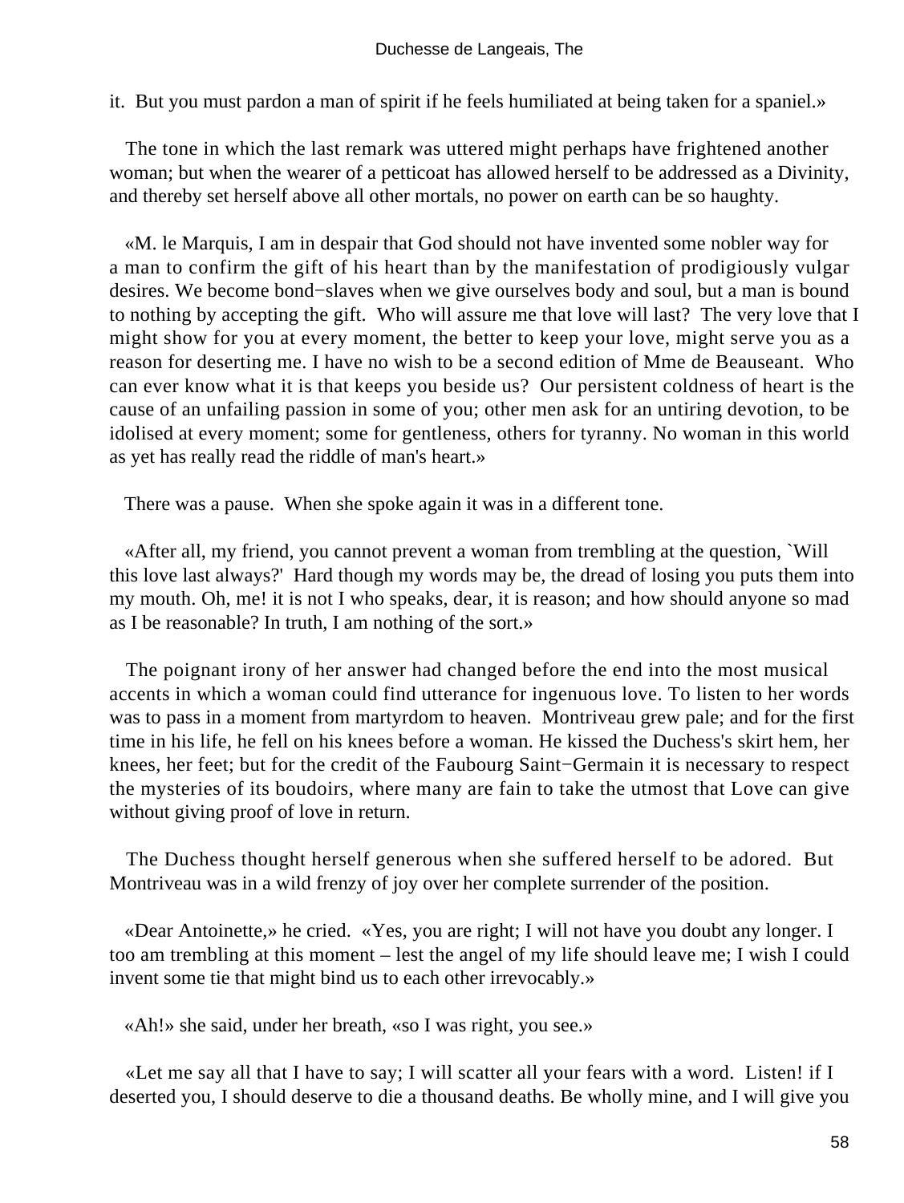it. But you must pardon a man of spirit if he feels humiliated at being taken for a spaniel.»

The tone in which the last remark was uttered might perhaps have frightened another woman; but when the wearer of a petticoat has allowed herself to be addressed as a Divinity, and thereby set herself above all other mortals, no power on earth can be so haughty.

«M. le Marquis, I am in despair that God should not have invented some nobler way for a man to confirm the gift of his heart than by the manifestation of prodigiously vulgar desires. We become bond−slaves when we give ourselves body and soul, but a man is bound to nothing by accepting the gift. Who will assure me that love will last? The very love that I might show for you at every moment, the better to keep your love, might serve you as a reason for deserting me. I have no wish to be a second edition of Mme de Beauseant. Who can ever know what it is that keeps you beside us? Our persistent coldness of heart is the cause of an unfailing passion in some of you; other men ask for an untiring devotion, to be idolised at every moment; some for gentleness, others for tyranny. No woman in this world as yet has really read the riddle of man's heart.»

There was a pause. When she spoke again it was in a different tone.

«After all, my friend, you cannot prevent a woman from trembling at the question, `Will this love last always?' Hard though my words may be, the dread of losing you puts them into my mouth. Oh, me! it is not I who speaks, dear, it is reason; and how should anyone so mad as I be reasonable? In truth, I am nothing of the sort.»

The poignant irony of her answer had changed before the end into the most musical accents in which a woman could find utterance for ingenuous love. To listen to her words was to pass in a moment from martyrdom to heaven. Montriveau grew pale; and for the first time in his life, he fell on his knees before a woman. He kissed the Duchess's skirt hem, her knees, her feet; but for the credit of the Faubourg Saint−Germain it is necessary to respect the mysteries of its boudoirs, where many are fain to take the utmost that Love can give without giving proof of love in return.

The Duchess thought herself generous when she suffered herself to be adored. But Montriveau was in a wild frenzy of joy over her complete surrender of the position.

«Dear Antoinette,» he cried. «Yes, you are right; I will not have you doubt any longer. I too am trembling at this moment – lest the angel of my life should leave me; I wish I could invent some tie that might bind us to each other irrevocably.»

«Ah!» she said, under her breath, «so I was right, you see.»

«Let me say all that I have to say; I will scatter all your fears with a word. Listen! if I deserted you, I should deserve to die a thousand deaths. Be wholly mine, and I will give you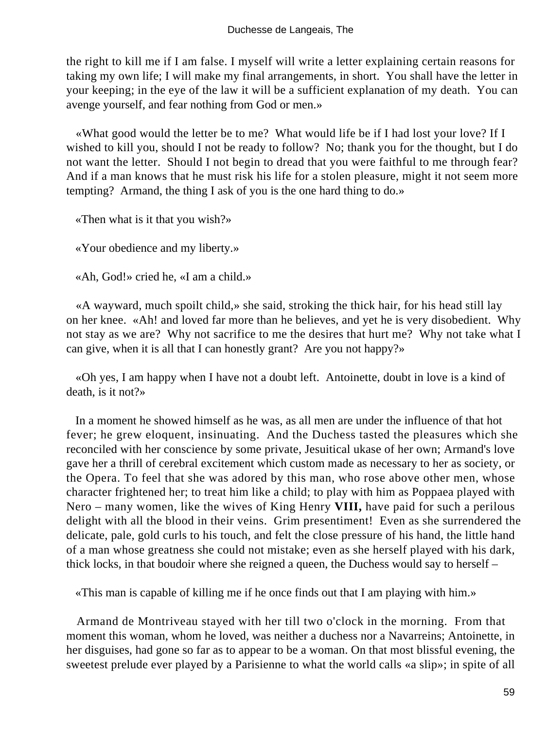the right to kill me if I am false. I myself will write a letter explaining certain reasons for taking my own life; I will make my final arrangements, in short. You shall have the letter in your keeping; in the eye of the law it will be a sufficient explanation of my death. You can avenge yourself, and fear nothing from God or men.»

«What good would the letter be to me? What would life be if I had lost your love? If I wished to kill you, should I not be ready to follow? No; thank you for the thought, but I do not want the letter. Should I not begin to dread that you were faithful to me through fear? And if a man knows that he must risk his life for a stolen pleasure, might it not seem more tempting? Armand, the thing I ask of you is the one hard thing to do.»

«Then what is it that you wish?»

«Your obedience and my liberty.»

«Ah, God!» cried he, «I am a child.»

«A wayward, much spoilt child,» she said, stroking the thick hair, for his head still lay on her knee. «Ah! and loved far more than he believes, and yet he is very disobedient. Why not stay as we are? Why not sacrifice to me the desires that hurt me? Why not take what I can give, when it is all that I can honestly grant? Are you not happy?»

«Oh yes, I am happy when I have not a doubt left. Antoinette, doubt in love is a kind of death, is it not?»

In a moment he showed himself as he was, as all men are under the influence of that hot fever; he grew eloquent, insinuating. And the Duchess tasted the pleasures which she reconciled with her conscience by some private, Jesuitical ukase of her own; Armand's love gave her a thrill of cerebral excitement which custom made as necessary to her as society, or the Opera. To feel that she was adored by this man, who rose above other men, whose character frightened her; to treat him like a child; to play with him as Poppaea played with Nero – many women, like the wives of King Henry **VIII,** have paid for such a perilous delight with all the blood in their veins. Grim presentiment! Even as she surrendered the delicate, pale, gold curls to his touch, and felt the close pressure of his hand, the little hand of a man whose greatness she could not mistake; even as she herself played with his dark, thick locks, in that boudoir where she reigned a queen, the Duchess would say to herself –

«This man is capable of killing me if he once finds out that I am playing with him.»

Armand de Montriveau stayed with her till two o'clock in the morning. From that moment this woman, whom he loved, was neither a duchess nor a Navarreins; Antoinette, in her disguises, had gone so far as to appear to be a woman. On that most blissful evening, the sweetest prelude ever played by a Parisienne to what the world calls «a slip»; in spite of all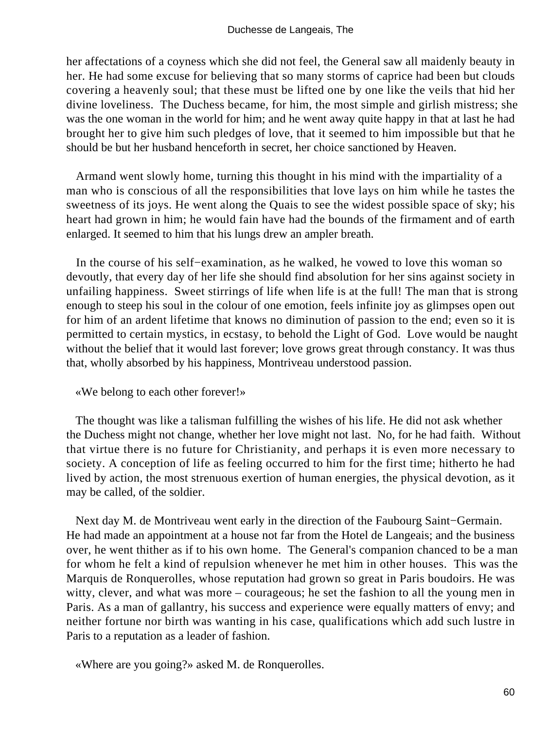her affectations of a coyness which she did not feel, the General saw all maidenly beauty in her. He had some excuse for believing that so many storms of caprice had been but clouds covering a heavenly soul; that these must be lifted one by one like the veils that hid her divine loveliness. The Duchess became, for him, the most simple and girlish mistress; she was the one woman in the world for him; and he went away quite happy in that at last he had brought her to give him such pledges of love, that it seemed to him impossible but that he should be but her husband henceforth in secret, her choice sanctioned by Heaven.

Armand went slowly home, turning this thought in his mind with the impartiality of a man who is conscious of all the responsibilities that love lays on him while he tastes the sweetness of its joys. He went along the Quais to see the widest possible space of sky; his heart had grown in him; he would fain have had the bounds of the firmament and of earth enlarged. It seemed to him that his lungs drew an ampler breath.

In the course of his self−examination, as he walked, he vowed to love this woman so devoutly, that every day of her life she should find absolution for her sins against society in unfailing happiness. Sweet stirrings of life when life is at the full! The man that is strong enough to steep his soul in the colour of one emotion, feels infinite joy as glimpses open out for him of an ardent lifetime that knows no diminution of passion to the end; even so it is permitted to certain mystics, in ecstasy, to behold the Light of God. Love would be naught without the belief that it would last forever; love grows great through constancy. It was thus that, wholly absorbed by his happiness, Montriveau understood passion.

«We belong to each other forever!»

The thought was like a talisman fulfilling the wishes of his life. He did not ask whether the Duchess might not change, whether her love might not last. No, for he had faith. Without that virtue there is no future for Christianity, and perhaps it is even more necessary to society. A conception of life as feeling occurred to him for the first time; hitherto he had lived by action, the most strenuous exertion of human energies, the physical devotion, as it may be called, of the soldier.

Next day M. de Montriveau went early in the direction of the Faubourg Saint−Germain. He had made an appointment at a house not far from the Hotel de Langeais; and the business over, he went thither as if to his own home. The General's companion chanced to be a man for whom he felt a kind of repulsion whenever he met him in other houses. This was the Marquis de Ronquerolles, whose reputation had grown so great in Paris boudoirs. He was witty, clever, and what was more – courageous; he set the fashion to all the young men in Paris. As a man of gallantry, his success and experience were equally matters of envy; and neither fortune nor birth was wanting in his case, qualifications which add such lustre in Paris to a reputation as a leader of fashion.

«Where are you going?» asked M. de Ronquerolles.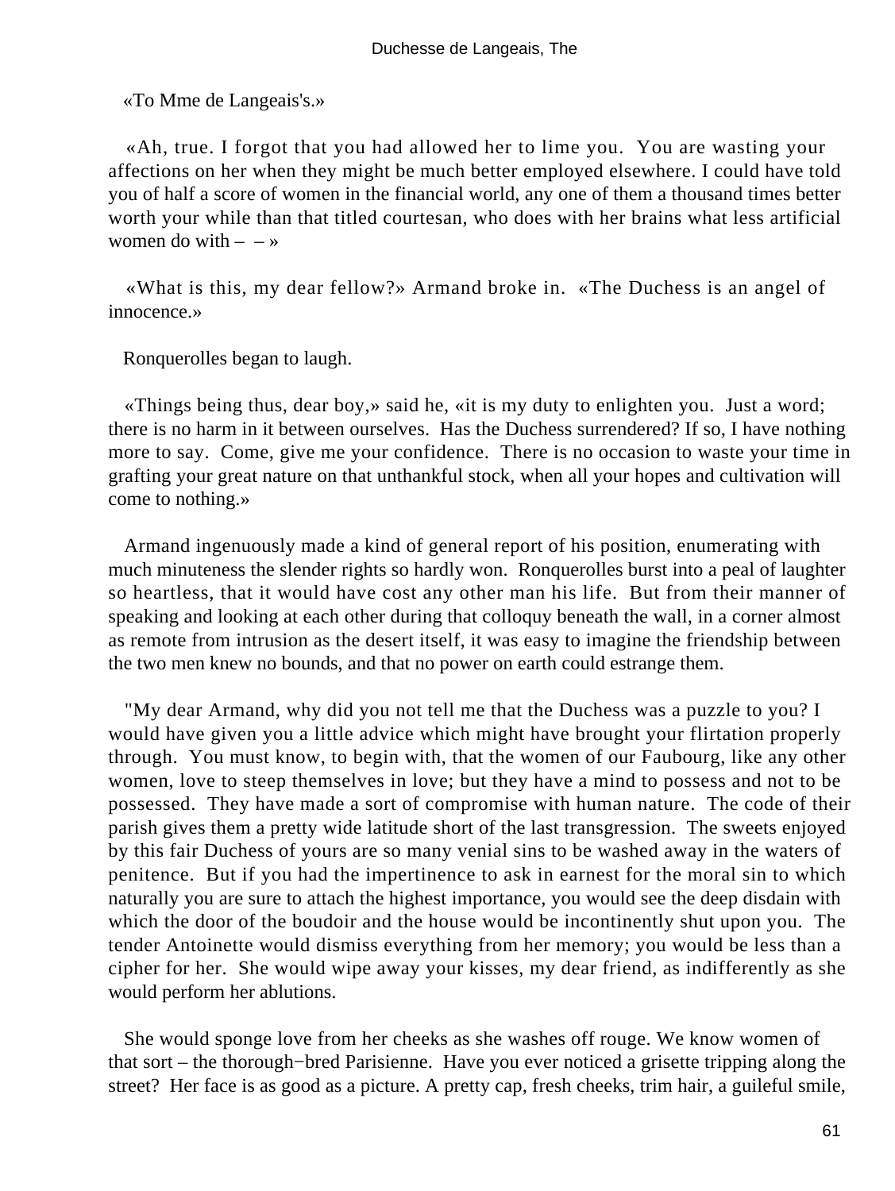«To Mme de Langeais's.»

«Ah, true. I forgot that you had allowed her to lime you. You are wasting your affections on her when they might be much better employed elsewhere. I could have told you of half a score of women in the financial world, any one of them a thousand times better worth your while than that titled courtesan, who does with her brains what less artificial women do with – – »

«What is this, my dear fellow?» Armand broke in. «The Duchess is an angel of innocence.»

Ronquerolles began to laugh.

«Things being thus, dear boy,» said he, «it is my duty to enlighten you. Just a word; there is no harm in it between ourselves. Has the Duchess surrendered? If so, I have nothing more to say. Come, give me your confidence. There is no occasion to waste your time in grafting your great nature on that unthankful stock, when all your hopes and cultivation will come to nothing.»

Armand ingenuously made a kind of general report of his position, enumerating with much minuteness the slender rights so hardly won. Ronquerolles burst into a peal of laughter so heartless, that it would have cost any other man his life. But from their manner of speaking and looking at each other during that colloquy beneath the wall, in a corner almost as remote from intrusion as the desert itself, it was easy to imagine the friendship between the two men knew no bounds, and that no power on earth could estrange them.

"My dear Armand, why did you not tell me that the Duchess was a puzzle to you? I would have given you a little advice which might have brought your flirtation properly through. You must know, to begin with, that the women of our Faubourg, like any other women, love to steep themselves in love; but they have a mind to possess and not to be possessed. They have made a sort of compromise with human nature. The code of their parish gives them a pretty wide latitude short of the last transgression. The sweets enjoyed by this fair Duchess of yours are so many venial sins to be washed away in the waters of penitence. But if you had the impertinence to ask in earnest for the moral sin to which naturally you are sure to attach the highest importance, you would see the deep disdain with which the door of the boudoir and the house would be incontinently shut upon you. The tender Antoinette would dismiss everything from her memory; you would be less than a cipher for her. She would wipe away your kisses, my dear friend, as indifferently as she would perform her ablutions.

She would sponge love from her cheeks as she washes off rouge. We know women of that sort – the thorough−bred Parisienne. Have you ever noticed a grisette tripping along the street? Her face is as good as a picture. A pretty cap, fresh cheeks, trim hair, a guileful smile,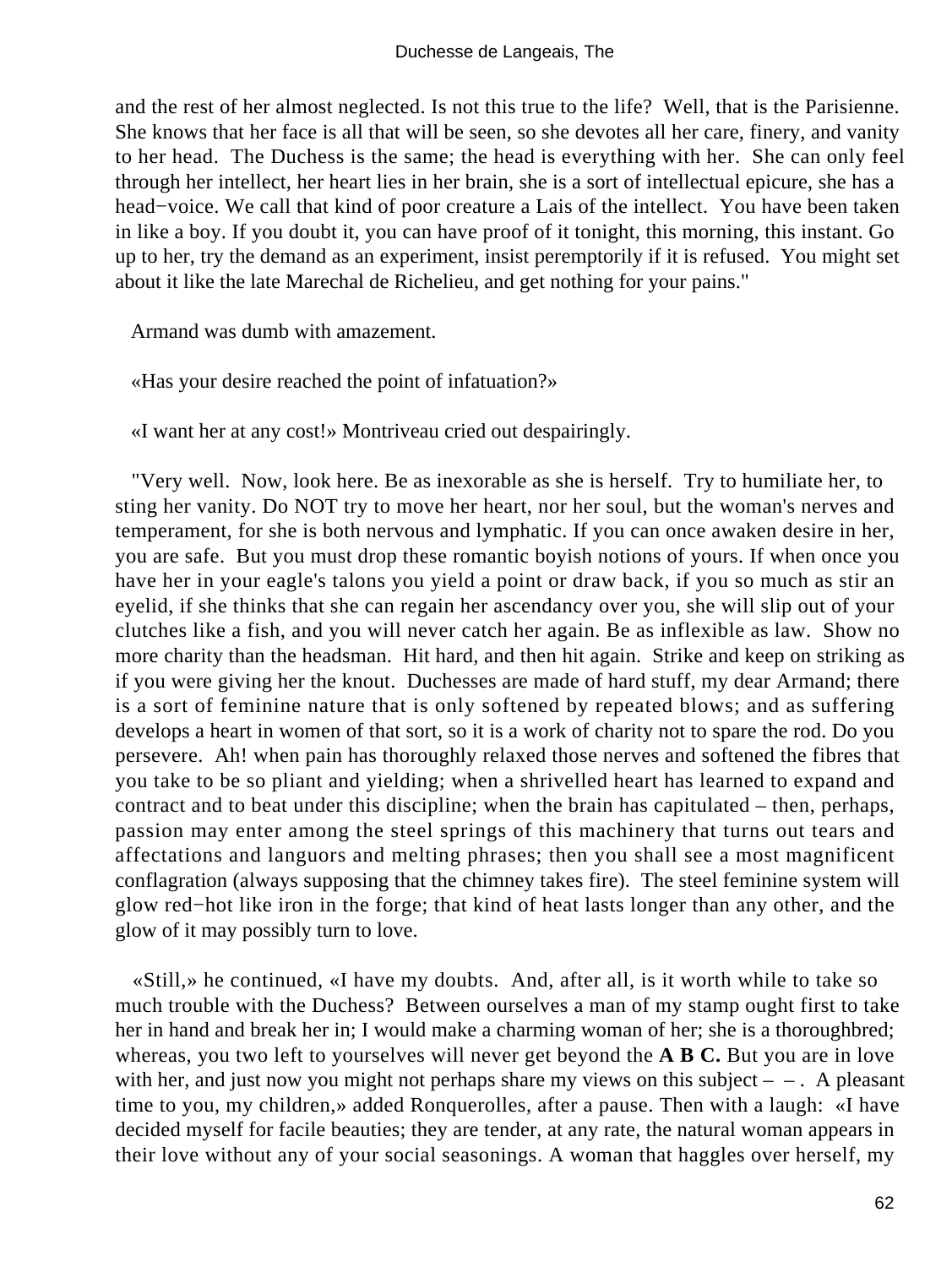and the rest of her almost neglected. Is not this true to the life? Well, that is the Parisienne. She knows that her face is all that will be seen, so she devotes all her care, finery, and vanity to her head. The Duchess is the same; the head is everything with her. She can only feel through her intellect, her heart lies in her brain, she is a sort of intellectual epicure, she has a head−voice. We call that kind of poor creature a Lais of the intellect. You have been taken in like a boy. If you doubt it, you can have proof of it tonight, this morning, this instant. Go up to her, try the demand as an experiment, insist peremptorily if it is refused. You might set about it like the late Marechal de Richelieu, and get nothing for your pains."

Armand was dumb with amazement.

«Has your desire reached the point of infatuation?»

«I want her at any cost!» Montriveau cried out despairingly.

"Very well. Now, look here. Be as inexorable as she is herself. Try to humiliate her, to sting her vanity. Do NOT try to move her heart, nor her soul, but the woman's nerves and temperament, for she is both nervous and lymphatic. If you can once awaken desire in her, you are safe. But you must drop these romantic boyish notions of yours. If when once you have her in your eagle's talons you yield a point or draw back, if you so much as stir an eyelid, if she thinks that she can regain her ascendancy over you, she will slip out of your clutches like a fish, and you will never catch her again. Be as inflexible as law. Show no more charity than the headsman. Hit hard, and then hit again. Strike and keep on striking as if you were giving her the knout. Duchesses are made of hard stuff, my dear Armand; there is a sort of feminine nature that is only softened by repeated blows; and as suffering develops a heart in women of that sort, so it is a work of charity not to spare the rod. Do you persevere. Ah! when pain has thoroughly relaxed those nerves and softened the fibres that you take to be so pliant and yielding; when a shrivelled heart has learned to expand and contract and to beat under this discipline; when the brain has capitulated – then, perhaps, passion may enter among the steel springs of this machinery that turns out tears and affectations and languors and melting phrases; then you shall see a most magnificent conflagration (always supposing that the chimney takes fire). The steel feminine system will glow red−hot like iron in the forge; that kind of heat lasts longer than any other, and the glow of it may possibly turn to love.

«Still,» he continued, «I have my doubts. And, after all, is it worth while to take so much trouble with the Duchess? Between ourselves a man of my stamp ought first to take her in hand and break her in; I would make a charming woman of her; she is a thoroughbred; whereas, you two left to yourselves will never get beyond the **A B C.** But you are in love with her, and just now you might not perhaps share my views on this subject – – . A pleasant time to you, my children,» added Ronquerolles, after a pause. Then with a laugh: «I have decided myself for facile beauties; they are tender, at any rate, the natural woman appears in their love without any of your social seasonings. A woman that haggles over herself, my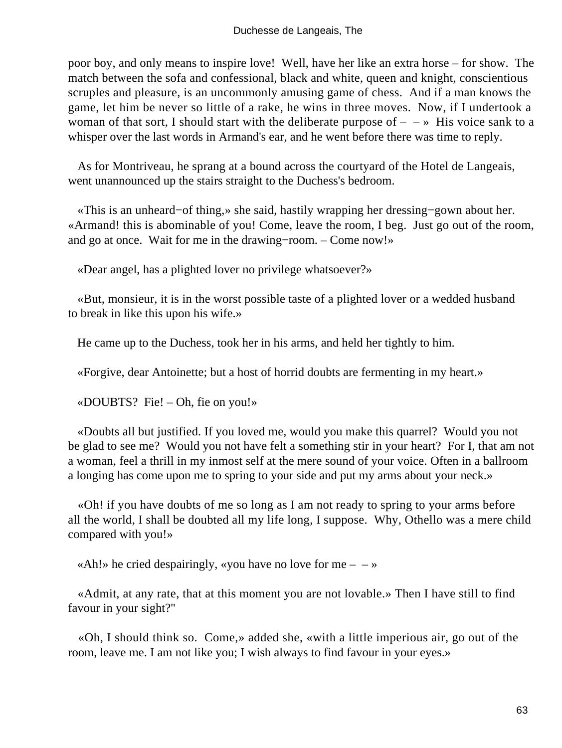poor boy, and only means to inspire love! Well, have her like an extra horse – for show. The match between the sofa and confessional, black and white, queen and knight, conscientious scruples and pleasure, is an uncommonly amusing game of chess. And if a man knows the game, let him be never so little of a rake, he wins in three moves. Now, if I undertook a woman of that sort, I should start with the deliberate purpose of – – » His voice sank to a whisper over the last words in Armand's ear, and he went before there was time to reply.

As for Montriveau, he sprang at a bound across the courtyard of the Hotel de Langeais, went unannounced up the stairs straight to the Duchess's bedroom.

«This is an unheard−of thing,» she said, hastily wrapping her dressing−gown about her. «Armand! this is abominable of you! Come, leave the room, I beg. Just go out of the room, and go at once. Wait for me in the drawing−room. – Come now!»

«Dear angel, has a plighted lover no privilege whatsoever?»

«But, monsieur, it is in the worst possible taste of a plighted lover or a wedded husband to break in like this upon his wife.»

He came up to the Duchess, took her in his arms, and held her tightly to him.

«Forgive, dear Antoinette; but a host of horrid doubts are fermenting in my heart.»

«DOUBTS? Fie! – Oh, fie on you!»

«Doubts all but justified. If you loved me, would you make this quarrel? Would you not be glad to see me? Would you not have felt a something stir in your heart? For I, that am not a woman, feel a thrill in my inmost self at the mere sound of your voice. Often in a ballroom a longing has come upon me to spring to your side and put my arms about your neck.»

«Oh! if you have doubts of me so long as I am not ready to spring to your arms before all the world, I shall be doubted all my life long, I suppose. Why, Othello was a mere child compared with you!»

«Ah!» he cried despairingly, «you have no love for me – – »

«Admit, at any rate, that at this moment you are not lovable.» Then I have still to find favour in your sight?"

«Oh, I should think so. Come,» added she, «with a little imperious air, go out of the room, leave me. I am not like you; I wish always to find favour in your eyes.»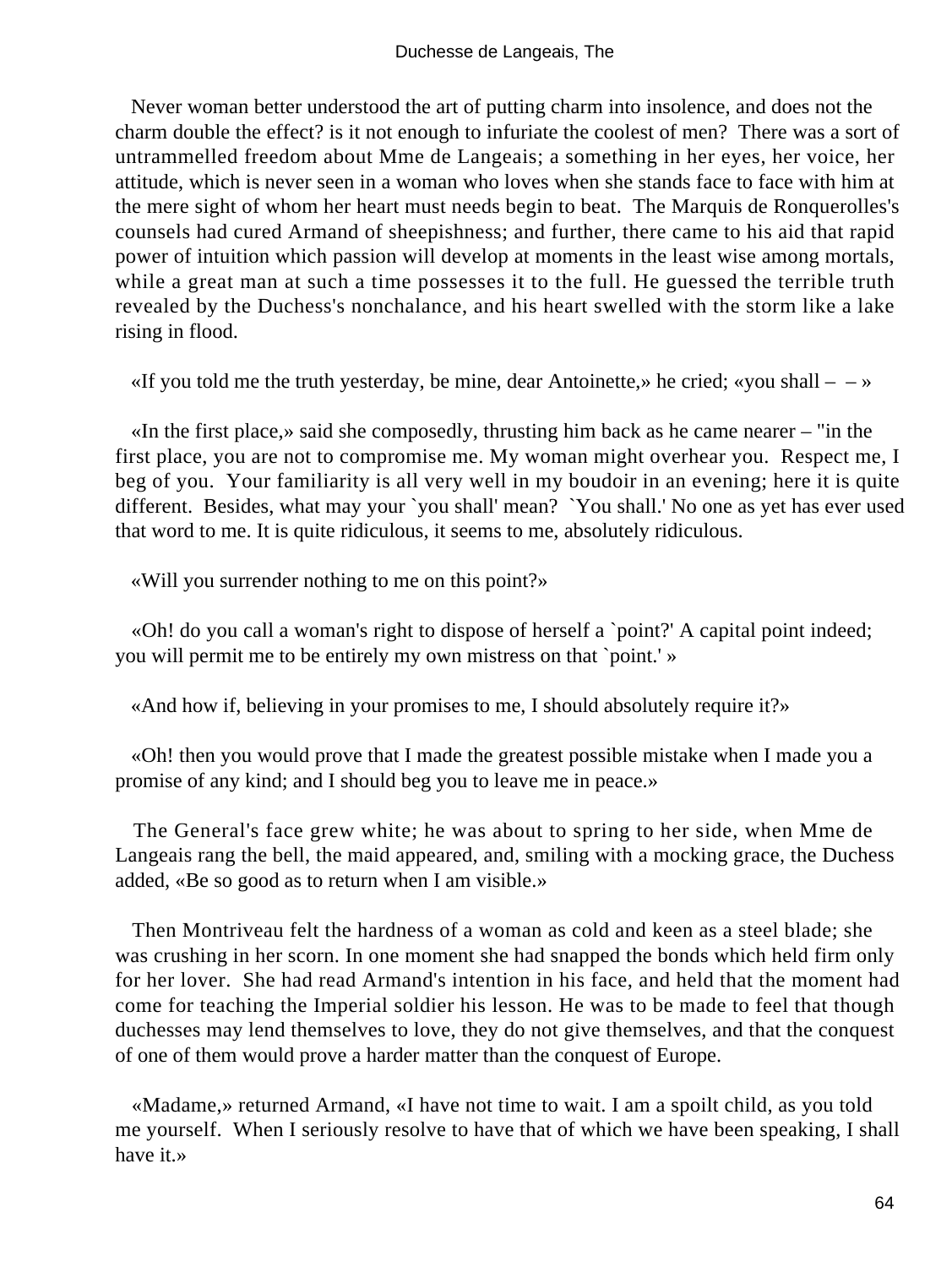Never woman better understood the art of putting charm into insolence, and does not the charm double the effect? is it not enough to infuriate the coolest of men? There was a sort of untrammelled freedom about Mme de Langeais; a something in her eyes, her voice, her attitude, which is never seen in a woman who loves when she stands face to face with him at the mere sight of whom her heart must needs begin to beat. The Marquis de Ronquerolles's counsels had cured Armand of sheepishness; and further, there came to his aid that rapid power of intuition which passion will develop at moments in the least wise among mortals, while a great man at such a time possesses it to the full. He guessed the terrible truth revealed by the Duchess's nonchalance, and his heart swelled with the storm like a lake rising in flood.

«If you told me the truth yesterday, be mine, dear Antoinette,» he cried; «you shall – – »

«In the first place,» said she composedly, thrusting him back as he came nearer – "in the first place, you are not to compromise me. My woman might overhear you. Respect me, I beg of you. Your familiarity is all very well in my boudoir in an evening; here it is quite different. Besides, what may your `you shall' mean? `You shall.' No one as yet has ever used that word to me. It is quite ridiculous, it seems to me, absolutely ridiculous.

«Will you surrender nothing to me on this point?»

«Oh! do you call a woman's right to dispose of herself a `point?' A capital point indeed; you will permit me to be entirely my own mistress on that `point.' »

«And how if, believing in your promises to me, I should absolutely require it?»

«Oh! then you would prove that I made the greatest possible mistake when I made you a promise of any kind; and I should beg you to leave me in peace.»

The General's face grew white; he was about to spring to her side, when Mme de Langeais rang the bell, the maid appeared, and, smiling with a mocking grace, the Duchess added, «Be so good as to return when I am visible.»

Then Montriveau felt the hardness of a woman as cold and keen as a steel blade; she was crushing in her scorn. In one moment she had snapped the bonds which held firm only for her lover. She had read Armand's intention in his face, and held that the moment had come for teaching the Imperial soldier his lesson. He was to be made to feel that though duchesses may lend themselves to love, they do not give themselves, and that the conquest of one of them would prove a harder matter than the conquest of Europe.

«Madame,» returned Armand, «I have not time to wait. I am a spoilt child, as you told me yourself. When I seriously resolve to have that of which we have been speaking, I shall have it.»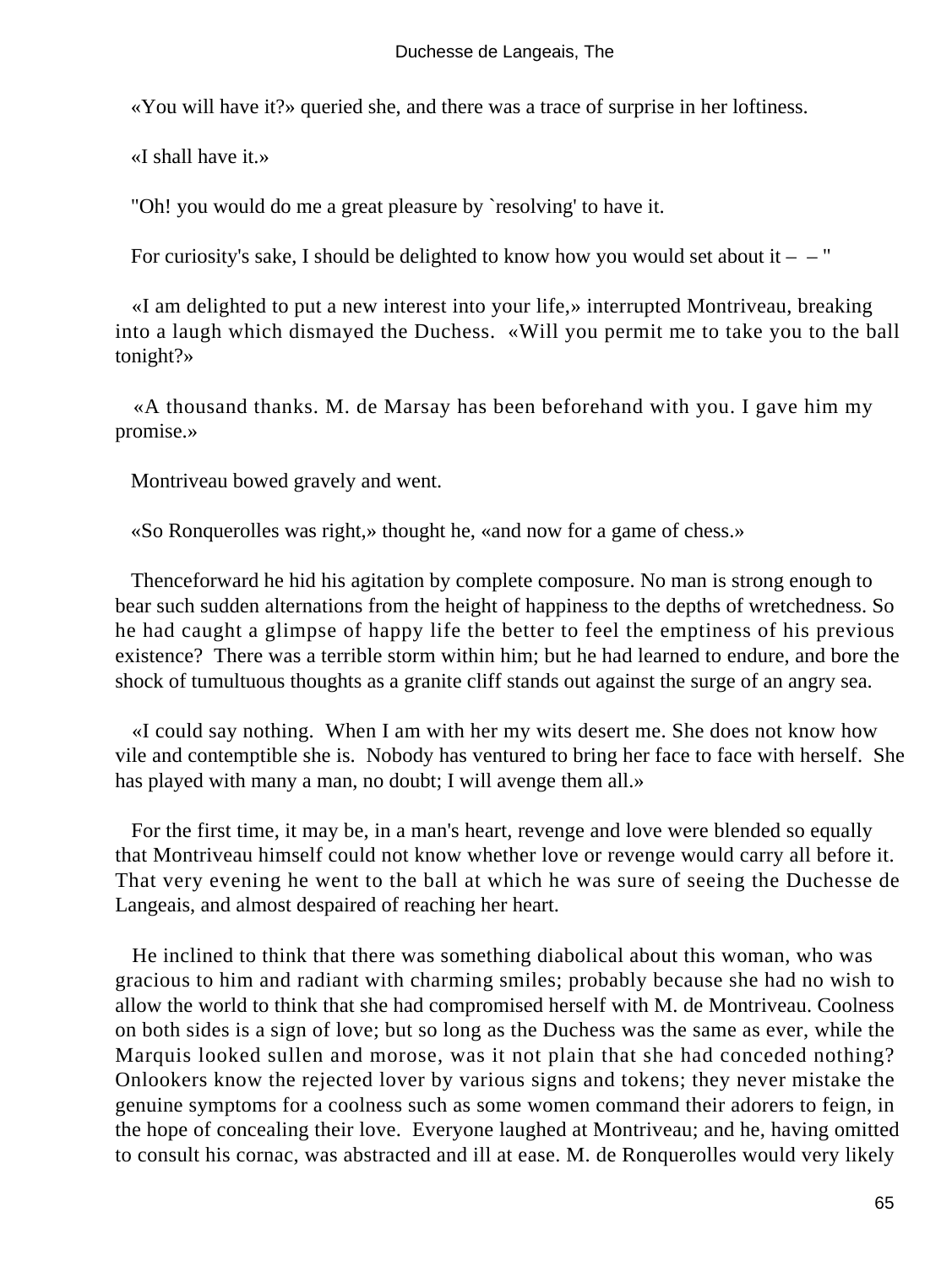«You will have it?» queried she, and there was a trace of surprise in her loftiness.

«I shall have it.»

"Oh! you would do me a great pleasure by `resolving' to have it.

For curiosity's sake, I should be delighted to know how you would set about it – – "

«I am delighted to put a new interest into your life,» interrupted Montriveau, breaking into a laugh which dismayed the Duchess. «Will you permit me to take you to the ball tonight?»

«A thousand thanks. M. de Marsay has been beforehand with you. I gave him my promise.»

Montriveau bowed gravely and went.

«So Ronquerolles was right,» thought he, «and now for a game of chess.»

Thenceforward he hid his agitation by complete composure. No man is strong enough to bear such sudden alternations from the height of happiness to the depths of wretchedness. So he had caught a glimpse of happy life the better to feel the emptiness of his previous existence? There was a terrible storm within him; but he had learned to endure, and bore the shock of tumultuous thoughts as a granite cliff stands out against the surge of an angry sea.

«I could say nothing. When I am with her my wits desert me. She does not know how vile and contemptible she is. Nobody has ventured to bring her face to face with herself. She has played with many a man, no doubt; I will avenge them all.»

For the first time, it may be, in a man's heart, revenge and love were blended so equally that Montriveau himself could not know whether love or revenge would carry all before it. That very evening he went to the ball at which he was sure of seeing the Duchesse de Langeais, and almost despaired of reaching her heart.

He inclined to think that there was something diabolical about this woman, who was gracious to him and radiant with charming smiles; probably because she had no wish to allow the world to think that she had compromised herself with M. de Montriveau. Coolness on both sides is a sign of love; but so long as the Duchess was the same as ever, while the Marquis looked sullen and morose, was it not plain that she had conceded nothing? Onlookers know the rejected lover by various signs and tokens; they never mistake the genuine symptoms for a coolness such as some women command their adorers to feign, in the hope of concealing their love. Everyone laughed at Montriveau; and he, having omitted to consult his cornac, was abstracted and ill at ease. M. de Ronquerolles would very likely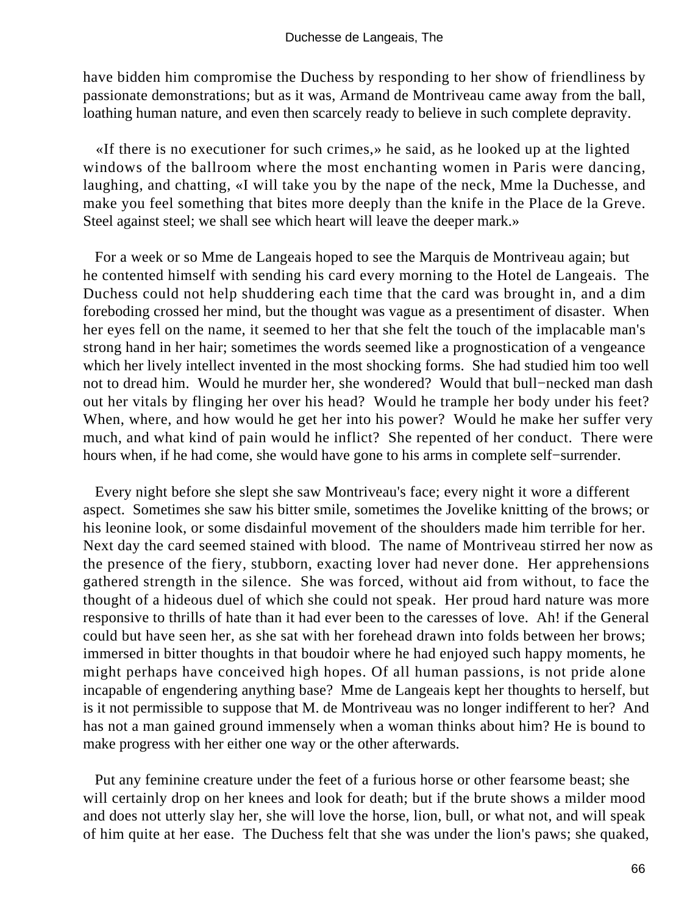have bidden him compromise the Duchess by responding to her show of friendliness by passionate demonstrations; but as it was, Armand de Montriveau came away from the ball, loathing human nature, and even then scarcely ready to believe in such complete depravity.

«If there is no executioner for such crimes,» he said, as he looked up at the lighted windows of the ballroom where the most enchanting women in Paris were dancing, laughing, and chatting, «I will take you by the nape of the neck, Mme la Duchesse, and make you feel something that bites more deeply than the knife in the Place de la Greve. Steel against steel; we shall see which heart will leave the deeper mark.»

For a week or so Mme de Langeais hoped to see the Marquis de Montriveau again; but he contented himself with sending his card every morning to the Hotel de Langeais. The Duchess could not help shuddering each time that the card was brought in, and a dim foreboding crossed her mind, but the thought was vague as a presentiment of disaster. When her eyes fell on the name, it seemed to her that she felt the touch of the implacable man's strong hand in her hair; sometimes the words seemed like a prognostication of a vengeance which her lively intellect invented in the most shocking forms. She had studied him too well not to dread him. Would he murder her, she wondered? Would that bull−necked man dash out her vitals by flinging her over his head? Would he trample her body under his feet? When, where, and how would he get her into his power? Would he make her suffer very much, and what kind of pain would he inflict? She repented of her conduct. There were hours when, if he had come, she would have gone to his arms in complete self−surrender.

Every night before she slept she saw Montriveau's face; every night it wore a different aspect. Sometimes she saw his bitter smile, sometimes the Jovelike knitting of the brows; or his leonine look, or some disdainful movement of the shoulders made him terrible for her. Next day the card seemed stained with blood. The name of Montriveau stirred her now as the presence of the fiery, stubborn, exacting lover had never done. Her apprehensions gathered strength in the silence. She was forced, without aid from without, to face the thought of a hideous duel of which she could not speak. Her proud hard nature was more responsive to thrills of hate than it had ever been to the caresses of love. Ah! if the General could but have seen her, as she sat with her forehead drawn into folds between her brows; immersed in bitter thoughts in that boudoir where he had enjoyed such happy moments, he might perhaps have conceived high hopes. Of all human passions, is not pride alone incapable of engendering anything base? Mme de Langeais kept her thoughts to herself, but is it not permissible to suppose that M. de Montriveau was no longer indifferent to her? And has not a man gained ground immensely when a woman thinks about him? He is bound to make progress with her either one way or the other afterwards.

Put any feminine creature under the feet of a furious horse or other fearsome beast; she will certainly drop on her knees and look for death; but if the brute shows a milder mood and does not utterly slay her, she will love the horse, lion, bull, or what not, and will speak of him quite at her ease. The Duchess felt that she was under the lion's paws; she quaked,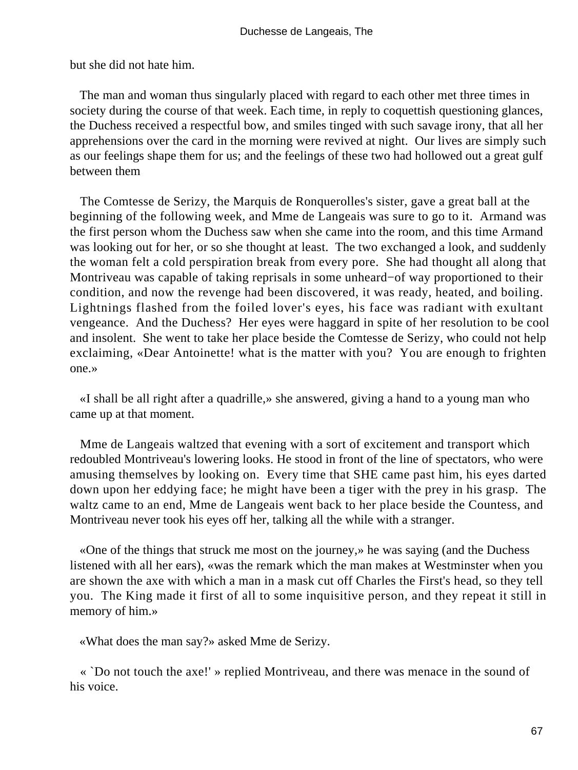but she did not hate him.

The man and woman thus singularly placed with regard to each other met three times in society during the course of that week. Each time, in reply to coquettish questioning glances, the Duchess received a respectful bow, and smiles tinged with such savage irony, that all her apprehensions over the card in the morning were revived at night. Our lives are simply such as our feelings shape them for us; and the feelings of these two had hollowed out a great gulf between them

The Comtesse de Serizy, the Marquis de Ronquerolles's sister, gave a great ball at the beginning of the following week, and Mme de Langeais was sure to go to it. Armand was the first person whom the Duchess saw when she came into the room, and this time Armand was looking out for her, or so she thought at least. The two exchanged a look, and suddenly the woman felt a cold perspiration break from every pore. She had thought all along that Montriveau was capable of taking reprisals in some unheard−of way proportioned to their condition, and now the revenge had been discovered, it was ready, heated, and boiling. Lightnings flashed from the foiled lover's eyes, his face was radiant with exultant vengeance. And the Duchess? Her eyes were haggard in spite of her resolution to be cool and insolent. She went to take her place beside the Comtesse de Serizy, who could not help exclaiming, «Dear Antoinette! what is the matter with you? You are enough to frighten one.»

«I shall be all right after a quadrille,» she answered, giving a hand to a young man who came up at that moment.

Mme de Langeais waltzed that evening with a sort of excitement and transport which redoubled Montriveau's lowering looks. He stood in front of the line of spectators, who were amusing themselves by looking on. Every time that SHE came past him, his eyes darted down upon her eddying face; he might have been a tiger with the prey in his grasp. The waltz came to an end, Mme de Langeais went back to her place beside the Countess, and Montriveau never took his eyes off her, talking all the while with a stranger.

«One of the things that struck me most on the journey,» he was saying (and the Duchess listened with all her ears), «was the remark which the man makes at Westminster when you are shown the axe with which a man in a mask cut off Charles the First's head, so they tell you. The King made it first of all to some inquisitive person, and they repeat it still in memory of him.»

«What does the man say?» asked Mme de Serizy.

« `Do not touch the axe!' » replied Montriveau, and there was menace in the sound of his voice.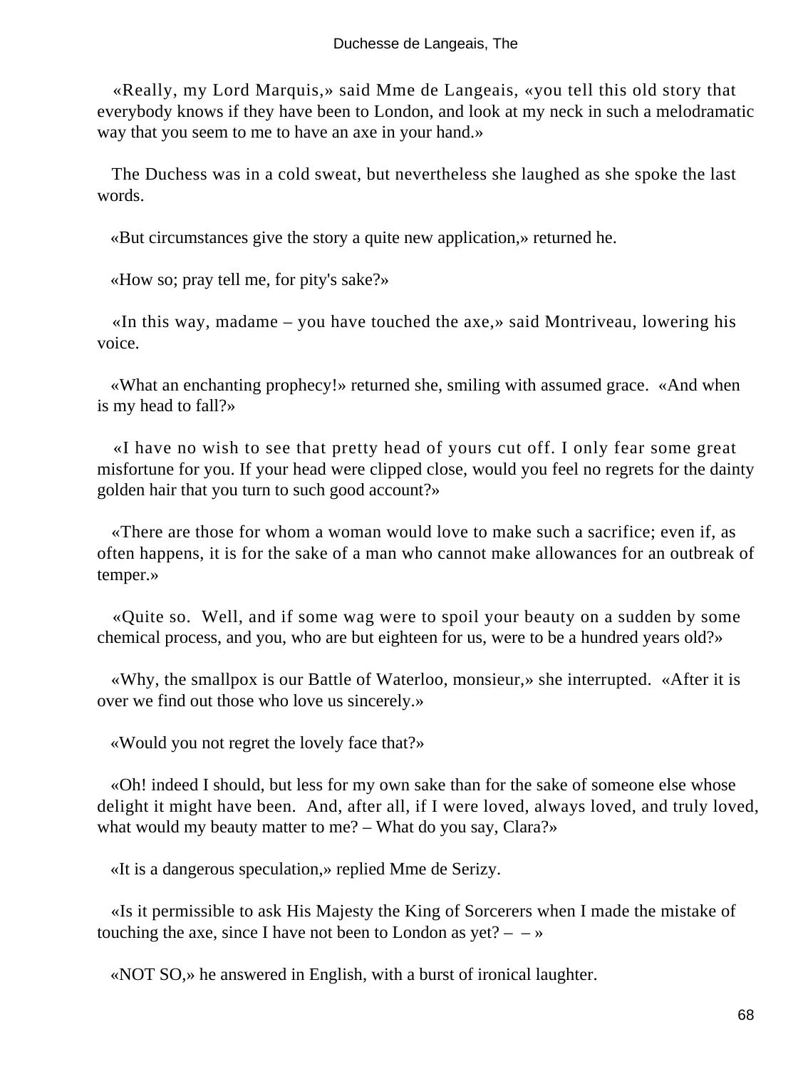«Really, my Lord Marquis,» said Mme de Langeais, «you tell this old story that everybody knows if they have been to London, and look at my neck in such a melodramatic way that you seem to me to have an axe in your hand.»

The Duchess was in a cold sweat, but nevertheless she laughed as she spoke the last words.

«But circumstances give the story a quite new application,» returned he.

«How so; pray tell me, for pity's sake?»

«In this way, madame – you have touched the axe,» said Montriveau, lowering his voice.

«What an enchanting prophecy!» returned she, smiling with assumed grace. «And when is my head to fall?»

«I have no wish to see that pretty head of yours cut off. I only fear some great misfortune for you. If your head were clipped close, would you feel no regrets for the dainty golden hair that you turn to such good account?»

«There are those for whom a woman would love to make such a sacrifice; even if, as often happens, it is for the sake of a man who cannot make allowances for an outbreak of temper.»

«Quite so. Well, and if some wag were to spoil your beauty on a sudden by some chemical process, and you, who are but eighteen for us, were to be a hundred years old?»

«Why, the smallpox is our Battle of Waterloo, monsieur,» she interrupted. «After it is over we find out those who love us sincerely.»

«Would you not regret the lovely face that?»

«Oh! indeed I should, but less for my own sake than for the sake of someone else whose delight it might have been. And, after all, if I were loved, always loved, and truly loved, what would my beauty matter to me? – What do you say, Clara?»

«It is a dangerous speculation,» replied Mme de Serizy.

«Is it permissible to ask His Majesty the King of Sorcerers when I made the mistake of touching the axe, since I have not been to London as yet? – – »

«NOT SO,» he answered in English, with a burst of ironical laughter.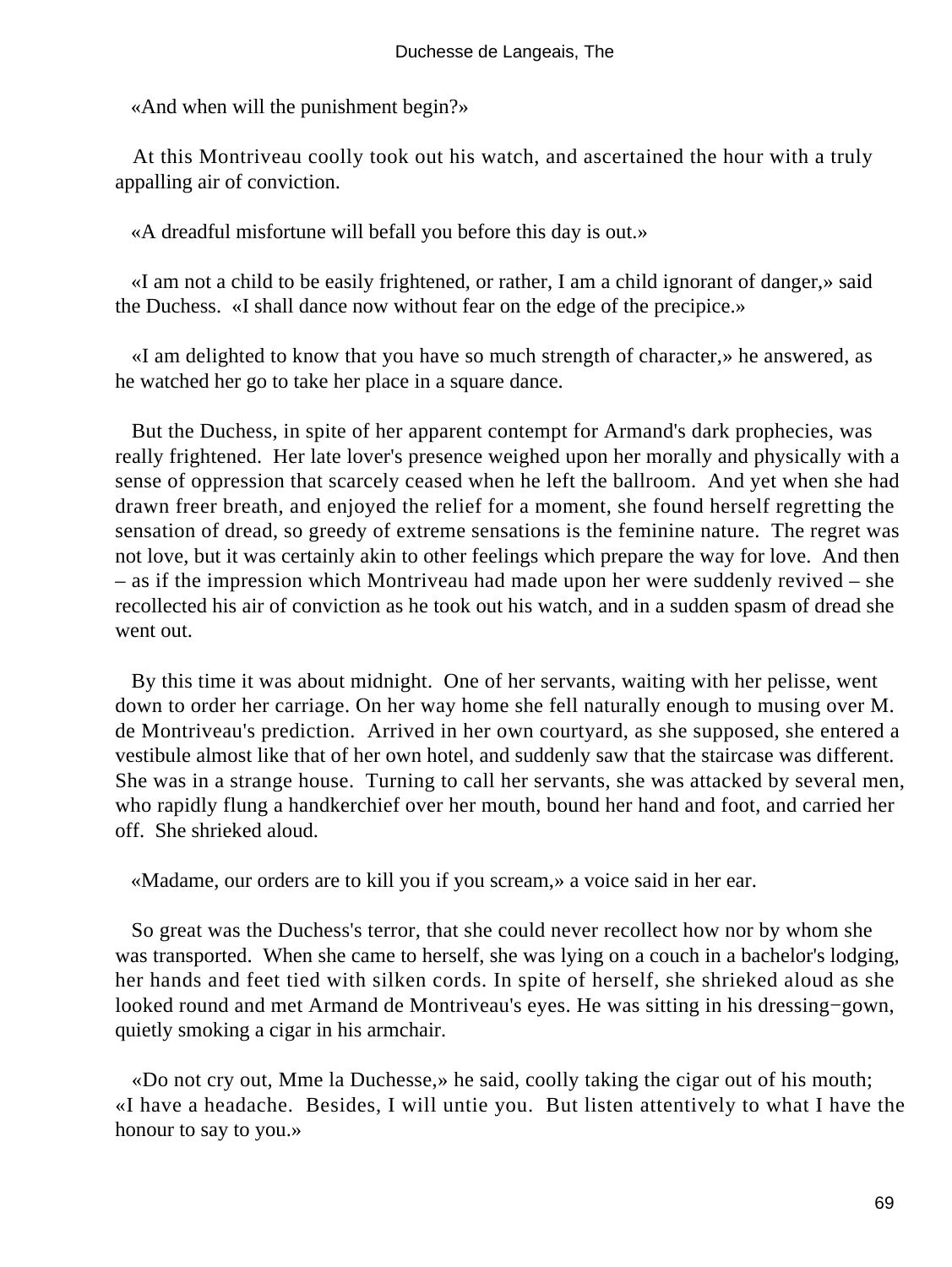«And when will the punishment begin?»

At this Montriveau coolly took out his watch, and ascertained the hour with a truly appalling air of conviction.

«A dreadful misfortune will befall you before this day is out.»

«I am not a child to be easily frightened, or rather, I am a child ignorant of danger,» said the Duchess. «I shall dance now without fear on the edge of the precipice.»

«I am delighted to know that you have so much strength of character,» he answered, as he watched her go to take her place in a square dance.

But the Duchess, in spite of her apparent contempt for Armand's dark prophecies, was really frightened. Her late lover's presence weighed upon her morally and physically with a sense of oppression that scarcely ceased when he left the ballroom. And yet when she had drawn freer breath, and enjoyed the relief for a moment, she found herself regretting the sensation of dread, so greedy of extreme sensations is the feminine nature. The regret was not love, but it was certainly akin to other feelings which prepare the way for love. And then – as if the impression which Montriveau had made upon her were suddenly revived – she recollected his air of conviction as he took out his watch, and in a sudden spasm of dread she went out.

By this time it was about midnight. One of her servants, waiting with her pelisse, went down to order her carriage. On her way home she fell naturally enough to musing over M. de Montriveau's prediction. Arrived in her own courtyard, as she supposed, she entered a vestibule almost like that of her own hotel, and suddenly saw that the staircase was different. She was in a strange house. Turning to call her servants, she was attacked by several men, who rapidly flung a handkerchief over her mouth, bound her hand and foot, and carried her off. She shrieked aloud.

«Madame, our orders are to kill you if you scream,» a voice said in her ear.

So great was the Duchess's terror, that she could never recollect how nor by whom she was transported. When she came to herself, she was lying on a couch in a bachelor's lodging, her hands and feet tied with silken cords. In spite of herself, she shrieked aloud as she looked round and met Armand de Montriveau's eyes. He was sitting in his dressing-gown, quietly smoking a cigar in his armchair.

«Do not cry out, Mme la Duchesse,» he said, coolly taking the cigar out of his mouth; «I have a headache. Besides, I will untie you. But listen attentively to what I have the honour to say to you.»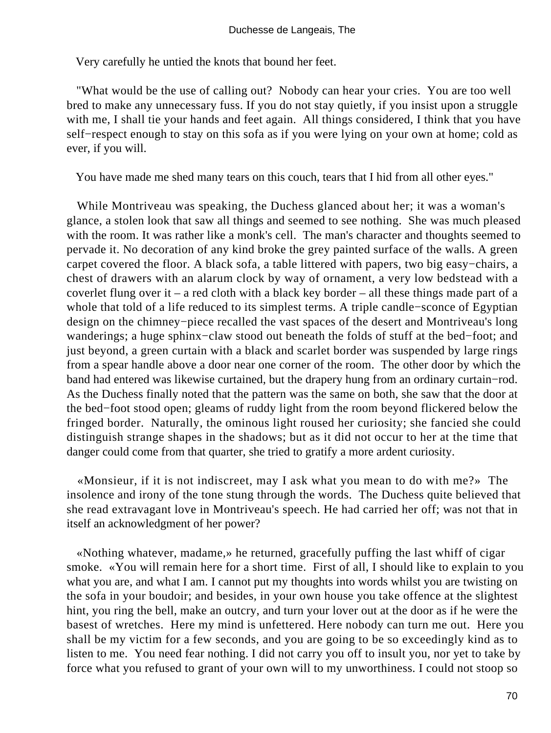Very carefully he untied the knots that bound her feet.

"What would be the use of calling out? Nobody can hear your cries. You are too well bred to make any unnecessary fuss. If you do not stay quietly, if you insist upon a struggle with me, I shall tie your hands and feet again. All things considered, I think that you have self−respect enough to stay on this sofa as if you were lying on your own at home; cold as ever, if you will.

You have made me shed many tears on this couch, tears that I hid from all other eyes."

While Montriveau was speaking, the Duchess glanced about her; it was a woman's glance, a stolen look that saw all things and seemed to see nothing. She was much pleased with the room. It was rather like a monk's cell. The man's character and thoughts seemed to pervade it. No decoration of any kind broke the grey painted surface of the walls. A green carpet covered the floor. A black sofa, a table littered with papers, two big easy−chairs, a chest of drawers with an alarum clock by way of ornament, a very low bedstead with a coverlet flung over it – a red cloth with a black key border – all these things made part of a whole that told of a life reduced to its simplest terms. A triple candle−sconce of Egyptian design on the chimney−piece recalled the vast spaces of the desert and Montriveau's long wanderings; a huge sphinx−claw stood out beneath the folds of stuff at the bed−foot; and just beyond, a green curtain with a black and scarlet border was suspended by large rings from a spear handle above a door near one corner of the room. The other door by which the band had entered was likewise curtained, but the drapery hung from an ordinary curtain−rod. As the Duchess finally noted that the pattern was the same on both, she saw that the door at the bed−foot stood open; gleams of ruddy light from the room beyond flickered below the fringed border. Naturally, the ominous light roused her curiosity; she fancied she could distinguish strange shapes in the shadows; but as it did not occur to her at the time that danger could come from that quarter, she tried to gratify a more ardent curiosity.

«Monsieur, if it is not indiscreet, may I ask what you mean to do with me?» The insolence and irony of the tone stung through the words. The Duchess quite believed that she read extravagant love in Montriveau's speech. He had carried her off; was not that in itself an acknowledgment of her power?

«Nothing whatever, madame,» he returned, gracefully puffing the last whiff of cigar smoke. «You will remain here for a short time. First of all, I should like to explain to you what you are, and what I am. I cannot put my thoughts into words whilst you are twisting on the sofa in your boudoir; and besides, in your own house you take offence at the slightest hint, you ring the bell, make an outcry, and turn your lover out at the door as if he were the basest of wretches. Here my mind is unfettered. Here nobody can turn me out. Here you shall be my victim for a few seconds, and you are going to be so exceedingly kind as to listen to me. You need fear nothing. I did not carry you off to insult you, nor yet to take by force what you refused to grant of your own will to my unworthiness. I could not stoop so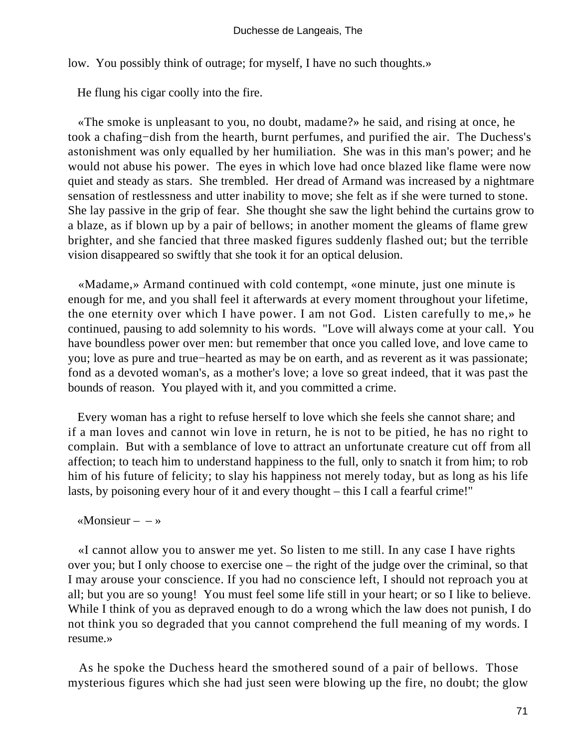low. You possibly think of outrage; for myself, I have no such thoughts.»

He flung his cigar coolly into the fire.

«The smoke is unpleasant to you, no doubt, madame?» he said, and rising at once, he took a chafing−dish from the hearth, burnt perfumes, and purified the air. The Duchess's astonishment was only equalled by her humiliation. She was in this man's power; and he would not abuse his power. The eyes in which love had once blazed like flame were now quiet and steady as stars. She trembled. Her dread of Armand was increased by a nightmare sensation of restlessness and utter inability to move; she felt as if she were turned to stone. She lay passive in the grip of fear. She thought she saw the light behind the curtains grow to a blaze, as if blown up by a pair of bellows; in another moment the gleams of flame grew brighter, and she fancied that three masked figures suddenly flashed out; but the terrible vision disappeared so swiftly that she took it for an optical delusion.

«Madame,» Armand continued with cold contempt, «one minute, just one minute is enough for me, and you shall feel it afterwards at every moment throughout your lifetime, the one eternity over which I have power. I am not God. Listen carefully to me,» he continued, pausing to add solemnity to his words. "Love will always come at your call. You have boundless power over men: but remember that once you called love, and love came to you; love as pure and true−hearted as may be on earth, and as reverent as it was passionate; fond as a devoted woman's, as a mother's love; a love so great indeed, that it was past the bounds of reason. You played with it, and you committed a crime.

Every woman has a right to refuse herself to love which she feels she cannot share; and if a man loves and cannot win love in return, he is not to be pitied, he has no right to complain. But with a semblance of love to attract an unfortunate creature cut off from all affection; to teach him to understand happiness to the full, only to snatch it from him; to rob him of his future of felicity; to slay his happiness not merely today, but as long as his life lasts, by poisoning every hour of it and every thought – this I call a fearful crime!"

«Monsieur – – »

«I cannot allow you to answer me yet. So listen to me still. In any case I have rights over you; but I only choose to exercise one – the right of the judge over the criminal, so that I may arouse your conscience. If you had no conscience left, I should not reproach you at all; but you are so young! You must feel some life still in your heart; or so I like to believe. While I think of you as depraved enough to do a wrong which the law does not punish, I do not think you so degraded that you cannot comprehend the full meaning of my words. I resume.»

As he spoke the Duchess heard the smothered sound of a pair of bellows. Those mysterious figures which she had just seen were blowing up the fire, no doubt; the glow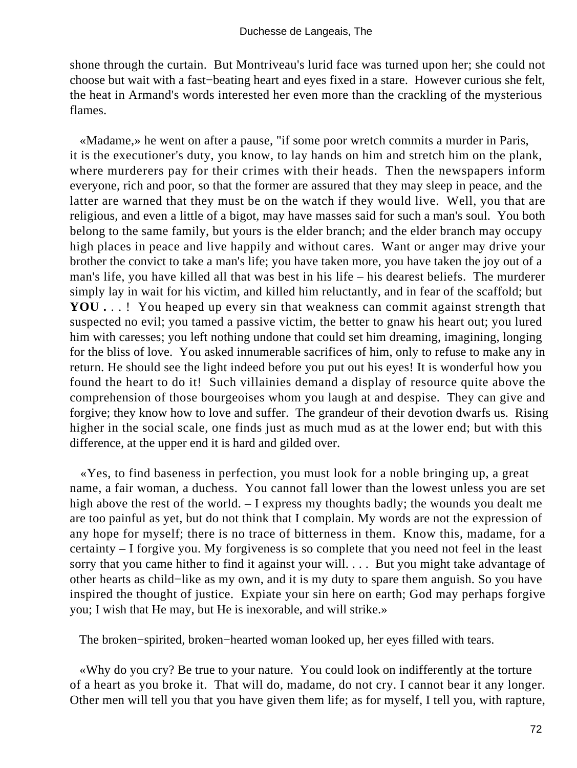shone through the curtain. But Montriveau's lurid face was turned upon her; she could not choose but wait with a fast−beating heart and eyes fixed in a stare. However curious she felt, the heat in Armand's words interested her even more than the crackling of the mysterious flames.

«Madame,» he went on after a pause, "if some poor wretch commits a murder in Paris, it is the executioner's duty, you know, to lay hands on him and stretch him on the plank, where murderers pay for their crimes with their heads. Then the newspapers inform everyone, rich and poor, so that the former are assured that they may sleep in peace, and the latter are warned that they must be on the watch if they would live. Well, you that are religious, and even a little of a bigot, may have masses said for such a man's soul. You both belong to the same family, but yours is the elder branch; and the elder branch may occupy high places in peace and live happily and without cares. Want or anger may drive your brother the convict to take a man's life; you have taken more, you have taken the joy out of a man's life, you have killed all that was best in his life – his dearest beliefs. The murderer simply lay in wait for his victim, and killed him reluctantly, and in fear of the scaffold; but **YOU . . .** ! You heaped up every sin that weakness can commit against strength that suspected no evil; you tamed a passive victim, the better to gnaw his heart out; you lured him with caresses; you left nothing undone that could set him dreaming, imagining, longing for the bliss of love. You asked innumerable sacrifices of him, only to refuse to make any in return. He should see the light indeed before you put out his eyes! It is wonderful how you found the heart to do it! Such villainies demand a display of resource quite above the comprehension of those bourgeoises whom you laugh at and despise. They can give and forgive; they know how to love and suffer. The grandeur of their devotion dwarfs us. Rising higher in the social scale, one finds just as much mud as at the lower end; but with this difference, at the upper end it is hard and gilded over.

«Yes, to find baseness in perfection, you must look for a noble bringing up, a great name, a fair woman, a duchess. You cannot fall lower than the lowest unless you are set high above the rest of the world. – I express my thoughts badly; the wounds you dealt me are too painful as yet, but do not think that I complain. My words are not the expression of any hope for myself; there is no trace of bitterness in them. Know this, madame, for a certainty – I forgive you. My forgiveness is so complete that you need not feel in the least sorry that you came hither to find it against your will. . . . But you might take advantage of other hearts as child−like as my own, and it is my duty to spare them anguish. So you have inspired the thought of justice. Expiate your sin here on earth; God may perhaps forgive you; I wish that He may, but He is inexorable, and will strike.»

The broken−spirited, broken−hearted woman looked up, her eyes filled with tears.

«Why do you cry? Be true to your nature. You could look on indifferently at the torture of a heart as you broke it. That will do, madame, do not cry. I cannot bear it any longer. Other men will tell you that you have given them life; as for myself, I tell you, with rapture,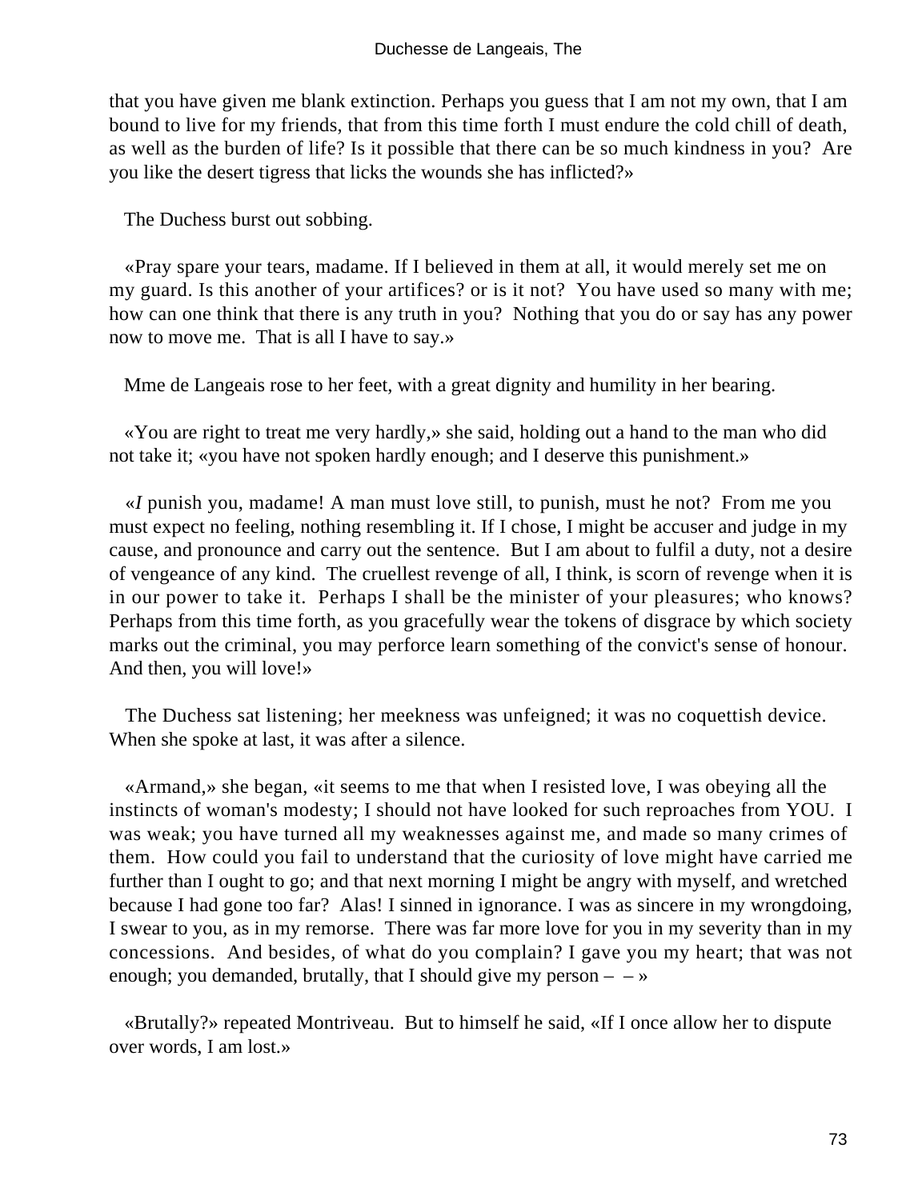that you have given me blank extinction. Perhaps you guess that I am not my own, that I am bound to live for my friends, that from this time forth I must endure the cold chill of death, as well as the burden of life? Is it possible that there can be so much kindness in you? Are you like the desert tigress that licks the wounds she has inflicted?»

The Duchess burst out sobbing.

«Pray spare your tears, madame. If I believed in them at all, it would merely set me on my guard. Is this another of your artifices? or is it not? You have used so many with me; how can one think that there is any truth in you? Nothing that you do or say has any power now to move me. That is all I have to say.»

Mme de Langeais rose to her feet, with a great dignity and humility in her bearing.

«You are right to treat me very hardly,» she said, holding out a hand to the man who did not take it; «you have not spoken hardly enough; and I deserve this punishment.»

«*I* punish you, madame! A man must love still, to punish, must he not? From me you must expect no feeling, nothing resembling it. If I chose, I might be accuser and judge in my cause, and pronounce and carry out the sentence. But I am about to fulfil a duty, not a desire of vengeance of any kind. The cruellest revenge of all, I think, is scorn of revenge when it is in our power to take it. Perhaps I shall be the minister of your pleasures; who knows? Perhaps from this time forth, as you gracefully wear the tokens of disgrace by which society marks out the criminal, you may perforce learn something of the convict's sense of honour. And then, you will love!»

The Duchess sat listening; her meekness was unfeigned; it was no coquettish device. When she spoke at last, it was after a silence.

«Armand,» she began, «it seems to me that when I resisted love, I was obeying all the instincts of woman's modesty; I should not have looked for such reproaches from YOU. I was weak; you have turned all my weaknesses against me, and made so many crimes of them. How could you fail to understand that the curiosity of love might have carried me further than I ought to go; and that next morning I might be angry with myself, and wretched because I had gone too far? Alas! I sinned in ignorance. I was as sincere in my wrongdoing, I swear to you, as in my remorse. There was far more love for you in my severity than in my concessions. And besides, of what do you complain? I gave you my heart; that was not enough; you demanded, brutally, that I should give my person – – »

«Brutally?» repeated Montriveau. But to himself he said, «If I once allow her to dispute over words, I am lost.»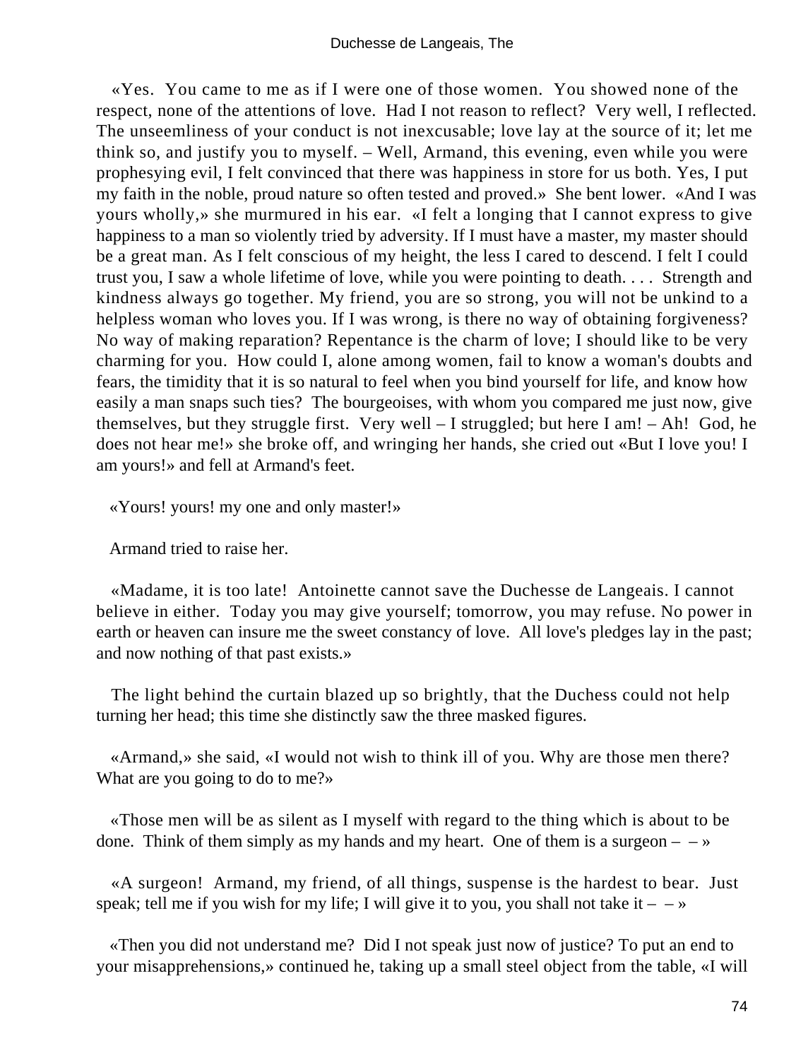«Yes. You came to me as if I were one of those women. You showed none of the respect, none of the attentions of love. Had I not reason to reflect? Very well, I reflected. The unseemliness of your conduct is not inexcusable; love lay at the source of it; let me think so, and justify you to myself. – Well, Armand, this evening, even while you were prophesying evil, I felt convinced that there was happiness in store for us both. Yes, I put my faith in the noble, proud nature so often tested and proved.» She bent lower. «And I was yours wholly,» she murmured in his ear. «I felt a longing that I cannot express to give happiness to a man so violently tried by adversity. If I must have a master, my master should be a great man. As I felt conscious of my height, the less I cared to descend. I felt I could trust you, I saw a whole lifetime of love, while you were pointing to death. . . . Strength and kindness always go together. My friend, you are so strong, you will not be unkind to a helpless woman who loves you. If I was wrong, is there no way of obtaining forgiveness? No way of making reparation? Repentance is the charm of love; I should like to be very charming for you. How could I, alone among women, fail to know a woman's doubts and fears, the timidity that it is so natural to feel when you bind yourself for life, and know how easily a man snaps such ties? The bourgeoises, with whom you compared me just now, give themselves, but they struggle first. Very well – I struggled; but here I am! – Ah! God, he does not hear me!» she broke off, and wringing her hands, she cried out «But I love you! I am yours!» and fell at Armand's feet.

«Yours! yours! my one and only master!»

Armand tried to raise her.

«Madame, it is too late! Antoinette cannot save the Duchesse de Langeais. I cannot believe in either. Today you may give yourself; tomorrow, you may refuse. No power in earth or heaven can insure me the sweet constancy of love. All love's pledges lay in the past; and now nothing of that past exists.»

The light behind the curtain blazed up so brightly, that the Duchess could not help turning her head; this time she distinctly saw the three masked figures.

«Armand,» she said, «I would not wish to think ill of you. Why are those men there? What are you going to do to me?»

«Those men will be as silent as I myself with regard to the thing which is about to be done. Think of them simply as my hands and my heart. One of them is a surgeon – – »

«A surgeon! Armand, my friend, of all things, suspense is the hardest to bear. Just speak; tell me if you wish for my life; I will give it to you, you shall not take it – – »

«Then you did not understand me? Did I not speak just now of justice? To put an end to your misapprehensions,» continued he, taking up a small steel object from the table, «I will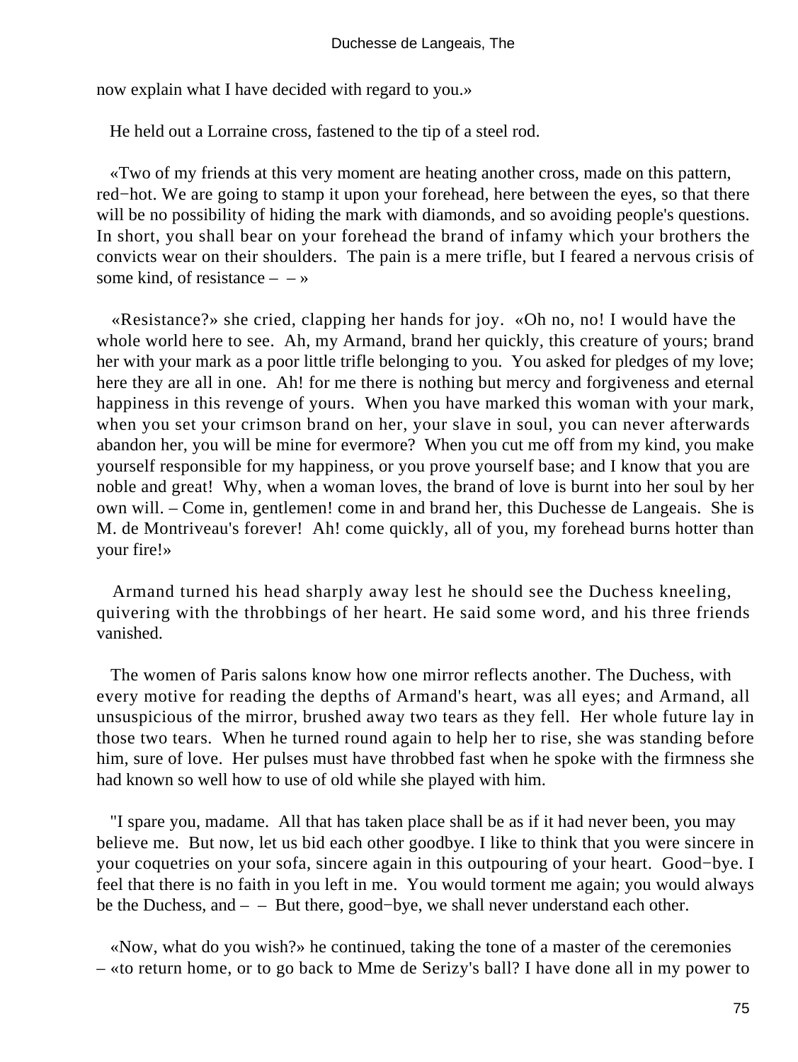now explain what I have decided with regard to you.»

He held out a Lorraine cross, fastened to the tip of a steel rod.

«Two of my friends at this very moment are heating another cross, made on this pattern, red−hot. We are going to stamp it upon your forehead, here between the eyes, so that there will be no possibility of hiding the mark with diamonds, and so avoiding people's questions. In short, you shall bear on your forehead the brand of infamy which your brothers the convicts wear on their shoulders. The pain is a mere trifle, but I feared a nervous crisis of some kind, of resistance – – »

«Resistance?» she cried, clapping her hands for joy. «Oh no, no! I would have the whole world here to see. Ah, my Armand, brand her quickly, this creature of yours; brand her with your mark as a poor little trifle belonging to you. You asked for pledges of my love; here they are all in one. Ah! for me there is nothing but mercy and forgiveness and eternal happiness in this revenge of yours. When you have marked this woman with your mark, when you set your crimson brand on her, your slave in soul, you can never afterwards abandon her, you will be mine for evermore? When you cut me off from my kind, you make yourself responsible for my happiness, or you prove yourself base; and I know that you are noble and great! Why, when a woman loves, the brand of love is burnt into her soul by her own will. – Come in, gentlemen! come in and brand her, this Duchesse de Langeais. She is M. de Montriveau's forever! Ah! come quickly, all of you, my forehead burns hotter than your fire!»

Armand turned his head sharply away lest he should see the Duchess kneeling, quivering with the throbbings of her heart. He said some word, and his three friends vanished.

The women of Paris salons know how one mirror reflects another. The Duchess, with every motive for reading the depths of Armand's heart, was all eyes; and Armand, all unsuspicious of the mirror, brushed away two tears as they fell. Her whole future lay in those two tears. When he turned round again to help her to rise, she was standing before him, sure of love. Her pulses must have throbbed fast when he spoke with the firmness she had known so well how to use of old while she played with him.

"I spare you, madame. All that has taken place shall be as if it had never been, you may believe me. But now, let us bid each other goodbye. I like to think that you were sincere in your coquetries on your sofa, sincere again in this outpouring of your heart. Good−bye. I feel that there is no faith in you left in me. You would torment me again; you would always be the Duchess, and – – But there, good−bye, we shall never understand each other.

«Now, what do you wish?» he continued, taking the tone of a master of the ceremonies – «to return home, or to go back to Mme de Serizy's ball? I have done all in my power to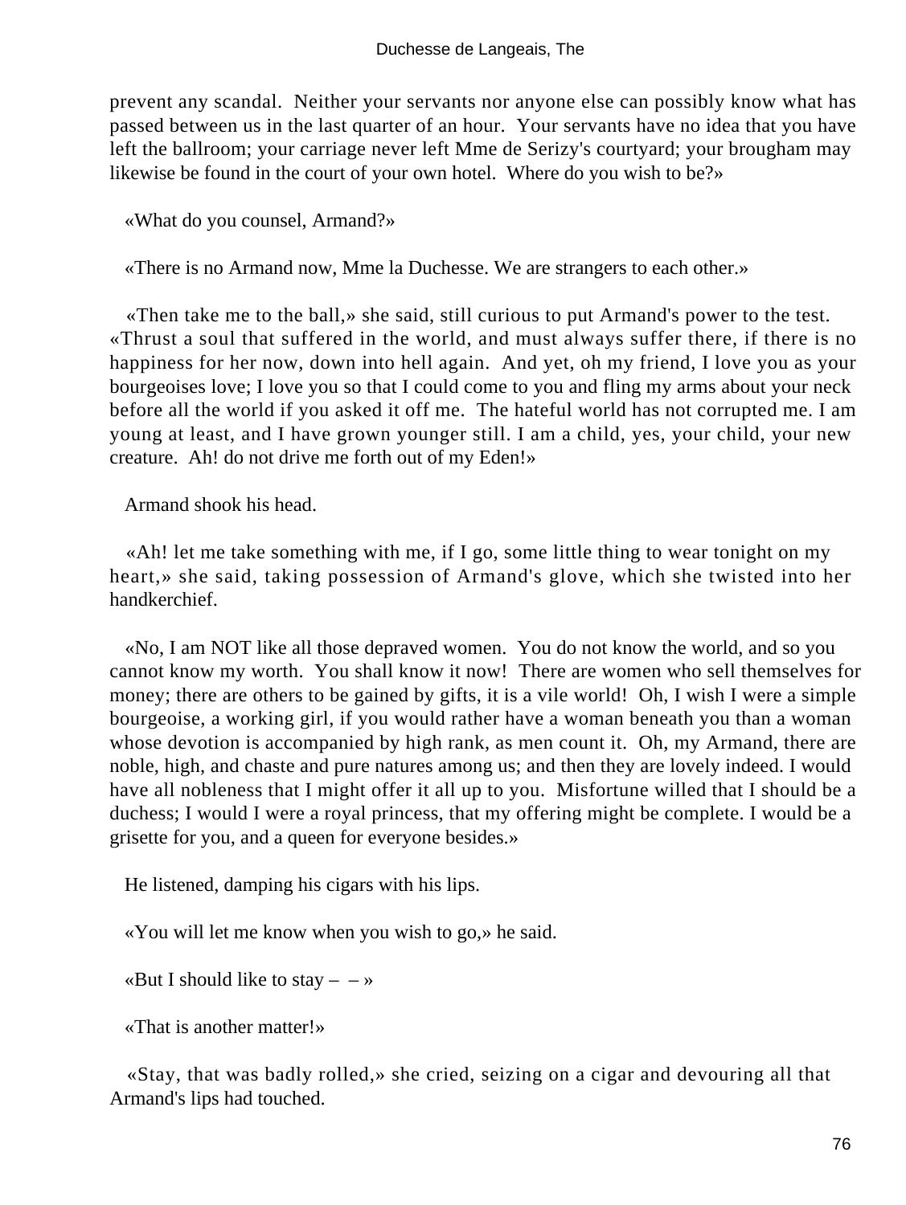prevent any scandal. Neither your servants nor anyone else can possibly know what has passed between us in the last quarter of an hour. Your servants have no idea that you have left the ballroom; your carriage never left Mme de Serizy's courtyard; your brougham may likewise be found in the court of your own hotel. Where do you wish to be?»

«What do you counsel, Armand?»

«There is no Armand now, Mme la Duchesse. We are strangers to each other.»

«Then take me to the ball,» she said, still curious to put Armand's power to the test. «Thrust a soul that suffered in the world, and must always suffer there, if there is no happiness for her now, down into hell again. And yet, oh my friend, I love you as your bourgeoises love; I love you so that I could come to you and fling my arms about your neck before all the world if you asked it off me. The hateful world has not corrupted me. I am young at least, and I have grown younger still. I am a child, yes, your child, your new creature. Ah! do not drive me forth out of my Eden!»

Armand shook his head.

«Ah! let me take something with me, if I go, some little thing to wear tonight on my heart,» she said, taking possession of Armand's glove, which she twisted into her handkerchief.

«No, I am NOT like all those depraved women. You do not know the world, and so you cannot know my worth. You shall know it now! There are women who sell themselves for money; there are others to be gained by gifts, it is a vile world! Oh, I wish I were a simple bourgeoise, a working girl, if you would rather have a woman beneath you than a woman whose devotion is accompanied by high rank, as men count it. Oh, my Armand, there are noble, high, and chaste and pure natures among us; and then they are lovely indeed. I would have all nobleness that I might offer it all up to you. Misfortune willed that I should be a duchess; I would I were a royal princess, that my offering might be complete. I would be a grisette for you, and a queen for everyone besides.»

He listened, damping his cigars with his lips.

«You will let me know when you wish to go,» he said.

«But I should like to stay – – »

«That is another matter!»

«Stay, that was badly rolled,» she cried, seizing on a cigar and devouring all that Armand's lips had touched.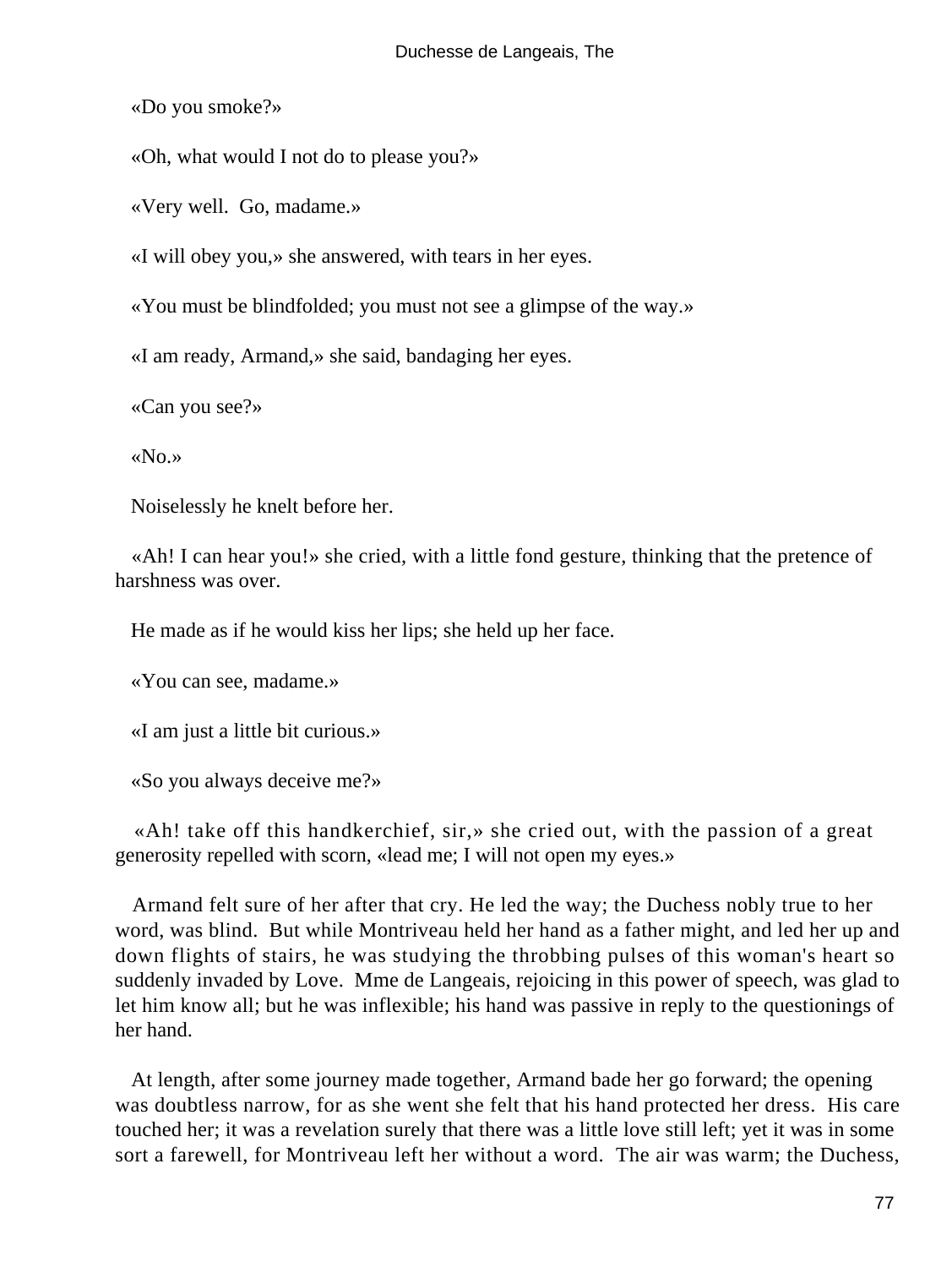«Do you smoke?»

«Oh, what would I not do to please you?»

«Very well. Go, madame.»

«I will obey you,» she answered, with tears in her eyes.

«You must be blindfolded; you must not see a glimpse of the way.»

«I am ready, Armand,» she said, bandaging her eyes.

«Can you see?»

«No.»

Noiselessly he knelt before her.

«Ah! I can hear you!» she cried, with a little fond gesture, thinking that the pretence of harshness was over.

He made as if he would kiss her lips; she held up her face.

«You can see, madame.»

«I am just a little bit curious.»

«So you always deceive me?»

«Ah! take off this handkerchief, sir,» she cried out, with the passion of a great generosity repelled with scorn, «lead me; I will not open my eyes.»

Armand felt sure of her after that cry. He led the way; the Duchess nobly true to her word, was blind. But while Montriveau held her hand as a father might, and led her up and down flights of stairs, he was studying the throbbing pulses of this woman's heart so suddenly invaded by Love. Mme de Langeais, rejoicing in this power of speech, was glad to let him know all; but he was inflexible; his hand was passive in reply to the questionings of her hand.

At length, after some journey made together, Armand bade her go forward; the opening was doubtless narrow, for as she went she felt that his hand protected her dress. His care touched her; it was a revelation surely that there was a little love still left; yet it was in some sort a farewell, for Montriveau left her without a word. The air was warm; the Duchess,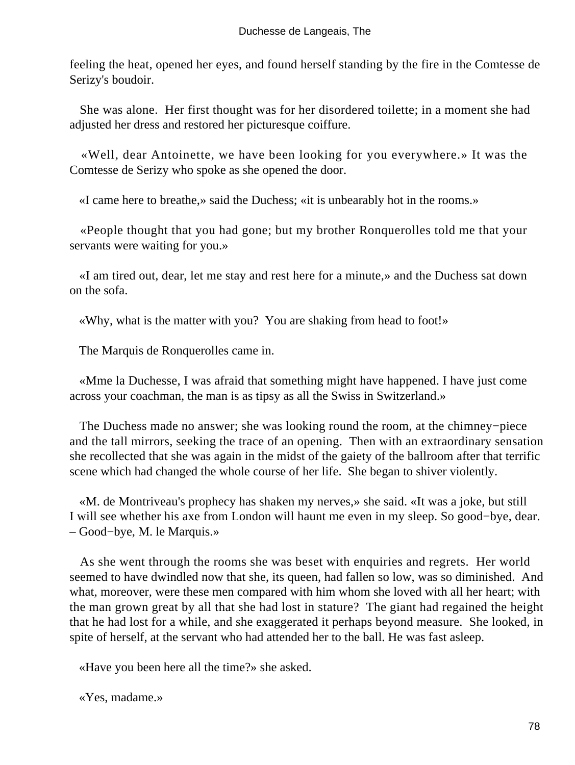feeling the heat, opened her eyes, and found herself standing by the fire in the Comtesse de Serizy's boudoir.

She was alone. Her first thought was for her disordered toilette; in a moment she had adjusted her dress and restored her picturesque coiffure.

«Well, dear Antoinette, we have been looking for you everywhere.» It was the Comtesse de Serizy who spoke as she opened the door.

«I came here to breathe,» said the Duchess; «it is unbearably hot in the rooms.»

«People thought that you had gone; but my brother Ronquerolles told me that your servants were waiting for you.»

«I am tired out, dear, let me stay and rest here for a minute,» and the Duchess sat down on the sofa.

«Why, what is the matter with you? You are shaking from head to foot!»

The Marquis de Ronquerolles came in.

«Mme la Duchesse, I was afraid that something might have happened. I have just come across your coachman, the man is as tipsy as all the Swiss in Switzerland.»

The Duchess made no answer; she was looking round the room, at the chimney−piece and the tall mirrors, seeking the trace of an opening. Then with an extraordinary sensation she recollected that she was again in the midst of the gaiety of the ballroom after that terrific scene which had changed the whole course of her life. She began to shiver violently.

«M. de Montriveau's prophecy has shaken my nerves,» she said. «It was a joke, but still I will see whether his axe from London will haunt me even in my sleep. So good−bye, dear. – Good−bye, M. le Marquis.»

As she went through the rooms she was beset with enquiries and regrets. Her world seemed to have dwindled now that she, its queen, had fallen so low, was so diminished. And what, moreover, were these men compared with him whom she loved with all her heart; with the man grown great by all that she had lost in stature? The giant had regained the height that he had lost for a while, and she exaggerated it perhaps beyond measure. She looked, in spite of herself, at the servant who had attended her to the ball. He was fast asleep.

«Have you been here all the time?» she asked.

«Yes, madame.»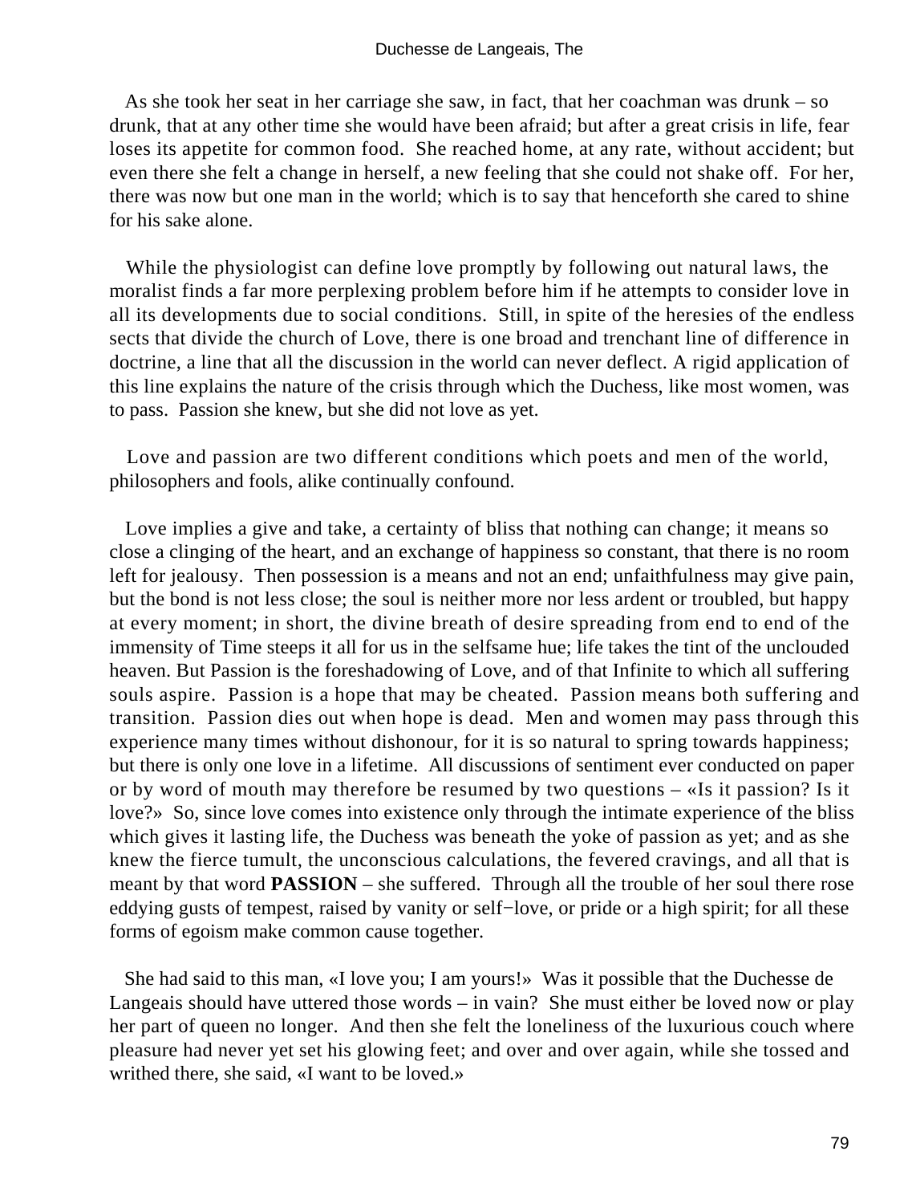As she took her seat in her carriage she saw, in fact, that her coachman was drunk – so drunk, that at any other time she would have been afraid; but after a great crisis in life, fear loses its appetite for common food. She reached home, at any rate, without accident; but even there she felt a change in herself, a new feeling that she could not shake off. For her, there was now but one man in the world; which is to say that henceforth she cared to shine for his sake alone.

While the physiologist can define love promptly by following out natural laws, the moralist finds a far more perplexing problem before him if he attempts to consider love in all its developments due to social conditions. Still, in spite of the heresies of the endless sects that divide the church of Love, there is one broad and trenchant line of difference in doctrine, a line that all the discussion in the world can never deflect. A rigid application of this line explains the nature of the crisis through which the Duchess, like most women, was to pass. Passion she knew, but she did not love as yet.

Love and passion are two different conditions which poets and men of the world, philosophers and fools, alike continually confound.

Love implies a give and take, a certainty of bliss that nothing can change; it means so close a clinging of the heart, and an exchange of happiness so constant, that there is no room left for jealousy. Then possession is a means and not an end; unfaithfulness may give pain, but the bond is not less close; the soul is neither more nor less ardent or troubled, but happy at every moment; in short, the divine breath of desire spreading from end to end of the immensity of Time steeps it all for us in the selfsame hue; life takes the tint of the unclouded heaven. But Passion is the foreshadowing of Love, and of that Infinite to which all suffering souls aspire. Passion is a hope that may be cheated. Passion means both suffering and transition. Passion dies out when hope is dead. Men and women may pass through this experience many times without dishonour, for it is so natural to spring towards happiness; but there is only one love in a lifetime. All discussions of sentiment ever conducted on paper or by word of mouth may therefore be resumed by two questions – «Is it passion? Is it love?» So, since love comes into existence only through the intimate experience of the bliss which gives it lasting life, the Duchess was beneath the yoke of passion as yet; and as she knew the fierce tumult, the unconscious calculations, the fevered cravings, and all that is meant by that word **PASSION** – she suffered. Through all the trouble of her soul there rose eddying gusts of tempest, raised by vanity or self−love, or pride or a high spirit; for all these forms of egoism make common cause together.

She had said to this man, «I love you; I am yours!» Was it possible that the Duchesse de Langeais should have uttered those words – in vain? She must either be loved now or play her part of queen no longer. And then she felt the loneliness of the luxurious couch where pleasure had never yet set his glowing feet; and over and over again, while she tossed and writhed there, she said, «I want to be loved.»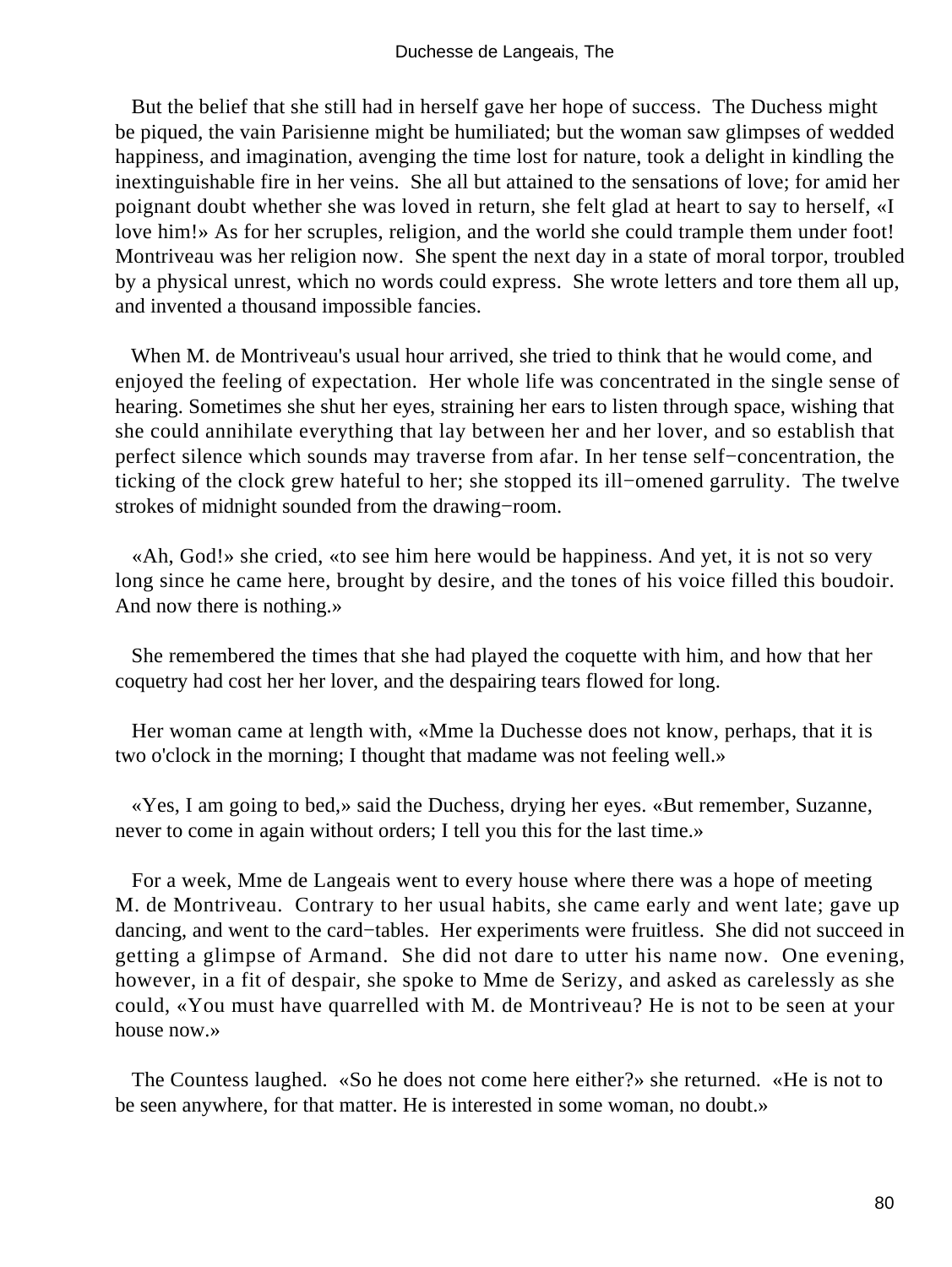But the belief that she still had in herself gave her hope of success. The Duchess might be piqued, the vain Parisienne might be humiliated; but the woman saw glimpses of wedded happiness, and imagination, avenging the time lost for nature, took a delight in kindling the inextinguishable fire in her veins. She all but attained to the sensations of love; for amid her poignant doubt whether she was loved in return, she felt glad at heart to say to herself, «I love him!» As for her scruples, religion, and the world she could trample them under foot! Montriveau was her religion now. She spent the next day in a state of moral torpor, troubled by a physical unrest, which no words could express. She wrote letters and tore them all up, and invented a thousand impossible fancies.

When M. de Montriveau's usual hour arrived, she tried to think that he would come, and enjoyed the feeling of expectation. Her whole life was concentrated in the single sense of hearing. Sometimes she shut her eyes, straining her ears to listen through space, wishing that she could annihilate everything that lay between her and her lover, and so establish that perfect silence which sounds may traverse from afar. In her tense self−concentration, the ticking of the clock grew hateful to her; she stopped its ill−omened garrulity. The twelve strokes of midnight sounded from the drawing−room.

«Ah, God!» she cried, «to see him here would be happiness. And yet, it is not so very long since he came here, brought by desire, and the tones of his voice filled this boudoir. And now there is nothing.»

She remembered the times that she had played the coquette with him, and how that her coquetry had cost her her lover, and the despairing tears flowed for long.

Her woman came at length with, «Mme la Duchesse does not know, perhaps, that it is two o'clock in the morning; I thought that madame was not feeling well.»

«Yes, I am going to bed,» said the Duchess, drying her eyes. «But remember, Suzanne, never to come in again without orders; I tell you this for the last time.»

For a week, Mme de Langeais went to every house where there was a hope of meeting M. de Montriveau. Contrary to her usual habits, she came early and went late; gave up dancing, and went to the card−tables. Her experiments were fruitless. She did not succeed in getting a glimpse of Armand. She did not dare to utter his name now. One evening, however, in a fit of despair, she spoke to Mme de Serizy, and asked as carelessly as she could, «You must have quarrelled with M. de Montriveau? He is not to be seen at your house now.»

The Countess laughed. «So he does not come here either?» she returned. «He is not to be seen anywhere, for that matter. He is interested in some woman, no doubt.»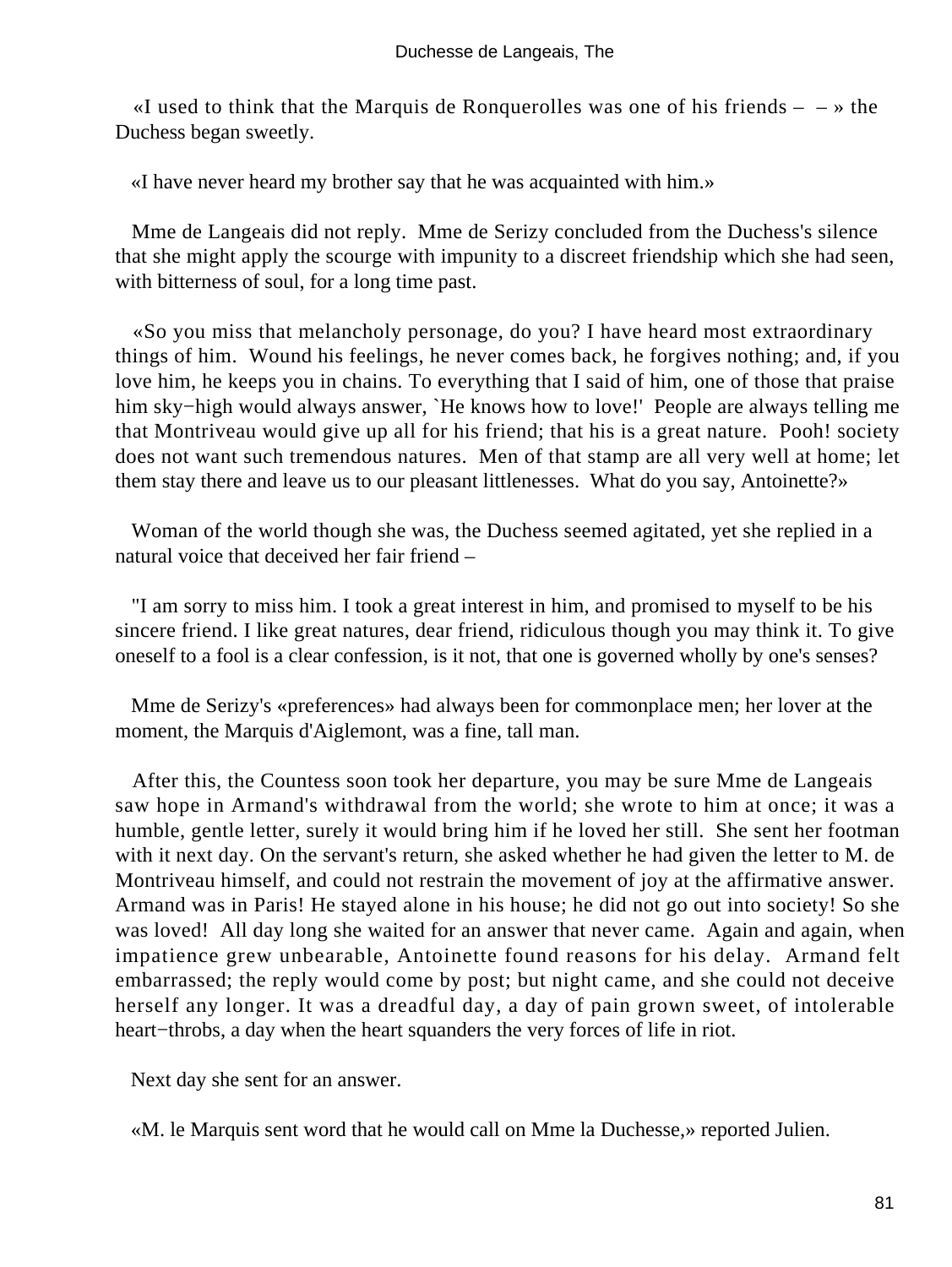«I used to think that the Marquis de Ronquerolles was one of his friends – – » the Duchess began sweetly.

«I have never heard my brother say that he was acquainted with him.»

Mme de Langeais did not reply. Mme de Serizy concluded from the Duchess's silence that she might apply the scourge with impunity to a discreet friendship which she had seen, with bitterness of soul, for a long time past.

«So you miss that melancholy personage, do you? I have heard most extraordinary things of him. Wound his feelings, he never comes back, he forgives nothing; and, if you love him, he keeps you in chains. To everything that I said of him, one of those that praise him sky−high would always answer, `He knows how to love!' People are always telling me that Montriveau would give up all for his friend; that his is a great nature. Pooh! society does not want such tremendous natures. Men of that stamp are all very well at home; let them stay there and leave us to our pleasant littlenesses. What do you say, Antoinette?»

Woman of the world though she was, the Duchess seemed agitated, yet she replied in a natural voice that deceived her fair friend –

"I am sorry to miss him. I took a great interest in him, and promised to myself to be his sincere friend. I like great natures, dear friend, ridiculous though you may think it. To give oneself to a fool is a clear confession, is it not, that one is governed wholly by one's senses?

Mme de Serizy's «preferences» had always been for commonplace men; her lover at the moment, the Marquis d'Aiglemont, was a fine, tall man.

After this, the Countess soon took her departure, you may be sure Mme de Langeais saw hope in Armand's withdrawal from the world; she wrote to him at once; it was a humble, gentle letter, surely it would bring him if he loved her still. She sent her footman with it next day. On the servant's return, she asked whether he had given the letter to M. de Montriveau himself, and could not restrain the movement of joy at the affirmative answer. Armand was in Paris! He stayed alone in his house; he did not go out into society! So she was loved! All day long she waited for an answer that never came. Again and again, when impatience grew unbearable, Antoinette found reasons for his delay. Armand felt embarrassed; the reply would come by post; but night came, and she could not deceive herself any longer. It was a dreadful day, a day of pain grown sweet, of intolerable heart−throbs, a day when the heart squanders the very forces of life in riot.

Next day she sent for an answer.

«M. le Marquis sent word that he would call on Mme la Duchesse,» reported Julien.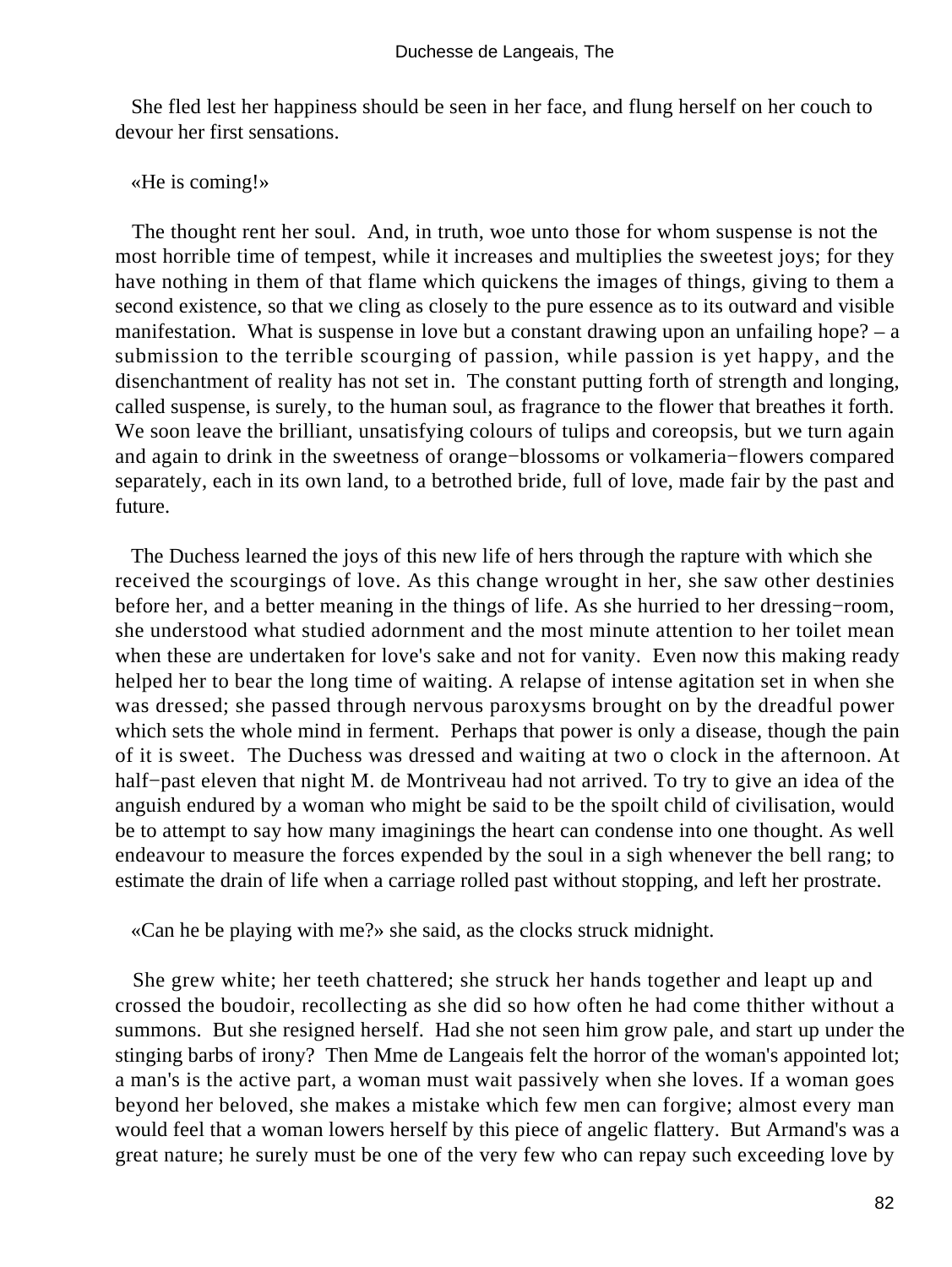She fled lest her happiness should be seen in her face, and flung herself on her couch to devour her first sensations.

«He is coming!»

The thought rent her soul. And, in truth, woe unto those for whom suspense is not the most horrible time of tempest, while it increases and multiplies the sweetest joys; for they have nothing in them of that flame which quickens the images of things, giving to them a second existence, so that we cling as closely to the pure essence as to its outward and visible manifestation. What is suspense in love but a constant drawing upon an unfailing hope? – a submission to the terrible scourging of passion, while passion is yet happy, and the disenchantment of reality has not set in. The constant putting forth of strength and longing, called suspense, is surely, to the human soul, as fragrance to the flower that breathes it forth. We soon leave the brilliant, unsatisfying colours of tulips and coreopsis, but we turn again and again to drink in the sweetness of orange−blossoms or volkameria−flowers compared separately, each in its own land, to a betrothed bride, full of love, made fair by the past and future.

The Duchess learned the joys of this new life of hers through the rapture with which she received the scourgings of love. As this change wrought in her, she saw other destinies before her, and a better meaning in the things of life. As she hurried to her dressing−room, she understood what studied adornment and the most minute attention to her toilet mean when these are undertaken for love's sake and not for vanity. Even now this making ready helped her to bear the long time of waiting. A relapse of intense agitation set in when she was dressed; she passed through nervous paroxysms brought on by the dreadful power which sets the whole mind in ferment. Perhaps that power is only a disease, though the pain of it is sweet. The Duchess was dressed and waiting at two o clock in the afternoon. At half−past eleven that night M. de Montriveau had not arrived. To try to give an idea of the anguish endured by a woman who might be said to be the spoilt child of civilisation, would be to attempt to say how many imaginings the heart can condense into one thought. As well endeavour to measure the forces expended by the soul in a sigh whenever the bell rang; to estimate the drain of life when a carriage rolled past without stopping, and left her prostrate.

«Can he be playing with me?» she said, as the clocks struck midnight.

She grew white; her teeth chattered; she struck her hands together and leapt up and crossed the boudoir, recollecting as she did so how often he had come thither without a summons. But she resigned herself. Had she not seen him grow pale, and start up under the stinging barbs of irony? Then Mme de Langeais felt the horror of the woman's appointed lot; a man's is the active part, a woman must wait passively when she loves. If a woman goes beyond her beloved, she makes a mistake which few men can forgive; almost every man would feel that a woman lowers herself by this piece of angelic flattery. But Armand's was a great nature; he surely must be one of the very few who can repay such exceeding love by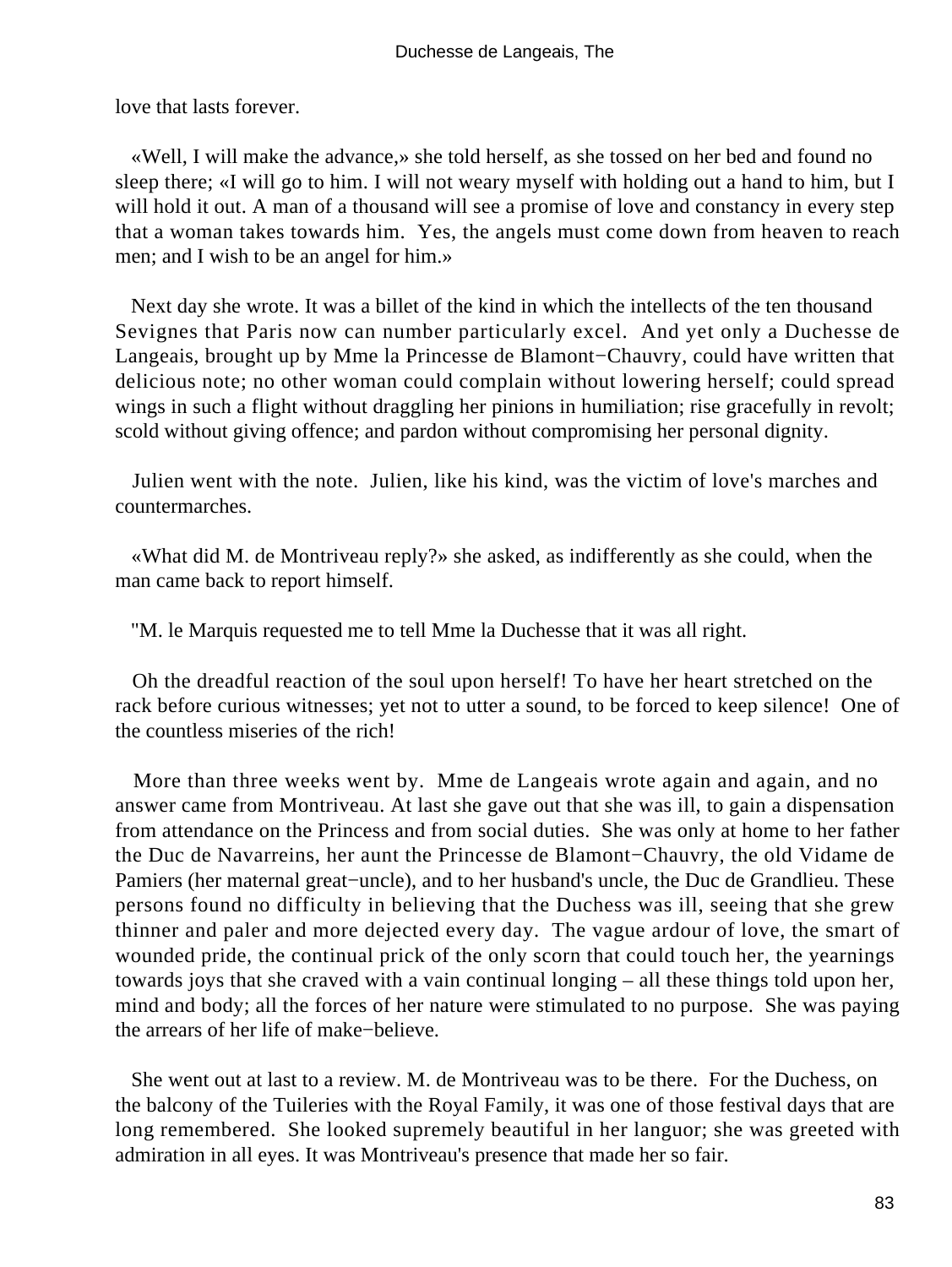love that lasts forever.

«Well, I will make the advance,» she told herself, as she tossed on her bed and found no sleep there; «I will go to him. I will not weary myself with holding out a hand to him, but I will hold it out. A man of a thousand will see a promise of love and constancy in every step that a woman takes towards him. Yes, the angels must come down from heaven to reach men; and I wish to be an angel for him.»

Next day she wrote. It was a billet of the kind in which the intellects of the ten thousand Sevignes that Paris now can number particularly excel. And yet only a Duchesse de Langeais, brought up by Mme la Princesse de Blamont−Chauvry, could have written that delicious note; no other woman could complain without lowering herself; could spread wings in such a flight without draggling her pinions in humiliation; rise gracefully in revolt; scold without giving offence; and pardon without compromising her personal dignity.

Julien went with the note. Julien, like his kind, was the victim of love's marches and countermarches.

«What did M. de Montriveau reply?» she asked, as indifferently as she could, when the man came back to report himself.

"M. le Marquis requested me to tell Mme la Duchesse that it was all right.

Oh the dreadful reaction of the soul upon herself! To have her heart stretched on the rack before curious witnesses; yet not to utter a sound, to be forced to keep silence! One of the countless miseries of the rich!

More than three weeks went by. Mme de Langeais wrote again and again, and no answer came from Montriveau. At last she gave out that she was ill, to gain a dispensation from attendance on the Princess and from social duties. She was only at home to her father the Duc de Navarreins, her aunt the Princesse de Blamont−Chauvry, the old Vidame de Pamiers (her maternal great−uncle), and to her husband's uncle, the Duc de Grandlieu. These persons found no difficulty in believing that the Duchess was ill, seeing that she grew thinner and paler and more dejected every day. The vague ardour of love, the smart of wounded pride, the continual prick of the only scorn that could touch her, the yearnings towards joys that she craved with a vain continual longing – all these things told upon her, mind and body; all the forces of her nature were stimulated to no purpose. She was paying the arrears of her life of make−believe.

She went out at last to a review. M. de Montriveau was to be there. For the Duchess, on the balcony of the Tuileries with the Royal Family, it was one of those festival days that are long remembered. She looked supremely beautiful in her languor; she was greeted with admiration in all eyes. It was Montriveau's presence that made her so fair.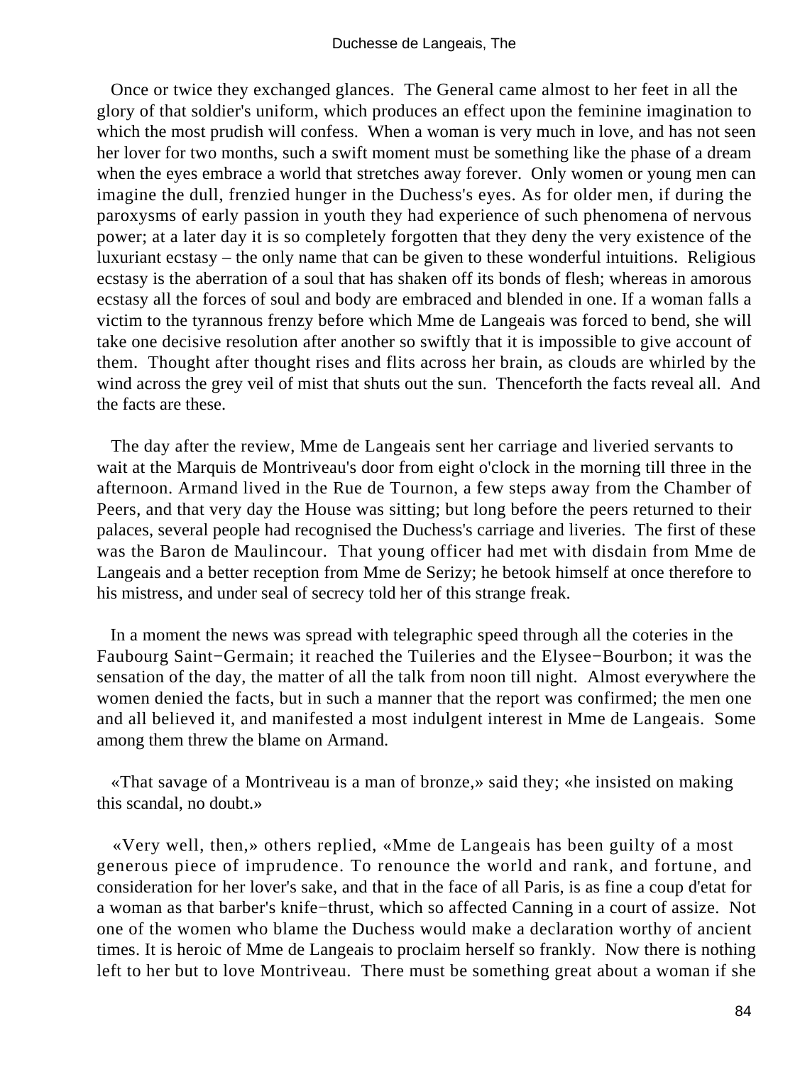Once or twice they exchanged glances. The General came almost to her feet in all the glory of that soldier's uniform, which produces an effect upon the feminine imagination to which the most prudish will confess. When a woman is very much in love, and has not seen her lover for two months, such a swift moment must be something like the phase of a dream when the eyes embrace a world that stretches away forever. Only women or young men can imagine the dull, frenzied hunger in the Duchess's eyes. As for older men, if during the paroxysms of early passion in youth they had experience of such phenomena of nervous power; at a later day it is so completely forgotten that they deny the very existence of the luxuriant ecstasy – the only name that can be given to these wonderful intuitions. Religious ecstasy is the aberration of a soul that has shaken off its bonds of flesh; whereas in amorous ecstasy all the forces of soul and body are embraced and blended in one. If a woman falls a victim to the tyrannous frenzy before which Mme de Langeais was forced to bend, she will take one decisive resolution after another so swiftly that it is impossible to give account of them. Thought after thought rises and flits across her brain, as clouds are whirled by the wind across the grey veil of mist that shuts out the sun. Thenceforth the facts reveal all. And the facts are these.

The day after the review, Mme de Langeais sent her carriage and liveried servants to wait at the Marquis de Montriveau's door from eight o'clock in the morning till three in the afternoon. Armand lived in the Rue de Tournon, a few steps away from the Chamber of Peers, and that very day the House was sitting; but long before the peers returned to their palaces, several people had recognised the Duchess's carriage and liveries. The first of these was the Baron de Maulincour. That young officer had met with disdain from Mme de Langeais and a better reception from Mme de Serizy; he betook himself at once therefore to his mistress, and under seal of secrecy told her of this strange freak.

In a moment the news was spread with telegraphic speed through all the coteries in the Faubourg Saint−Germain; it reached the Tuileries and the Elysee−Bourbon; it was the sensation of the day, the matter of all the talk from noon till night. Almost everywhere the women denied the facts, but in such a manner that the report was confirmed; the men one and all believed it, and manifested a most indulgent interest in Mme de Langeais. Some among them threw the blame on Armand.

«That savage of a Montriveau is a man of bronze,» said they; «he insisted on making this scandal, no doubt.»

«Very well, then,» others replied, «Mme de Langeais has been guilty of a most generous piece of imprudence. To renounce the world and rank, and fortune, and consideration for her lover's sake, and that in the face of all Paris, is as fine a coup d'etat for a woman as that barber's knife−thrust, which so affected Canning in a court of assize. Not one of the women who blame the Duchess would make a declaration worthy of ancient times. It is heroic of Mme de Langeais to proclaim herself so frankly. Now there is nothing left to her but to love Montriveau. There must be something great about a woman if she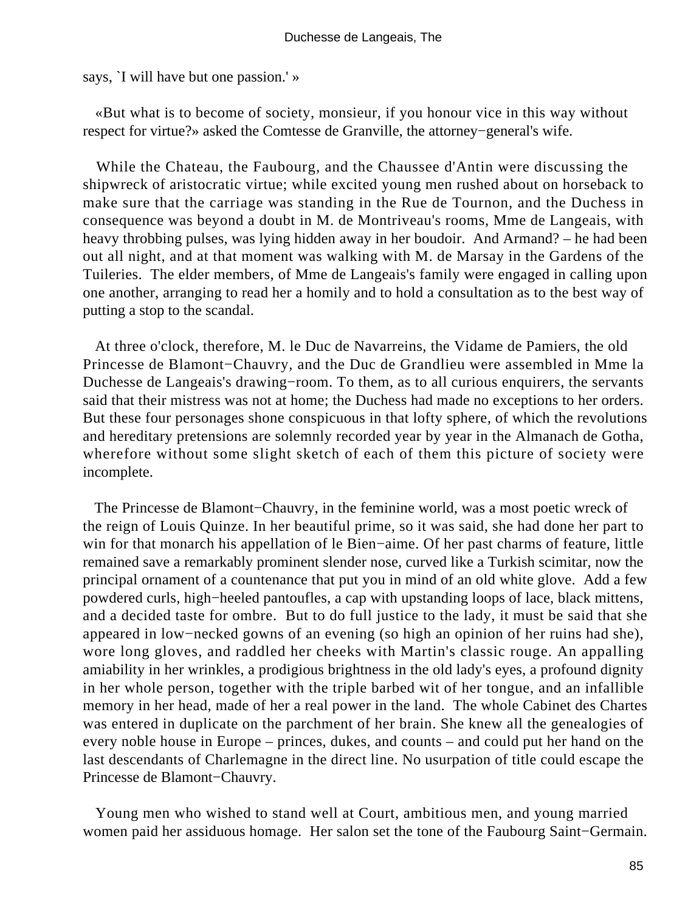says, `I will have but one passion.' »

«But what is to become of society, monsieur, if you honour vice in this way without respect for virtue?» asked the Comtesse de Granville, the attorney−general's wife.

While the Chateau, the Faubourg, and the Chaussee d'Antin were discussing the shipwreck of aristocratic virtue; while excited young men rushed about on horseback to make sure that the carriage was standing in the Rue de Tournon, and the Duchess in consequence was beyond a doubt in M. de Montriveau's rooms, Mme de Langeais, with heavy throbbing pulses, was lying hidden away in her boudoir. And Armand? – he had been out all night, and at that moment was walking with M. de Marsay in the Gardens of the Tuileries. The elder members, of Mme de Langeais's family were engaged in calling upon one another, arranging to read her a homily and to hold a consultation as to the best way of putting a stop to the scandal.

At three o'clock, therefore, M. le Duc de Navarreins, the Vidame de Pamiers, the old Princesse de Blamont−Chauvry, and the Duc de Grandlieu were assembled in Mme la Duchesse de Langeais's drawing−room. To them, as to all curious enquirers, the servants said that their mistress was not at home; the Duchess had made no exceptions to her orders. But these four personages shone conspicuous in that lofty sphere, of which the revolutions and hereditary pretensions are solemnly recorded year by year in the Almanach de Gotha, wherefore without some slight sketch of each of them this picture of society were incomplete.

The Princesse de Blamont−Chauvry, in the feminine world, was a most poetic wreck of the reign of Louis Quinze. In her beautiful prime, so it was said, she had done her part to win for that monarch his appellation of le Bien−aime. Of her past charms of feature, little remained save a remarkably prominent slender nose, curved like a Turkish scimitar, now the principal ornament of a countenance that put you in mind of an old white glove. Add a few powdered curls, high−heeled pantoufles, a cap with upstanding loops of lace, black mittens, and a decided taste for ombre. But to do full justice to the lady, it must be said that she appeared in low−necked gowns of an evening (so high an opinion of her ruins had she), wore long gloves, and raddled her cheeks with Martin's classic rouge. An appalling amiability in her wrinkles, a prodigious brightness in the old lady's eyes, a profound dignity in her whole person, together with the triple barbed wit of her tongue, and an infallible memory in her head, made of her a real power in the land. The whole Cabinet des Chartes was entered in duplicate on the parchment of her brain. She knew all the genealogies of every noble house in Europe – princes, dukes, and counts – and could put her hand on the last descendants of Charlemagne in the direct line. No usurpation of title could escape the Princesse de Blamont−Chauvry.

Young men who wished to stand well at Court, ambitious men, and young married women paid her assiduous homage. Her salon set the tone of the Faubourg Saint−Germain.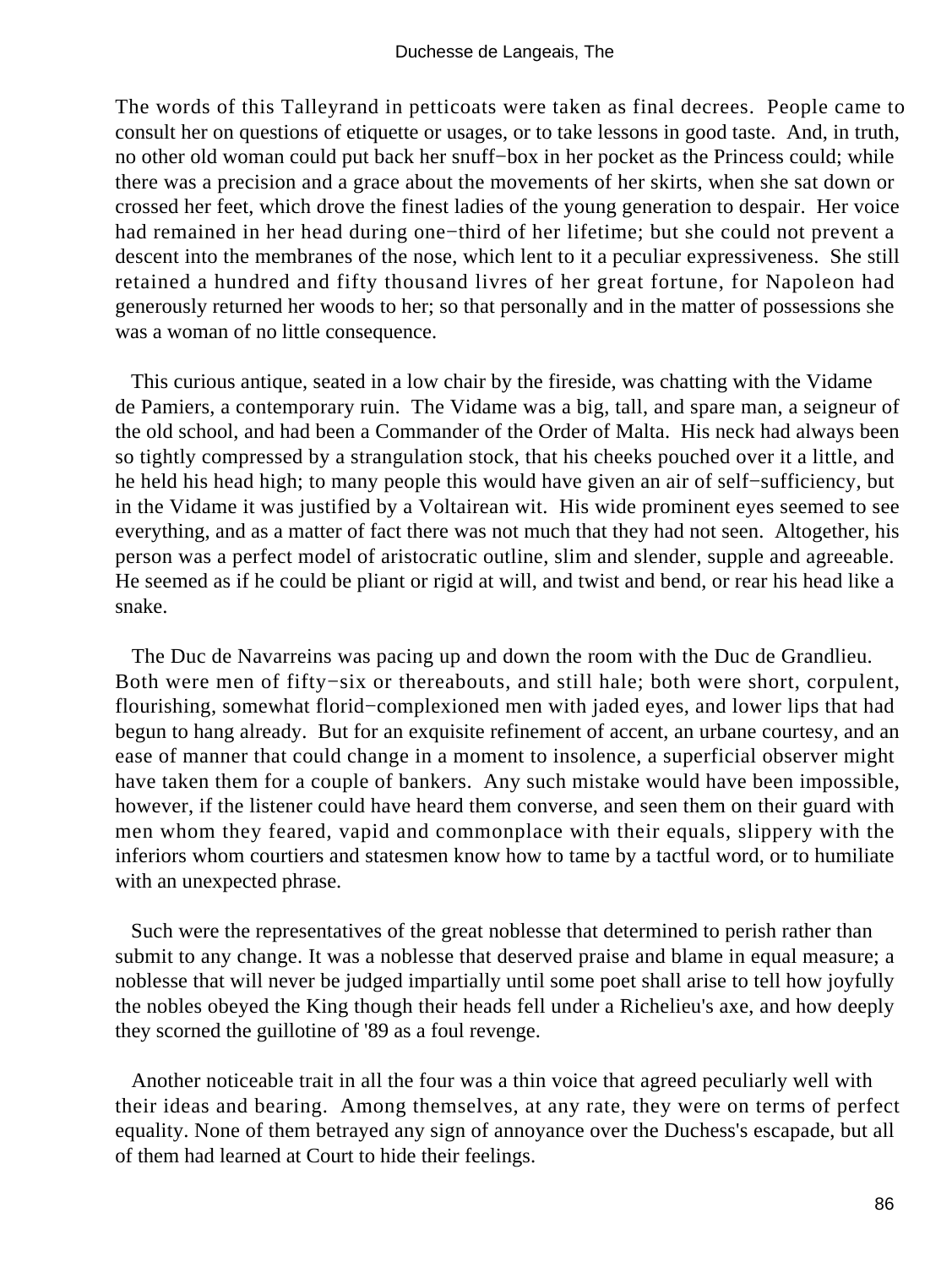The words of this Talleyrand in petticoats were taken as final decrees. People came to consult her on questions of etiquette or usages, or to take lessons in good taste. And, in truth, no other old woman could put back her snuff−box in her pocket as the Princess could; while there was a precision and a grace about the movements of her skirts, when she sat down or crossed her feet, which drove the finest ladies of the young generation to despair. Her voice had remained in her head during one−third of her lifetime; but she could not prevent a descent into the membranes of the nose, which lent to it a peculiar expressiveness. She still retained a hundred and fifty thousand livres of her great fortune, for Napoleon had generously returned her woods to her; so that personally and in the matter of possessions she was a woman of no little consequence.

This curious antique, seated in a low chair by the fireside, was chatting with the Vidame de Pamiers, a contemporary ruin. The Vidame was a big, tall, and spare man, a seigneur of the old school, and had been a Commander of the Order of Malta. His neck had always been so tightly compressed by a strangulation stock, that his cheeks pouched over it a little, and he held his head high; to many people this would have given an air of self−sufficiency, but in the Vidame it was justified by a Voltairean wit. His wide prominent eyes seemed to see everything, and as a matter of fact there was not much that they had not seen. Altogether, his person was a perfect model of aristocratic outline, slim and slender, supple and agreeable. He seemed as if he could be pliant or rigid at will, and twist and bend, or rear his head like a snake.

The Duc de Navarreins was pacing up and down the room with the Duc de Grandlieu. Both were men of fifty−six or thereabouts, and still hale; both were short, corpulent, flourishing, somewhat florid−complexioned men with jaded eyes, and lower lips that had begun to hang already. But for an exquisite refinement of accent, an urbane courtesy, and an ease of manner that could change in a moment to insolence, a superficial observer might have taken them for a couple of bankers. Any such mistake would have been impossible, however, if the listener could have heard them converse, and seen them on their guard with men whom they feared, vapid and commonplace with their equals, slippery with the inferiors whom courtiers and statesmen know how to tame by a tactful word, or to humiliate with an unexpected phrase.

Such were the representatives of the great noblesse that determined to perish rather than submit to any change. It was a noblesse that deserved praise and blame in equal measure; a noblesse that will never be judged impartially until some poet shall arise to tell how joyfully the nobles obeyed the King though their heads fell under a Richelieu's axe, and how deeply they scorned the guillotine of '89 as a foul revenge.

Another noticeable trait in all the four was a thin voice that agreed peculiarly well with their ideas and bearing. Among themselves, at any rate, they were on terms of perfect equality. None of them betrayed any sign of annoyance over the Duchess's escapade, but all of them had learned at Court to hide their feelings.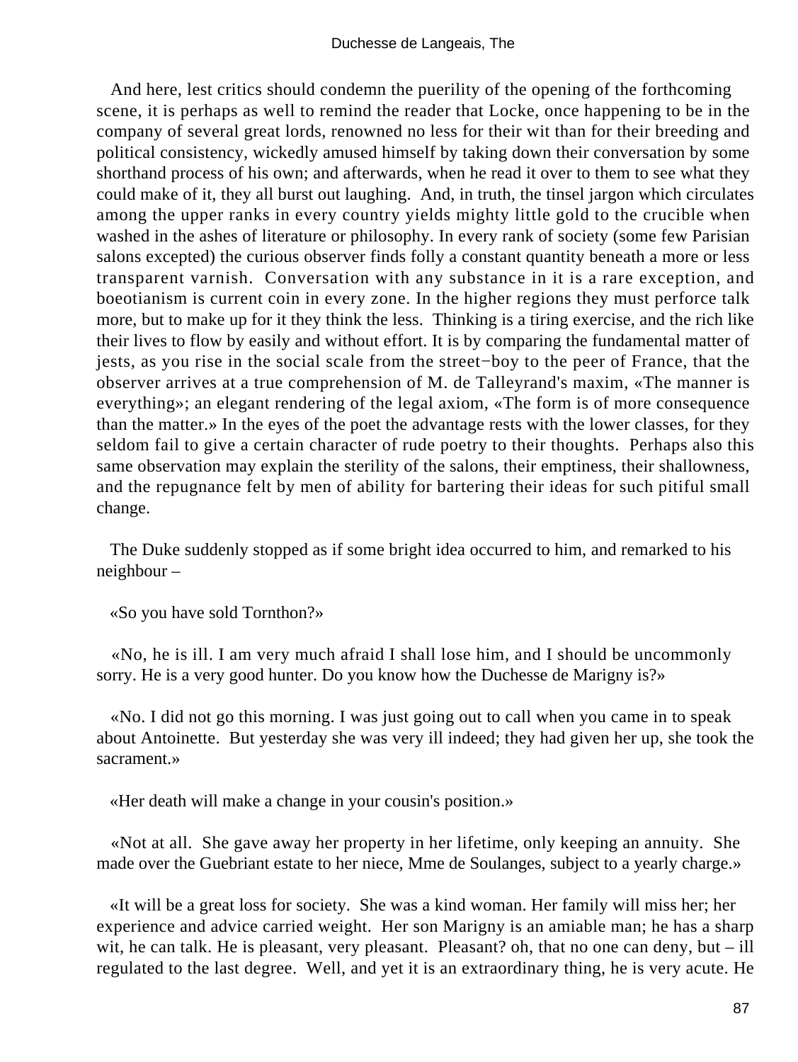And here, lest critics should condemn the puerility of the opening of the forthcoming scene, it is perhaps as well to remind the reader that Locke, once happening to be in the company of several great lords, renowned no less for their wit than for their breeding and political consistency, wickedly amused himself by taking down their conversation by some shorthand process of his own; and afterwards, when he read it over to them to see what they could make of it, they all burst out laughing. And, in truth, the tinsel jargon which circulates among the upper ranks in every country yields mighty little gold to the crucible when washed in the ashes of literature or philosophy. In every rank of society (some few Parisian salons excepted) the curious observer finds folly a constant quantity beneath a more or less transparent varnish. Conversation with any substance in it is a rare exception, and boeotianism is current coin in every zone. In the higher regions they must perforce talk more, but to make up for it they think the less. Thinking is a tiring exercise, and the rich like their lives to flow by easily and without effort. It is by comparing the fundamental matter of jests, as you rise in the social scale from the street−boy to the peer of France, that the observer arrives at a true comprehension of M. de Talleyrand's maxim, «The manner is everything»; an elegant rendering of the legal axiom, «The form is of more consequence than the matter.» In the eyes of the poet the advantage rests with the lower classes, for they seldom fail to give a certain character of rude poetry to their thoughts. Perhaps also this same observation may explain the sterility of the salons, their emptiness, their shallowness, and the repugnance felt by men of ability for bartering their ideas for such pitiful small change.

The Duke suddenly stopped as if some bright idea occurred to him, and remarked to his neighbour –

«So you have sold Tornthon?»

«No, he is ill. I am very much afraid I shall lose him, and I should be uncommonly sorry. He is a very good hunter. Do you know how the Duchesse de Marigny is?»

«No. I did not go this morning. I was just going out to call when you came in to speak about Antoinette. But yesterday she was very ill indeed; they had given her up, she took the sacrament.»

«Her death will make a change in your cousin's position.»

«Not at all. She gave away her property in her lifetime, only keeping an annuity. She made over the Guebriant estate to her niece, Mme de Soulanges, subject to a yearly charge.»

«It will be a great loss for society. She was a kind woman. Her family will miss her; her experience and advice carried weight. Her son Marigny is an amiable man; he has a sharp wit, he can talk. He is pleasant, very pleasant. Pleasant? oh, that no one can deny, but – ill regulated to the last degree. Well, and yet it is an extraordinary thing, he is very acute. He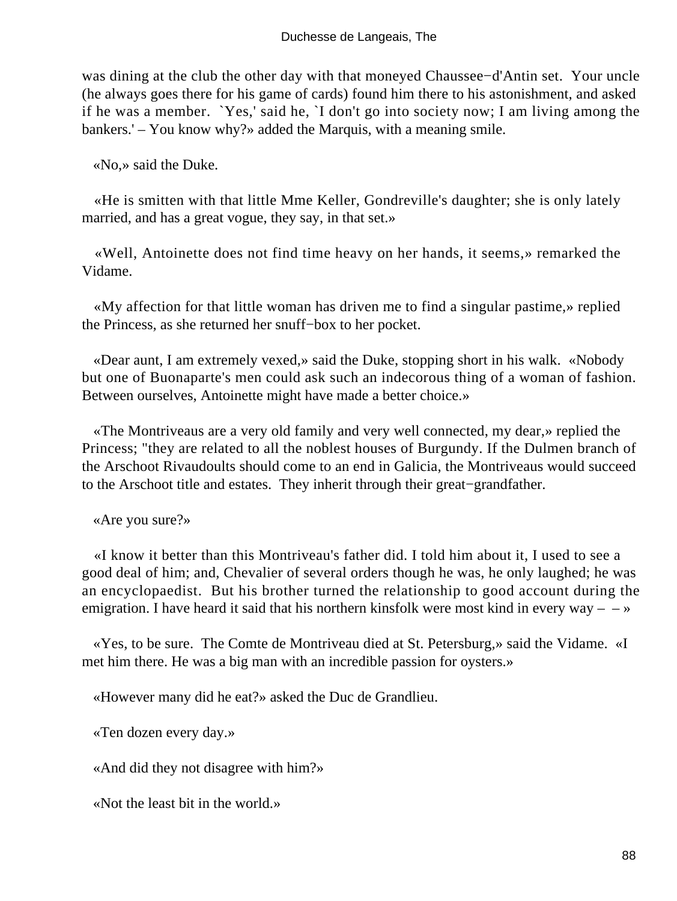was dining at the club the other day with that moneyed Chaussee−d'Antin set. Your uncle (he always goes there for his game of cards) found him there to his astonishment, and asked if he was a member. `Yes,' said he, `I don't go into society now; I am living among the bankers.' – You know why?» added the Marquis, with a meaning smile.

«No,» said the Duke.

«He is smitten with that little Mme Keller, Gondreville's daughter; she is only lately married, and has a great vogue, they say, in that set.»

«Well, Antoinette does not find time heavy on her hands, it seems,» remarked the Vidame.

«My affection for that little woman has driven me to find a singular pastime,» replied the Princess, as she returned her snuff−box to her pocket.

«Dear aunt, I am extremely vexed,» said the Duke, stopping short in his walk. «Nobody but one of Buonaparte's men could ask such an indecorous thing of a woman of fashion. Between ourselves, Antoinette might have made a better choice.»

«The Montriveaus are a very old family and very well connected, my dear,» replied the Princess; "they are related to all the noblest houses of Burgundy. If the Dulmen branch of the Arschoot Rivaudoults should come to an end in Galicia, the Montriveaus would succeed to the Arschoot title and estates. They inherit through their great−grandfather.

«Are you sure?»

«I know it better than this Montriveau's father did. I told him about it, I used to see a good deal of him; and, Chevalier of several orders though he was, he only laughed; he was an encyclopaedist. But his brother turned the relationship to good account during the emigration. I have heard it said that his northern kinsfolk were most kind in every way – – »

«Yes, to be sure. The Comte de Montriveau died at St. Petersburg,» said the Vidame. «I met him there. He was a big man with an incredible passion for oysters.»

«However many did he eat?» asked the Duc de Grandlieu.

«Ten dozen every day.»

«And did they not disagree with him?»

«Not the least bit in the world.»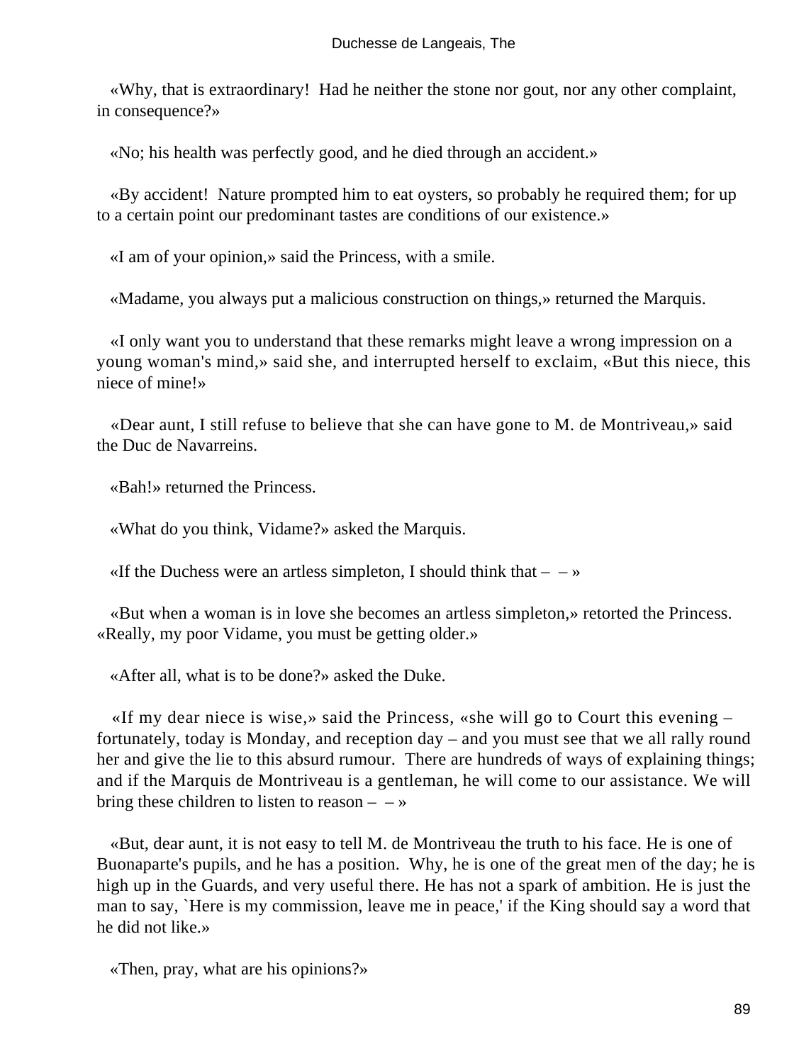«Why, that is extraordinary! Had he neither the stone nor gout, nor any other complaint, in consequence?»

«No; his health was perfectly good, and he died through an accident.»

«By accident! Nature prompted him to eat oysters, so probably he required them; for up to a certain point our predominant tastes are conditions of our existence.»

«I am of your opinion,» said the Princess, with a smile.

«Madame, you always put a malicious construction on things,» returned the Marquis.

«I only want you to understand that these remarks might leave a wrong impression on a young woman's mind,» said she, and interrupted herself to exclaim, «But this niece, this niece of mine!»

«Dear aunt, I still refuse to believe that she can have gone to M. de Montriveau,» said the Duc de Navarreins.

«Bah!» returned the Princess.

«What do you think, Vidame?» asked the Marquis.

«If the Duchess were an artless simpleton, I should think that – – »

«But when a woman is in love she becomes an artless simpleton,» retorted the Princess. «Really, my poor Vidame, you must be getting older.»

«After all, what is to be done?» asked the Duke.

«If my dear niece is wise,» said the Princess, «she will go to Court this evening – fortunately, today is Monday, and reception day – and you must see that we all rally round her and give the lie to this absurd rumour. There are hundreds of ways of explaining things; and if the Marquis de Montriveau is a gentleman, he will come to our assistance. We will bring these children to listen to reason – – »

«But, dear aunt, it is not easy to tell M. de Montriveau the truth to his face. He is one of Buonaparte's pupils, and he has a position. Why, he is one of the great men of the day; he is high up in the Guards, and very useful there. He has not a spark of ambition. He is just the man to say, `Here is my commission, leave me in peace,' if the King should say a word that he did not like.»

«Then, pray, what are his opinions?»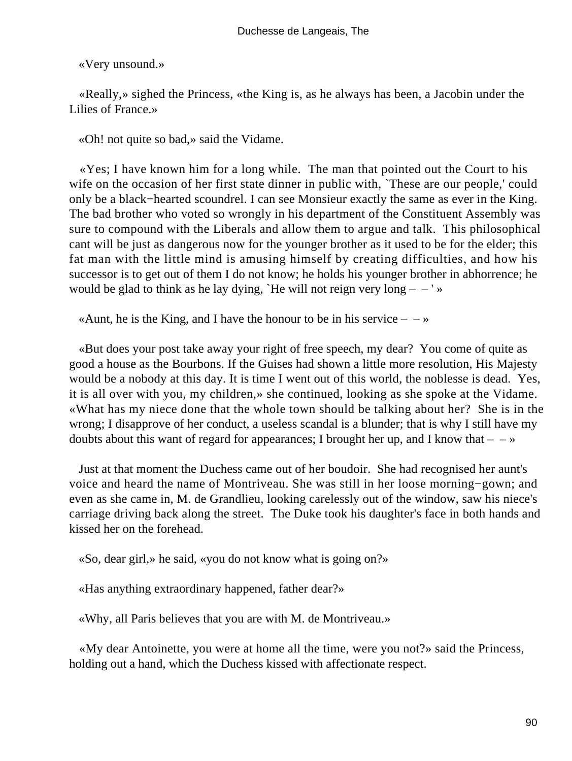«Very unsound.»

«Really,» sighed the Princess, «the King is, as he always has been, a Jacobin under the Lilies of France.»

«Oh! not quite so bad,» said the Vidame.

«Yes; I have known him for a long while. The man that pointed out the Court to his wife on the occasion of her first state dinner in public with, `These are our people,' could only be a black−hearted scoundrel. I can see Monsieur exactly the same as ever in the King. The bad brother who voted so wrongly in his department of the Constituent Assembly was sure to compound with the Liberals and allow them to argue and talk. This philosophical cant will be just as dangerous now for the younger brother as it used to be for the elder; this fat man with the little mind is amusing himself by creating difficulties, and how his successor is to get out of them I do not know; he holds his younger brother in abhorrence; he would be glad to think as he lay dying, `He will not reign very long – – ' »

«Aunt, he is the King, and I have the honour to be in his service – – »

«But does your post take away your right of free speech, my dear? You come of quite as good a house as the Bourbons. If the Guises had shown a little more resolution, His Majesty would be a nobody at this day. It is time I went out of this world, the noblesse is dead. Yes, it is all over with you, my children,» she continued, looking as she spoke at the Vidame. «What has my niece done that the whole town should be talking about her? She is in the wrong; I disapprove of her conduct, a useless scandal is a blunder; that is why I still have my doubts about this want of regard for appearances; I brought her up, and I know that – – »

Just at that moment the Duchess came out of her boudoir. She had recognised her aunt's voice and heard the name of Montriveau. She was still in her loose morning−gown; and even as she came in, M. de Grandlieu, looking carelessly out of the window, saw his niece's carriage driving back along the street. The Duke took his daughter's face in both hands and kissed her on the forehead.

«So, dear girl,» he said, «you do not know what is going on?»

«Has anything extraordinary happened, father dear?»

«Why, all Paris believes that you are with M. de Montriveau.»

«My dear Antoinette, you were at home all the time, were you not?» said the Princess, holding out a hand, which the Duchess kissed with affectionate respect.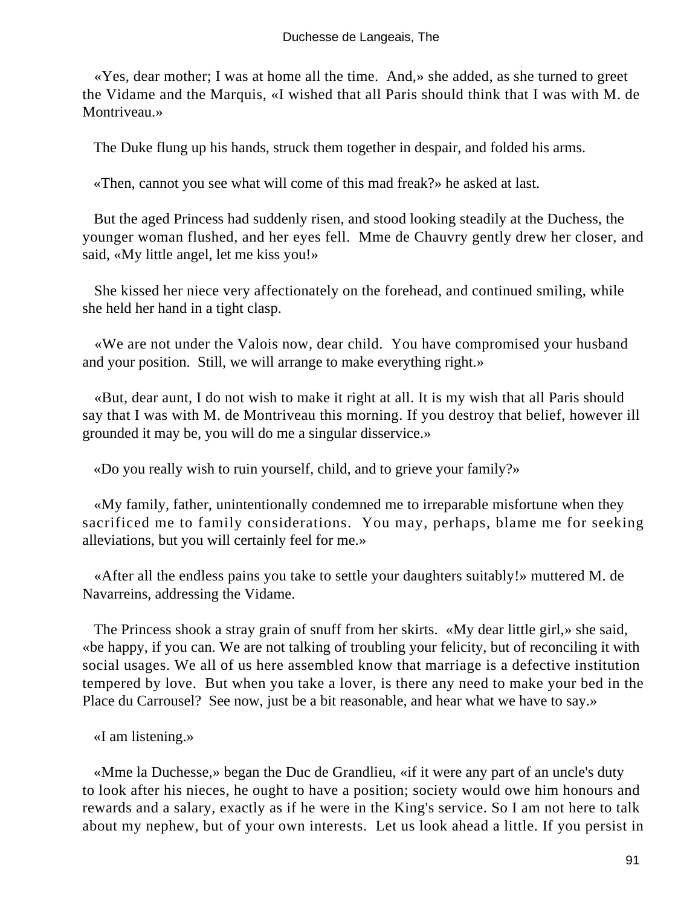«Yes, dear mother; I was at home all the time. And,» she added, as she turned to greet the Vidame and the Marquis, «I wished that all Paris should think that I was with M. de Montriveau.»

The Duke flung up his hands, struck them together in despair, and folded his arms.

«Then, cannot you see what will come of this mad freak?» he asked at last.

But the aged Princess had suddenly risen, and stood looking steadily at the Duchess, the younger woman flushed, and her eyes fell. Mme de Chauvry gently drew her closer, and said, «My little angel, let me kiss you!»

She kissed her niece very affectionately on the forehead, and continued smiling, while she held her hand in a tight clasp.

«We are not under the Valois now, dear child. You have compromised your husband and your position. Still, we will arrange to make everything right.»

«But, dear aunt, I do not wish to make it right at all. It is my wish that all Paris should say that I was with M. de Montriveau this morning. If you destroy that belief, however ill grounded it may be, you will do me a singular disservice.»

«Do you really wish to ruin yourself, child, and to grieve your family?»

«My family, father, unintentionally condemned me to irreparable misfortune when they sacrificed me to family considerations. You may, perhaps, blame me for seeking alleviations, but you will certainly feel for me.»

«After all the endless pains you take to settle your daughters suitably!» muttered M. de Navarreins, addressing the Vidame.

The Princess shook a stray grain of snuff from her skirts. «My dear little girl,» she said, «be happy, if you can. We are not talking of troubling your felicity, but of reconciling it with social usages. We all of us here assembled know that marriage is a defective institution tempered by love. But when you take a lover, is there any need to make your bed in the Place du Carrousel? See now, just be a bit reasonable, and hear what we have to say.»

«I am listening.»

«Mme la Duchesse,» began the Duc de Grandlieu, «if it were any part of an uncle's duty to look after his nieces, he ought to have a position; society would owe him honours and rewards and a salary, exactly as if he were in the King's service. So I am not here to talk about my nephew, but of your own interests. Let us look ahead a little. If you persist in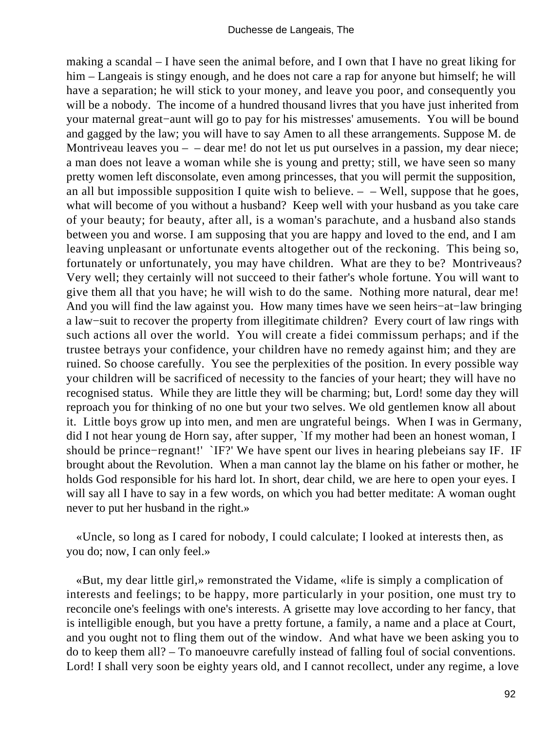making a scandal – I have seen the animal before, and I own that I have no great liking for him – Langeais is stingy enough, and he does not care a rap for anyone but himself; he will have a separation; he will stick to your money, and leave you poor, and consequently you will be a nobody. The income of a hundred thousand livres that you have just inherited from your maternal great−aunt will go to pay for his mistresses' amusements. You will be bound and gagged by the law; you will have to say Amen to all these arrangements. Suppose M. de Montriveau leaves you – – dear me! do not let us put ourselves in a passion, my dear niece; a man does not leave a woman while she is young and pretty; still, we have seen so many pretty women left disconsolate, even among princesses, that you will permit the supposition, an all but impossible supposition I quite wish to believe. – – Well, suppose that he goes, what will become of you without a husband? Keep well with your husband as you take care of your beauty; for beauty, after all, is a woman's parachute, and a husband also stands between you and worse. I am supposing that you are happy and loved to the end, and I am leaving unpleasant or unfortunate events altogether out of the reckoning. This being so, fortunately or unfortunately, you may have children. What are they to be? Montriveaus? Very well; they certainly will not succeed to their father's whole fortune. You will want to give them all that you have; he will wish to do the same. Nothing more natural, dear me! And you will find the law against you. How many times have we seen heirs−at−law bringing a law−suit to recover the property from illegitimate children? Every court of law rings with such actions all over the world. You will create a fidei commissum perhaps; and if the trustee betrays your confidence, your children have no remedy against him; and they are ruined. So choose carefully. You see the perplexities of the position. In every possible way your children will be sacrificed of necessity to the fancies of your heart; they will have no recognised status. While they are little they will be charming; but, Lord! some day they will reproach you for thinking of no one but your two selves. We old gentlemen know all about it. Little boys grow up into men, and men are ungrateful beings. When I was in Germany, did I not hear young de Horn say, after supper, `If my mother had been an honest woman, I should be prince−regnant!' `IF?' We have spent our lives in hearing plebeians say IF. IF brought about the Revolution. When a man cannot lay the blame on his father or mother, he holds God responsible for his hard lot. In short, dear child, we are here to open your eyes. I will say all I have to say in a few words, on which you had better meditate: A woman ought never to put her husband in the right.»

«Uncle, so long as I cared for nobody, I could calculate; I looked at interests then, as you do; now, I can only feel.»

«But, my dear little girl,» remonstrated the Vidame, «life is simply a complication of interests and feelings; to be happy, more particularly in your position, one must try to reconcile one's feelings with one's interests. A grisette may love according to her fancy, that is intelligible enough, but you have a pretty fortune, a family, a name and a place at Court, and you ought not to fling them out of the window. And what have we been asking you to do to keep them all? – To manoeuvre carefully instead of falling foul of social conventions. Lord! I shall very soon be eighty years old, and I cannot recollect, under any regime, a love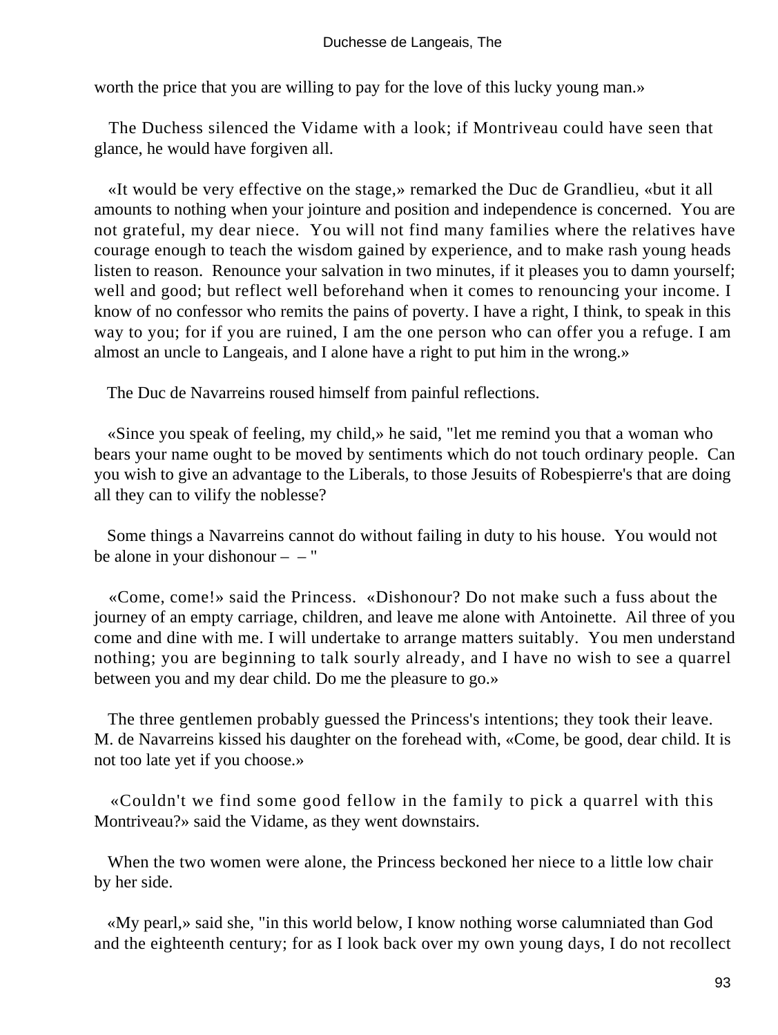worth the price that you are willing to pay for the love of this lucky young man.»

The Duchess silenced the Vidame with a look; if Montriveau could have seen that glance, he would have forgiven all.

«It would be very effective on the stage,» remarked the Duc de Grandlieu, «but it all amounts to nothing when your jointure and position and independence is concerned. You are not grateful, my dear niece. You will not find many families where the relatives have courage enough to teach the wisdom gained by experience, and to make rash young heads listen to reason. Renounce your salvation in two minutes, if it pleases you to damn yourself; well and good; but reflect well beforehand when it comes to renouncing your income. I know of no confessor who remits the pains of poverty. I have a right, I think, to speak in this way to you; for if you are ruined, I am the one person who can offer you a refuge. I am almost an uncle to Langeais, and I alone have a right to put him in the wrong.»

The Duc de Navarreins roused himself from painful reflections.

«Since you speak of feeling, my child,» he said, "let me remind you that a woman who bears your name ought to be moved by sentiments which do not touch ordinary people. Can you wish to give an advantage to the Liberals, to those Jesuits of Robespierre's that are doing all they can to vilify the noblesse?

Some things a Navarreins cannot do without failing in duty to his house. You would not be alone in your dishonour – – "

«Come, come!» said the Princess. «Dishonour? Do not make such a fuss about the journey of an empty carriage, children, and leave me alone with Antoinette. Ail three of you come and dine with me. I will undertake to arrange matters suitably. You men understand nothing; you are beginning to talk sourly already, and I have no wish to see a quarrel between you and my dear child. Do me the pleasure to go.»

The three gentlemen probably guessed the Princess's intentions; they took their leave. M. de Navarreins kissed his daughter on the forehead with, «Come, be good, dear child. It is not too late yet if you choose.»

«Couldn't we find some good fellow in the family to pick a quarrel with this Montriveau?» said the Vidame, as they went downstairs.

When the two women were alone, the Princess beckoned her niece to a little low chair by her side.

«My pearl,» said she, "in this world below, I know nothing worse calumniated than God and the eighteenth century; for as I look back over my own young days, I do not recollect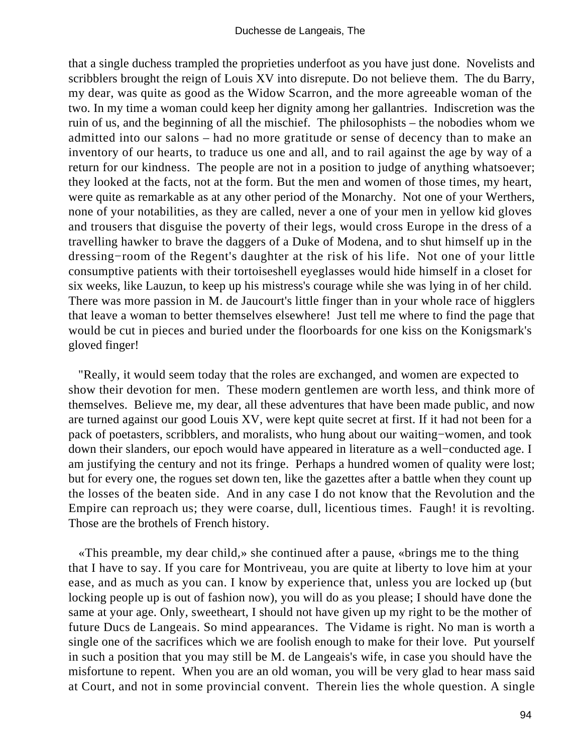that a single duchess trampled the proprieties underfoot as you have just done. Novelists and scribblers brought the reign of Louis XV into disrepute. Do not believe them. The du Barry, my dear, was quite as good as the Widow Scarron, and the more agreeable woman of the two. In my time a woman could keep her dignity among her gallantries. Indiscretion was the ruin of us, and the beginning of all the mischief. The philosophists – the nobodies whom we admitted into our salons – had no more gratitude or sense of decency than to make an inventory of our hearts, to traduce us one and all, and to rail against the age by way of a return for our kindness. The people are not in a position to judge of anything whatsoever; they looked at the facts, not at the form. But the men and women of those times, my heart, were quite as remarkable as at any other period of the Monarchy. Not one of your Werthers, none of your notabilities, as they are called, never a one of your men in yellow kid gloves and trousers that disguise the poverty of their legs, would cross Europe in the dress of a travelling hawker to brave the daggers of a Duke of Modena, and to shut himself up in the dressing−room of the Regent's daughter at the risk of his life. Not one of your little consumptive patients with their tortoiseshell eyeglasses would hide himself in a closet for six weeks, like Lauzun, to keep up his mistress's courage while she was lying in of her child. There was more passion in M. de Jaucourt's little finger than in your whole race of higglers that leave a woman to better themselves elsewhere! Just tell me where to find the page that would be cut in pieces and buried under the floorboards for one kiss on the Konigsmark's gloved finger!

"Really, it would seem today that the roles are exchanged, and women are expected to show their devotion for men. These modern gentlemen are worth less, and think more of themselves. Believe me, my dear, all these adventures that have been made public, and now are turned against our good Louis XV, were kept quite secret at first. If it had not been for a pack of poetasters, scribblers, and moralists, who hung about our waiting−women, and took down their slanders, our epoch would have appeared in literature as a well−conducted age. I am justifying the century and not its fringe. Perhaps a hundred women of quality were lost; but for every one, the rogues set down ten, like the gazettes after a battle when they count up the losses of the beaten side. And in any case I do not know that the Revolution and the Empire can reproach us; they were coarse, dull, licentious times. Faugh! it is revolting. Those are the brothels of French history.

«This preamble, my dear child,» she continued after a pause, «brings me to the thing that I have to say. If you care for Montriveau, you are quite at liberty to love him at your ease, and as much as you can. I know by experience that, unless you are locked up (but locking people up is out of fashion now), you will do as you please; I should have done the same at your age. Only, sweetheart, I should not have given up my right to be the mother of future Ducs de Langeais. So mind appearances. The Vidame is right. No man is worth a single one of the sacrifices which we are foolish enough to make for their love. Put yourself in such a position that you may still be M. de Langeais's wife, in case you should have the misfortune to repent. When you are an old woman, you will be very glad to hear mass said at Court, and not in some provincial convent. Therein lies the whole question. A single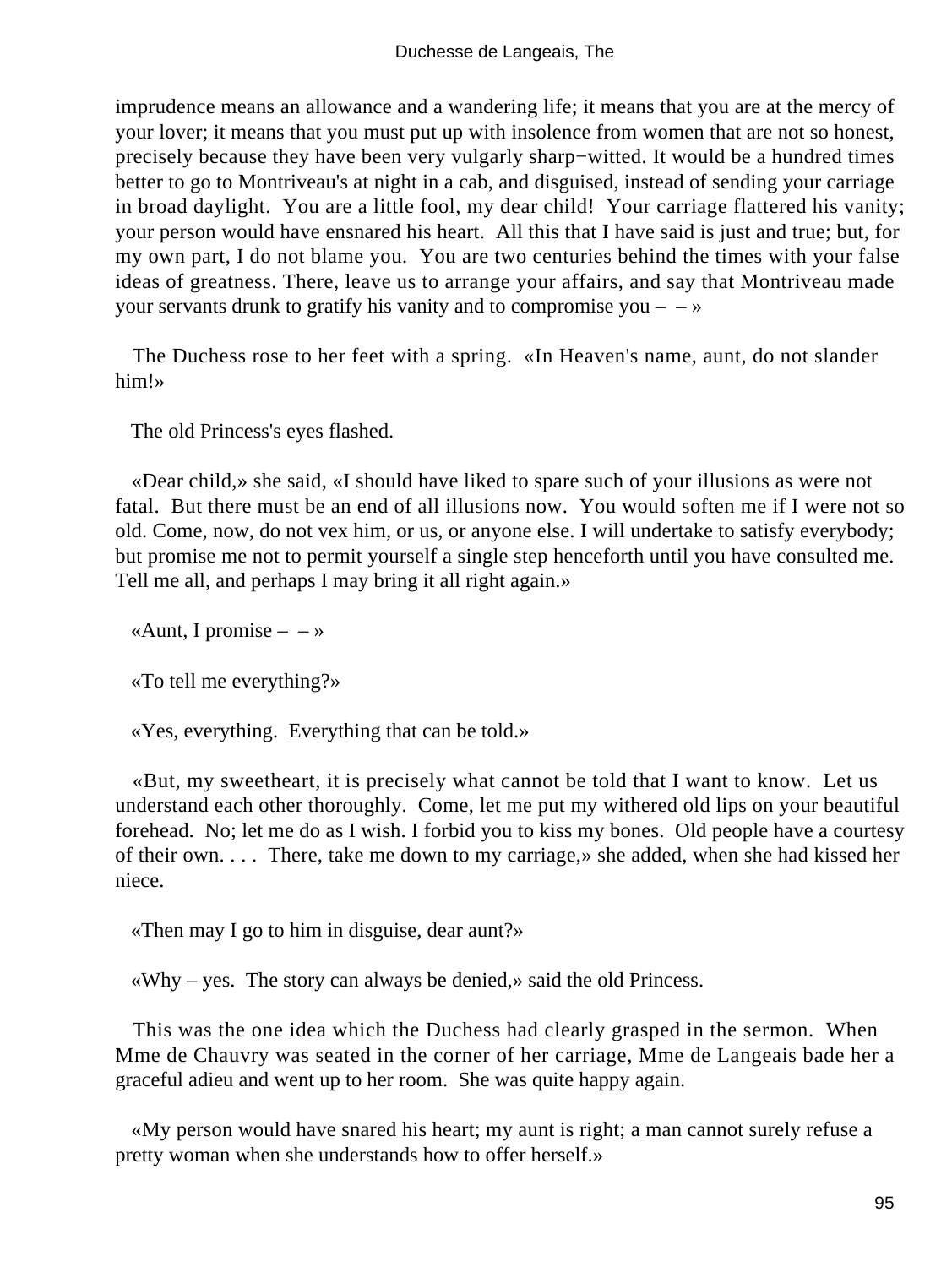imprudence means an allowance and a wandering life; it means that you are at the mercy of your lover; it means that you must put up with insolence from women that are not so honest, precisely because they have been very vulgarly sharp−witted. It would be a hundred times better to go to Montriveau's at night in a cab, and disguised, instead of sending your carriage in broad daylight. You are a little fool, my dear child! Your carriage flattered his vanity; your person would have ensnared his heart. All this that I have said is just and true; but, for my own part, I do not blame you. You are two centuries behind the times with your false ideas of greatness. There, leave us to arrange your affairs, and say that Montriveau made your servants drunk to gratify his vanity and to compromise you – – »

The Duchess rose to her feet with a spring. «In Heaven's name, aunt, do not slander him!»

The old Princess's eyes flashed.

«Dear child,» she said, «I should have liked to spare such of your illusions as were not fatal. But there must be an end of all illusions now. You would soften me if I were not so old. Come, now, do not vex him, or us, or anyone else. I will undertake to satisfy everybody; but promise me not to permit yourself a single step henceforth until you have consulted me. Tell me all, and perhaps I may bring it all right again.»

«Aunt, I promise – – »

«To tell me everything?»

«Yes, everything. Everything that can be told.»

«But, my sweetheart, it is precisely what cannot be told that I want to know. Let us understand each other thoroughly. Come, let me put my withered old lips on your beautiful forehead. No; let me do as I wish. I forbid you to kiss my bones. Old people have a courtesy of their own. . . . There, take me down to my carriage,» she added, when she had kissed her niece.

«Then may I go to him in disguise, dear aunt?»

«Why – yes. The story can always be denied,» said the old Princess.

This was the one idea which the Duchess had clearly grasped in the sermon. When Mme de Chauvry was seated in the corner of her carriage, Mme de Langeais bade her a graceful adieu and went up to her room. She was quite happy again.

«My person would have snared his heart; my aunt is right; a man cannot surely refuse a pretty woman when she understands how to offer herself.»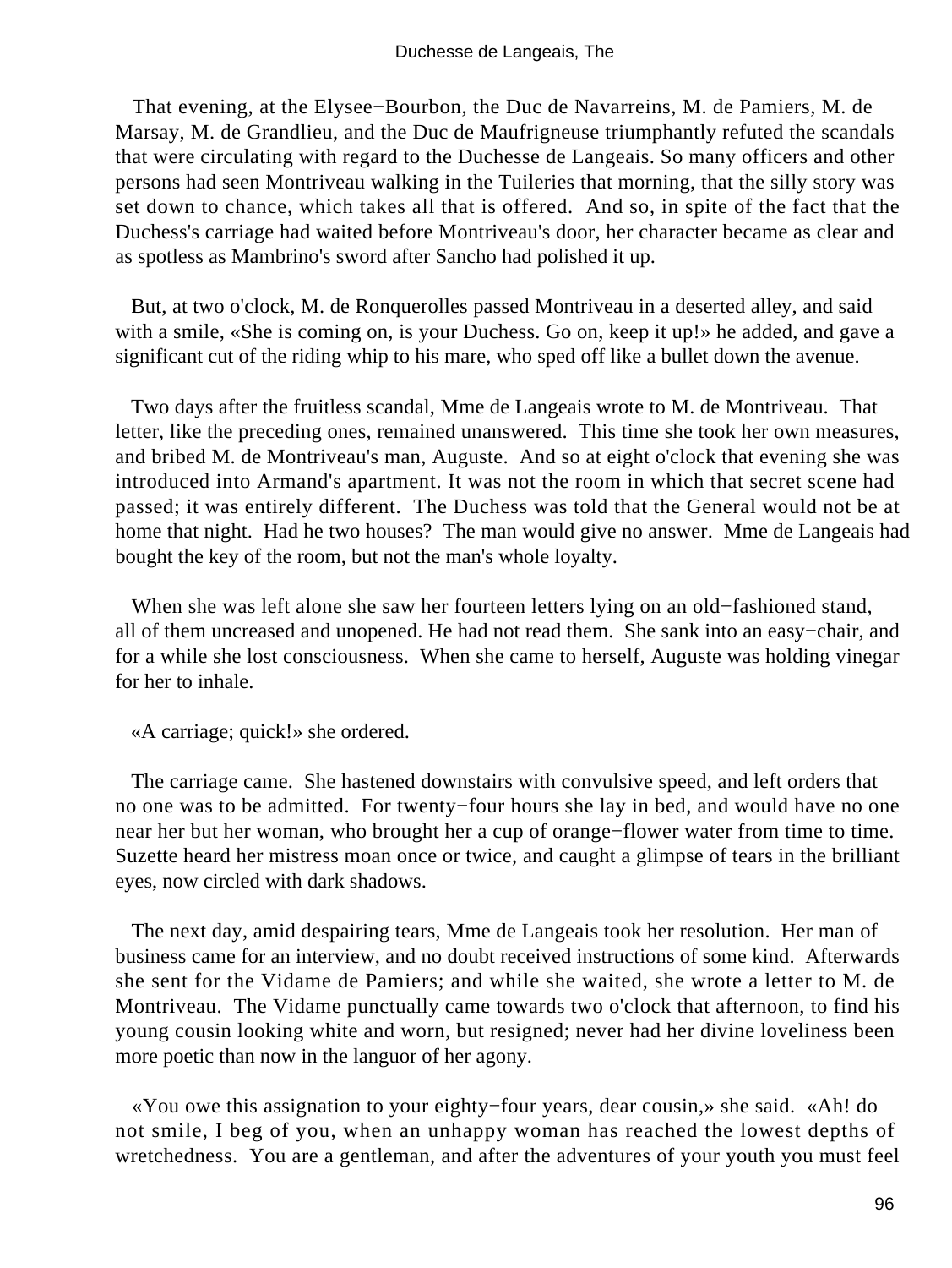That evening, at the Elysee−Bourbon, the Duc de Navarreins, M. de Pamiers, M. de Marsay, M. de Grandlieu, and the Duc de Maufrigneuse triumphantly refuted the scandals that were circulating with regard to the Duchesse de Langeais. So many officers and other persons had seen Montriveau walking in the Tuileries that morning, that the silly story was set down to chance, which takes all that is offered. And so, in spite of the fact that the Duchess's carriage had waited before Montriveau's door, her character became as clear and as spotless as Mambrino's sword after Sancho had polished it up.

But, at two o'clock, M. de Ronquerolles passed Montriveau in a deserted alley, and said with a smile, «She is coming on, is your Duchess. Go on, keep it up!» he added, and gave a significant cut of the riding whip to his mare, who sped off like a bullet down the avenue.

Two days after the fruitless scandal, Mme de Langeais wrote to M. de Montriveau. That letter, like the preceding ones, remained unanswered. This time she took her own measures, and bribed M. de Montriveau's man, Auguste. And so at eight o'clock that evening she was introduced into Armand's apartment. It was not the room in which that secret scene had passed; it was entirely different. The Duchess was told that the General would not be at home that night. Had he two houses? The man would give no answer. Mme de Langeais had bought the key of the room, but not the man's whole loyalty.

When she was left alone she saw her fourteen letters lying on an old−fashioned stand, all of them uncreased and unopened. He had not read them. She sank into an easy−chair, and for a while she lost consciousness. When she came to herself, Auguste was holding vinegar for her to inhale.

«A carriage; quick!» she ordered.

The carriage came. She hastened downstairs with convulsive speed, and left orders that no one was to be admitted. For twenty−four hours she lay in bed, and would have no one near her but her woman, who brought her a cup of orange−flower water from time to time. Suzette heard her mistress moan once or twice, and caught a glimpse of tears in the brilliant eyes, now circled with dark shadows.

The next day, amid despairing tears, Mme de Langeais took her resolution. Her man of business came for an interview, and no doubt received instructions of some kind. Afterwards she sent for the Vidame de Pamiers; and while she waited, she wrote a letter to M. de Montriveau. The Vidame punctually came towards two o'clock that afternoon, to find his young cousin looking white and worn, but resigned; never had her divine loveliness been more poetic than now in the languor of her agony.

«You owe this assignation to your eighty−four years, dear cousin,» she said. «Ah! do not smile, I beg of you, when an unhappy woman has reached the lowest depths of wretchedness. You are a gentleman, and after the adventures of your youth you must feel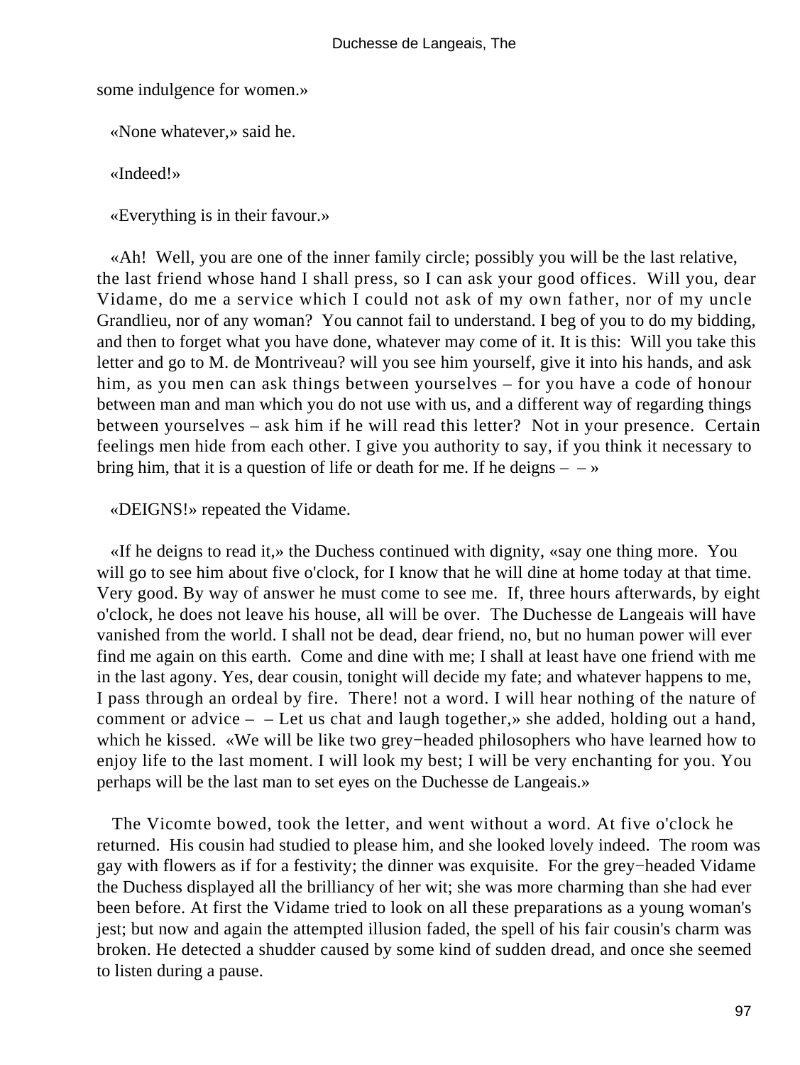some indulgence for women.»

«None whatever,» said he.

«Indeed!»

«Everything is in their favour.»

«Ah! Well, you are one of the inner family circle; possibly you will be the last relative, the last friend whose hand I shall press, so I can ask your good offices. Will you, dear Vidame, do me a service which I could not ask of my own father, nor of my uncle Grandlieu, nor of any woman? You cannot fail to understand. I beg of you to do my bidding, and then to forget what you have done, whatever may come of it. It is this: Will you take this letter and go to M. de Montriveau? will you see him yourself, give it into his hands, and ask him, as you men can ask things between yourselves – for you have a code of honour between man and man which you do not use with us, and a different way of regarding things between yourselves – ask him if he will read this letter? Not in your presence. Certain feelings men hide from each other. I give you authority to say, if you think it necessary to bring him, that it is a question of life or death for me. If he deigns – – »

«DEIGNS!» repeated the Vidame.

«If he deigns to read it,» the Duchess continued with dignity, «say one thing more. You will go to see him about five o'clock, for I know that he will dine at home today at that time. Very good. By way of answer he must come to see me. If, three hours afterwards, by eight o'clock, he does not leave his house, all will be over. The Duchesse de Langeais will have vanished from the world. I shall not be dead, dear friend, no, but no human power will ever find me again on this earth. Come and dine with me; I shall at least have one friend with me in the last agony. Yes, dear cousin, tonight will decide my fate; and whatever happens to me, I pass through an ordeal by fire. There! not a word. I will hear nothing of the nature of comment or advice – – Let us chat and laugh together,» she added, holding out a hand, which he kissed. «We will be like two grey−headed philosophers who have learned how to enjoy life to the last moment. I will look my best; I will be very enchanting for you. You perhaps will be the last man to set eyes on the Duchesse de Langeais.»

The Vicomte bowed, took the letter, and went without a word. At five o'clock he returned. His cousin had studied to please him, and she looked lovely indeed. The room was gay with flowers as if for a festivity; the dinner was exquisite. For the grey−headed Vidame the Duchess displayed all the brilliancy of her wit; she was more charming than she had ever been before. At first the Vidame tried to look on all these preparations as a young woman's jest; but now and again the attempted illusion faded, the spell of his fair cousin's charm was broken. He detected a shudder caused by some kind of sudden dread, and once she seemed to listen during a pause.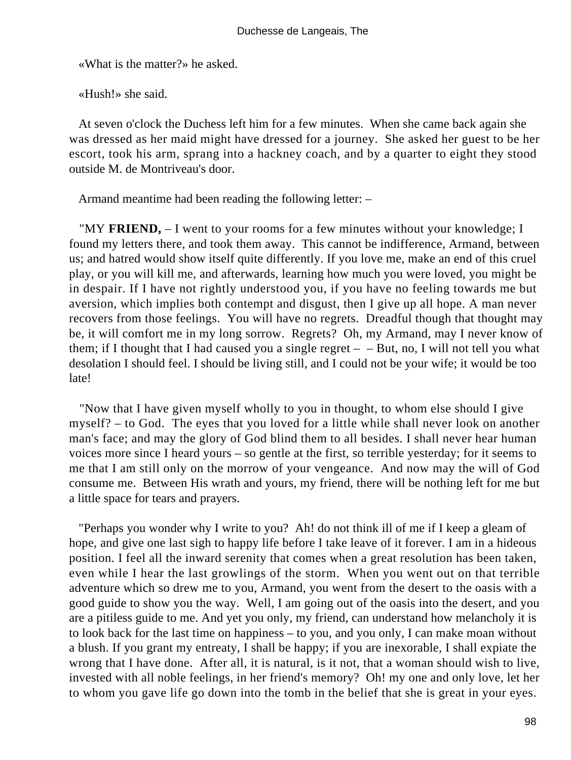«What is the matter?» he asked.

«Hush!» she said.

At seven o'clock the Duchess left him for a few minutes. When she came back again she was dressed as her maid might have dressed for a journey. She asked her guest to be her escort, took his arm, sprang into a hackney coach, and by a quarter to eight they stood outside M. de Montriveau's door.

Armand meantime had been reading the following letter: –

"MY **FRIEND,** – I went to your rooms for a few minutes without your knowledge; I found my letters there, and took them away. This cannot be indifference, Armand, between us; and hatred would show itself quite differently. If you love me, make an end of this cruel play, or you will kill me, and afterwards, learning how much you were loved, you might be in despair. If I have not rightly understood you, if you have no feeling towards me but aversion, which implies both contempt and disgust, then I give up all hope. A man never recovers from those feelings. You will have no regrets. Dreadful though that thought may be, it will comfort me in my long sorrow. Regrets? Oh, my Armand, may I never know of them; if I thought that I had caused you a single regret – – But, no, I will not tell you what desolation I should feel. I should be living still, and I could not be your wife; it would be too late!

"Now that I have given myself wholly to you in thought, to whom else should I give myself? – to God. The eyes that you loved for a little while shall never look on another man's face; and may the glory of God blind them to all besides. I shall never hear human voices more since I heard yours – so gentle at the first, so terrible yesterday; for it seems to me that I am still only on the morrow of your vengeance. And now may the will of God consume me. Between His wrath and yours, my friend, there will be nothing left for me but a little space for tears and prayers.

"Perhaps you wonder why I write to you? Ah! do not think ill of me if I keep a gleam of hope, and give one last sigh to happy life before I take leave of it forever. I am in a hideous position. I feel all the inward serenity that comes when a great resolution has been taken, even while I hear the last growlings of the storm. When you went out on that terrible adventure which so drew me to you, Armand, you went from the desert to the oasis with a good guide to show you the way. Well, I am going out of the oasis into the desert, and you are a pitiless guide to me. And yet you only, my friend, can understand how melancholy it is to look back for the last time on happiness – to you, and you only, I can make moan without a blush. If you grant my entreaty, I shall be happy; if you are inexorable, I shall expiate the wrong that I have done. After all, it is natural, is it not, that a woman should wish to live, invested with all noble feelings, in her friend's memory? Oh! my one and only love, let her to whom you gave life go down into the tomb in the belief that she is great in your eyes.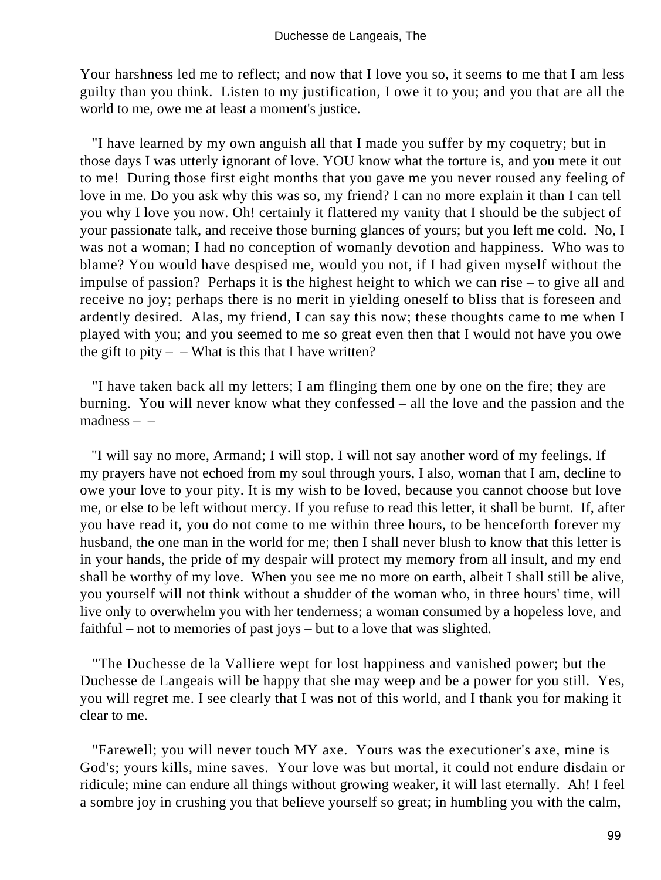Your harshness led me to reflect; and now that I love you so, it seems to me that I am less guilty than you think. Listen to my justification, I owe it to you; and you that are all the world to me, owe me at least a moment's justice.

"I have learned by my own anguish all that I made you suffer by my coquetry; but in those days I was utterly ignorant of love. YOU know what the torture is, and you mete it out to me! During those first eight months that you gave me you never roused any feeling of love in me. Do you ask why this was so, my friend? I can no more explain it than I can tell you why I love you now. Oh! certainly it flattered my vanity that I should be the subject of your passionate talk, and receive those burning glances of yours; but you left me cold. No, I was not a woman; I had no conception of womanly devotion and happiness. Who was to blame? You would have despised me, would you not, if I had given myself without the impulse of passion? Perhaps it is the highest height to which we can rise – to give all and receive no joy; perhaps there is no merit in yielding oneself to bliss that is foreseen and ardently desired. Alas, my friend, I can say this now; these thoughts came to me when I played with you; and you seemed to me so great even then that I would not have you owe the gift to pity – – What is this that I have written?

"I have taken back all my letters; I am flinging them one by one on the fire; they are burning. You will never know what they confessed – all the love and the passion and the madness – –

"I will say no more, Armand; I will stop. I will not say another word of my feelings. If my prayers have not echoed from my soul through yours, I also, woman that I am, decline to owe your love to your pity. It is my wish to be loved, because you cannot choose but love me, or else to be left without mercy. If you refuse to read this letter, it shall be burnt. If, after you have read it, you do not come to me within three hours, to be henceforth forever my husband, the one man in the world for me; then I shall never blush to know that this letter is in your hands, the pride of my despair will protect my memory from all insult, and my end shall be worthy of my love. When you see me no more on earth, albeit I shall still be alive, you yourself will not think without a shudder of the woman who, in three hours' time, will live only to overwhelm you with her tenderness; a woman consumed by a hopeless love, and faithful – not to memories of past joys – but to a love that was slighted.

"The Duchesse de la Valliere wept for lost happiness and vanished power; but the Duchesse de Langeais will be happy that she may weep and be a power for you still. Yes, you will regret me. I see clearly that I was not of this world, and I thank you for making it clear to me.

"Farewell; you will never touch MY axe. Yours was the executioner's axe, mine is God's; yours kills, mine saves. Your love was but mortal, it could not endure disdain or ridicule; mine can endure all things without growing weaker, it will last eternally. Ah! I feel a sombre joy in crushing you that believe yourself so great; in humbling you with the calm,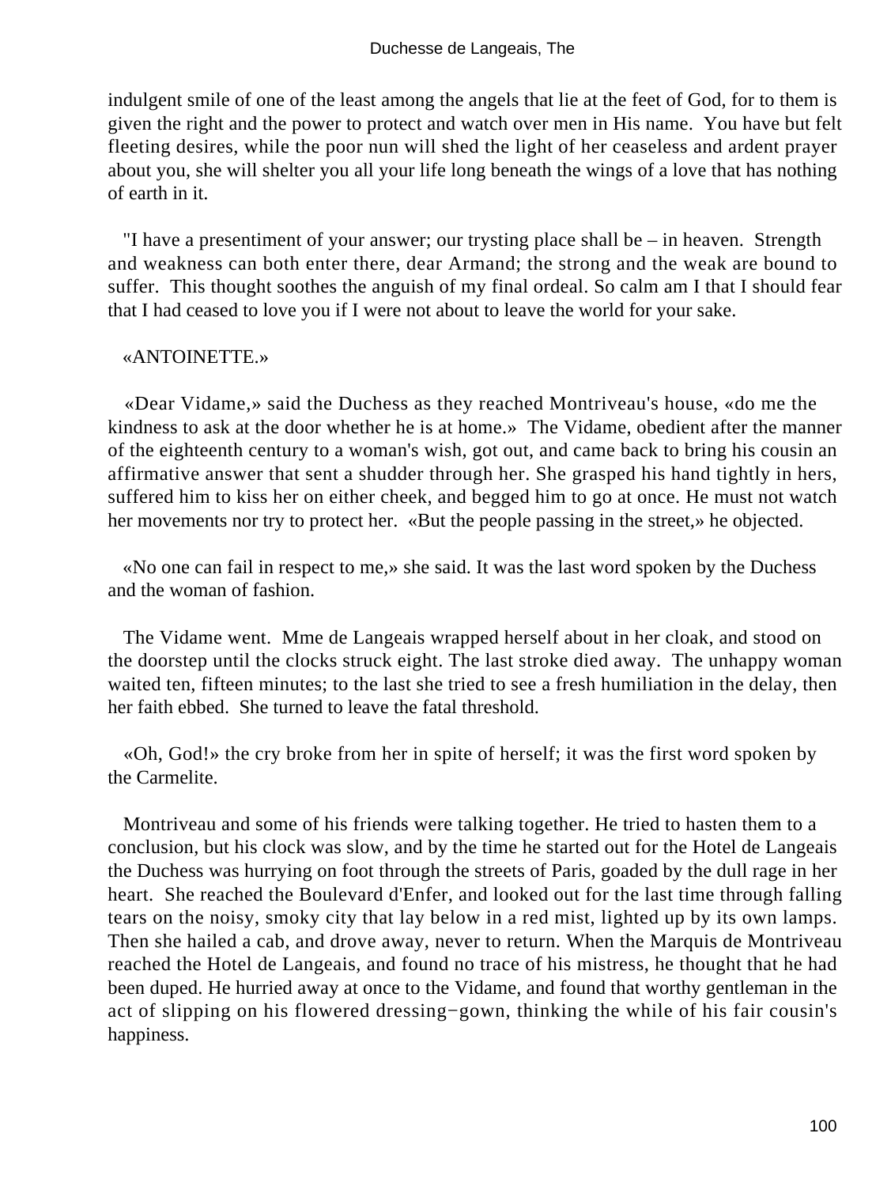indulgent smile of one of the least among the angels that lie at the feet of God, for to them is given the right and the power to protect and watch over men in His name. You have but felt fleeting desires, while the poor nun will shed the light of her ceaseless and ardent prayer about you, she will shelter you all your life long beneath the wings of a love that has nothing of earth in it.

"I have a presentiment of your answer; our trysting place shall be – in heaven. Strength and weakness can both enter there, dear Armand; the strong and the weak are bound to suffer. This thought soothes the anguish of my final ordeal. So calm am I that I should fear that I had ceased to love you if I were not about to leave the world for your sake.

«ANTOINETTE.»

«Dear Vidame,» said the Duchess as they reached Montriveau's house, «do me the kindness to ask at the door whether he is at home.» The Vidame, obedient after the manner of the eighteenth century to a woman's wish, got out, and came back to bring his cousin an affirmative answer that sent a shudder through her. She grasped his hand tightly in hers, suffered him to kiss her on either cheek, and begged him to go at once. He must not watch her movements nor try to protect her. «But the people passing in the street,» he objected.

«No one can fail in respect to me,» she said. It was the last word spoken by the Duchess and the woman of fashion.

The Vidame went. Mme de Langeais wrapped herself about in her cloak, and stood on the doorstep until the clocks struck eight. The last stroke died away. The unhappy woman waited ten, fifteen minutes; to the last she tried to see a fresh humiliation in the delay, then her faith ebbed. She turned to leave the fatal threshold.

«Oh, God!» the cry broke from her in spite of herself; it was the first word spoken by the Carmelite.

Montriveau and some of his friends were talking together. He tried to hasten them to a conclusion, but his clock was slow, and by the time he started out for the Hotel de Langeais the Duchess was hurrying on foot through the streets of Paris, goaded by the dull rage in her heart. She reached the Boulevard d'Enfer, and looked out for the last time through falling tears on the noisy, smoky city that lay below in a red mist, lighted up by its own lamps. Then she hailed a cab, and drove away, never to return. When the Marquis de Montriveau reached the Hotel de Langeais, and found no trace of his mistress, he thought that he had been duped. He hurried away at once to the Vidame, and found that worthy gentleman in the act of slipping on his flowered dressing−gown, thinking the while of his fair cousin's happiness.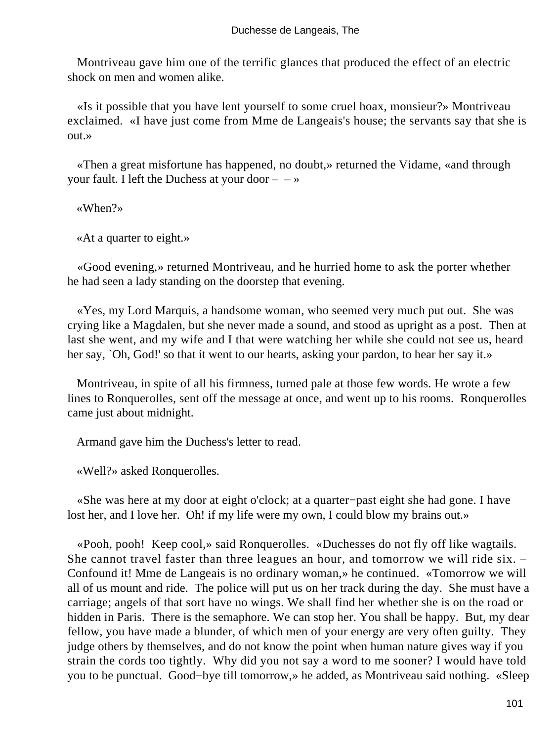Montriveau gave him one of the terrific glances that produced the effect of an electric shock on men and women alike.

«Is it possible that you have lent yourself to some cruel hoax, monsieur?» Montriveau exclaimed. «I have just come from Mme de Langeais's house; the servants say that she is out.»

«Then a great misfortune has happened, no doubt,» returned the Vidame, «and through your fault. I left the Duchess at your door – – »

«When?»

«At a quarter to eight.»

«Good evening,» returned Montriveau, and he hurried home to ask the porter whether he had seen a lady standing on the doorstep that evening.

«Yes, my Lord Marquis, a handsome woman, who seemed very much put out. She was crying like a Magdalen, but she never made a sound, and stood as upright as a post. Then at last she went, and my wife and I that were watching her while she could not see us, heard her say, `Oh, God!' so that it went to our hearts, asking your pardon, to hear her say it.»

Montriveau, in spite of all his firmness, turned pale at those few words. He wrote a few lines to Ronquerolles, sent off the message at once, and went up to his rooms. Ronquerolles came just about midnight.

Armand gave him the Duchess's letter to read.

«Well?» asked Ronquerolles.

«She was here at my door at eight o'clock; at a quarter−past eight she had gone. I have lost her, and I love her. Oh! if my life were my own, I could blow my brains out.»

«Pooh, pooh! Keep cool,» said Ronquerolles. «Duchesses do not fly off like wagtails. She cannot travel faster than three leagues an hour, and tomorrow we will ride six. – Confound it! Mme de Langeais is no ordinary woman,» he continued. «Tomorrow we will all of us mount and ride. The police will put us on her track during the day. She must have a carriage; angels of that sort have no wings. We shall find her whether she is on the road or hidden in Paris. There is the semaphore. We can stop her. You shall be happy. But, my dear fellow, you have made a blunder, of which men of your energy are very often guilty. They judge others by themselves, and do not know the point when human nature gives way if you strain the cords too tightly. Why did you not say a word to me sooner? I would have told you to be punctual. Good−bye till tomorrow,» he added, as Montriveau said nothing. «Sleep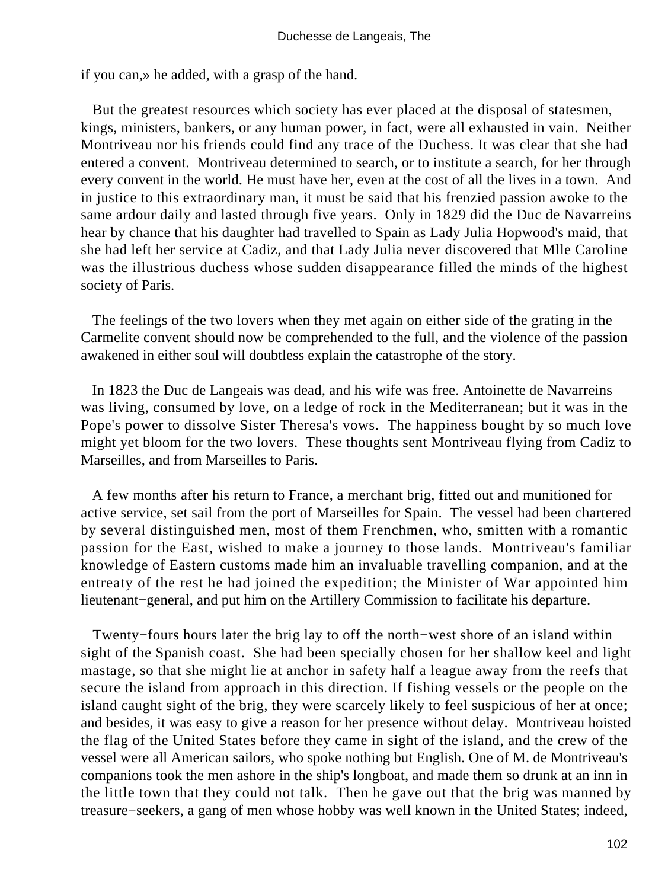if you can,» he added, with a grasp of the hand.

But the greatest resources which society has ever placed at the disposal of statesmen, kings, ministers, bankers, or any human power, in fact, were all exhausted in vain. Neither Montriveau nor his friends could find any trace of the Duchess. It was clear that she had entered a convent. Montriveau determined to search, or to institute a search, for her through every convent in the world. He must have her, even at the cost of all the lives in a town. And in justice to this extraordinary man, it must be said that his frenzied passion awoke to the same ardour daily and lasted through five years. Only in 1829 did the Duc de Navarreins hear by chance that his daughter had travelled to Spain as Lady Julia Hopwood's maid, that she had left her service at Cadiz, and that Lady Julia never discovered that Mlle Caroline was the illustrious duchess whose sudden disappearance filled the minds of the highest society of Paris.

The feelings of the two lovers when they met again on either side of the grating in the Carmelite convent should now be comprehended to the full, and the violence of the passion awakened in either soul will doubtless explain the catastrophe of the story.

In 1823 the Duc de Langeais was dead, and his wife was free. Antoinette de Navarreins was living, consumed by love, on a ledge of rock in the Mediterranean; but it was in the Pope's power to dissolve Sister Theresa's vows. The happiness bought by so much love might yet bloom for the two lovers. These thoughts sent Montriveau flying from Cadiz to Marseilles, and from Marseilles to Paris.

A few months after his return to France, a merchant brig, fitted out and munitioned for active service, set sail from the port of Marseilles for Spain. The vessel had been chartered by several distinguished men, most of them Frenchmen, who, smitten with a romantic passion for the East, wished to make a journey to those lands. Montriveau's familiar knowledge of Eastern customs made him an invaluable travelling companion, and at the entreaty of the rest he had joined the expedition; the Minister of War appointed him lieutenant−general, and put him on the Artillery Commission to facilitate his departure.

Twenty−fours hours later the brig lay to off the north−west shore of an island within sight of the Spanish coast. She had been specially chosen for her shallow keel and light mastage, so that she might lie at anchor in safety half a league away from the reefs that secure the island from approach in this direction. If fishing vessels or the people on the island caught sight of the brig, they were scarcely likely to feel suspicious of her at once; and besides, it was easy to give a reason for her presence without delay. Montriveau hoisted the flag of the United States before they came in sight of the island, and the crew of the vessel were all American sailors, who spoke nothing but English. One of M. de Montriveau's companions took the men ashore in the ship's longboat, and made them so drunk at an inn in the little town that they could not talk. Then he gave out that the brig was manned by treasure−seekers, a gang of men whose hobby was well known in the United States; indeed,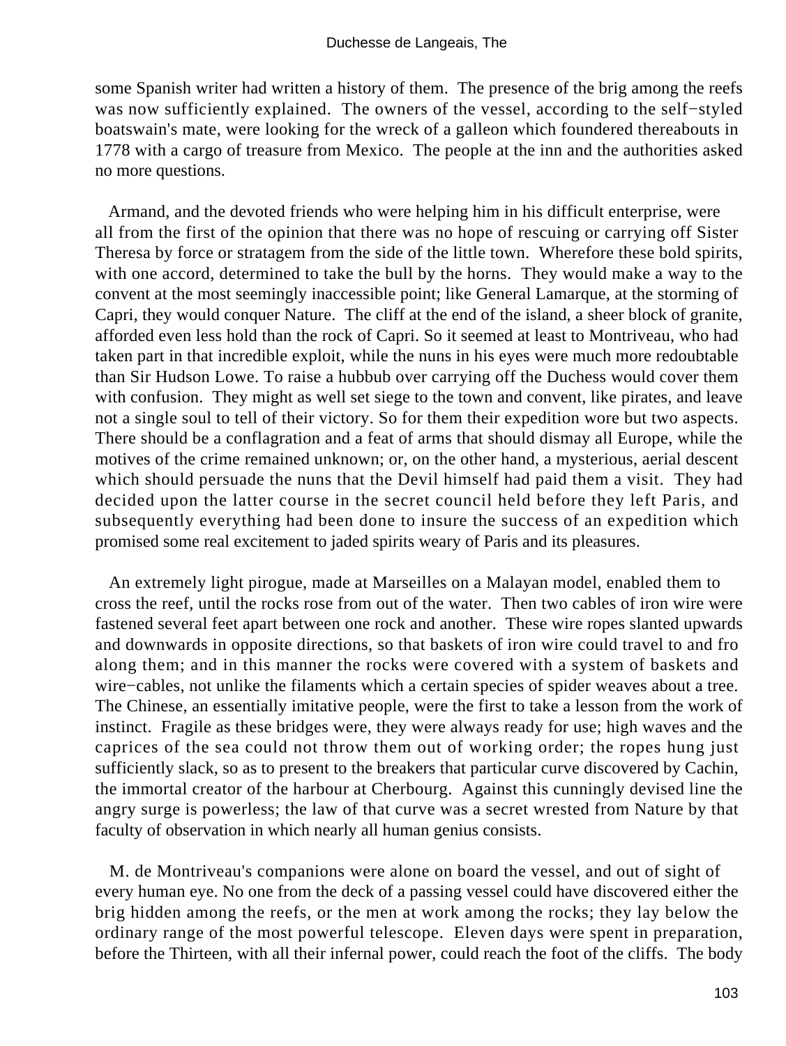some Spanish writer had written a history of them. The presence of the brig among the reefs was now sufficiently explained. The owners of the vessel, according to the self−styled boatswain's mate, were looking for the wreck of a galleon which foundered thereabouts in 1778 with a cargo of treasure from Mexico. The people at the inn and the authorities asked no more questions.

Armand, and the devoted friends who were helping him in his difficult enterprise, were all from the first of the opinion that there was no hope of rescuing or carrying off Sister Theresa by force or stratagem from the side of the little town. Wherefore these bold spirits, with one accord, determined to take the bull by the horns. They would make a way to the convent at the most seemingly inaccessible point; like General Lamarque, at the storming of Capri, they would conquer Nature. The cliff at the end of the island, a sheer block of granite, afforded even less hold than the rock of Capri. So it seemed at least to Montriveau, who had taken part in that incredible exploit, while the nuns in his eyes were much more redoubtable than Sir Hudson Lowe. To raise a hubbub over carrying off the Duchess would cover them with confusion. They might as well set siege to the town and convent, like pirates, and leave not a single soul to tell of their victory. So for them their expedition wore but two aspects. There should be a conflagration and a feat of arms that should dismay all Europe, while the motives of the crime remained unknown; or, on the other hand, a mysterious, aerial descent which should persuade the nuns that the Devil himself had paid them a visit. They had decided upon the latter course in the secret council held before they left Paris, and subsequently everything had been done to insure the success of an expedition which promised some real excitement to jaded spirits weary of Paris and its pleasures.

An extremely light pirogue, made at Marseilles on a Malayan model, enabled them to cross the reef, until the rocks rose from out of the water. Then two cables of iron wire were fastened several feet apart between one rock and another. These wire ropes slanted upwards and downwards in opposite directions, so that baskets of iron wire could travel to and fro along them; and in this manner the rocks were covered with a system of baskets and wire−cables, not unlike the filaments which a certain species of spider weaves about a tree. The Chinese, an essentially imitative people, were the first to take a lesson from the work of instinct. Fragile as these bridges were, they were always ready for use; high waves and the caprices of the sea could not throw them out of working order; the ropes hung just sufficiently slack, so as to present to the breakers that particular curve discovered by Cachin, the immortal creator of the harbour at Cherbourg. Against this cunningly devised line the angry surge is powerless; the law of that curve was a secret wrested from Nature by that faculty of observation in which nearly all human genius consists.

M. de Montriveau's companions were alone on board the vessel, and out of sight of every human eye. No one from the deck of a passing vessel could have discovered either the brig hidden among the reefs, or the men at work among the rocks; they lay below the ordinary range of the most powerful telescope. Eleven days were spent in preparation, before the Thirteen, with all their infernal power, could reach the foot of the cliffs. The body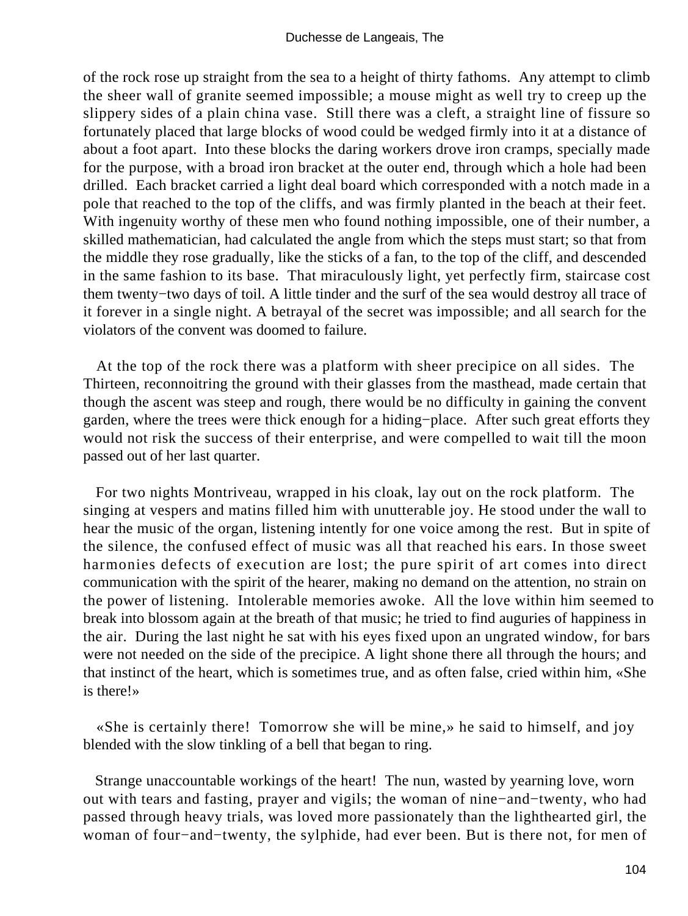of the rock rose up straight from the sea to a height of thirty fathoms. Any attempt to climb the sheer wall of granite seemed impossible; a mouse might as well try to creep up the slippery sides of a plain china vase. Still there was a cleft, a straight line of fissure so fortunately placed that large blocks of wood could be wedged firmly into it at a distance of about a foot apart. Into these blocks the daring workers drove iron cramps, specially made for the purpose, with a broad iron bracket at the outer end, through which a hole had been drilled. Each bracket carried a light deal board which corresponded with a notch made in a pole that reached to the top of the cliffs, and was firmly planted in the beach at their feet. With ingenuity worthy of these men who found nothing impossible, one of their number, a skilled mathematician, had calculated the angle from which the steps must start; so that from the middle they rose gradually, like the sticks of a fan, to the top of the cliff, and descended in the same fashion to its base. That miraculously light, yet perfectly firm, staircase cost them twenty−two days of toil. A little tinder and the surf of the sea would destroy all trace of it forever in a single night. A betrayal of the secret was impossible; and all search for the violators of the convent was doomed to failure.

At the top of the rock there was a platform with sheer precipice on all sides. The Thirteen, reconnoitring the ground with their glasses from the masthead, made certain that though the ascent was steep and rough, there would be no difficulty in gaining the convent garden, where the trees were thick enough for a hiding−place. After such great efforts they would not risk the success of their enterprise, and were compelled to wait till the moon passed out of her last quarter.

For two nights Montriveau, wrapped in his cloak, lay out on the rock platform. The singing at vespers and matins filled him with unutterable joy. He stood under the wall to hear the music of the organ, listening intently for one voice among the rest. But in spite of the silence, the confused effect of music was all that reached his ears. In those sweet harmonies defects of execution are lost; the pure spirit of art comes into direct communication with the spirit of the hearer, making no demand on the attention, no strain on the power of listening. Intolerable memories awoke. All the love within him seemed to break into blossom again at the breath of that music; he tried to find auguries of happiness in the air. During the last night he sat with his eyes fixed upon an ungrated window, for bars were not needed on the side of the precipice. A light shone there all through the hours; and that instinct of the heart, which is sometimes true, and as often false, cried within him, «She is there!»

«She is certainly there! Tomorrow she will be mine,» he said to himself, and joy blended with the slow tinkling of a bell that began to ring.

Strange unaccountable workings of the heart! The nun, wasted by yearning love, worn out with tears and fasting, prayer and vigils; the woman of nine−and−twenty, who had passed through heavy trials, was loved more passionately than the lighthearted girl, the woman of four−and−twenty, the sylphide, had ever been. But is there not, for men of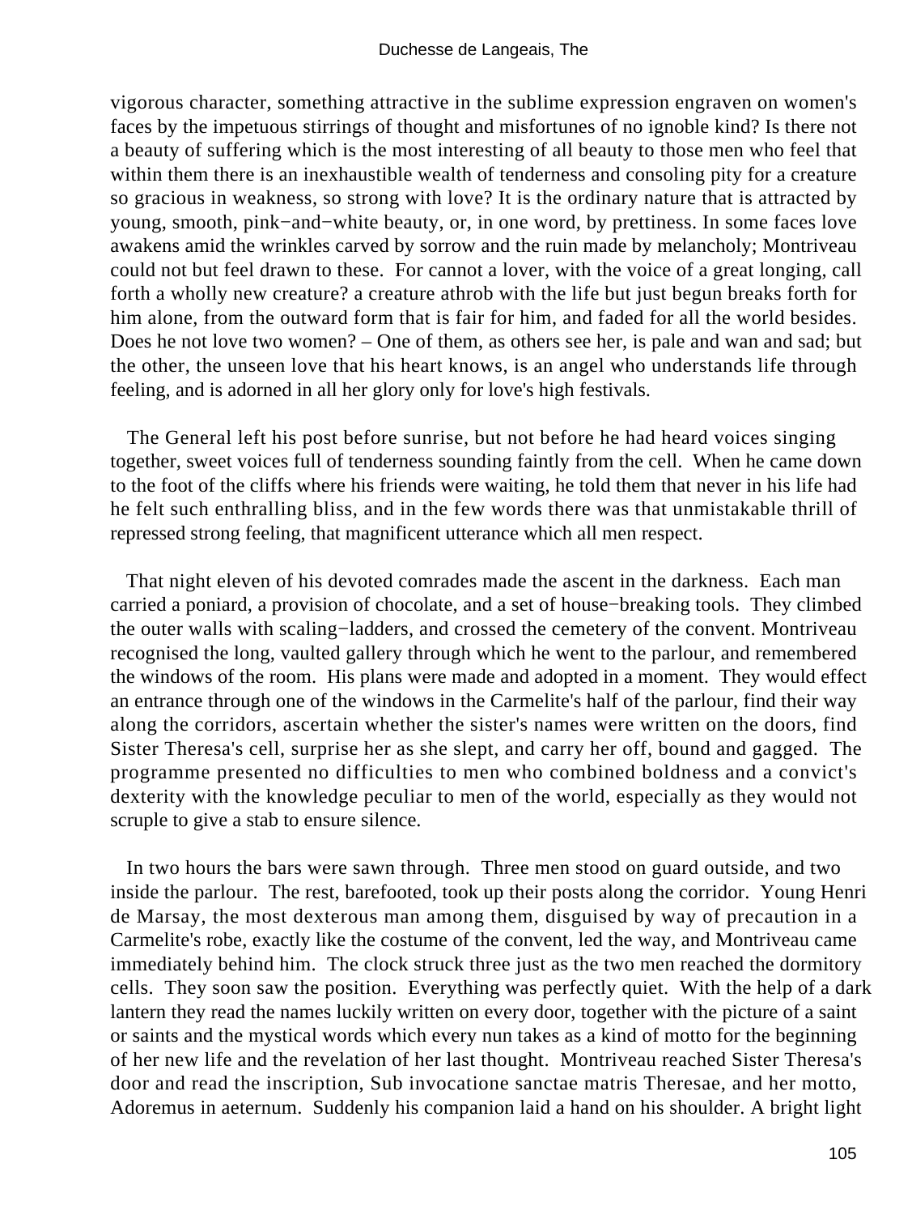vigorous character, something attractive in the sublime expression engraven on women's faces by the impetuous stirrings of thought and misfortunes of no ignoble kind? Is there not a beauty of suffering which is the most interesting of all beauty to those men who feel that within them there is an inexhaustible wealth of tenderness and consoling pity for a creature so gracious in weakness, so strong with love? It is the ordinary nature that is attracted by young, smooth, pink−and−white beauty, or, in one word, by prettiness. In some faces love awakens amid the wrinkles carved by sorrow and the ruin made by melancholy; Montriveau could not but feel drawn to these. For cannot a lover, with the voice of a great longing, call forth a wholly new creature? a creature athrob with the life but just begun breaks forth for him alone, from the outward form that is fair for him, and faded for all the world besides. Does he not love two women? – One of them, as others see her, is pale and wan and sad; but the other, the unseen love that his heart knows, is an angel who understands life through feeling, and is adorned in all her glory only for love's high festivals.

The General left his post before sunrise, but not before he had heard voices singing together, sweet voices full of tenderness sounding faintly from the cell. When he came down to the foot of the cliffs where his friends were waiting, he told them that never in his life had he felt such enthralling bliss, and in the few words there was that unmistakable thrill of repressed strong feeling, that magnificent utterance which all men respect.

That night eleven of his devoted comrades made the ascent in the darkness. Each man carried a poniard, a provision of chocolate, and a set of house−breaking tools. They climbed the outer walls with scaling−ladders, and crossed the cemetery of the convent. Montriveau recognised the long, vaulted gallery through which he went to the parlour, and remembered the windows of the room. His plans were made and adopted in a moment. They would effect an entrance through one of the windows in the Carmelite's half of the parlour, find their way along the corridors, ascertain whether the sister's names were written on the doors, find Sister Theresa's cell, surprise her as she slept, and carry her off, bound and gagged. The programme presented no difficulties to men who combined boldness and a convict's dexterity with the knowledge peculiar to men of the world, especially as they would not scruple to give a stab to ensure silence.

In two hours the bars were sawn through. Three men stood on guard outside, and two inside the parlour. The rest, barefooted, took up their posts along the corridor. Young Henri de Marsay, the most dexterous man among them, disguised by way of precaution in a Carmelite's robe, exactly like the costume of the convent, led the way, and Montriveau came immediately behind him. The clock struck three just as the two men reached the dormitory cells. They soon saw the position. Everything was perfectly quiet. With the help of a dark lantern they read the names luckily written on every door, together with the picture of a saint or saints and the mystical words which every nun takes as a kind of motto for the beginning of her new life and the revelation of her last thought. Montriveau reached Sister Theresa's door and read the inscription, Sub invocatione sanctae matris Theresae, and her motto, Adoremus in aeternum. Suddenly his companion laid a hand on his shoulder. A bright light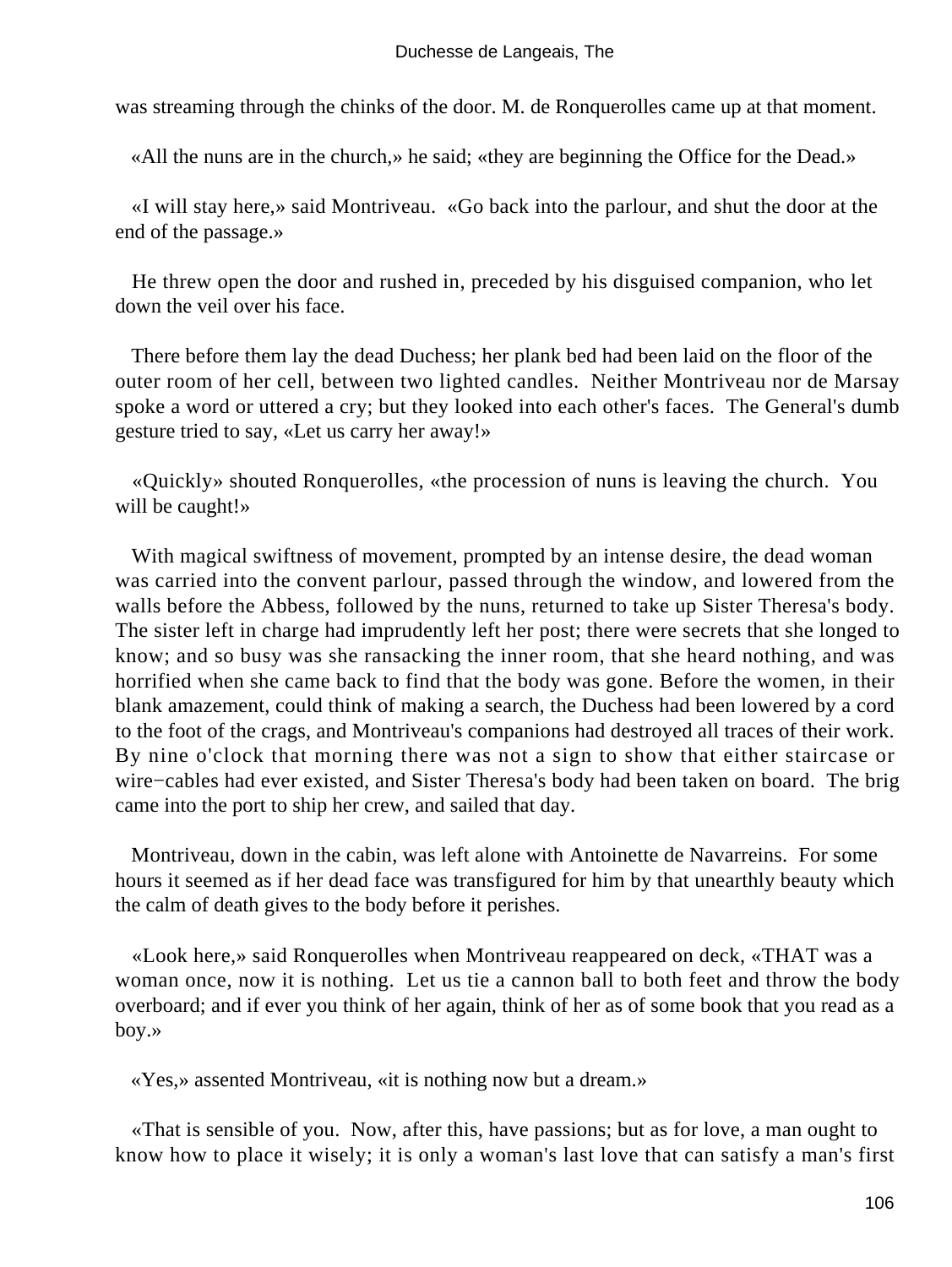was streaming through the chinks of the door. M. de Ronquerolles came up at that moment.

«All the nuns are in the church,» he said; «they are beginning the Office for the Dead.»

«I will stay here,» said Montriveau. «Go back into the parlour, and shut the door at the end of the passage.»

He threw open the door and rushed in, preceded by his disguised companion, who let down the veil over his face.

There before them lay the dead Duchess; her plank bed had been laid on the floor of the outer room of her cell, between two lighted candles. Neither Montriveau nor de Marsay spoke a word or uttered a cry; but they looked into each other's faces. The General's dumb gesture tried to say, «Let us carry her away!»

«Quickly» shouted Ronquerolles, «the procession of nuns is leaving the church. You will be caught!»

With magical swiftness of movement, prompted by an intense desire, the dead woman was carried into the convent parlour, passed through the window, and lowered from the walls before the Abbess, followed by the nuns, returned to take up Sister Theresa's body. The sister left in charge had imprudently left her post; there were secrets that she longed to know; and so busy was she ransacking the inner room, that she heard nothing, and was horrified when she came back to find that the body was gone. Before the women, in their blank amazement, could think of making a search, the Duchess had been lowered by a cord to the foot of the crags, and Montriveau's companions had destroyed all traces of their work. By nine o'clock that morning there was not a sign to show that either staircase or wire−cables had ever existed, and Sister Theresa's body had been taken on board. The brig came into the port to ship her crew, and sailed that day.

Montriveau, down in the cabin, was left alone with Antoinette de Navarreins. For some hours it seemed as if her dead face was transfigured for him by that unearthly beauty which the calm of death gives to the body before it perishes.

«Look here,» said Ronquerolles when Montriveau reappeared on deck, «THAT was a woman once, now it is nothing. Let us tie a cannon ball to both feet and throw the body overboard; and if ever you think of her again, think of her as of some book that you read as a boy.»

«Yes,» assented Montriveau, «it is nothing now but a dream.»

«That is sensible of you. Now, after this, have passions; but as for love, a man ought to know how to place it wisely; it is only a woman's last love that can satisfy a man's first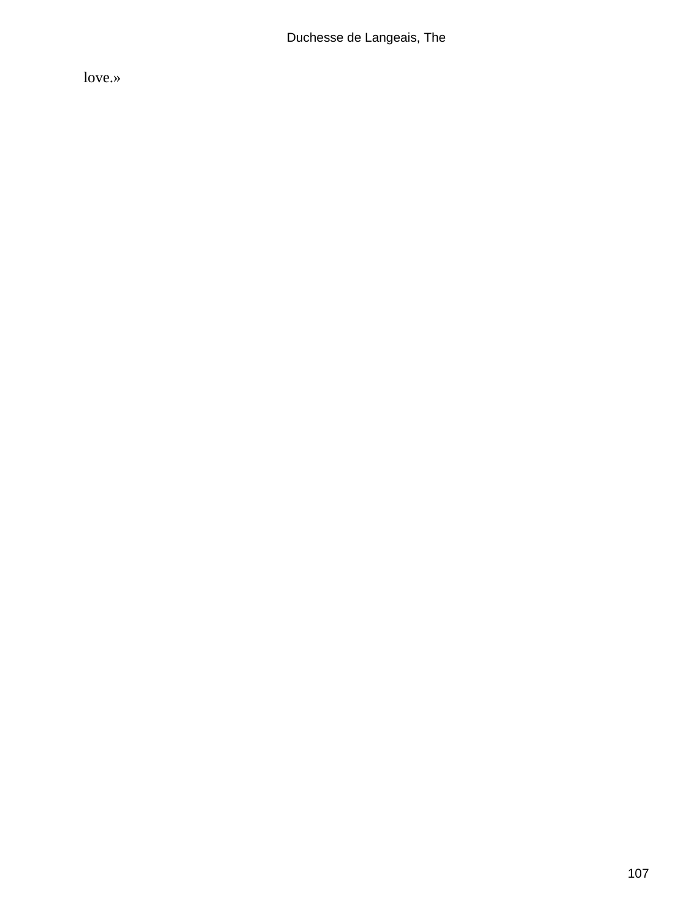love.»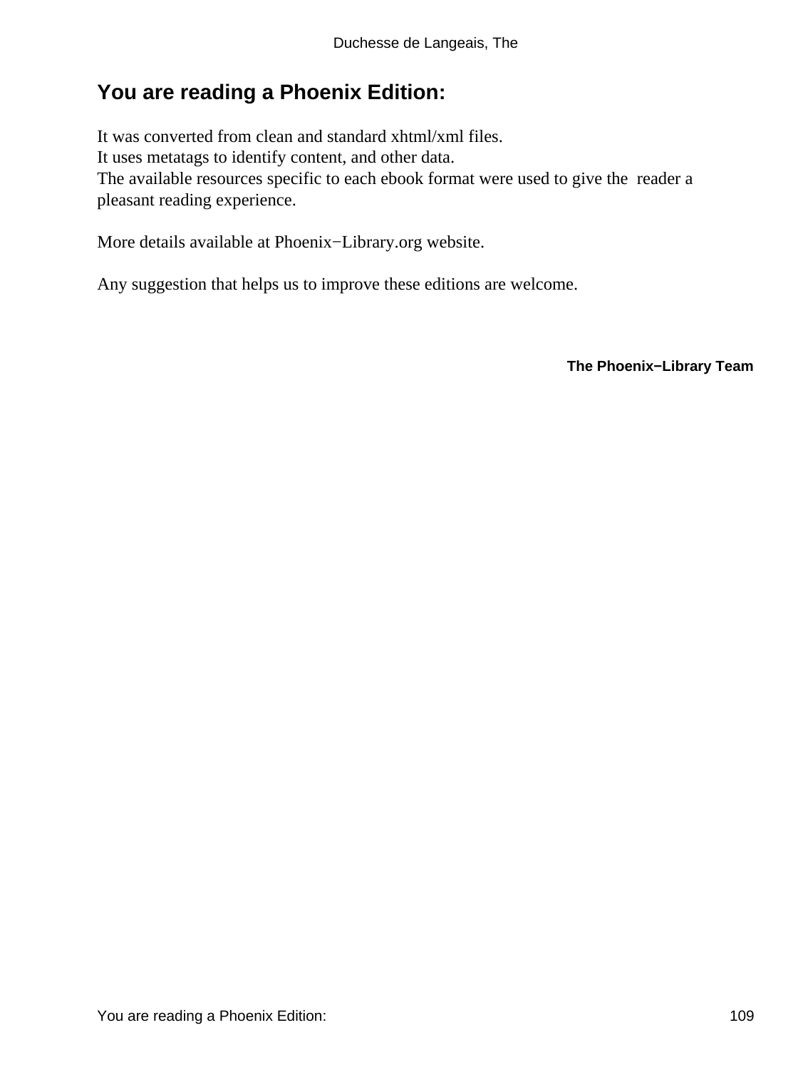# You are reading a Phoenix Edition:

It was converted from clean and standard xhtml/xml files.
It uses metatags to identify content, and other data.
The available resources specific to each ebook format were used to give the reader a pleasant reading experience.

More details available at Phoenix−Library.org website.

Any suggestion that helps us to improve these editions are welcome.

**The Phoenix−Library Team**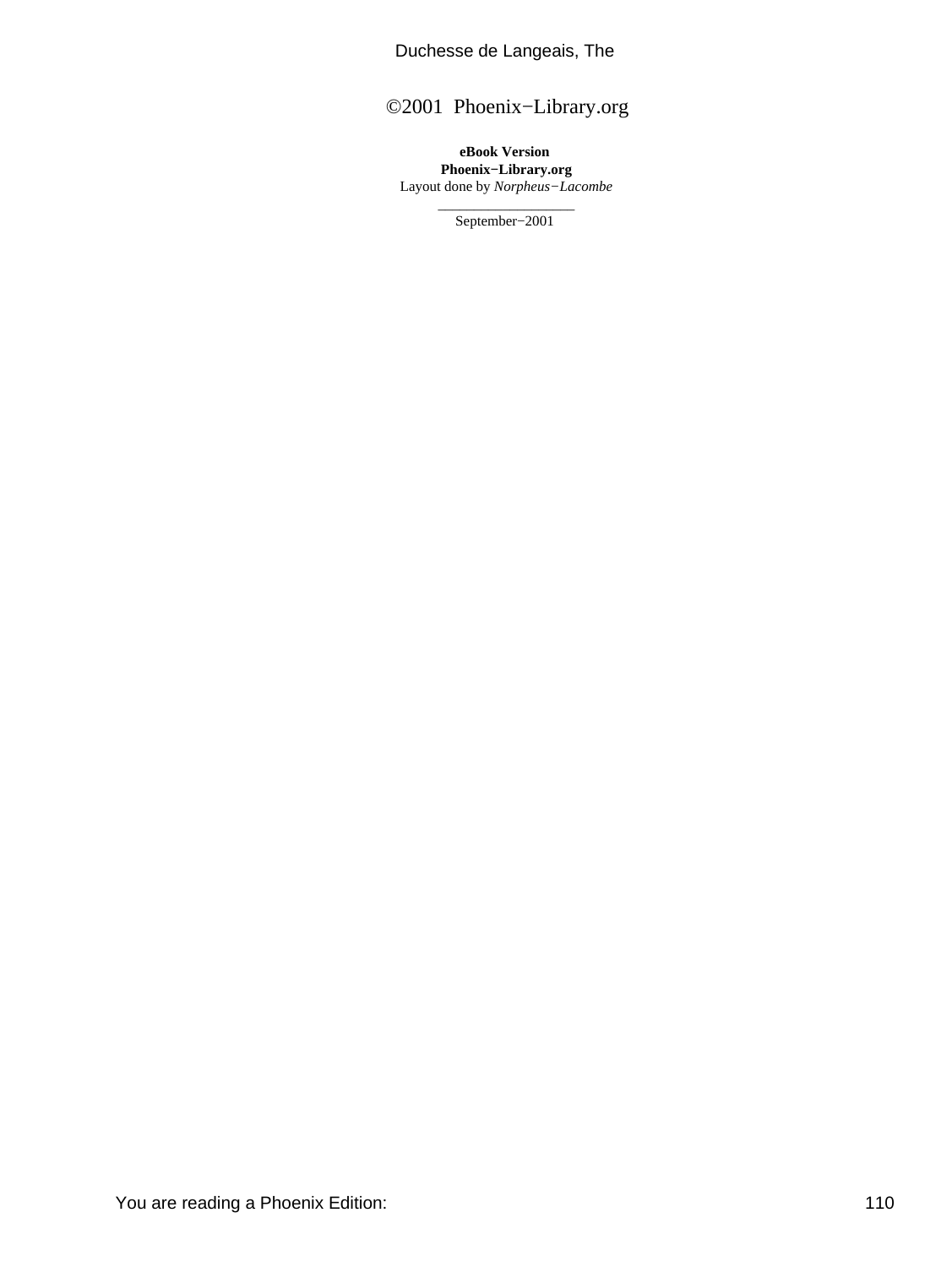©2001 Phoenix−Library.org

**eBook Version**
**Phoenix−Library.org**
Layout done by *Norpheus−Lacombe*

\_\_\_\_\_\_\_\_\_\_\_\_\_\_\_\_\_\_\_\_

September−2001